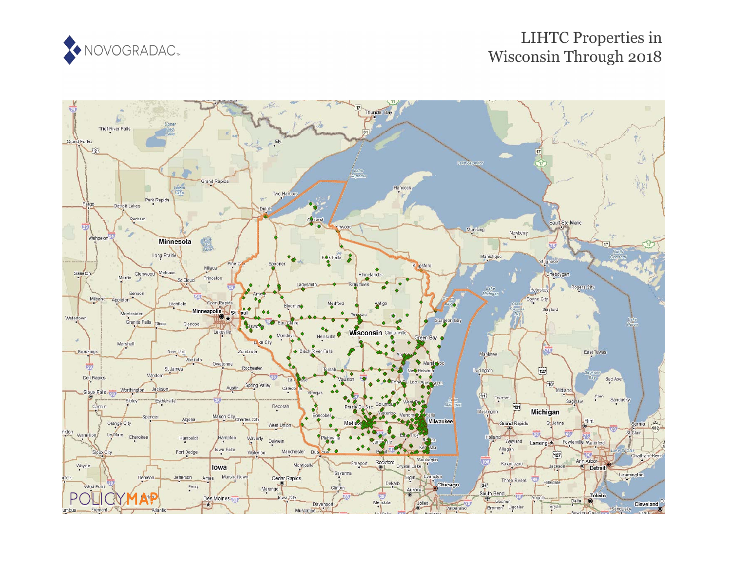NOVOGRADAC

# LIHTC Properties in Wisconsin Through 2018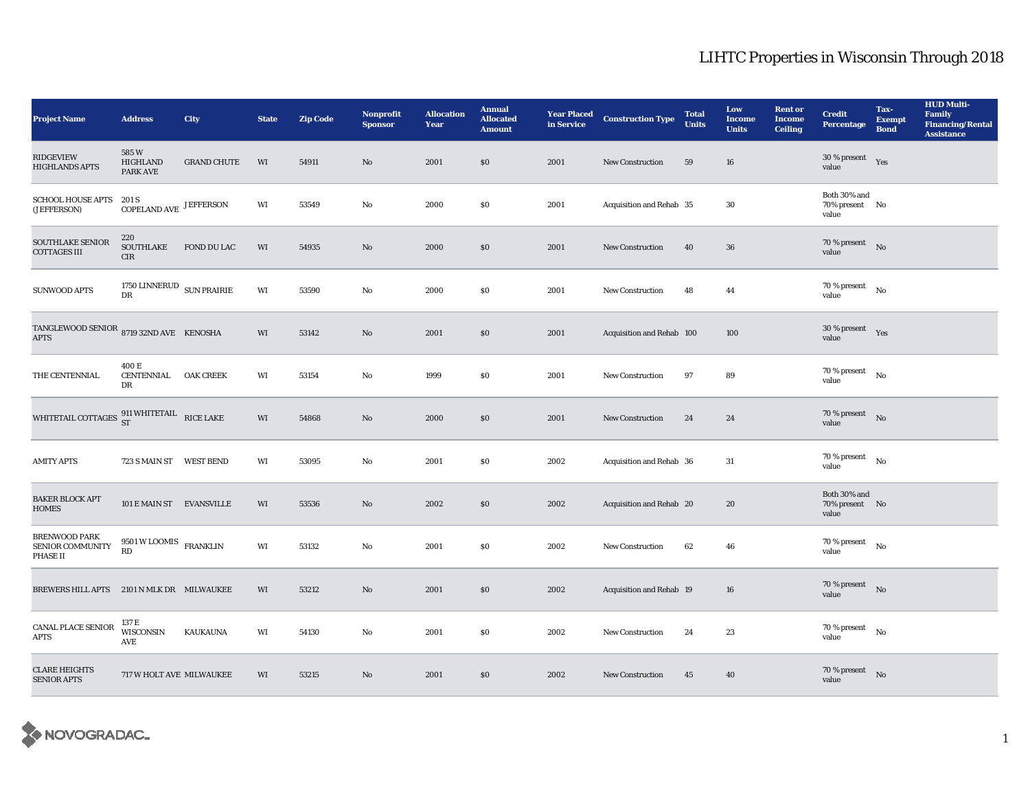# LIHTC Properties in Wisconsin Through 2018

| Project Name | Address | City | State | Zip Code | Nonprofit Sponsor | Allocation Year | Annual Allocated Amount | Year Placed in Service | Construction Type | Total Units | Low Income Units | Rent or Income Ceiling | Credit Percentage | Tax-Exempt Bond | HUD Multi-Family Financing/Rental Assistance |
|---|---|---|---|---|---|---|---|---|---|---|---|---|---|---|---|
| RIDGEVIEW HIGHLANDS APTS | 585 W HIGHLAND PARK AVE | GRAND CHUTE | WI | 54911 | No | 2001 | $0 | 2001 | New Construction | 59 | 16 | | 30 % present value | Yes | |
| SCHOOL HOUSE APTS (JEFFERSON) | 201 S COPELAND AVE | JEFFERSON | WI | 53549 | No | 2000 | $0 | 2001 | Acquisition and Rehab | 35 | 30 | | Both 30% and 70% present value | No | |
| SOUTHLAKE SENIOR COTTAGES III | 220 SOUTHLAKE CIR | FOND DU LAC | WI | 54935 | No | 2000 | $0 | 2001 | New Construction | 40 | 36 | | 70 % present value | No | |
| SUNWOOD APTS | 1750 LINNERUD DR | SUN PRAIRIE | WI | 53590 | No | 2000 | $0 | 2001 | New Construction | 48 | 44 | | 70 % present value | No | |
| TANGLEWOOD SENIOR APTS | 8719 32ND AVE | KENOSHA | WI | 53142 | No | 2001 | $0 | 2001 | Acquisition and Rehab | 100 | 100 | | 30 % present value | Yes | |
| THE CENTENNIAL | 400 E CENTENNIAL DR | OAK CREEK | WI | 53154 | No | 1999 | $0 | 2001 | New Construction | 97 | 89 | | 70 % present value | No | |
| WHITETAIL COTTAGES | 911 WHITETAIL ST | RICE LAKE | WI | 54868 | No | 2000 | $0 | 2001 | New Construction | 24 | 24 | | 70 % present value | No | |
| AMITY APTS | 723 S MAIN ST | WEST BEND | WI | 53095 | No | 2001 | $0 | 2002 | Acquisition and Rehab | 36 | 31 | | 70 % present value | No | |
| BAKER BLOCK APT HOMES | 101 E MAIN ST | EVANSVILLE | WI | 53536 | No | 2002 | $0 | 2002 | Acquisition and Rehab | 20 | 20 | | Both 30% and 70% present value | No | |
| BRENWOOD PARK SENIOR COMMUNITY PHASE II | 9501 W LOOMIS RD | FRANKLIN | WI | 53132 | No | 2001 | $0 | 2002 | New Construction | 62 | 46 | | 70 % present value | No | |
| BREWERS HILL APTS | 2101 N MLK DR | MILWAUKEE | WI | 53212 | No | 2001 | $0 | 2002 | Acquisition and Rehab | 19 | 16 | | 70 % present value | No | |
| CANAL PLACE SENIOR APTS | 137 E WISCONSIN AVE | KAUKAUNA | WI | 54130 | No | 2001 | $0 | 2002 | New Construction | 24 | 23 | | 70 % present value | No | |
| CLARE HEIGHTS SENIOR APTS | 717 W HOLT AVE | MILWAUKEE | WI | 53215 | No | 2001 | $0 | 2002 | New Construction | 45 | 40 | | 70 % present value | No | |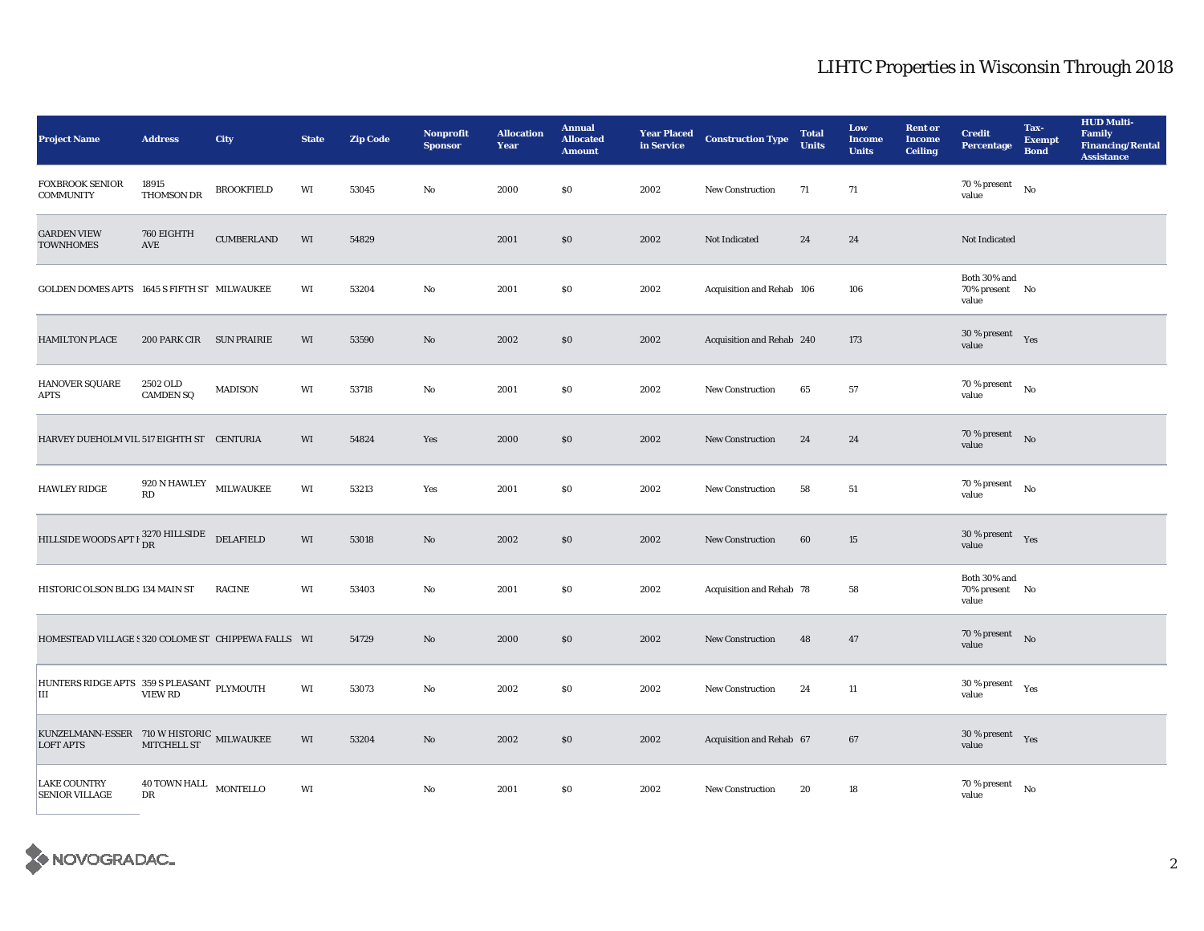# LIHTC Properties in Wisconsin Through 2018

| Project Name | Address | City | State | Zip Code | Nonprofit Sponsor | Allocation Year | Annual Allocated Amount | Year Placed in Service | Construction Type | Total Units | Low Income Units | Rent or Income Ceiling | Credit Percentage | Tax-Exempt Bond | HUD Multi-Family Financing/Rental Assistance |
|---|---|---|---|---|---|---|---|---|---|---|---|---|---|---|---|
| FOXBROOK SENIOR COMMUNITY | 18915 THOMSON DR | BROOKFIELD | WI | 53045 | No | 2000 | $0 | 2002 | New Construction | 71 | 71 | | 70 % present value | No | |
| GARDEN VIEW TOWNHOMES | 760 EIGHTH AVE | CUMBERLAND | WI | 54829 | | 2001 | $0 | 2002 | Not Indicated | 24 | 24 | | Not Indicated | | |
| GOLDEN DOMES APTS | 1645 S FIFTH ST | MILWAUKEE | WI | 53204 | No | 2001 | $0 | 2002 | Acquisition and Rehab | 106 | 106 | | Both 30% and 70% present value | No | |
| HAMILTON PLACE | 200 PARK CIR | SUN PRAIRIE | WI | 53590 | No | 2002 | $0 | 2002 | Acquisition and Rehab | 240 | 173 | | 30 % present value | Yes | |
| HANOVER SQUARE APTS | 2502 OLD CAMDEN SQ | MADISON | WI | 53718 | No | 2001 | $0 | 2002 | New Construction | 65 | 57 | | 70 % present value | No | |
| HARVEY DUEHOLM VIL | 517 EIGHTH ST | CENTURIA | WI | 54824 | Yes | 2000 | $0 | 2002 | New Construction | 24 | 24 | | 70 % present value | No | |
| HAWLEY RIDGE | 920 N HAWLEY RD | MILWAUKEE | WI | 53213 | Yes | 2001 | $0 | 2002 | New Construction | 58 | 51 | | 70 % present value | No | |
| HILLSIDE WOODS APT I | 3270 HILLSIDE DR | DELAFIELD | WI | 53018 | No | 2002 | $0 | 2002 | New Construction | 60 | 15 | | 30 % present value | Yes | |
| HISTORIC OLSON BLDG | 134 MAIN ST | RACINE | WI | 53403 | No | 2001 | $0 | 2002 | Acquisition and Rehab | 78 | 58 | | Both 30% and 70% present value | No | |
| HOMESTEAD VILLAGE S | 320 COLOME ST | CHIPPEWA FALLS | WI | 54729 | No | 2000 | $0 | 2002 | New Construction | 48 | 47 | | 70 % present value | No | |
| HUNTERS RIDGE APTS III | 359 S PLEASANT VIEW RD | PLYMOUTH | WI | 53073 | No | 2002 | $0 | 2002 | New Construction | 24 | 11 | | 30 % present value | Yes | |
| KUNZELMANN-ESSER LOFT APTS | 710 W HISTORIC MITCHELL ST | MILWAUKEE | WI | 53204 | No | 2002 | $0 | 2002 | Acquisition and Rehab | 67 | 67 | | 30 % present value | Yes | |
| LAKE COUNTRY SENIOR VILLAGE | 40 TOWN HALL DR | MONTELLO | WI | | No | 2001 | $0 | 2002 | New Construction | 20 | 18 | | 70 % present value | No | |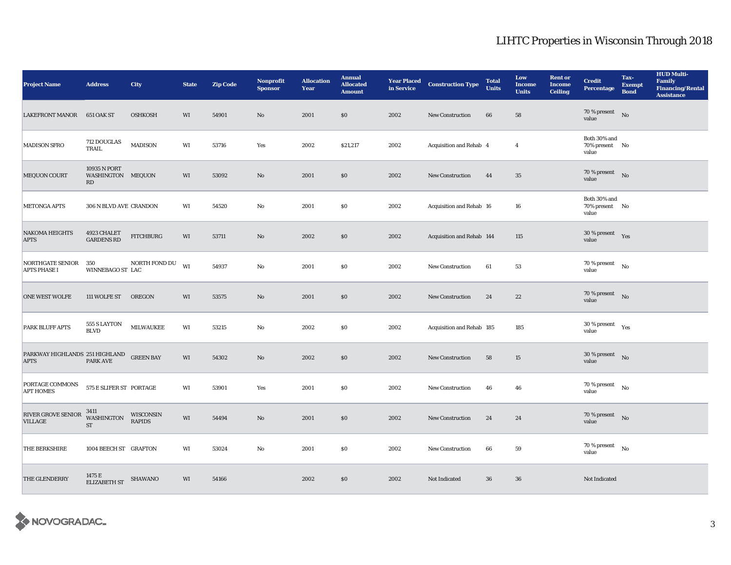# LIHTC Properties in Wisconsin Through 2018

| Project Name | Address | City | State | Zip Code | Nonprofit Sponsor | Allocation Year | Annual Allocated Amount | Year Placed in Service | Construction Type | Total Units | Low Income Units | Rent or Income Ceiling | Credit Percentage | Tax-Exempt Bond | HUD Multi-Family Financing/Rental Assistance |
|---|---|---|---|---|---|---|---|---|---|---|---|---|---|---|---|
| LAKEFRONT MANOR | 651 OAK ST | OSHKOSH | WI | 54901 | No | 2001 | $0 | 2002 | New Construction | 66 | 58 | | 70 % present value | No | |
| MADISON SFRO | 712 DOUGLAS TRAIL | MADISON | WI | 53716 | Yes | 2002 | $21,217 | 2002 | Acquisition and Rehab | 4 | 4 | | Both 30% and 70% present value | No | |
| MEQUON COURT | 10935 N PORT WASHINGTON RD | MEQUON | WI | 53092 | No | 2001 | $0 | 2002 | New Construction | 44 | 35 | | 70 % present value | No | |
| METONGA APTS | 306 N BLVD AVE | CRANDON | WI | 54520 | No | 2001 | $0 | 2002 | Acquisition and Rehab | 16 | 16 | | Both 30% and 70% present value | No | |
| NAKOMA HEIGHTS APTS | 4923 CHALET GARDENS RD | FITCHBURG | WI | 53711 | No | 2002 | $0 | 2002 | Acquisition and Rehab | 144 | 115 | | 30 % present value | Yes | |
| NORTHGATE SENIOR APTS PHASE I | 350 WINNEBAGO ST | NORTH FOND DU LAC | WI | 54937 | No | 2001 | $0 | 2002 | New Construction | 61 | 53 | | 70 % present value | No | |
| ONE WEST WOLFE | 111 WOLFE ST | OREGON | WI | 53575 | No | 2001 | $0 | 2002 | New Construction | 24 | 22 | | 70 % present value | No | |
| PARK BLUFF APTS | 555 S LAYTON BLVD | MILWAUKEE | WI | 53215 | No | 2002 | $0 | 2002 | Acquisition and Rehab | 185 | 185 | | 30 % present value | Yes | |
| PARKWAY HIGHLANDS APTS | 251 HIGHLAND PARK AVE | GREEN BAY | WI | 54302 | No | 2002 | $0 | 2002 | New Construction | 58 | 15 | | 30 % present value | No | |
| PORTAGE COMMONS APT HOMES | 575 E SLIFER ST | PORTAGE | WI | 53901 | Yes | 2001 | $0 | 2002 | New Construction | 46 | 46 | | 70 % present value | No | |
| RIVER GROVE SENIOR VILLAGE | 3411 WASHINGTON ST | WISCONSIN RAPIDS | WI | 54494 | No | 2001 | $0 | 2002 | New Construction | 24 | 24 | | 70 % present value | No | |
| THE BERKSHIRE | 1004 BEECH ST | GRAFTON | WI | 53024 | No | 2001 | $0 | 2002 | New Construction | 66 | 59 | | 70 % present value | No | |
| THE GLENDERRY | 1475 E ELIZABETH ST | SHAWANO | WI | 54166 | | 2002 | $0 | 2002 | Not Indicated | 36 | 36 | | Not Indicated | | |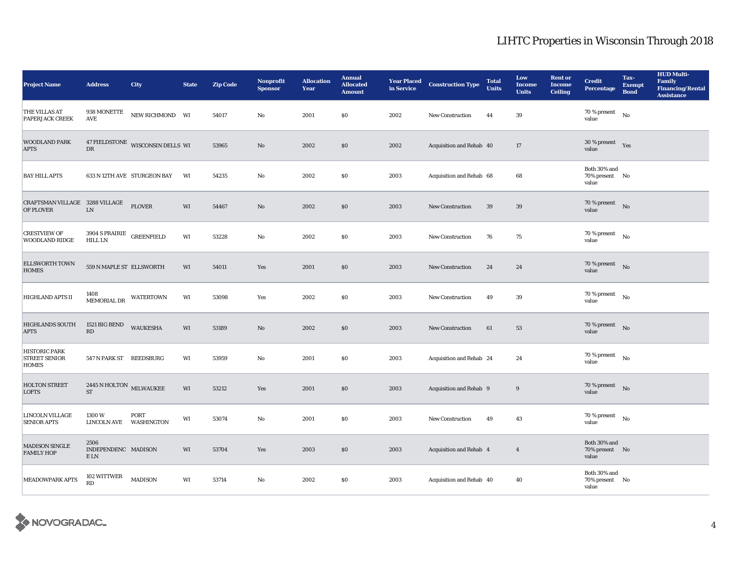# LIHTC Properties in Wisconsin Through 2018

| Project Name | Address | City | State | Zip Code | Nonprofit Sponsor | Allocation Year | Annual Allocated Amount | Year Placed in Service | Construction Type | Total Units | Low Income Units | Rent or Income Ceiling | Credit Percentage | Tax-Exempt Bond | HUD Multi-Family Financing/Rental Assistance |
|---|---|---|---|---|---|---|---|---|---|---|---|---|---|---|---|
| THE VILLAS AT PAPERJACK CREEK | 938 MONETTE AVE | NEW RICHMOND | WI | 54017 | No | 2001 | $0 | 2002 | New Construction | 44 | 39 | | 70 % present value | No | |
| WOODLAND PARK APTS | 47 FIELDSTONE DR | WISCONSIN DELLS | WI | 53965 | No | 2002 | $0 | 2002 | Acquisition and Rehab | 40 | 17 | | 30 % present value | Yes | |
| BAY HILL APTS | 633 N 12TH AVE | STURGEON BAY | WI | 54235 | No | 2002 | $0 | 2003 | Acquisition and Rehab | 68 | 68 | | Both 30% and 70% present value | No | |
| CRAFTSMAN VILLAGE OF PLOVER | 3288 VILLAGE LN | PLOVER | WI | 54467 | No | 2002 | $0 | 2003 | New Construction | 39 | 39 | | 70 % present value | No | |
| CRESTVIEW OF WOODLAND RIDGE | 3904 S PRAIRIE HILL LN | GREENFIELD | WI | 53228 | No | 2002 | $0 | 2003 | New Construction | 76 | 75 | | 70 % present value | No | |
| ELLSWORTH TOWN HOMES | 559 N MAPLE ST | ELLSWORTH | WI | 54011 | Yes | 2001 | $0 | 2003 | New Construction | 24 | 24 | | 70 % present value | No | |
| HIGHLAND APTS II | 1408 MEMORIAL DR | WATERTOWN | WI | 53098 | Yes | 2002 | $0 | 2003 | New Construction | 49 | 39 | | 70 % present value | No | |
| HIGHLANDS SOUTH APTS | 1521 BIG BEND RD | WAUKESHA | WI | 53189 | No | 2002 | $0 | 2003 | New Construction | 61 | 53 | | 70 % present value | No | |
| HISTORIC PARK STREET SENIOR HOMES | 547 N PARK ST | REEDSBURG | WI | 53959 | No | 2001 | $0 | 2003 | Acquisition and Rehab | 24 | 24 | | 70 % present value | No | |
| HOLTON STREET LOFTS | 2445 N HOLTON ST | MILWAUKEE | WI | 53212 | Yes | 2001 | $0 | 2003 | Acquisition and Rehab | 9 | 9 | | 70 % present value | No | |
| LINCOLN VILLAGE SENIOR APTS | 1300 W LINCOLN AVE | PORT WASHINGTON | WI | 53074 | No | 2001 | $0 | 2003 | New Construction | 49 | 43 | | 70 % present value | No | |
| MADISON SINGLE FAMILY HOP | 2506 INDEPENDENCE LN | MADISON | WI | 53704 | Yes | 2003 | $0 | 2003 | Acquisition and Rehab | 4 | 4 | | Both 30% and 70% present value | No | |
| MEADOWPARK APTS | 102 WITTWER RD | MADISON | WI | 53714 | No | 2002 | $0 | 2003 | Acquisition and Rehab | 40 | 40 | | Both 30% and 70% present value | No | |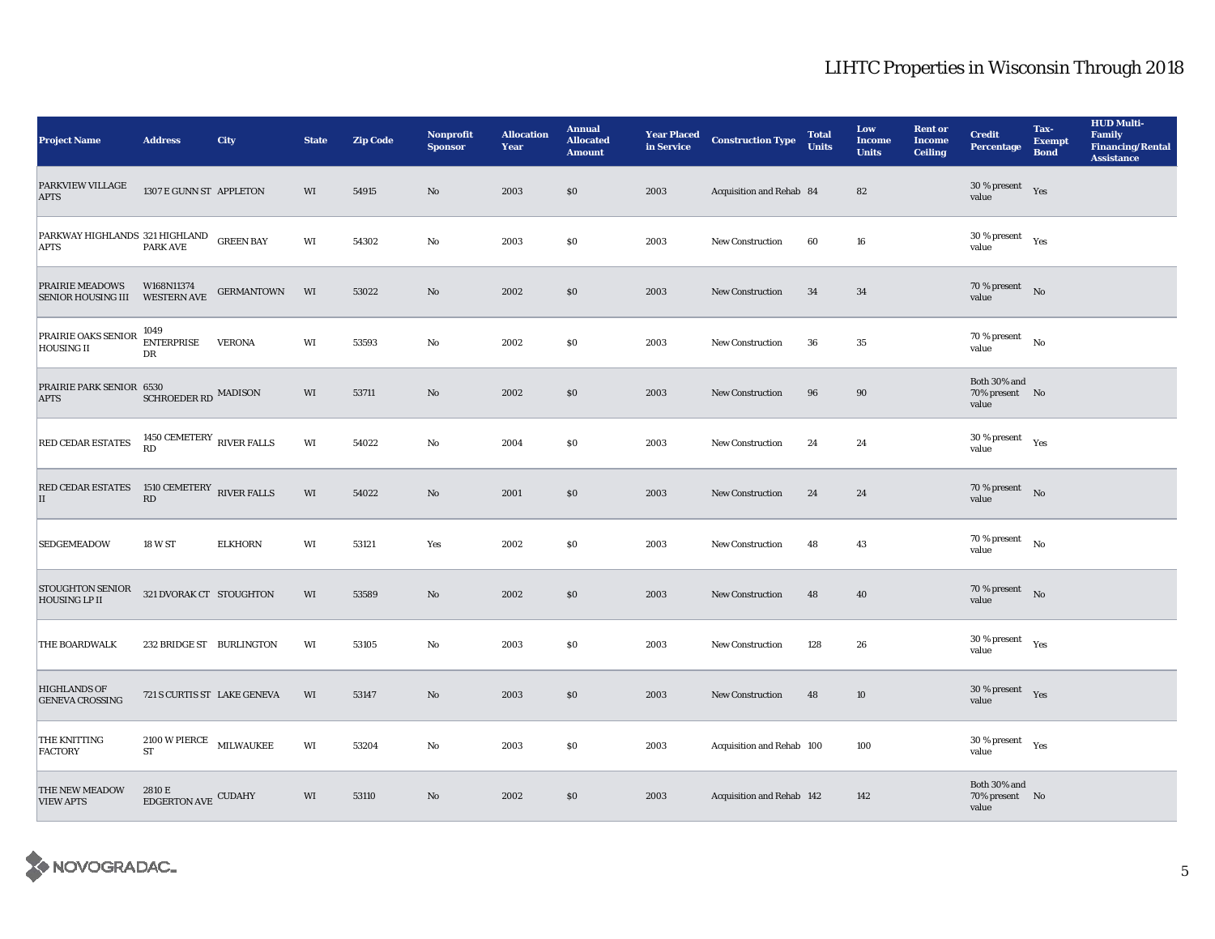# LIHTC Properties in Wisconsin Through 2018

| Project Name | Address | City | State | Zip Code | Nonprofit Sponsor | Allocation Year | Annual Allocated Amount | Year Placed in Service | Construction Type | Total Units | Low Income Units | Rent or Income Ceiling | Credit Percentage | Tax-Exempt Bond | HUD Multi-Family Financing/Rental Assistance |
|---|---|---|---|---|---|---|---|---|---|---|---|---|---|---|---|
| PARKVIEW VILLAGE APTS | 1307 E GUNN ST | APPLETON | WI | 54915 | No | 2003 | $0 | 2003 | Acquisition and Rehab | 84 | 82 | | 30 % present value | Yes | |
| PARKWAY HIGHLANDS APTS | 321 HIGHLAND PARK AVE | GREEN BAY | WI | 54302 | No | 2003 | $0 | 2003 | New Construction | 60 | 16 | | 30 % present value | Yes | |
| PRAIRIE MEADOWS SENIOR HOUSING III | W168N11374 WESTERN AVE | GERMANTOWN | WI | 53022 | No | 2002 | $0 | 2003 | New Construction | 34 | 34 | | 70 % present value | No | |
| PRAIRIE OAKS SENIOR HOUSING II | 1049 ENTERPRISE DR | VERONA | WI | 53593 | No | 2002 | $0 | 2003 | New Construction | 36 | 35 | | 70 % present value | No | |
| PRAIRIE PARK SENIOR APTS | 6530 SCHROEDER RD | MADISON | WI | 53711 | No | 2002 | $0 | 2003 | New Construction | 96 | 90 | | Both 30% and 70% present value | No | |
| RED CEDAR ESTATES | 1450 CEMETERY RD | RIVER FALLS | WI | 54022 | No | 2004 | $0 | 2003 | New Construction | 24 | 24 | | 30 % present value | Yes | |
| RED CEDAR ESTATES II | 1510 CEMETERY RD | RIVER FALLS | WI | 54022 | No | 2001 | $0 | 2003 | New Construction | 24 | 24 | | 70 % present value | No | |
| SEDGEMEADOW | 18 W ST | ELKHORN | WI | 53121 | Yes | 2002 | $0 | 2003 | New Construction | 48 | 43 | | 70 % present value | No | |
| STOUGHTON SENIOR HOUSING LP II | 321 DVORAK CT | STOUGHTON | WI | 53589 | No | 2002 | $0 | 2003 | New Construction | 48 | 40 | | 70 % present value | No | |
| THE BOARDWALK | 232 BRIDGE ST | BURLINGTON | WI | 53105 | No | 2003 | $0 | 2003 | New Construction | 128 | 26 | | 30 % present value | Yes | |
| HIGHLANDS OF GENEVA CROSSING | 721 S CURTIS ST | LAKE GENEVA | WI | 53147 | No | 2003 | $0 | 2003 | New Construction | 48 | 10 | | 30 % present value | Yes | |
| THE KNITTING FACTORY | 2100 W PIERCE ST | MILWAUKEE | WI | 53204 | No | 2003 | $0 | 2003 | Acquisition and Rehab | 100 | 100 | | 30 % present value | Yes | |
| THE NEW MEADOW VIEW APTS | 2810 E EDGERTON AVE | CUDAHY | WI | 53110 | No | 2002 | $0 | 2003 | Acquisition and Rehab | 142 | 142 | | Both 30% and 70% present value | No | |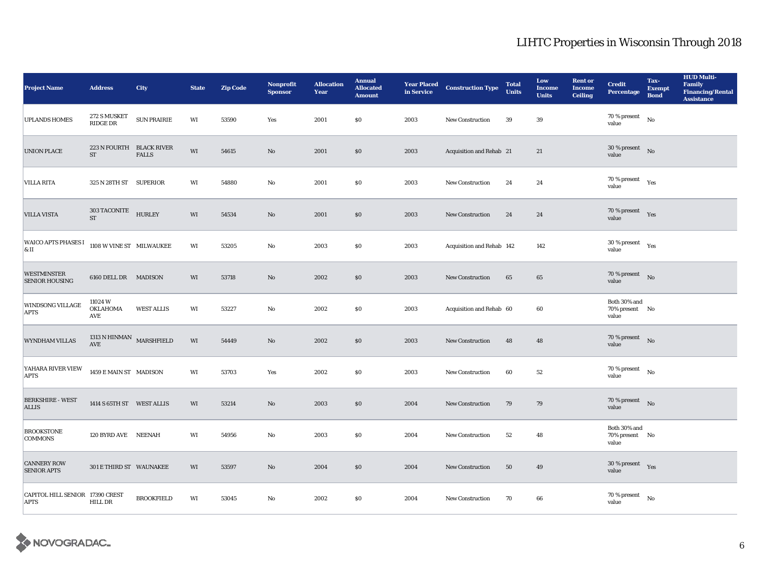# LIHTC Properties in Wisconsin Through 2018

| Project Name | Address | City | State | Zip Code | Nonprofit Sponsor | Allocation Year | Annual Allocated Amount | Year Placed in Service | Construction Type | Total Units | Low Income Units | Rent or Income Ceiling | Credit Percentage | Tax-Exempt Bond | HUD Multi-Family Financing/Rental Assistance |
|---|---|---|---|---|---|---|---|---|---|---|---|---|---|---|---|
| UPLANDS HOMES | 272 S MUSKET RIDGE DR | SUN PRAIRIE | WI | 53590 | Yes | 2001 | $0 | 2003 | New Construction | 39 | 39 | | 70 % present value | No | |
| UNION PLACE | 223 N FOURTH ST | BLACK RIVER FALLS | WI | 54615 | No | 2001 | $0 | 2003 | Acquisition and Rehab | 21 | 21 | | 30 % present value | No | |
| VILLA RITA | 325 N 28TH ST | SUPERIOR | WI | 54880 | No | 2001 | $0 | 2003 | New Construction | 24 | 24 | | 70 % present value | Yes | |
| VILLA VISTA | 303 TACONITE ST | HURLEY | WI | 54534 | No | 2001 | $0 | 2003 | New Construction | 24 | 24 | | 70 % present value | Yes | |
| WAICO APTS PHASES I & II | 1108 W VINE ST | MILWAUKEE | WI | 53205 | No | 2003 | $0 | 2003 | Acquisition and Rehab | 142 | 142 | | 30 % present value | Yes | |
| WESTMINSTER SENIOR HOUSING | 6160 DELL DR | MADISON | WI | 53718 | No | 2002 | $0 | 2003 | New Construction | 65 | 65 | | 70 % present value | No | |
| WINDSONG VILLAGE APTS | 11024 W OKLAHOMA AVE | WEST ALLIS | WI | 53227 | No | 2002 | $0 | 2003 | Acquisition and Rehab | 60 | 60 | | Both 30% and 70% present value | No | |
| WYNDHAM VILLAS | 1313 N HINMAN AVE | MARSHFIELD | WI | 54449 | No | 2002 | $0 | 2003 | New Construction | 48 | 48 | | 70 % present value | No | |
| YAHARA RIVER VIEW APTS | 1459 E MAIN ST | MADISON | WI | 53703 | Yes | 2002 | $0 | 2003 | New Construction | 60 | 52 | | 70 % present value | No | |
| BERKSHIRE - WEST ALLIS | 1414 S 65TH ST | WEST ALLIS | WI | 53214 | No | 2003 | $0 | 2004 | New Construction | 79 | 79 | | 70 % present value | No | |
| BROOKSTONE COMMONS | 120 BYRD AVE | NEENAH | WI | 54956 | No | 2003 | $0 | 2004 | New Construction | 52 | 48 | | Both 30% and 70% present value | No | |
| CANNERY ROW SENIOR APTS | 301 E THIRD ST | WAUNAKEE | WI | 53597 | No | 2004 | $0 | 2004 | New Construction | 50 | 49 | | 30 % present value | Yes | |
| CAPITOL HILL SENIOR APTS | 17390 CREST HILL DR | BROOKFIELD | WI | 53045 | No | 2002 | $0 | 2004 | New Construction | 70 | 66 | | 70 % present value | No | |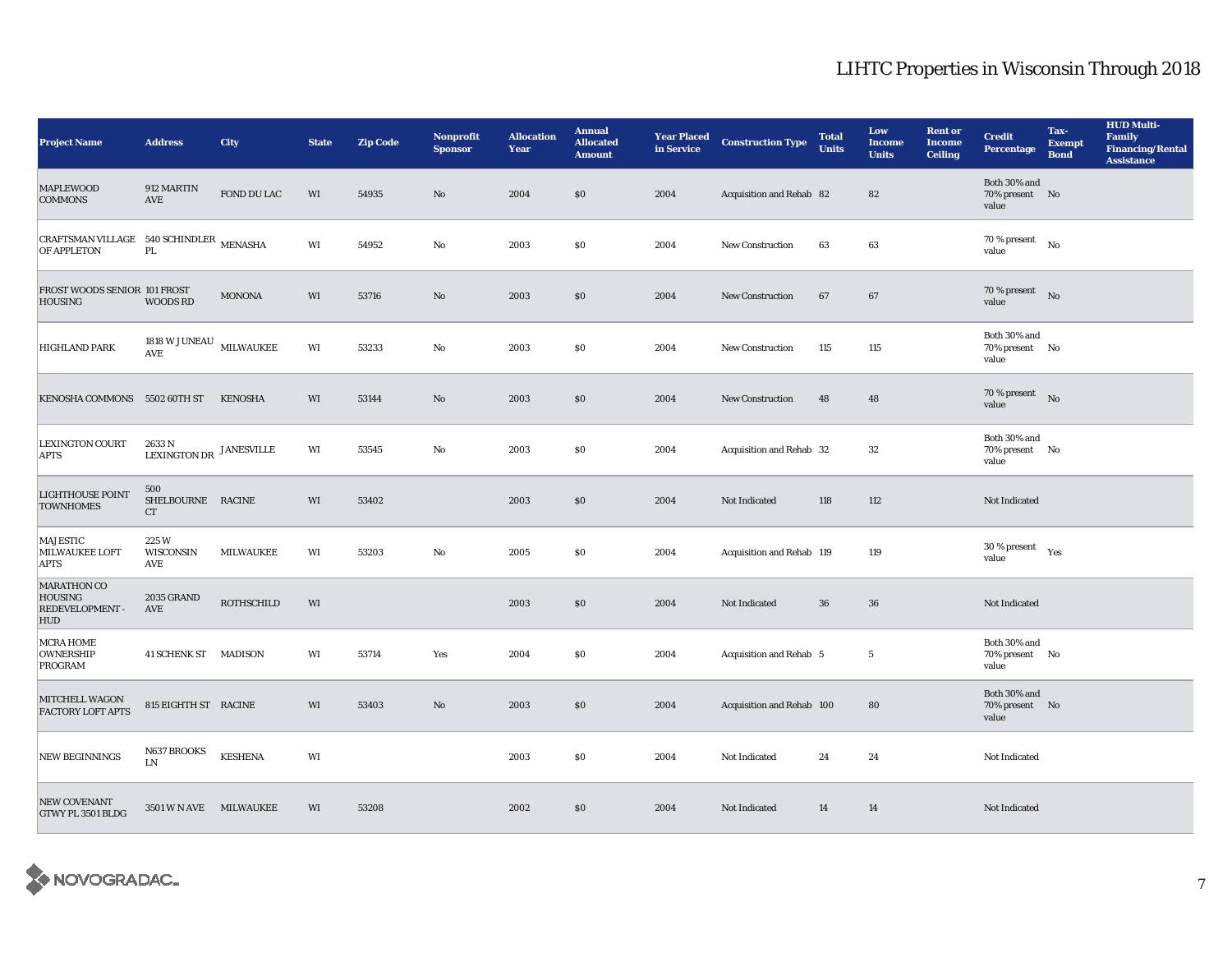# LIHTC Properties in Wisconsin Through 2018

| Project Name | Address | City | State | Zip Code | Nonprofit Sponsor | Allocation Year | Annual Allocated Amount | Year Placed in Service | Construction Type | Total Units | Low Income Units | Rent or Income Ceiling | Credit Percentage | Tax-Exempt Bond | HUD Multi-Family Financing/Rental Assistance |
|---|---|---|---|---|---|---|---|---|---|---|---|---|---|---|---|
| MAPLEWOOD COMMONS | 912 MARTIN AVE | FOND DU LAC | WI | 54935 | No | 2004 | $0 | 2004 | Acquisition and Rehab | 82 | 82 | | Both 30% and 70% present value | No | |
| CRAFTSMAN VILLAGE OF APPLETON | 540 SCHINDLER PL | MENASHA | WI | 54952 | No | 2003 | $0 | 2004 | New Construction | 63 | 63 | | 70 % present value | No | |
| FROST WOODS SENIOR HOUSING | 101 FROST WOODS RD | MONONA | WI | 53716 | No | 2003 | $0 | 2004 | New Construction | 67 | 67 | | 70 % present value | No | |
| HIGHLAND PARK | 1818 W JUNEAU AVE | MILWAUKEE | WI | 53233 | No | 2003 | $0 | 2004 | New Construction | 115 | 115 | | Both 30% and 70% present value | No | |
| KENOSHA COMMONS | 5502 60TH ST | KENOSHA | WI | 53144 | No | 2003 | $0 | 2004 | New Construction | 48 | 48 | | 70 % present value | No | |
| LEXINGTON COURT APTS | 2633 N LEXINGTON DR | JANESVILLE | WI | 53545 | No | 2003 | $0 | 2004 | Acquisition and Rehab | 32 | 32 | | Both 30% and 70% present value | No | |
| LIGHTHOUSE POINT TOWNHOMES | 500 SHELBOURNE CT | RACINE | WI | 53402 | | 2003 | $0 | 2004 | Not Indicated | 118 | 112 | | Not Indicated | | |
| MAJESTIC MILWAUKEE LOFT APTS | 225 W WISCONSIN AVE | MILWAUKEE | WI | 53203 | No | 2005 | $0 | 2004 | Acquisition and Rehab | 119 | 119 | | 30 % present value | Yes | |
| MARATHON CO HOUSING REDEVELOPMENT - HUD | 2035 GRAND AVE | ROTHSCHILD | WI | | | 2003 | $0 | 2004 | Not Indicated | 36 | 36 | | Not Indicated | | |
| MCRA HOME OWNERSHIP PROGRAM | 41 SCHENK ST | MADISON | WI | 53714 | Yes | 2004 | $0 | 2004 | Acquisition and Rehab | 5 | 5 | | Both 30% and 70% present value | No | |
| MITCHELL WAGON FACTORY LOFT APTS | 815 EIGHTH ST | RACINE | WI | 53403 | No | 2003 | $0 | 2004 | Acquisition and Rehab | 100 | 80 | | Both 30% and 70% present value | No | |
| NEW BEGINNINGS | N637 BROOKS LN | KESHENA | WI | | | 2003 | $0 | 2004 | Not Indicated | 24 | 24 | | Not Indicated | | |
| NEW COVENANT GTWY PL 3501 BLDG | 3501 W N AVE | MILWAUKEE | WI | 53208 | | 2002 | $0 | 2004 | Not Indicated | 14 | 14 | | Not Indicated | | |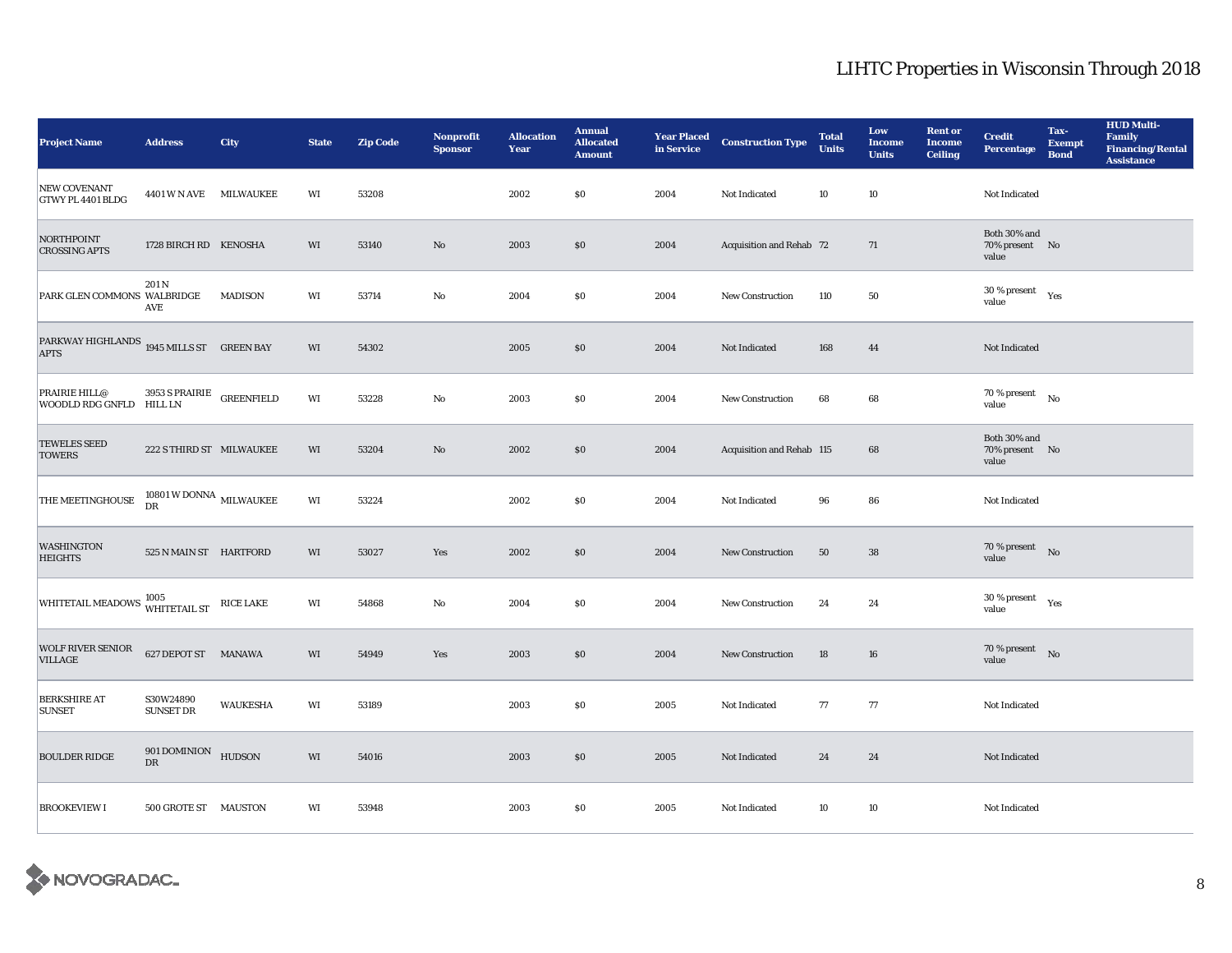# LIHTC Properties in Wisconsin Through 2018

| Project Name | Address | City | State | Zip Code | Nonprofit Sponsor | Allocation Year | Annual Allocated Amount | Year Placed in Service | Construction Type | Total Units | Low Income Units | Rent or Income Ceiling | Credit Percentage | Tax-Exempt Bond | HUD Multi-Family Financing/Rental Assistance |
|---|---|---|---|---|---|---|---|---|---|---|---|---|---|---|---|
| NEW COVENANT GTWY PL 4401 BLDG | 4401 W N AVE | MILWAUKEE | WI | 53208 | | 2002 | $0 | 2004 | Not Indicated | 10 | 10 | | Not Indicated | | |
| NORTHPOINT CROSSING APTS | 1728 BIRCH RD | KENOSHA | WI | 53140 | No | 2003 | $0 | 2004 | Acquisition and Rehab | 72 | 71 | | Both 30% and 70% present value | No | |
| PARK GLEN COMMONS | 201 N WALBRIDGE AVE | MADISON | WI | 53714 | No | 2004 | $0 | 2004 | New Construction | 110 | 50 | | 30 % present value | Yes | |
| PARKWAY HIGHLANDS APTS | 1945 MILLS ST | GREEN BAY | WI | 54302 | | 2005 | $0 | 2004 | Not Indicated | 168 | 44 | | Not Indicated | | |
| PRAIRIE HILL@ WOODLD RDG GNFLD | 3953 S PRAIRIE HILL LN | GREENFIELD | WI | 53228 | No | 2003 | $0 | 2004 | New Construction | 68 | 68 | | 70 % present value | No | |
| TEWELES SEED TOWERS | 222 S THIRD ST | MILWAUKEE | WI | 53204 | No | 2002 | $0 | 2004 | Acquisition and Rehab | 115 | 68 | | Both 30% and 70% present value | No | |
| THE MEETINGHOUSE | 10801 W DONNA DR | MILWAUKEE | WI | 53224 | | 2002 | $0 | 2004 | Not Indicated | 96 | 86 | | Not Indicated | | |
| WASHINGTON HEIGHTS | 525 N MAIN ST | HARTFORD | WI | 53027 | Yes | 2002 | $0 | 2004 | New Construction | 50 | 38 | | 70 % present value | No | |
| WHITETAIL MEADOWS | 1005 WHITETAIL ST | RICE LAKE | WI | 54868 | No | 2004 | $0 | 2004 | New Construction | 24 | 24 | | 30 % present value | Yes | |
| WOLF RIVER SENIOR VILLAGE | 627 DEPOT ST | MANAWA | WI | 54949 | Yes | 2003 | $0 | 2004 | New Construction | 18 | 16 | | 70 % present value | No | |
| BERKSHIRE AT SUNSET | S30W24890 SUNSET DR | WAUKESHA | WI | 53189 | | 2003 | $0 | 2005 | Not Indicated | 77 | 77 | | Not Indicated | | |
| BOULDER RIDGE | 901 DOMINION DR | HUDSON | WI | 54016 | | 2003 | $0 | 2005 | Not Indicated | 24 | 24 | | Not Indicated | | |
| BROOKEVIEW I | 500 GROTE ST | MAUSTON | WI | 53948 | | 2003 | $0 | 2005 | Not Indicated | 10 | 10 | | Not Indicated | | |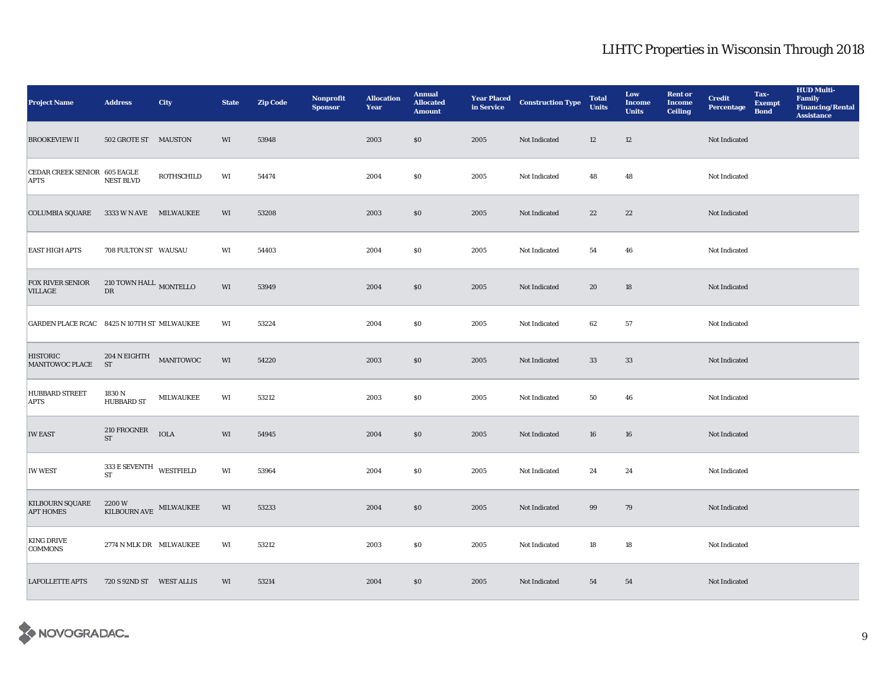## LIHTC Properties in Wisconsin Through 2018

| Project Name | Address | City | State | Zip Code | Nonprofit Sponsor | Allocation Year | Annual Allocated Amount | Year Placed in Service | Construction Type | Total Units | Low Income Units | Rent or Income Ceiling | Credit Percentage | Tax-Exempt Bond | HUD Multi-Family Financing/Rental Assistance |
|---|---|---|---|---|---|---|---|---|---|---|---|---|---|---|---|
| BROOKEVIEW II | 502 GROTE ST | MAUSTON | WI | 53948 | | 2003 | $0 | 2005 | Not Indicated | 12 | 12 | | Not Indicated | | |
| CEDAR CREEK SENIOR APTS | 605 EAGLE NEST BLVD | ROTHSCHILD | WI | 54474 | | 2004 | $0 | 2005 | Not Indicated | 48 | 48 | | Not Indicated | | |
| COLUMBIA SQUARE | 3333 W N AVE | MILWAUKEE | WI | 53208 | | 2003 | $0 | 2005 | Not Indicated | 22 | 22 | | Not Indicated | | |
| EAST HIGH APTS | 708 FULTON ST | WAUSAU | WI | 54403 | | 2004 | $0 | 2005 | Not Indicated | 54 | 46 | | Not Indicated | | |
| FOX RIVER SENIOR VILLAGE | 210 TOWN HALL DR | MONTELLO | WI | 53949 | | 2004 | $0 | 2005 | Not Indicated | 20 | 18 | | Not Indicated | | |
| GARDEN PLACE RCAC | 8425 N 107TH ST | MILWAUKEE | WI | 53224 | | 2004 | $0 | 2005 | Not Indicated | 62 | 57 | | Not Indicated | | |
| HISTORIC MANITOWOC PLACE | 204 N EIGHTH ST | MANITOWOC | WI | 54220 | | 2003 | $0 | 2005 | Not Indicated | 33 | 33 | | Not Indicated | | |
| HUBBARD STREET APTS | 1830 N HUBBARD ST | MILWAUKEE | WI | 53212 | | 2003 | $0 | 2005 | Not Indicated | 50 | 46 | | Not Indicated | | |
| IW EAST | 210 FROGNER ST | IOLA | WI | 54945 | | 2004 | $0 | 2005 | Not Indicated | 16 | 16 | | Not Indicated | | |
| IW WEST | 333 E SEVENTH ST | WESTFIELD | WI | 53964 | | 2004 | $0 | 2005 | Not Indicated | 24 | 24 | | Not Indicated | | |
| KILBOURN SQUARE APT HOMES | 2200 W KILBOURN AVE | MILWAUKEE | WI | 53233 | | 2004 | $0 | 2005 | Not Indicated | 99 | 79 | | Not Indicated | | |
| KING DRIVE COMMONS | 2774 N MLK DR | MILWAUKEE | WI | 53212 | | 2003 | $0 | 2005 | Not Indicated | 18 | 18 | | Not Indicated | | |
| LAFOLLETTE APTS | 720 S 92ND ST | WEST ALLIS | WI | 53214 | | 2004 | $0 | 2005 | Not Indicated | 54 | 54 | | Not Indicated | | |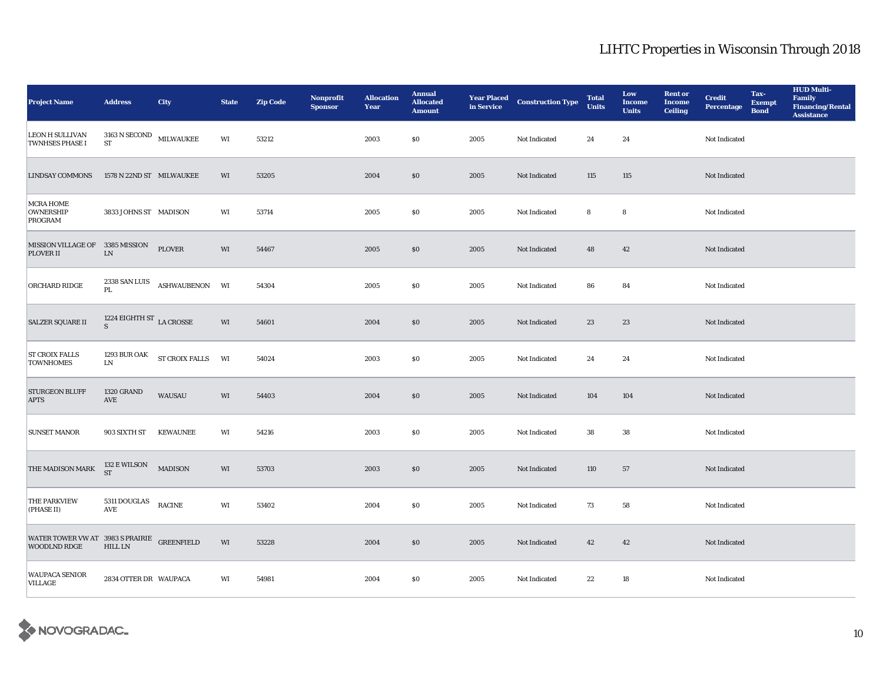# LIHTC Properties in Wisconsin Through 2018

| Project Name | Address | City | State | Zip Code | Nonprofit Sponsor | Allocation Year | Annual Allocated Amount | Year Placed in Service | Construction Type | Total Units | Low Income Units | Rent or Income Ceiling | Credit Percentage | Tax-Exempt Bond | HUD Multi-Family Financing/Rental Assistance |
|---|---|---|---|---|---|---|---|---|---|---|---|---|---|---|---|
| LEON H SULLIVAN TWNHSES PHASE I | 3163 N SECOND ST | MILWAUKEE | WI | 53212 | | 2003 | $0 | 2005 | Not Indicated | 24 | 24 | | Not Indicated | | |
| LINDSAY COMMONS | 1578 N 22ND ST | MILWAUKEE | WI | 53205 | | 2004 | $0 | 2005 | Not Indicated | 115 | 115 | | Not Indicated | | |
| MCRA HOME OWNERSHIP PROGRAM | 3833 JOHNS ST | MADISON | WI | 53714 | | 2005 | $0 | 2005 | Not Indicated | 8 | 8 | | Not Indicated | | |
| MISSION VILLAGE OF PLOVER II | 3385 MISSION LN | PLOVER | WI | 54467 | | 2005 | $0 | 2005 | Not Indicated | 48 | 42 | | Not Indicated | | |
| ORCHARD RIDGE | 2338 SAN LUIS PL | ASHWAUBENON | WI | 54304 | | 2005 | $0 | 2005 | Not Indicated | 86 | 84 | | Not Indicated | | |
| SALZER SQUARE II | 1224 EIGHTH ST S | LA CROSSE | WI | 54601 | | 2004 | $0 | 2005 | Not Indicated | 23 | 23 | | Not Indicated | | |
| ST CROIX FALLS TOWNHOMES | 1293 BUR OAK LN | ST CROIX FALLS | WI | 54024 | | 2003 | $0 | 2005 | Not Indicated | 24 | 24 | | Not Indicated | | |
| STURGEON BLUFF APTS | 1320 GRAND AVE | WAUSAU | WI | 54403 | | 2004 | $0 | 2005 | Not Indicated | 104 | 104 | | Not Indicated | | |
| SUNSET MANOR | 903 SIXTH ST | KEWAUNEE | WI | 54216 | | 2003 | $0 | 2005 | Not Indicated | 38 | 38 | | Not Indicated | | |
| THE MADISON MARK | 132 E WILSON ST | MADISON | WI | 53703 | | 2003 | $0 | 2005 | Not Indicated | 110 | 57 | | Not Indicated | | |
| THE PARKVIEW (PHASE II) | 5311 DOUGLAS AVE | RACINE | WI | 53402 | | 2004 | $0 | 2005 | Not Indicated | 73 | 58 | | Not Indicated | | |
| WATER TOWER VW AT WOODLND RDGE | 3983 S PRAIRIE HILL LN | GREENFIELD | WI | 53228 | | 2004 | $0 | 2005 | Not Indicated | 42 | 42 | | Not Indicated | | |
| WAUPACA SENIOR VILLAGE | 2834 OTTER DR | WAUPACA | WI | 54981 | | 2004 | $0 | 2005 | Not Indicated | 22 | 18 | | Not Indicated | | |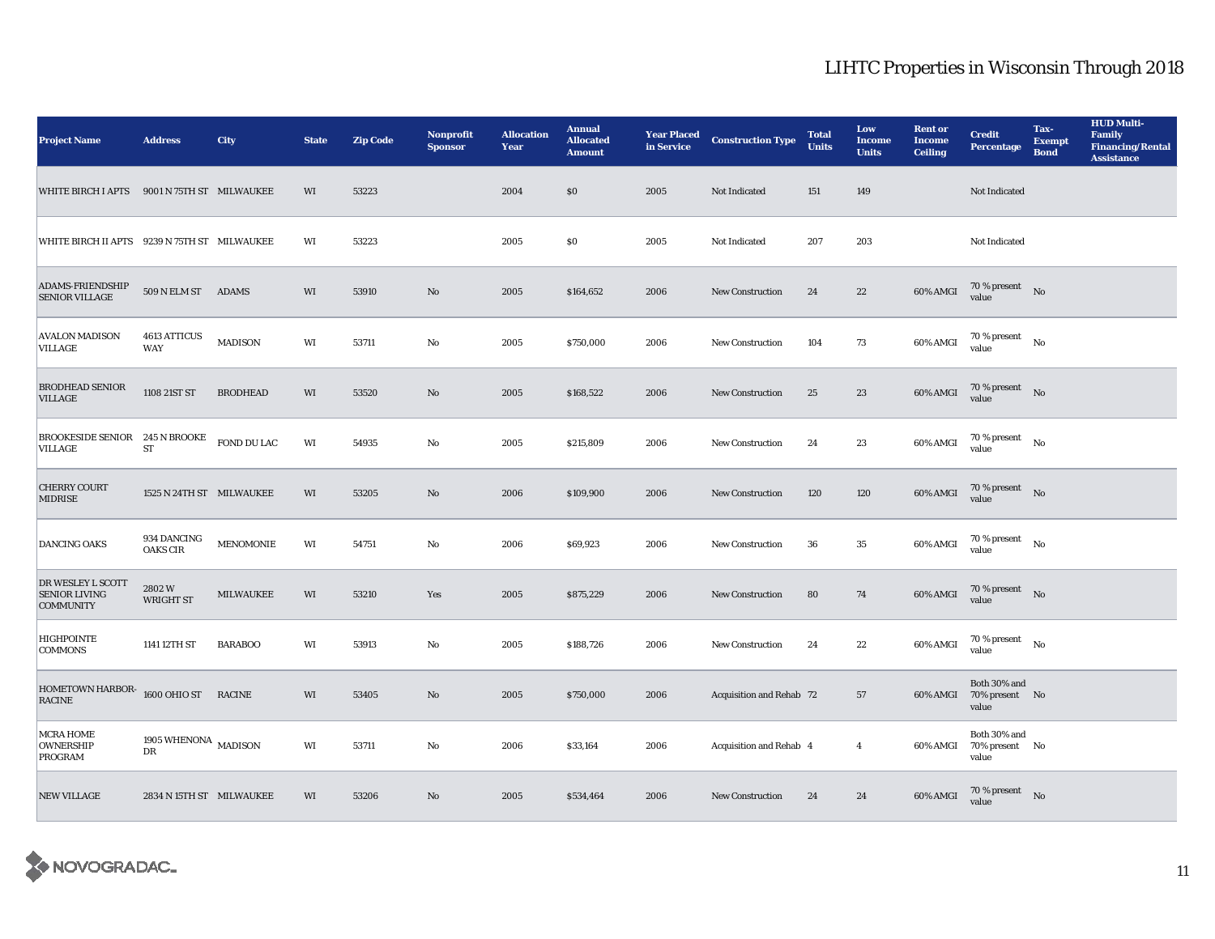# LIHTC Properties in Wisconsin Through 2018

| Project Name | Address | City | State | Zip Code | Nonprofit Sponsor | Allocation Year | Annual Allocated Amount | Year Placed in Service | Construction Type | Total Units | Low Income Units | Rent or Income Ceiling | Credit Percentage | Tax-Exempt Bond | HUD Multi-Family Financing/Rental Assistance |
|---|---|---|---|---|---|---|---|---|---|---|---|---|---|---|---|
| WHITE BIRCH I APTS | 9001 N 75TH ST | MILWAUKEE | WI | 53223 | | 2004 | $0 | 2005 | Not Indicated | 151 | 149 | | Not Indicated | | |
| WHITE BIRCH II APTS | 9239 N 75TH ST | MILWAUKEE | WI | 53223 | | 2005 | $0 | 2005 | Not Indicated | 207 | 203 | | Not Indicated | | |
| ADAMS-FRIENDSHIP SENIOR VILLAGE | 509 N ELM ST | ADAMS | WI | 53910 | No | 2005 | $164,652 | 2006 | New Construction | 24 | 22 | 60% AMGI | 70 % present value | No | |
| AVALON MADISON VILLAGE | 4613 ATTICUS WAY | MADISON | WI | 53711 | No | 2005 | $750,000 | 2006 | New Construction | 104 | 73 | 60% AMGI | 70 % present value | No | |
| BRODHEAD SENIOR VILLAGE | 1108 21ST ST | BRODHEAD | WI | 53520 | No | 2005 | $168,522 | 2006 | New Construction | 25 | 23 | 60% AMGI | 70 % present value | No | |
| BROOKESIDE SENIOR VILLAGE | 245 N BROOKE ST | FOND DU LAC | WI | 54935 | No | 2005 | $215,809 | 2006 | New Construction | 24 | 23 | 60% AMGI | 70 % present value | No | |
| CHERRY COURT MIDRISE | 1525 N 24TH ST | MILWAUKEE | WI | 53205 | No | 2006 | $109,900 | 2006 | New Construction | 120 | 120 | 60% AMGI | 70 % present value | No | |
| DANCING OAKS | 934 DANCING OAKS CIR | MENOMONIE | WI | 54751 | No | 2006 | $69,923 | 2006 | New Construction | 36 | 35 | 60% AMGI | 70 % present value | No | |
| DR WESLEY L SCOTT SENIOR LIVING COMMUNITY | 2802 W WRIGHT ST | MILWAUKEE | WI | 53210 | Yes | 2005 | $875,229 | 2006 | New Construction | 80 | 74 | 60% AMGI | 70 % present value | No | |
| HIGHPOINTE COMMONS | 1141 12TH ST | BARABOO | WI | 53913 | No | 2005 | $188,726 | 2006 | New Construction | 24 | 22 | 60% AMGI | 70 % present value | No | |
| HOMETOWN HARBOR-RACINE | 1600 OHIO ST | RACINE | WI | 53405 | No | 2005 | $750,000 | 2006 | Acquisition and Rehab | 72 | 57 | 60% AMGI | Both 30% and 70% present value | No | |
| MCRA HOME OWNERSHIP PROGRAM | 1905 WHENONA DR | MADISON | WI | 53711 | No | 2006 | $33,164 | 2006 | Acquisition and Rehab | 4 | 4 | 60% AMGI | Both 30% and 70% present value | No | |
| NEW VILLAGE | 2834 N 15TH ST | MILWAUKEE | WI | 53206 | No | 2005 | $534,464 | 2006 | New Construction | 24 | 24 | 60% AMGI | 70 % present value | No | |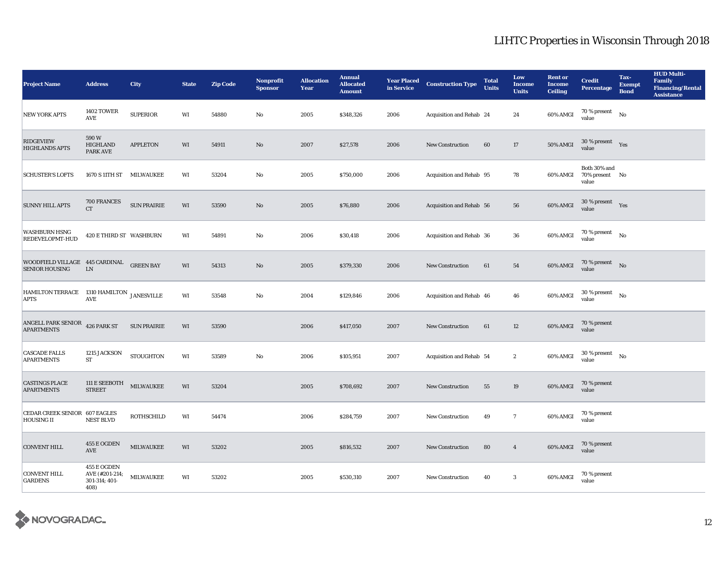# LIHTC Properties in Wisconsin Through 2018

| Project Name | Address | City | State | Zip Code | Nonprofit Sponsor | Allocation Year | Annual Allocated Amount | Year Placed in Service | Construction Type | Total Units | Low Income Units | Rent or Income Ceiling | Credit Percentage | Tax-Exempt Bond | HUD Multi-Family Financing/Rental Assistance |
|---|---|---|---|---|---|---|---|---|---|---|---|---|---|---|---|
| NEW YORK APTS | 1402 TOWER AVE | SUPERIOR | WI | 54880 | No | 2005 | $348,326 | 2006 | Acquisition and Rehab | 24 | 24 | 60% AMGI | 70 % present value | No | |
| RIDGEVIEW HIGHLANDS APTS | 590 W HIGHLAND PARK AVE | APPLETON | WI | 54911 | No | 2007 | $27,578 | 2006 | New Construction | 60 | 17 | 50% AMGI | 30 % present value | Yes | |
| SCHUSTER'S LOFTS | 1670 S 11TH ST | MILWAUKEE | WI | 53204 | No | 2005 | $750,000 | 2006 | Acquisition and Rehab | 95 | 78 | 60% AMGI | Both 30% and 70% present value | No | |
| SUNNY HILL APTS | 700 FRANCES CT | SUN PRAIRIE | WI | 53590 | No | 2005 | $76,880 | 2006 | Acquisition and Rehab | 56 | 56 | 60% AMGI | 30 % present value | Yes | |
| WASHBURN HSNG REDEVELOPMT-HUD | 420 E THIRD ST | WASHBURN | WI | 54891 | No | 2006 | $30,418 | 2006 | Acquisition and Rehab | 36 | 36 | 60% AMGI | 70 % present value | No | |
| WOODFIELD VILLAGE SENIOR HOUSING | 445 CARDINAL LN | GREEN BAY | WI | 54313 | No | 2005 | $379,330 | 2006 | New Construction | 61 | 54 | 60% AMGI | 70 % present value | No | |
| HAMILTON TERRACE APTS | 1310 HAMILTON AVE | JANESVILLE | WI | 53548 | No | 2004 | $129,846 | 2006 | Acquisition and Rehab | 46 | 46 | 60% AMGI | 30 % present value | No | |
| ANGELL PARK SENIOR APARTMENTS | 426 PARK ST | SUN PRAIRIE | WI | 53590 | | 2006 | $417,050 | 2007 | New Construction | 61 | 12 | 60% AMGI | 70 % present value | | |
| CASCADE FALLS APARTMENTS | 1215 JACKSON ST | STOUGHTON | WI | 53589 | No | 2006 | $105,951 | 2007 | Acquisition and Rehab | 54 | 2 | 60% AMGI | 30 % present value | No | |
| CASTINGS PLACE APARTMENTS | 111 E SEEBOTH STREET | MILWAUKEE | WI | 53204 | | 2005 | $708,692 | 2007 | New Construction | 55 | 19 | 60% AMGI | 70 % present value | | |
| CEDAR CREEK SENIOR HOUSING II | 607 EAGLES NEST BLVD | ROTHSCHILD | WI | 54474 | | 2006 | $284,759 | 2007 | New Construction | 49 | 7 | 60% AMGI | 70 % present value | | |
| CONVENT HILL | 455 E OGDEN AVE | MILWAUKEE | WI | 53202 | | 2005 | $816,532 | 2007 | New Construction | 80 | 4 | 60% AMGI | 70 % present value | | |
| CONVENT HILL GARDENS | 455 E OGDEN AVE (#201-214; 301-314; 401-408) | MILWAUKEE | WI | 53202 | | 2005 | $530,310 | 2007 | New Construction | 40 | 3 | 60% AMGI | 70 % present value | | |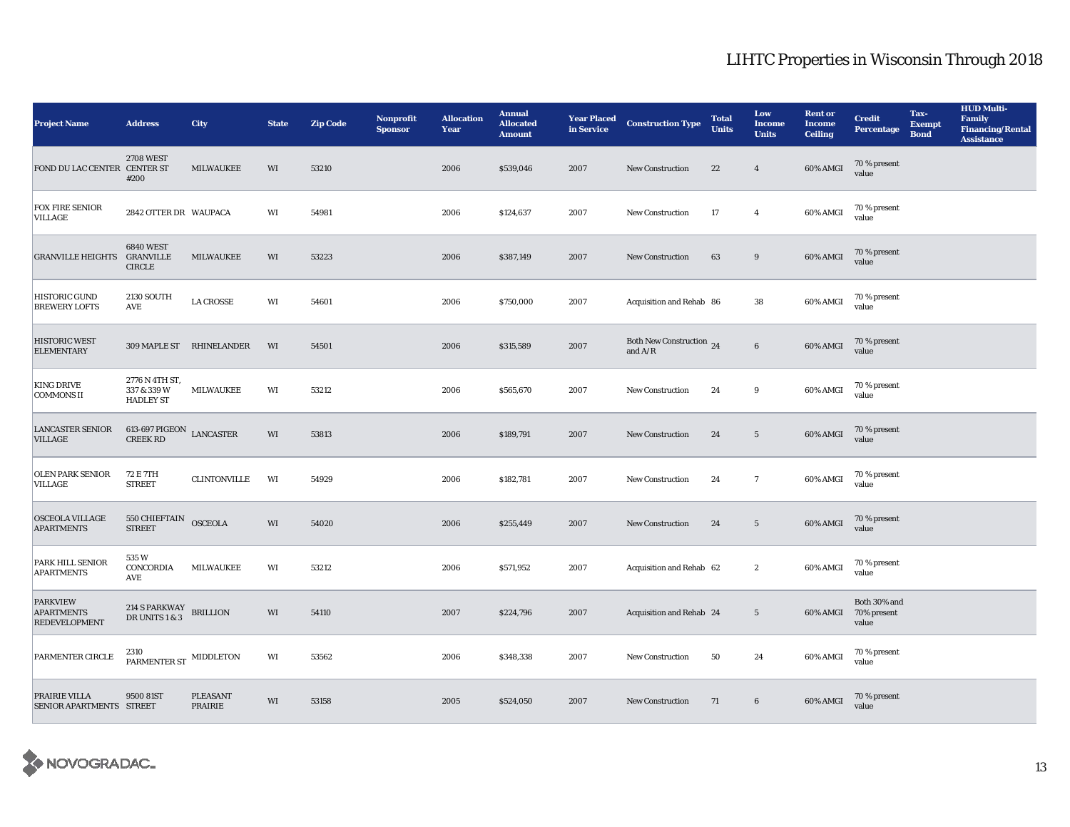# LIHTC Properties in Wisconsin Through 2018

| Project Name | Address | City | State | Zip Code | Nonprofit Sponsor | Allocation Year | Annual Allocated Amount | Year Placed in Service | Construction Type | Total Units | Low Income Units | Rent or Income Ceiling | Credit Percentage | Tax-Exempt Bond | HUD Multi-Family Financing/Rental Assistance |
|---|---|---|---|---|---|---|---|---|---|---|---|---|---|---|---|
| FOND DU LAC CENTER | 2708 WEST CENTER ST #200 | MILWAUKEE | WI | 53210 | | 2006 | $539,046 | 2007 | New Construction | 22 | 4 | 60% AMGI | 70 % present value | | |
| FOX FIRE SENIOR VILLAGE | 2842 OTTER DR | WAUPACA | WI | 54981 | | 2006 | $124,637 | 2007 | New Construction | 17 | 4 | 60% AMGI | 70 % present value | | |
| GRANVILLE HEIGHTS | 6840 WEST GRANVILLE CIRCLE | MILWAUKEE | WI | 53223 | | 2006 | $387,149 | 2007 | New Construction | 63 | 9 | 60% AMGI | 70 % present value | | |
| HISTORIC GUND BREWERY LOFTS | 2130 SOUTH AVE | LA CROSSE | WI | 54601 | | 2006 | $750,000 | 2007 | Acquisition and Rehab | 86 | 38 | 60% AMGI | 70 % present value | | |
| HISTORIC WEST ELEMENTARY | 309 MAPLE ST | RHINELANDER | WI | 54501 | | 2006 | $315,589 | 2007 | Both New Construction and A/R | 24 | 6 | 60% AMGI | 70 % present value | | |
| KING DRIVE COMMONS II | 2776 N 4TH ST, 337 & 339 W HADLEY ST | MILWAUKEE | WI | 53212 | | 2006 | $565,670 | 2007 | New Construction | 24 | 9 | 60% AMGI | 70 % present value | | |
| LANCASTER SENIOR VILLAGE | 613-697 PIGEON CREEK RD | LANCASTER | WI | 53813 | | 2006 | $189,791 | 2007 | New Construction | 24 | 5 | 60% AMGI | 70 % present value | | |
| OLEN PARK SENIOR VILLAGE | 72 E 7TH STREET | CLINTONVILLE | WI | 54929 | | 2006 | $182,781 | 2007 | New Construction | 24 | 7 | 60% AMGI | 70 % present value | | |
| OSCEOLA VILLAGE APARTMENTS | 550 CHIEFTAIN STREET | OSCEOLA | WI | 54020 | | 2006 | $255,449 | 2007 | New Construction | 24 | 5 | 60% AMGI | 70 % present value | | |
| PARK HILL SENIOR APARTMENTS | 535 W CONCORDIA AVE | MILWAUKEE | WI | 53212 | | 2006 | $571,952 | 2007 | Acquisition and Rehab | 62 | 2 | 60% AMGI | 70 % present value | | |
| PARKVIEW APARTMENTS REDEVELOPMENT | 214 S PARKWAY DR UNITS 1 & 3 | BRILLION | WI | 54110 | | 2007 | $224,796 | 2007 | Acquisition and Rehab | 24 | 5 | 60% AMGI | Both 30% and 70% present value | | |
| PARMENTER CIRCLE | 2310 PARMENTER ST | MIDDLETON | WI | 53562 | | 2006 | $348,338 | 2007 | New Construction | 50 | 24 | 60% AMGI | 70 % present value | | |
| PRAIRIE VILLA SENIOR APARTMENTS | 9500 81ST STREET | PLEASANT PRAIRIE | WI | 53158 | | 2005 | $524,050 | 2007 | New Construction | 71 | 6 | 60% AMGI | 70 % present value | | |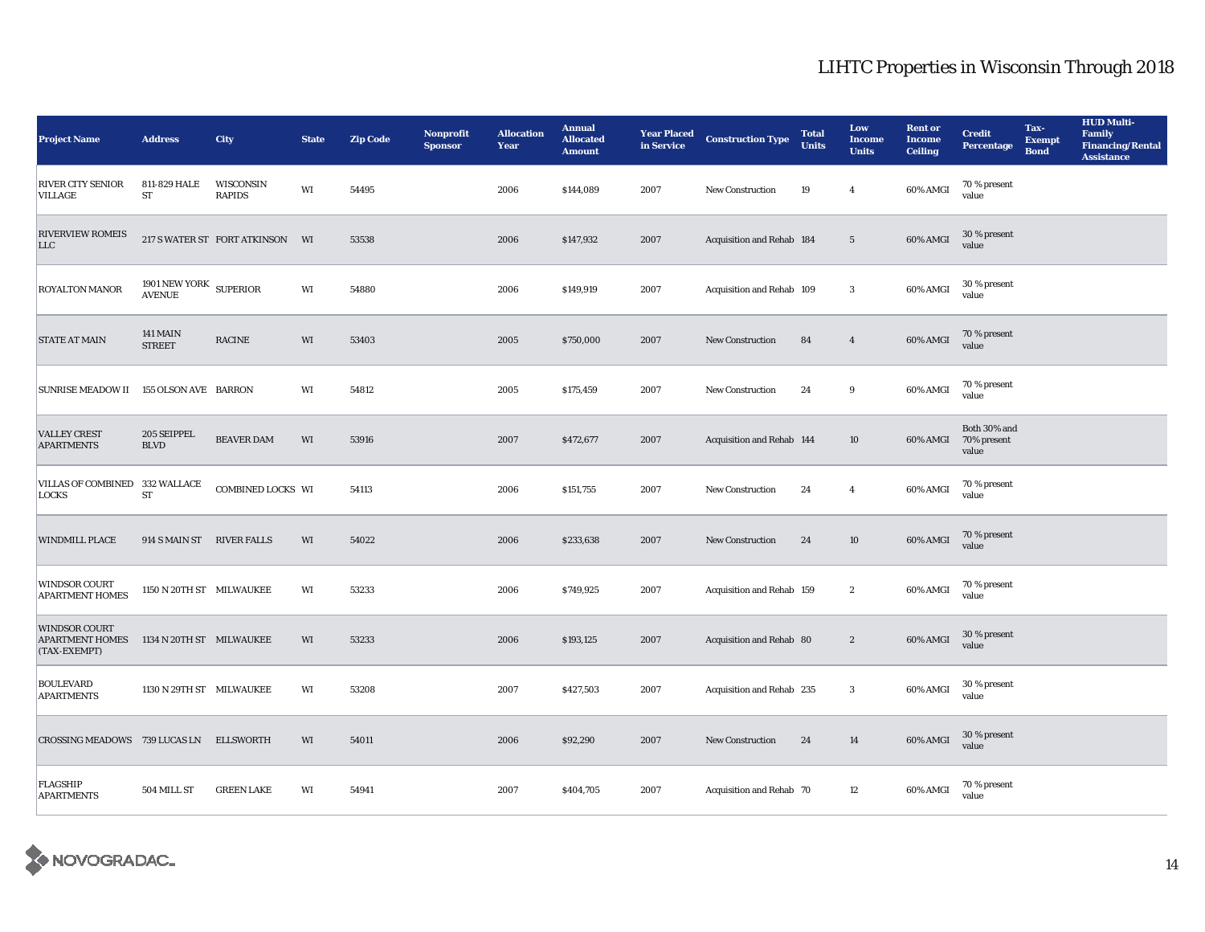# LIHTC Properties in Wisconsin Through 2018

| Project Name | Address | City | State | Zip Code | Nonprofit Sponsor | Allocation Year | Annual Allocated Amount | Year Placed in Service | Construction Type | Total Units | Low Income Units | Rent or Income Ceiling | Credit Percentage | Tax-Exempt Bond | HUD Multi-Family Financing/Rental Assistance |
|---|---|---|---|---|---|---|---|---|---|---|---|---|---|---|---|
| RIVER CITY SENIOR VILLAGE | 811-829 HALE ST | WISCONSIN RAPIDS | WI | 54495 | | 2006 | $144,089 | 2007 | New Construction | 19 | 4 | 60% AMGI | 70 % present value | | |
| RIVERVIEW ROMEIS LLC | 217 S WATER ST | FORT ATKINSON | WI | 53538 | | 2006 | $147,932 | 2007 | Acquisition and Rehab | 184 | 5 | 60% AMGI | 30 % present value | | |
| ROYALTON MANOR | 1901 NEW YORK AVENUE | SUPERIOR | WI | 54880 | | 2006 | $149,919 | 2007 | Acquisition and Rehab | 109 | 3 | 60% AMGI | 30 % present value | | |
| STATE AT MAIN | 141 MAIN STREET | RACINE | WI | 53403 | | 2005 | $750,000 | 2007 | New Construction | 84 | 4 | 60% AMGI | 70 % present value | | |
| SUNRISE MEADOW II | 155 OLSON AVE | BARRON | WI | 54812 | | 2005 | $175,459 | 2007 | New Construction | 24 | 9 | 60% AMGI | 70 % present value | | |
| VALLEY CREST APARTMENTS | 205 SEIPPEL BLVD | BEAVER DAM | WI | 53916 | | 2007 | $472,677 | 2007 | Acquisition and Rehab | 144 | 10 | 60% AMGI | Both 30% and 70% present value | | |
| VILLAS OF COMBINED LOCKS | 332 WALLACE ST | COMBINED LOCKS | WI | 54113 | | 2006 | $151,755 | 2007 | New Construction | 24 | 4 | 60% AMGI | 70 % present value | | |
| WINDMILL PLACE | 914 S MAIN ST | RIVER FALLS | WI | 54022 | | 2006 | $233,638 | 2007 | New Construction | 24 | 10 | 60% AMGI | 70 % present value | | |
| WINDSOR COURT APARTMENT HOMES | 1150 N 20TH ST | MILWAUKEE | WI | 53233 | | 2006 | $749,925 | 2007 | Acquisition and Rehab | 159 | 2 | 60% AMGI | 70 % present value | | |
| WINDSOR COURT APARTMENT HOMES (TAX-EXEMPT) | 1134 N 20TH ST | MILWAUKEE | WI | 53233 | | 2006 | $193,125 | 2007 | Acquisition and Rehab | 80 | 2 | 60% AMGI | 30 % present value | | |
| BOULEVARD APARTMENTS | 1130 N 29TH ST | MILWAUKEE | WI | 53208 | | 2007 | $427,503 | 2007 | Acquisition and Rehab | 235 | 3 | 60% AMGI | 30 % present value | | |
| CROSSING MEADOWS | 739 LUCAS LN | ELLSWORTH | WI | 54011 | | 2006 | $92,290 | 2007 | New Construction | 24 | 14 | 60% AMGI | 30 % present value | | |
| FLAGSHIP APARTMENTS | 504 MILL ST | GREEN LAKE | WI | 54941 | | 2007 | $404,705 | 2007 | Acquisition and Rehab | 70 | 12 | 60% AMGI | 70 % present value | | |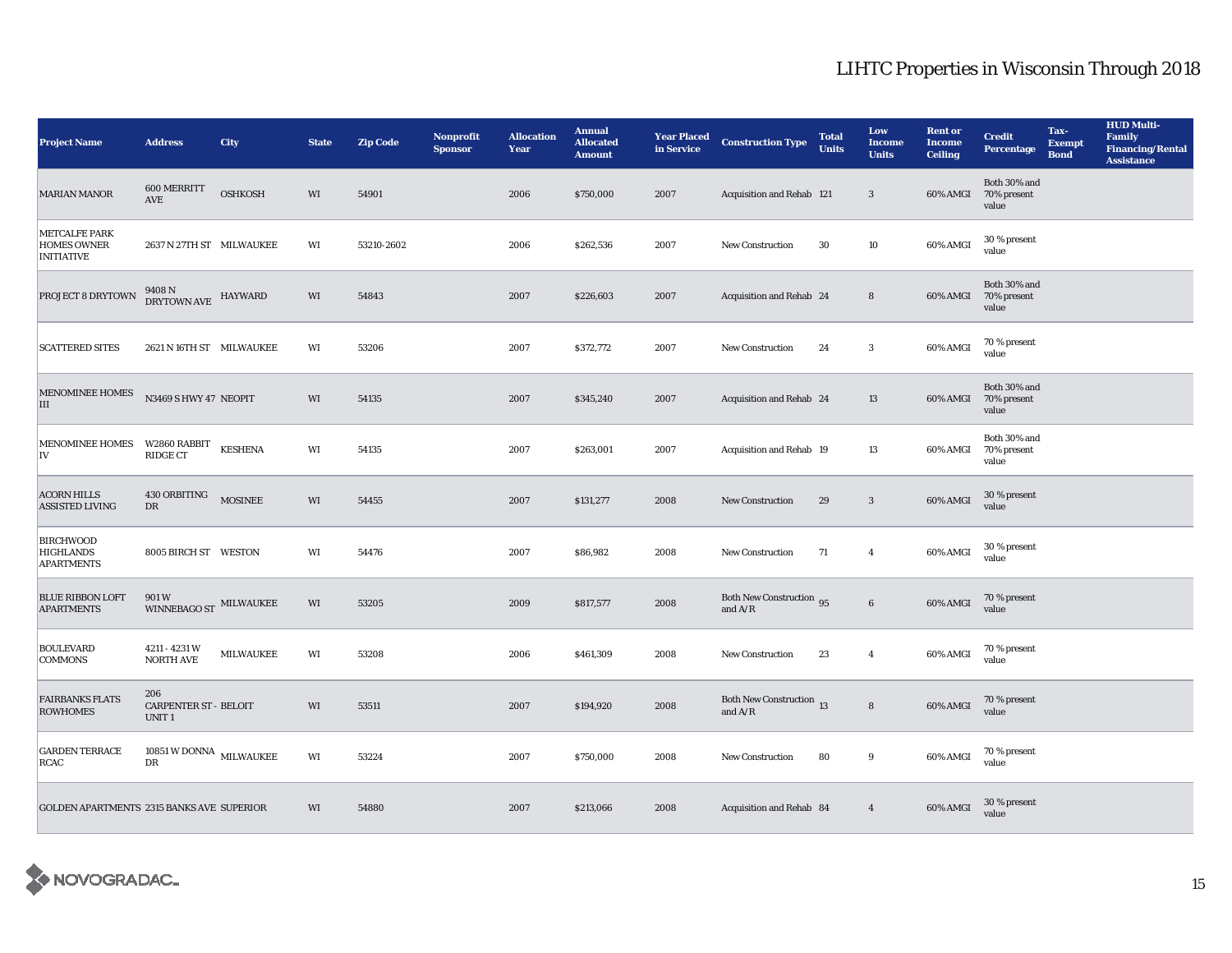# LIHTC Properties in Wisconsin Through 2018

| Project Name | Address | City | State | Zip Code | Nonprofit Sponsor | Allocation Year | Annual Allocated Amount | Year Placed in Service | Construction Type | Total Units | Low Income Units | Rent or Income Ceiling | Credit Percentage | Tax-Exempt Bond | HUD Multi-Family Financing/Rental Assistance |
|---|---|---|---|---|---|---|---|---|---|---|---|---|---|---|---|
| MARIAN MANOR | 600 MERRITT AVE | OSHKOSH | WI | 54901 | | 2006 | $750,000 | 2007 | Acquisition and Rehab | 121 | 3 | 60% AMGI | Both 30% and 70% present value | | |
| METCALFE PARK HOMES OWNER INITIATIVE | 2637 N 27TH ST | MILWAUKEE | WI | 53210-2602 | | 2006 | $262,536 | 2007 | New Construction | 30 | 10 | 60% AMGI | 30 % present value | | |
| PROJECT 8 DRYTOWN | 9408 N DRYTOWN AVE | HAYWARD | WI | 54843 | | 2007 | $226,603 | 2007 | Acquisition and Rehab | 24 | 8 | 60% AMGI | Both 30% and 70% present value | | |
| SCATTERED SITES | 2621 N 16TH ST | MILWAUKEE | WI | 53206 | | 2007 | $372,772 | 2007 | New Construction | 24 | 3 | 60% AMGI | 70 % present value | | |
| MENOMINEE HOMES III | N3469 S HWY 47 | NEOPIT | WI | 54135 | | 2007 | $345,240 | 2007 | Acquisition and Rehab | 24 | 13 | 60% AMGI | Both 30% and 70% present value | | |
| MENOMINEE HOMES IV | W2860 RABBIT RIDGE CT | KESHENA | WI | 54135 | | 2007 | $263,001 | 2007 | Acquisition and Rehab | 19 | 13 | 60% AMGI | Both 30% and 70% present value | | |
| ACORN HILLS ASSISTED LIVING | 430 ORBITING DR | MOSINEE | WI | 54455 | | 2007 | $131,277 | 2008 | New Construction | 29 | 3 | 60% AMGI | 30 % present value | | |
| BIRCHWOOD HIGHLANDS APARTMENTS | 8005 BIRCH ST | WESTON | WI | 54476 | | 2007 | $86,982 | 2008 | New Construction | 71 | 4 | 60% AMGI | 30 % present value | | |
| BLUE RIBBON LOFT APARTMENTS | 901 W WINNEBAGO ST | MILWAUKEE | WI | 53205 | | 2009 | $817,577 | 2008 | Both New Construction and A/R | 95 | 6 | 60% AMGI | 70 % present value | | |
| BOULEVARD COMMONS | 4211 - 4231 W NORTH AVE | MILWAUKEE | WI | 53208 | | 2006 | $461,309 | 2008 | New Construction | 23 | 4 | 60% AMGI | 70 % present value | | |
| FAIRBANKS FLATS ROWHOMES | 206 CARPENTER ST - UNIT 1 | BELOIT | WI | 53511 | | 2007 | $194,920 | 2008 | Both New Construction and A/R | 13 | 8 | 60% AMGI | 70 % present value | | |
| GARDEN TERRACE RCAC | 10851 W DONNA DR | MILWAUKEE | WI | 53224 | | 2007 | $750,000 | 2008 | New Construction | 80 | 9 | 60% AMGI | 70 % present value | | |
| GOLDEN APARTMENTS | 2315 BANKS AVE | SUPERIOR | WI | 54880 | | 2007 | $213,066 | 2008 | Acquisition and Rehab | 84 | 4 | 60% AMGI | 30 % present value | | |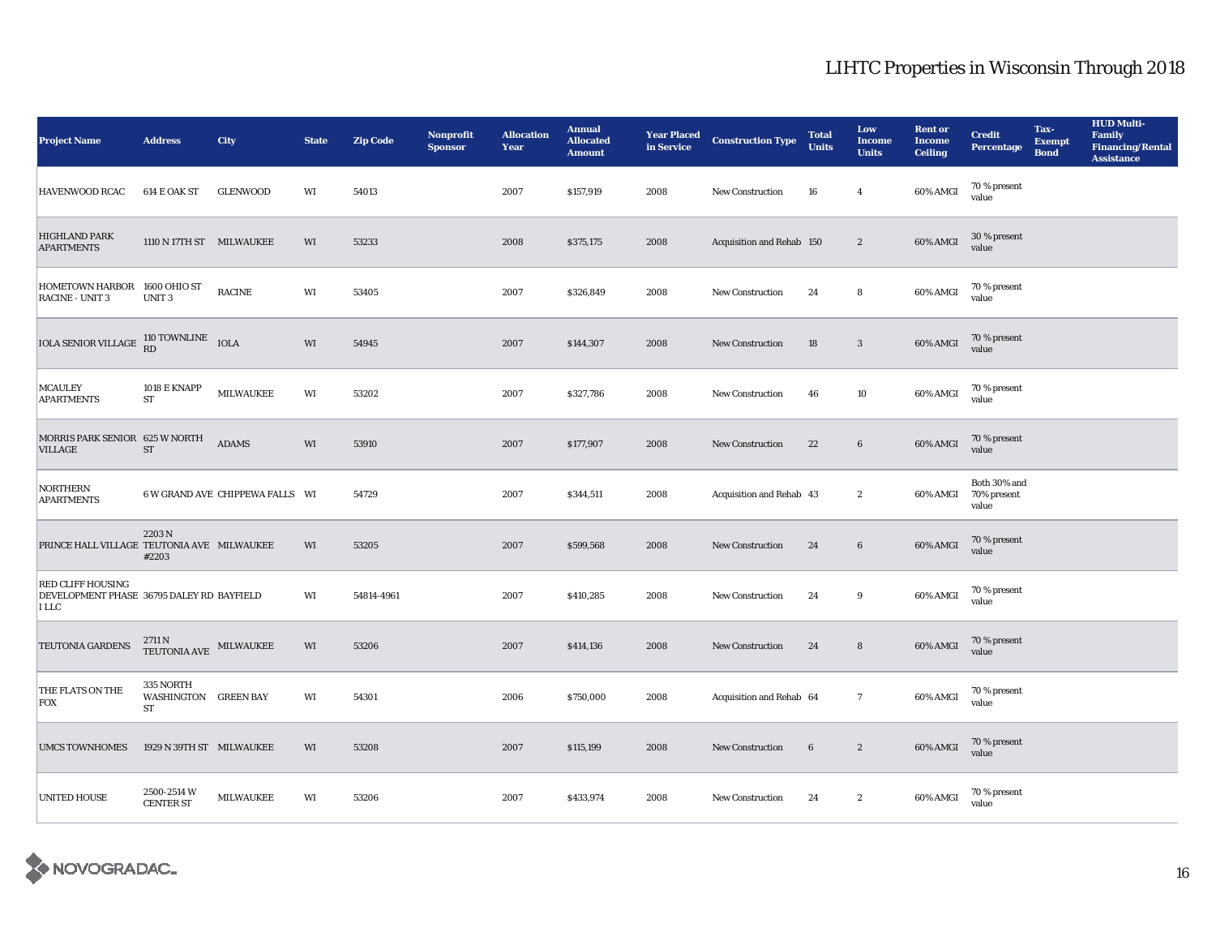# LIHTC Properties in Wisconsin Through 2018

| Project Name | Address | City | State | Zip Code | Nonprofit Sponsor | Allocation Year | Annual Allocated Amount | Year Placed in Service | Construction Type | Total Units | Low Income Units | Rent or Income Ceiling | Credit Percentage | Tax-Exempt Bond | HUD Multi-Family Financing/Rental Assistance |
|---|---|---|---|---|---|---|---|---|---|---|---|---|---|---|---|
| HAVENWOOD RCAC | 614 E OAK ST | GLENWOOD | WI | 54013 | | 2007 | $157,919 | 2008 | New Construction | 16 | 4 | 60% AMGI | 70 % present value | | |
| HIGHLAND PARK APARTMENTS | 1110 N 17TH ST | MILWAUKEE | WI | 53233 | | 2008 | $375,175 | 2008 | Acquisition and Rehab | 150 | 2 | 60% AMGI | 30 % present value | | |
| HOMETOWN HARBOR RACINE - UNIT 3 | 1600 OHIO ST UNIT 3 | RACINE | WI | 53405 | | 2007 | $326,849 | 2008 | New Construction | 24 | 8 | 60% AMGI | 70 % present value | | |
| IOLA SENIOR VILLAGE | 110 TOWNLINE RD | IOLA | WI | 54945 | | 2007 | $144,307 | 2008 | New Construction | 18 | 3 | 60% AMGI | 70 % present value | | |
| MCAULEY APARTMENTS | 1018 E KNAPP ST | MILWAUKEE | WI | 53202 | | 2007 | $327,786 | 2008 | New Construction | 46 | 10 | 60% AMGI | 70 % present value | | |
| MORRIS PARK SENIOR VILLAGE | 625 W NORTH ST | ADAMS | WI | 53910 | | 2007 | $177,907 | 2008 | New Construction | 22 | 6 | 60% AMGI | 70 % present value | | |
| NORTHERN APARTMENTS | 6 W GRAND AVE | CHIPPEWA FALLS | WI | 54729 | | 2007 | $344,511 | 2008 | Acquisition and Rehab | 43 | 2 | 60% AMGI | Both 30% and 70% present value | | |
| PRINCE HALL VILLAGE | 2203 N TEUTONIA AVE #2203 | MILWAUKEE | WI | 53205 | | 2007 | $599,568 | 2008 | New Construction | 24 | 6 | 60% AMGI | 70 % present value | | |
| RED CLIFF HOUSING DEVELOPMENT PHASE I LLC | 36795 DALEY RD | BAYFIELD | WI | 54814-4961 | | 2007 | $410,285 | 2008 | New Construction | 24 | 9 | 60% AMGI | 70 % present value | | |
| TEUTONIA GARDENS | 2711 N TEUTONIA AVE | MILWAUKEE | WI | 53206 | | 2007 | $414,136 | 2008 | New Construction | 24 | 8 | 60% AMGI | 70 % present value | | |
| THE FLATS ON THE FOX | 335 NORTH WASHINGTON ST | GREEN BAY | WI | 54301 | | 2006 | $750,000 | 2008 | Acquisition and Rehab | 64 | 7 | 60% AMGI | 70 % present value | | |
| UMCS TOWNHOMES | 1929 N 39TH ST | MILWAUKEE | WI | 53208 | | 2007 | $115,199 | 2008 | New Construction | 6 | 2 | 60% AMGI | 70 % present value | | |
| UNITED HOUSE | 2500-2514 W CENTER ST | MILWAUKEE | WI | 53206 | | 2007 | $433,974 | 2008 | New Construction | 24 | 2 | 60% AMGI | 70 % present value | | |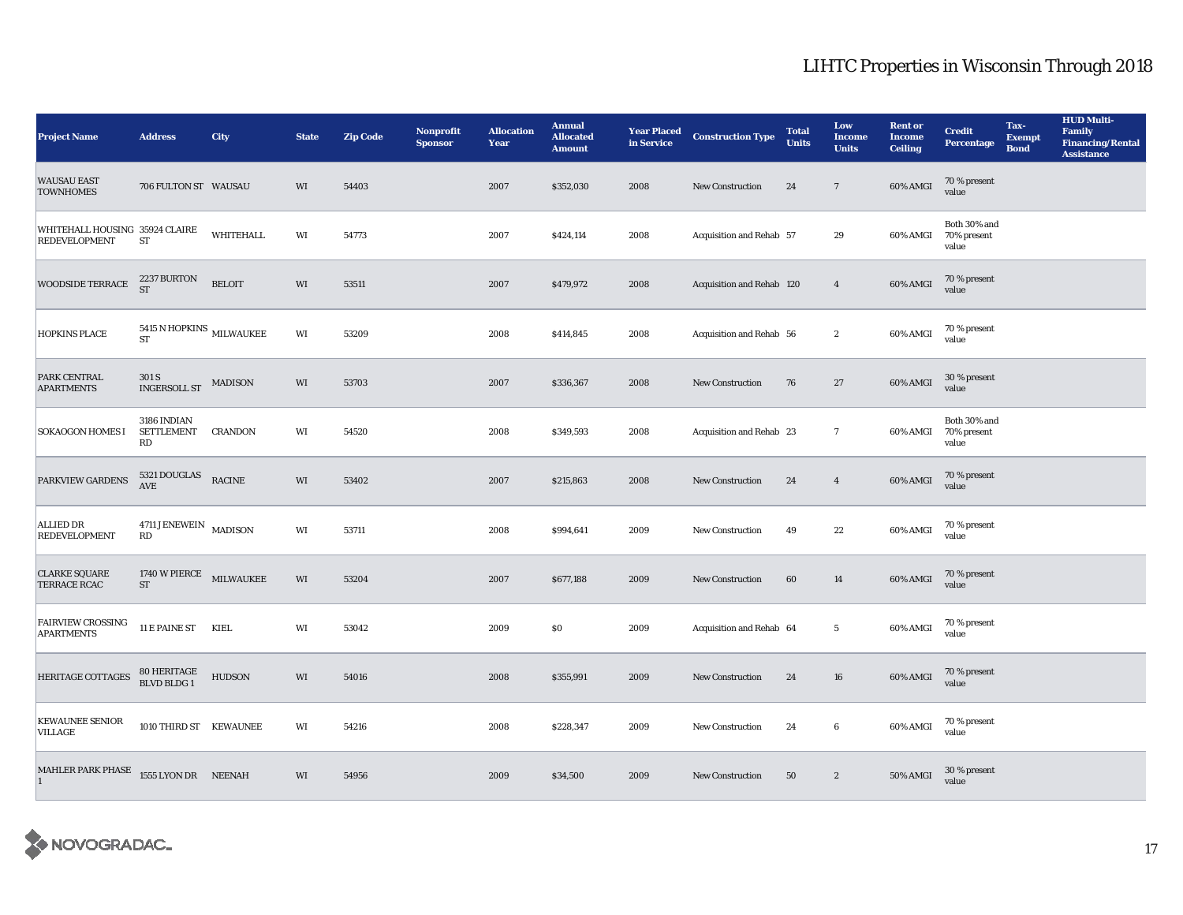# LIHTC Properties in Wisconsin Through 2018

| Project Name | Address | City | State | Zip Code | Nonprofit Sponsor | Allocation Year | Annual Allocated Amount | Year Placed in Service | Construction Type | Total Units | Low Income Units | Rent or Income Ceiling | Credit Percentage | Tax-Exempt Bond | HUD Multi-Family Financing/Rental Assistance |
|---|---|---|---|---|---|---|---|---|---|---|---|---|---|---|---|
| WAUSAU EAST TOWNHOMES | 706 FULTON ST | WAUSAU | WI | 54403 | | 2007 | $352,030 | 2008 | New Construction | 24 | 7 | 60% AMGI | 70 % present value | | |
| WHITEHALL HOUSING REDEVELOPMENT | 35924 CLAIRE ST | WHITEHALL | WI | 54773 | | 2007 | $424,114 | 2008 | Acquisition and Rehab | 57 | 29 | 60% AMGI | Both 30% and 70% present value | | |
| WOODSIDE TERRACE | 2237 BURTON ST | BELOIT | WI | 53511 | | 2007 | $479,972 | 2008 | Acquisition and Rehab | 120 | 4 | 60% AMGI | 70 % present value | | |
| HOPKINS PLACE | 5415 N HOPKINS ST | MILWAUKEE | WI | 53209 | | 2008 | $414,845 | 2008 | Acquisition and Rehab | 56 | 2 | 60% AMGI | 70 % present value | | |
| PARK CENTRAL APARTMENTS | 301 S INGERSOLL ST | MADISON | WI | 53703 | | 2007 | $336,367 | 2008 | New Construction | 76 | 27 | 60% AMGI | 30 % present value | | |
| SOKAOGON HOMES I | 3186 INDIAN SETTLEMENT RD | CRANDON | WI | 54520 | | 2008 | $349,593 | 2008 | Acquisition and Rehab | 23 | 7 | 60% AMGI | Both 30% and 70% present value | | |
| PARKVIEW GARDENS | 5321 DOUGLAS AVE | RACINE | WI | 53402 | | 2007 | $215,863 | 2008 | New Construction | 24 | 4 | 60% AMGI | 70 % present value | | |
| ALLIED DR REDEVELOPMENT | 4711 J ENEWEIN RD | MADISON | WI | 53711 | | 2008 | $994,641 | 2009 | New Construction | 49 | 22 | 60% AMGI | 70 % present value | | |
| CLARKE SQUARE TERRACE RCAC | 1740 W PIERCE ST | MILWAUKEE | WI | 53204 | | 2007 | $677,188 | 2009 | New Construction | 60 | 14 | 60% AMGI | 70 % present value | | |
| FAIRVIEW CROSSING APARTMENTS | 11 E PAINE ST | KIEL | WI | 53042 | | 2009 | $0 | 2009 | Acquisition and Rehab | 64 | 5 | 60% AMGI | 70 % present value | | |
| HERITAGE COTTAGES | 80 HERITAGE BLVD BLDG 1 | HUDSON | WI | 54016 | | 2008 | $355,991 | 2009 | New Construction | 24 | 16 | 60% AMGI | 70 % present value | | |
| KEWAUNEE SENIOR VILLAGE | 1010 THIRD ST | KEWAUNEE | WI | 54216 | | 2008 | $228,347 | 2009 | New Construction | 24 | 6 | 60% AMGI | 70 % present value | | |
| MAHLER PARK PHASE 1 | 1555 LYON DR | NEENAH | WI | 54956 | | 2009 | $34,500 | 2009 | New Construction | 50 | 2 | 50% AMGI | 30 % present value | | |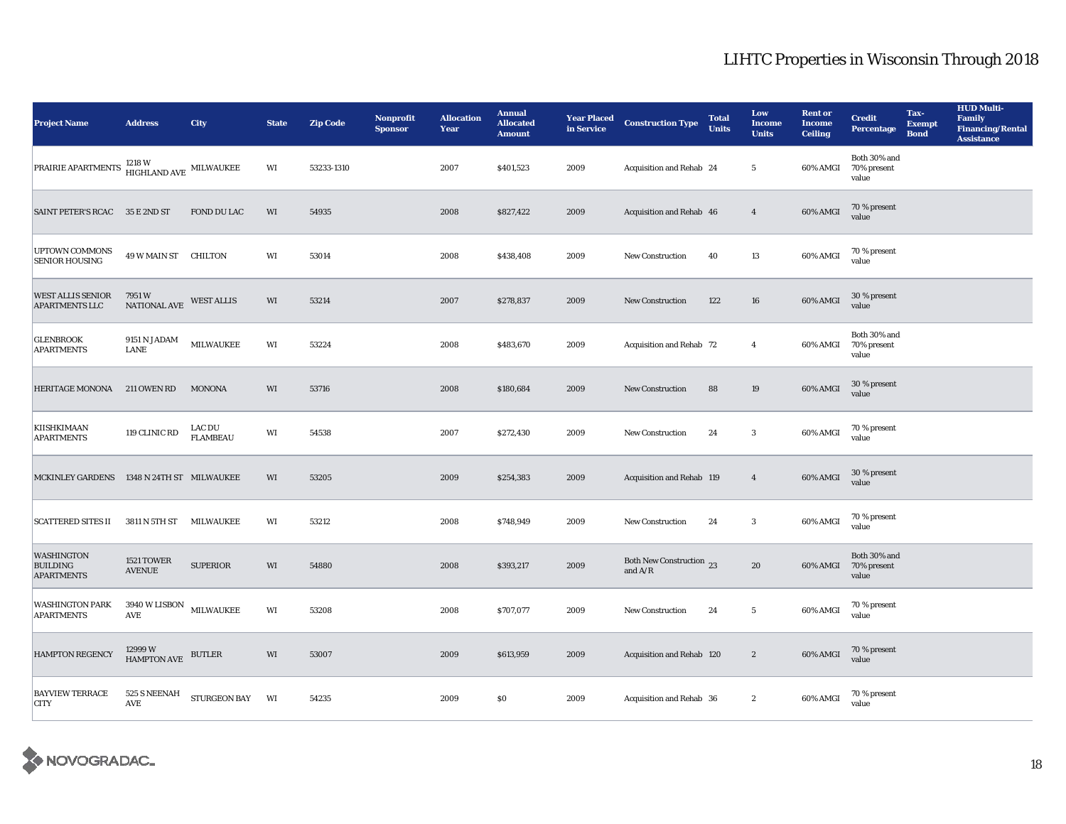# LIHTC Properties in Wisconsin Through 2018

| Project Name | Address | City | State | Zip Code | Nonprofit Sponsor | Allocation Year | Annual Allocated Amount | Year Placed in Service | Construction Type | Total Units | Low Income Units | Rent or Income Ceiling | Credit Percentage | Tax-Exempt Bond | HUD Multi-Family Financing/Rental Assistance |
|---|---|---|---|---|---|---|---|---|---|---|---|---|---|---|---|
| PRAIRIE APARTMENTS | 1218 W HIGHLAND AVE | MILWAUKEE | WI | 53233-1310 | | 2007 | $401,523 | 2009 | Acquisition and Rehab | 24 | 5 | 60% AMGI | Both 30% and 70% present value | | |
| SAINT PETER'S RCAC | 35 E 2ND ST | FOND DU LAC | WI | 54935 | | 2008 | $827,422 | 2009 | Acquisition and Rehab | 46 | 4 | 60% AMGI | 70 % present value | | |
| UPTOWN COMMONS SENIOR HOUSING | 49 W MAIN ST | CHILTON | WI | 53014 | | 2008 | $438,408 | 2009 | New Construction | 40 | 13 | 60% AMGI | 70 % present value | | |
| WEST ALLIS SENIOR APARTMENTS LLC | 7951 W NATIONAL AVE | WEST ALLIS | WI | 53214 | | 2007 | $278,837 | 2009 | New Construction | 122 | 16 | 60% AMGI | 30 % present value | | |
| GLENBROOK APARTMENTS | 9151 N J ADAM LANE | MILWAUKEE | WI | 53224 | | 2008 | $483,670 | 2009 | Acquisition and Rehab | 72 | 4 | 60% AMGI | Both 30% and 70% present value | | |
| HERITAGE MONONA | 211 OWEN RD | MONONA | WI | 53716 | | 2008 | $180,684 | 2009 | New Construction | 88 | 19 | 60% AMGI | 30 % present value | | |
| KIISHKIMAAN APARTMENTS | 119 CLINIC RD | LAC DU FLAMBEAU | WI | 54538 | | 2007 | $272,430 | 2009 | New Construction | 24 | 3 | 60% AMGI | 70 % present value | | |
| MCKINLEY GARDENS | 1348 N 24TH ST | MILWAUKEE | WI | 53205 | | 2009 | $254,383 | 2009 | Acquisition and Rehab | 119 | 4 | 60% AMGI | 30 % present value | | |
| SCATTERED SITES II | 3811 N 5TH ST | MILWAUKEE | WI | 53212 | | 2008 | $748,949 | 2009 | New Construction | 24 | 3 | 60% AMGI | 70 % present value | | |
| WASHINGTON BUILDING APARTMENTS | 1521 TOWER AVENUE | SUPERIOR | WI | 54880 | | 2008 | $393,217 | 2009 | Both New Construction and A/R | 23 | 20 | 60% AMGI | Both 30% and 70% present value | | |
| WASHINGTON PARK APARTMENTS | 3940 W LISBON AVE | MILWAUKEE | WI | 53208 | | 2008 | $707,077 | 2009 | New Construction | 24 | 5 | 60% AMGI | 70 % present value | | |
| HAMPTON REGENCY | 12999 W HAMPTON AVE | BUTLER | WI | 53007 | | 2009 | $613,959 | 2009 | Acquisition and Rehab | 120 | 2 | 60% AMGI | 70 % present value | | |
| BAYVIEW TERRACE CITY | 525 S NEENAH AVE | STURGEON BAY | WI | 54235 | | 2009 | $0 | 2009 | Acquisition and Rehab | 36 | 2 | 60% AMGI | 70 % present value | | |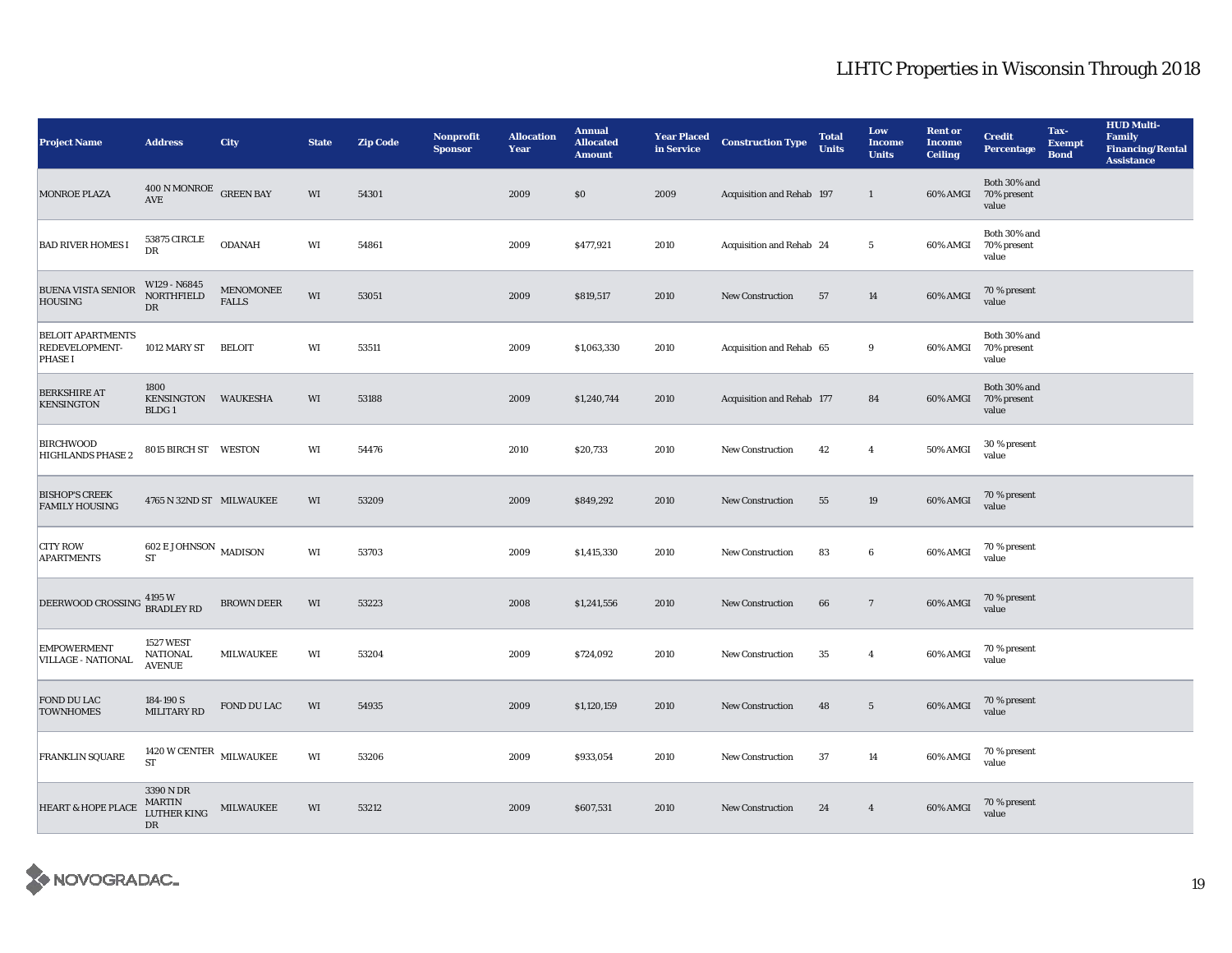# LIHTC Properties in Wisconsin Through 2018

| Project Name | Address | City | State | Zip Code | Nonprofit Sponsor | Allocation Year | Annual Allocated Amount | Year Placed in Service | Construction Type | Total Units | Low Income Units | Rent or Income Ceiling | Credit Percentage | Tax-Exempt Bond | HUD Multi-Family Financing/Rental Assistance |
|---|---|---|---|---|---|---|---|---|---|---|---|---|---|---|---|
| MONROE PLAZA | 400 N MONROE AVE | GREEN BAY | WI | 54301 | | 2009 | $0 | 2009 | Acquisition and Rehab | 197 | 1 | 60% AMGI | Both 30% and 70% present value | | |
| BAD RIVER HOMES I | 53875 CIRCLE DR | ODANAH | WI | 54861 | | 2009 | $477,921 | 2010 | Acquisition and Rehab | 24 | 5 | 60% AMGI | Both 30% and 70% present value | | |
| BUENA VISTA SENIOR HOUSING | W129 - N6845 NORTHFIELD DR | MENOMONEE FALLS | WI | 53051 | | 2009 | $819,517 | 2010 | New Construction | 57 | 14 | 60% AMGI | 70 % present value | | |
| BELOIT APARTMENTS REDEVELOPMENT-PHASE I | 1012 MARY ST | BELOIT | WI | 53511 | | 2009 | $1,063,330 | 2010 | Acquisition and Rehab | 65 | 9 | 60% AMGI | Both 30% and 70% present value | | |
| BERKSHIRE AT KENSINGTON | 1800 KENSINGTON BLDG 1 | WAUKESHA | WI | 53188 | | 2009 | $1,240,744 | 2010 | Acquisition and Rehab | 177 | 84 | 60% AMGI | Both 30% and 70% present value | | |
| BIRCHWOOD HIGHLANDS PHASE 2 | 8015 BIRCH ST | WESTON | WI | 54476 | | 2010 | $20,733 | 2010 | New Construction | 42 | 4 | 50% AMGI | 30 % present value | | |
| BISHOP'S CREEK FAMILY HOUSING | 4765 N 32ND ST | MILWAUKEE | WI | 53209 | | 2009 | $849,292 | 2010 | New Construction | 55 | 19 | 60% AMGI | 70 % present value | | |
| CITY ROW APARTMENTS | 602 E JOHNSON ST | MADISON | WI | 53703 | | 2009 | $1,415,330 | 2010 | New Construction | 83 | 6 | 60% AMGI | 70 % present value | | |
| DEERWOOD CROSSING | 4195 W BRADLEY RD | BROWN DEER | WI | 53223 | | 2008 | $1,241,556 | 2010 | New Construction | 66 | 7 | 60% AMGI | 70 % present value | | |
| EMPOWERMENT VILLAGE - NATIONAL | 1527 WEST NATIONAL AVENUE | MILWAUKEE | WI | 53204 | | 2009 | $724,092 | 2010 | New Construction | 35 | 4 | 60% AMGI | 70 % present value | | |
| FOND DU LAC TOWNHOMES | 184-190 S MILITARY RD | FOND DU LAC | WI | 54935 | | 2009 | $1,120,159 | 2010 | New Construction | 48 | 5 | 60% AMGI | 70 % present value | | |
| FRANKLIN SQUARE | 1420 W CENTER ST | MILWAUKEE | WI | 53206 | | 2009 | $933,054 | 2010 | New Construction | 37 | 14 | 60% AMGI | 70 % present value | | |
| HEART & HOPE PLACE | 3390 N DR MARTIN LUTHER KING DR | MILWAUKEE | WI | 53212 | | 2009 | $607,531 | 2010 | New Construction | 24 | 4 | 60% AMGI | 70 % present value | | |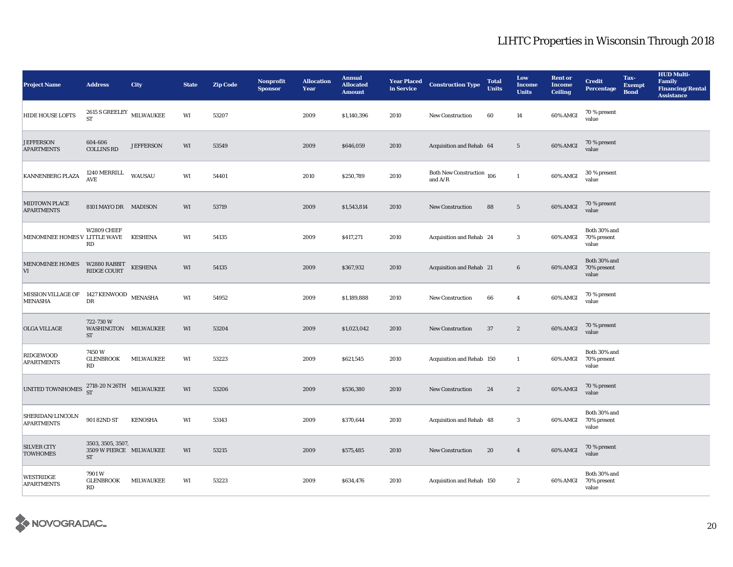# LIHTC Properties in Wisconsin Through 2018

| Project Name | Address | City | State | Zip Code | Nonprofit Sponsor | Allocation Year | Annual Allocated Amount | Year Placed in Service | Construction Type | Total Units | Low Income Units | Rent or Income Ceiling | Credit Percentage | Tax-Exempt Bond | HUD Multi-Family Financing/Rental Assistance |
|---|---|---|---|---|---|---|---|---|---|---|---|---|---|---|---|
| HIDE HOUSE LOFTS | 2615 S GREELEY ST | MILWAUKEE | WI | 53207 | | 2009 | $1,140,396 | 2010 | New Construction | 60 | 14 | 60% AMGI | 70 % present value | | |
| JEFFERSON APARTMENTS | 604-606 COLLINS RD | JEFFERSON | WI | 53549 | | 2009 | $646,059 | 2010 | Acquisition and Rehab | 64 | 5 | 60% AMGI | 70 % present value | | |
| KANNENBERG PLAZA | 1240 MERRILL AVE | WAUSAU | WI | 54401 | | 2010 | $250,789 | 2010 | Both New Construction and A/R | 106 | 1 | 60% AMGI | 30 % present value | | |
| MIDTOWN PLACE APARTMENTS | 8101 MAYO DR | MADISON | WI | 53719 | | 2009 | $1,543,814 | 2010 | New Construction | 88 | 5 | 60% AMGI | 70 % present value | | |
| MENOMINEE HOMES V | W2809 CHIEF LITTLE WAVE RD | KESHENA | WI | 54135 | | 2009 | $417,271 | 2010 | Acquisition and Rehab | 24 | 3 | 60% AMGI | Both 30% and 70% present value | | |
| MENOMINEE HOMES VI | W2880 RABBIT RIDGE COURT | KESHENA | WI | 54135 | | 2009 | $367,932 | 2010 | Acquisition and Rehab | 21 | 6 | 60% AMGI | Both 30% and 70% present value | | |
| MISSION VILLAGE OF MENASHA | 1427 KENWOOD DR | MENASHA | WI | 54952 | | 2009 | $1,189,888 | 2010 | New Construction | 66 | 4 | 60% AMGI | 70 % present value | | |
| OLGA VILLAGE | 722-730 W WASHINGTON ST | MILWAUKEE | WI | 53204 | | 2009 | $1,023,042 | 2010 | New Construction | 37 | 2 | 60% AMGI | 70 % present value | | |
| RIDGEWOOD APARTMENTS | 7450 W GLENBROOK RD | MILWAUKEE | WI | 53223 | | 2009 | $621,545 | 2010 | Acquisition and Rehab | 150 | 1 | 60% AMGI | Both 30% and 70% present value | | |
| UNITED TOWNHOMES | 2718-20 N 26TH ST | MILWAUKEE | WI | 53206 | | 2009 | $536,380 | 2010 | New Construction | 24 | 2 | 60% AMGI | 70 % present value | | |
| SHERIDAN/LINCOLN APARTMENTS | 901 82ND ST | KENOSHA | WI | 53143 | | 2009 | $370,644 | 2010 | Acquisition and Rehab | 48 | 3 | 60% AMGI | Both 30% and 70% present value | | |
| SILVER CITY TOWHOMES | 3503, 3505, 3507, 3509 W PIERCE ST | MILWAUKEE | WI | 53215 | | 2009 | $575,485 | 2010 | New Construction | 20 | 4 | 60% AMGI | 70 % present value | | |
| WESTRIDGE APARTMENTS | 7901 W GLENBROOK RD | MILWAUKEE | WI | 53223 | | 2009 | $634,476 | 2010 | Acquisition and Rehab | 150 | 2 | 60% AMGI | Both 30% and 70% present value | | |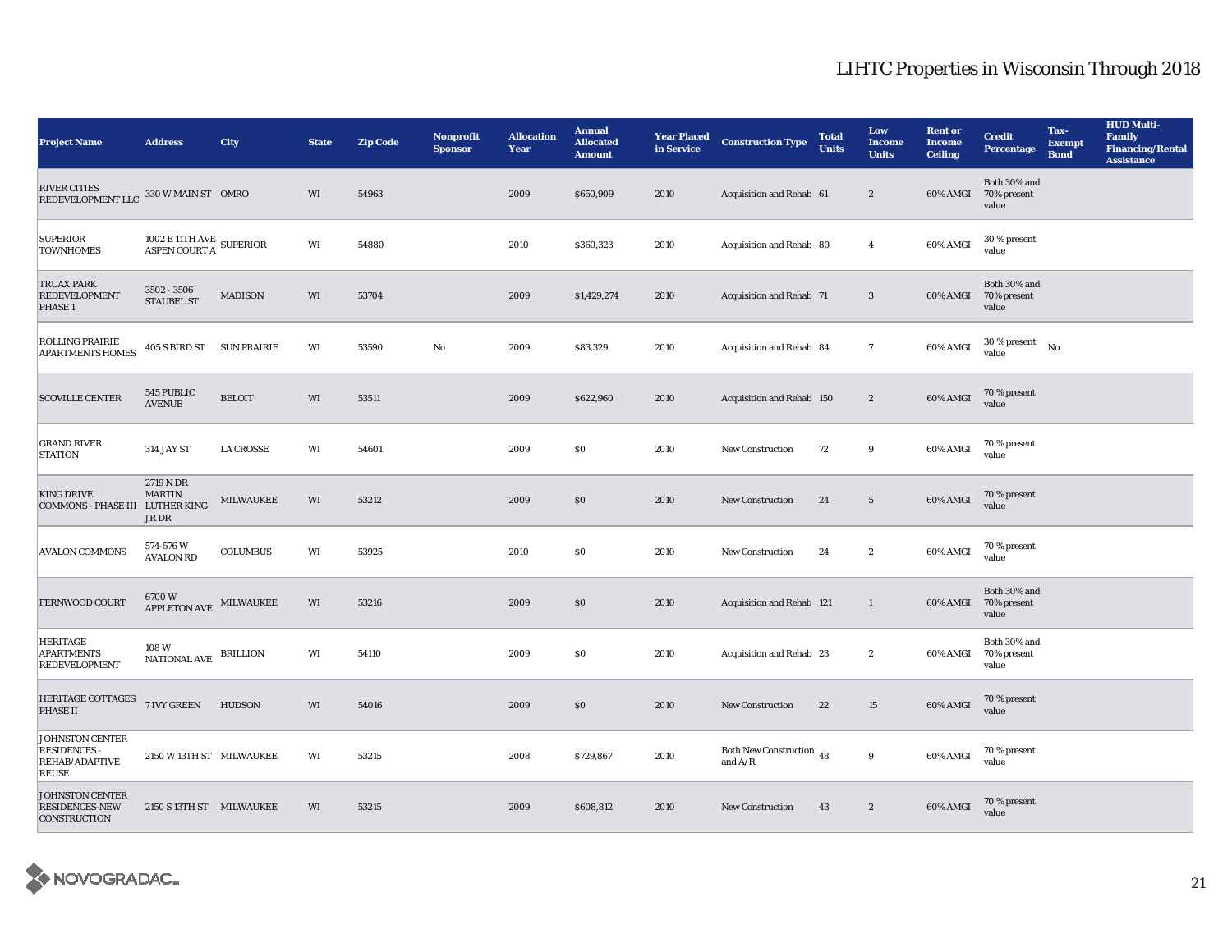# LIHTC Properties in Wisconsin Through 2018

| Project Name | Address | City | State | Zip Code | Nonprofit Sponsor | Allocation Year | Annual Allocated Amount | Year Placed in Service | Construction Type | Total Units | Low Income Units | Rent or Income Ceiling | Credit Percentage | Tax-Exempt Bond | HUD Multi-Family Financing/Rental Assistance |
|---|---|---|---|---|---|---|---|---|---|---|---|---|---|---|---|
| RIVER CITIES REDEVELOPMENT LLC | 330 W MAIN ST | OMRO | WI | 54963 | | 2009 | $650,909 | 2010 | Acquisition and Rehab | 61 | 2 | 60% AMGI | Both 30% and 70% present value | | |
| SUPERIOR TOWNHOMES | 1002 E 11TH AVE ASPEN COURT A | SUPERIOR | WI | 54880 | | 2010 | $360,323 | 2010 | Acquisition and Rehab | 80 | 4 | 60% AMGI | 30 % present value | | |
| TRUAX PARK REDEVELOPMENT PHASE 1 | 3502 - 3506 STAUBEL ST | MADISON | WI | 53704 | | 2009 | $1,429,274 | 2010 | Acquisition and Rehab | 71 | 3 | 60% AMGI | Both 30% and 70% present value | | |
| ROLLING PRAIRIE APARTMENTS HOMES | 405 S BIRD ST | SUN PRAIRIE | WI | 53590 | No | 2009 | $83,329 | 2010 | Acquisition and Rehab | 84 | 7 | 60% AMGI | 30 % present value | No | |
| SCOVILLE CENTER | 545 PUBLIC AVENUE | BELOIT | WI | 53511 | | 2009 | $622,960 | 2010 | Acquisition and Rehab | 150 | 2 | 60% AMGI | 70 % present value | | |
| GRAND RIVER STATION | 314 JAY ST | LA CROSSE | WI | 54601 | | 2009 | $0 | 2010 | New Construction | 72 | 9 | 60% AMGI | 70 % present value | | |
| KING DRIVE COMMONS - PHASE III | 2719 N DR MARTIN LUTHER KING JR DR | MILWAUKEE | WI | 53212 | | 2009 | $0 | 2010 | New Construction | 24 | 5 | 60% AMGI | 70 % present value | | |
| AVALON COMMONS | 574-576 W AVALON RD | COLUMBUS | WI | 53925 | | 2010 | $0 | 2010 | New Construction | 24 | 2 | 60% AMGI | 70 % present value | | |
| FERNWOOD COURT | 6700 W APPLETON AVE | MILWAUKEE | WI | 53216 | | 2009 | $0 | 2010 | Acquisition and Rehab | 121 | 1 | 60% AMGI | Both 30% and 70% present value | | |
| HERITAGE APARTMENTS REDEVELOPMENT | 108 W NATIONAL AVE | BRILLION | WI | 54110 | | 2009 | $0 | 2010 | Acquisition and Rehab | 23 | 2 | 60% AMGI | Both 30% and 70% present value | | |
| HERITAGE COTTAGES PHASE II | 7 IVY GREEN | HUDSON | WI | 54016 | | 2009 | $0 | 2010 | New Construction | 22 | 15 | 60% AMGI | 70 % present value | | |
| JOHNSTON CENTER RESIDENCES - REHAB/ADAPTIVE REUSE | 2150 W 13TH ST | MILWAUKEE | WI | 53215 | | 2008 | $729,867 | 2010 | Both New Construction and A/R | 48 | 9 | 60% AMGI | 70 % present value | | |
| JOHNSTON CENTER RESIDENCES-NEW CONSTRUCTION | 2150 S 13TH ST | MILWAUKEE | WI | 53215 | | 2009 | $608,812 | 2010 | New Construction | 43 | 2 | 60% AMGI | 70 % present value | | |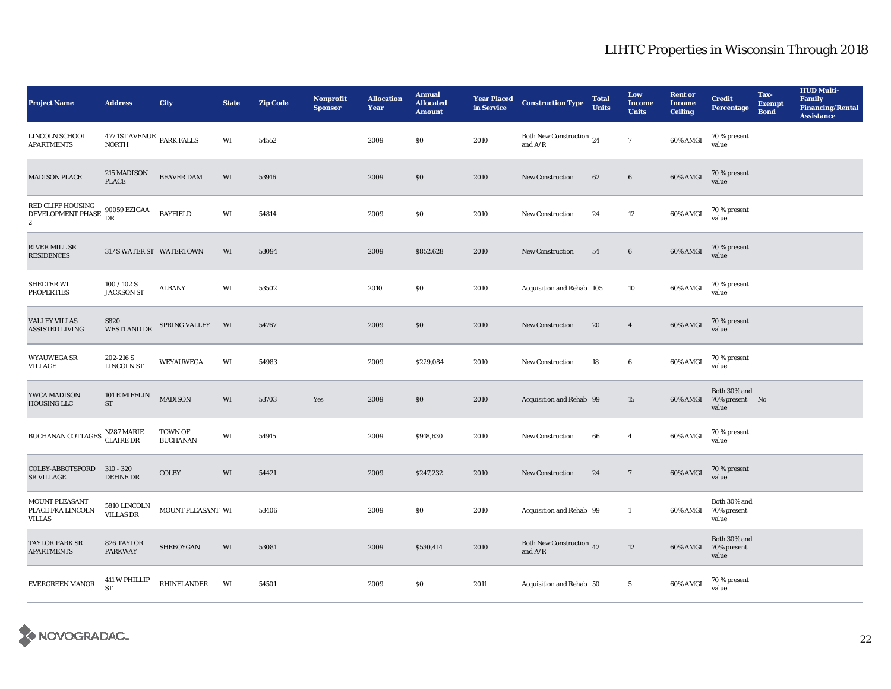# LIHTC Properties in Wisconsin Through 2018

| Project Name | Address | City | State | Zip Code | Nonprofit Sponsor | Allocation Year | Annual Allocated Amount | Year Placed in Service | Construction Type | Total Units | Low Income Units | Rent or Income Ceiling | Credit Percentage | Tax-Exempt Bond | HUD Multi-Family Financing/Rental Assistance |
|---|---|---|---|---|---|---|---|---|---|---|---|---|---|---|---|
| LINCOLN SCHOOL APARTMENTS | 477 1ST AVENUE NORTH | PARK FALLS | WI | 54552 | | 2009 | $0 | 2010 | Both New Construction and A/R | 24 | 7 | 60% AMGI | 70 % present value | | |
| MADISON PLACE | 215 MADISON PLACE | BEAVER DAM | WI | 53916 | | 2009 | $0 | 2010 | New Construction | 62 | 6 | 60% AMGI | 70 % present value | | |
| RED CLIFF HOUSING DEVELOPMENT PHASE 2 | 90059 EZIGAA DR | BAYFIELD | WI | 54814 | | 2009 | $0 | 2010 | New Construction | 24 | 12 | 60% AMGI | 70 % present value | | |
| RIVER MILL SR RESIDENCES | 317 S WATER ST | WATERTOWN | WI | 53094 | | 2009 | $852,628 | 2010 | New Construction | 54 | 6 | 60% AMGI | 70 % present value | | |
| SHELTER WI PROPERTIES | 100 / 102 S JACKSON ST | ALBANY | WI | 53502 | | 2010 | $0 | 2010 | Acquisition and Rehab | 105 | 10 | 60% AMGI | 70 % present value | | |
| VALLEY VILLAS ASSISTED LIVING | S820 WESTLAND DR | SPRING VALLEY | WI | 54767 | | 2009 | $0 | 2010 | New Construction | 20 | 4 | 60% AMGI | 70 % present value | | |
| WYAUWEGA SR VILLAGE | 202-216 S LINCOLN ST | WEYAUWEGA | WI | 54983 | | 2009 | $229,084 | 2010 | New Construction | 18 | 6 | 60% AMGI | 70 % present value | | |
| YWCA MADISON HOUSING LLC | 101 E MIFFLIN ST | MADISON | WI | 53703 | Yes | 2009 | $0 | 2010 | Acquisition and Rehab | 99 | 15 | 60% AMGI | Both 30% and 70% present value | No | |
| BUCHANAN COTTAGES | N287 MARIE CLAIRE DR | TOWN OF BUCHANAN | WI | 54915 | | 2009 | $918,630 | 2010 | New Construction | 66 | 4 | 60% AMGI | 70 % present value | | |
| COLBY-ABBOTSFORD SR VILLAGE | 310 - 320 DEHNE DR | COLBY | WI | 54421 | | 2009 | $247,232 | 2010 | New Construction | 24 | 7 | 60% AMGI | 70 % present value | | |
| MOUNT PLEASANT PLACE FKA LINCOLN VILLAS | 5810 LINCOLN VILLAS DR | MOUNT PLEASANT | WI | 53406 | | 2009 | $0 | 2010 | Acquisition and Rehab | 99 | 1 | 60% AMGI | Both 30% and 70% present value | | |
| TAYLOR PARK SR APARTMENTS | 826 TAYLOR PARKWAY | SHEBOYGAN | WI | 53081 | | 2009 | $530,414 | 2010 | Both New Construction and A/R | 42 | 12 | 60% AMGI | Both 30% and 70% present value | | |
| EVERGREEN MANOR | 411 W PHILLIP ST | RHINELANDER | WI | 54501 | | 2009 | $0 | 2011 | Acquisition and Rehab | 50 | 5 | 60% AMGI | 70 % present value | | |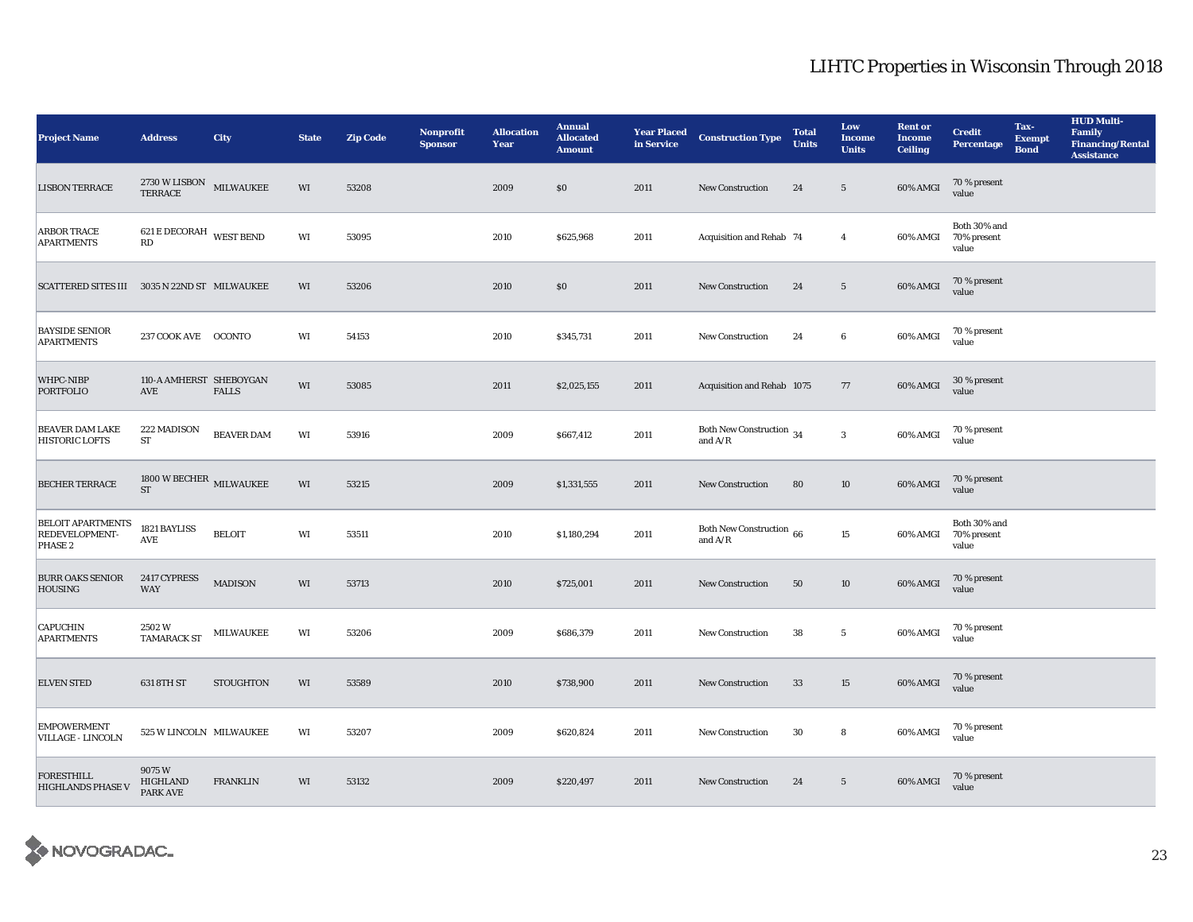# LIHTC Properties in Wisconsin Through 2018

| Project Name | Address | City | State | Zip Code | Nonprofit Sponsor | Allocation Year | Annual Allocated Amount | Year Placed in Service | Construction Type | Total Units | Low Income Units | Rent or Income Ceiling | Credit Percentage | Tax-Exempt Bond | HUD Multi-Family Financing/Rental Assistance |
|---|---|---|---|---|---|---|---|---|---|---|---|---|---|---|---|
| LISBON TERRACE | 2730 W LISBON TERRACE | MILWAUKEE | WI | 53208 | | 2009 | $0 | 2011 | New Construction | 24 | 5 | 60% AMGI | 70 % present value | | |
| ARBOR TRACE APARTMENTS | 621 E DECORAH RD | WEST BEND | WI | 53095 | | 2010 | $625,968 | 2011 | Acquisition and Rehab | 74 | 4 | 60% AMGI | Both 30% and 70% present value | | |
| SCATTERED SITES III | 3035 N 22ND ST | MILWAUKEE | WI | 53206 | | 2010 | $0 | 2011 | New Construction | 24 | 5 | 60% AMGI | 70 % present value | | |
| BAYSIDE SENIOR APARTMENTS | 237 COOK AVE | OCONTO | WI | 54153 | | 2010 | $345,731 | 2011 | New Construction | 24 | 6 | 60% AMGI | 70 % present value | | |
| WHPC-NIBP PORTFOLIO | 110-A AMHERST AVE | SHEBOYGAN FALLS | WI | 53085 | | 2011 | $2,025,155 | 2011 | Acquisition and Rehab | 1075 | 77 | 60% AMGI | 30 % present value | | |
| BEAVER DAM LAKE HISTORIC LOFTS | 222 MADISON ST | BEAVER DAM | WI | 53916 | | 2009 | $667,412 | 2011 | Both New Construction and A/R | 34 | 3 | 60% AMGI | 70 % present value | | |
| BECHER TERRACE | 1800 W BECHER ST | MILWAUKEE | WI | 53215 | | 2009 | $1,331,555 | 2011 | New Construction | 80 | 10 | 60% AMGI | 70 % present value | | |
| BELOIT APARTMENTS REDEVELOPMENT-PHASE 2 | 1821 BAYLISS AVE | BELOIT | WI | 53511 | | 2010 | $1,180,294 | 2011 | Both New Construction and A/R | 66 | 15 | 60% AMGI | Both 30% and 70% present value | | |
| BURR OAKS SENIOR HOUSING | 2417 CYPRESS WAY | MADISON | WI | 53713 | | 2010 | $725,001 | 2011 | New Construction | 50 | 10 | 60% AMGI | 70 % present value | | |
| CAPUCHIN APARTMENTS | 2502 W TAMARACK ST | MILWAUKEE | WI | 53206 | | 2009 | $686,379 | 2011 | New Construction | 38 | 5 | 60% AMGI | 70 % present value | | |
| ELVEN STED | 631 8TH ST | STOUGHTON | WI | 53589 | | 2010 | $738,900 | 2011 | New Construction | 33 | 15 | 60% AMGI | 70 % present value | | |
| EMPOWERMENT VILLAGE - LINCOLN | 525 W LINCOLN | MILWAUKEE | WI | 53207 | | 2009 | $620,824 | 2011 | New Construction | 30 | 8 | 60% AMGI | 70 % present value | | |
| FORESTHILL HIGHLANDS PHASE V | 9075 W HIGHLAND PARK AVE | FRANKLIN | WI | 53132 | | 2009 | $220,497 | 2011 | New Construction | 24 | 5 | 60% AMGI | 70 % present value | | |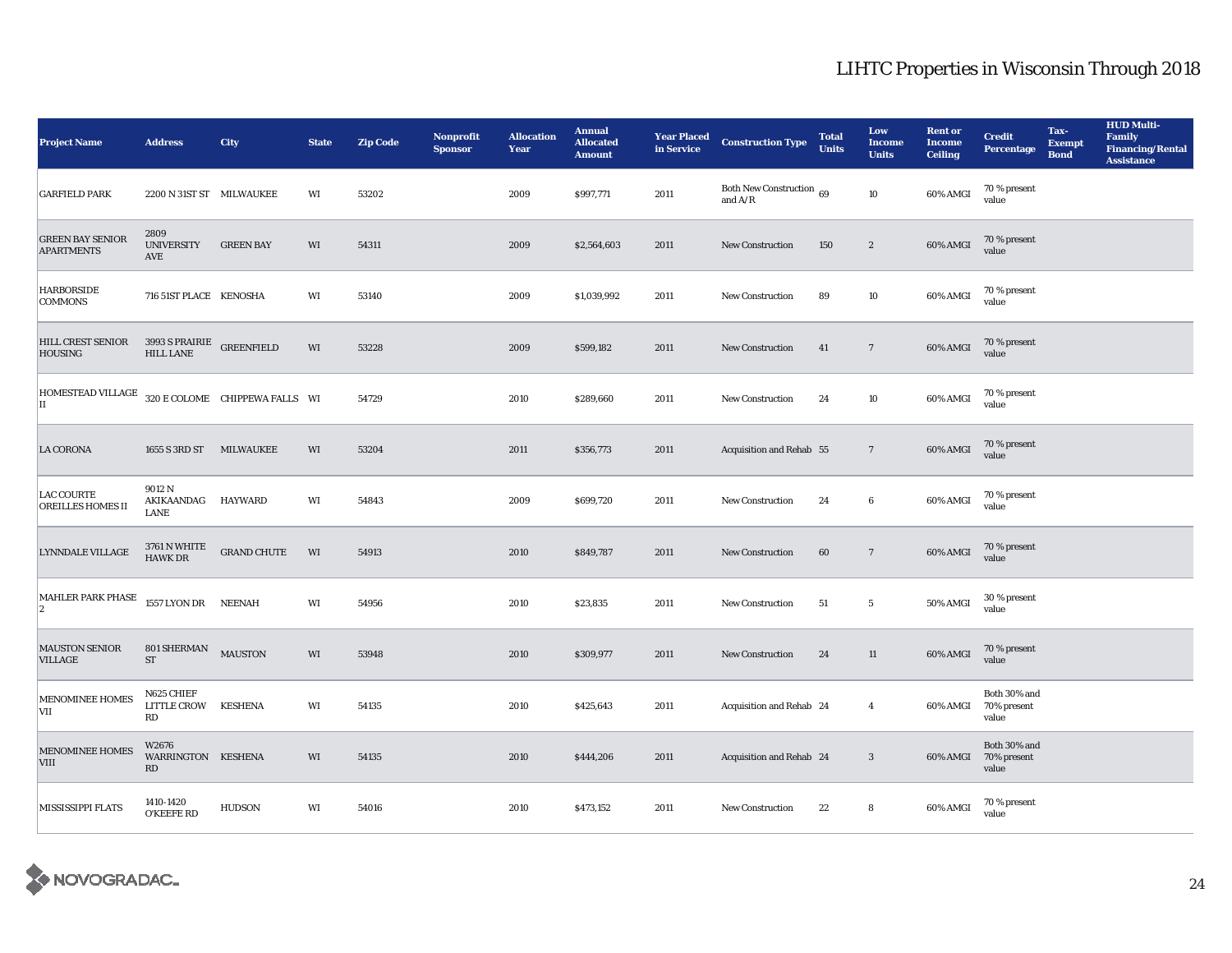# LIHTC Properties in Wisconsin Through 2018

| Project Name | Address | City | State | Zip Code | Nonprofit Sponsor | Allocation Year | Annual Allocated Amount | Year Placed in Service | Construction Type | Total Units | Low Income Units | Rent or Income Ceiling | Credit Percentage | Tax-Exempt Bond | HUD Multi-Family Financing/Rental Assistance |
|---|---|---|---|---|---|---|---|---|---|---|---|---|---|---|---|
| GARFIELD PARK | 2200 N 31ST ST | MILWAUKEE | WI | 53202 | | 2009 | $997,771 | 2011 | Both New Construction and A/R | 69 | 10 | 60% AMGI | 70 % present value | | |
| GREEN BAY SENIOR APARTMENTS | 2809 UNIVERSITY AVE | GREEN BAY | WI | 54311 | | 2009 | $2,564,603 | 2011 | New Construction | 150 | 2 | 60% AMGI | 70 % present value | | |
| HARBORSIDE COMMONS | 716 51ST PLACE | KENOSHA | WI | 53140 | | 2009 | $1,039,992 | 2011 | New Construction | 89 | 10 | 60% AMGI | 70 % present value | | |
| HILL CREST SENIOR HOUSING | 3993 S PRAIRIE HILL LANE | GREENFIELD | WI | 53228 | | 2009 | $599,182 | 2011 | New Construction | 41 | 7 | 60% AMGI | 70 % present value | | |
| HOMESTEAD VILLAGE II | 320 E COLOME | CHIPPEWA FALLS | WI | 54729 | | 2010 | $289,660 | 2011 | New Construction | 24 | 10 | 60% AMGI | 70 % present value | | |
| LA CORONA | 1655 S 3RD ST | MILWAUKEE | WI | 53204 | | 2011 | $356,773 | 2011 | Acquisition and Rehab | 55 | 7 | 60% AMGI | 70 % present value | | |
| LAC COURTE OREILLES HOMES II | 9012 N AKIKAANDAG LANE | HAYWARD | WI | 54843 | | 2009 | $699,720 | 2011 | New Construction | 24 | 6 | 60% AMGI | 70 % present value | | |
| LYNNDALE VILLAGE | 3761 N WHITE HAWK DR | GRAND CHUTE | WI | 54913 | | 2010 | $849,787 | 2011 | New Construction | 60 | 7 | 60% AMGI | 70 % present value | | |
| MAHLER PARK PHASE 2 | 1557 LYON DR | NEENAH | WI | 54956 | | 2010 | $23,835 | 2011 | New Construction | 51 | 5 | 50% AMGI | 30 % present value | | |
| MAUSTON SENIOR VILLAGE | 801 SHERMAN ST | MAUSTON | WI | 53948 | | 2010 | $309,977 | 2011 | New Construction | 24 | 11 | 60% AMGI | 70 % present value | | |
| MENOMINEE HOMES VII | N625 CHIEF LITTLE CROW RD | KESHENA | WI | 54135 | | 2010 | $425,643 | 2011 | Acquisition and Rehab | 24 | 4 | 60% AMGI | Both 30% and 70% present value | | |
| MENOMINEE HOMES VIII | W2676 WARRINGTON RD | KESHENA | WI | 54135 | | 2010 | $444,206 | 2011 | Acquisition and Rehab | 24 | 3 | 60% AMGI | Both 30% and 70% present value | | |
| MISSISSIPPI FLATS | 1410-1420 O'KEEFE RD | HUDSON | WI | 54016 | | 2010 | $473,152 | 2011 | New Construction | 22 | 8 | 60% AMGI | 70 % present value | | |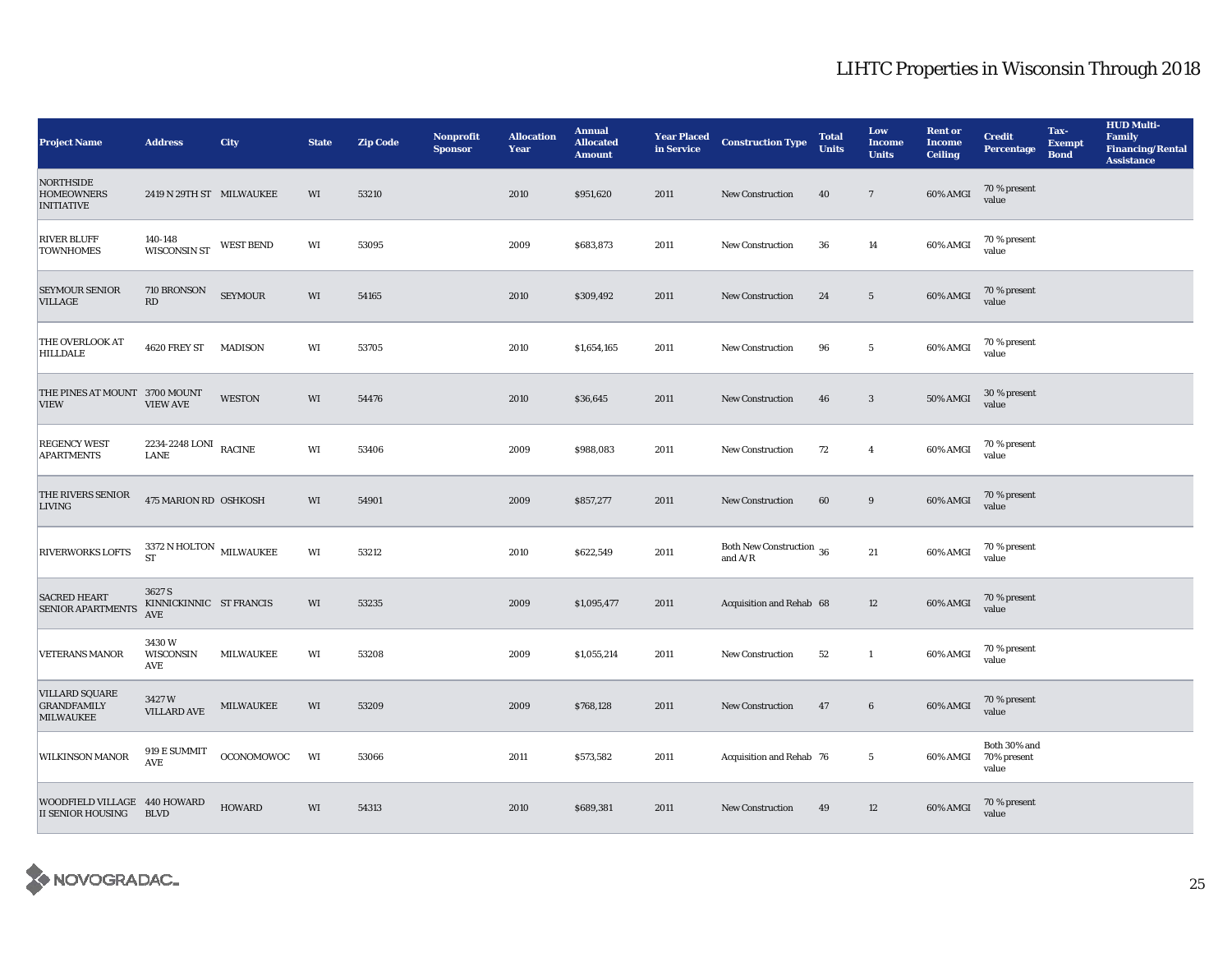# LIHTC Properties in Wisconsin Through 2018

| Project Name | Address | City | State | Zip Code | Nonprofit Sponsor | Allocation Year | Annual Allocated Amount | Year Placed in Service | Construction Type | Total Units | Low Income Units | Rent or Income Ceiling | Credit Percentage | Tax-Exempt Bond | HUD Multi-Family Financing/Rental Assistance |
|---|---|---|---|---|---|---|---|---|---|---|---|---|---|---|---|
| NORTHSIDE HOMEOWNERS INITIATIVE | 2419 N 29TH ST | MILWAUKEE | WI | 53210 | | 2010 | $951,620 | 2011 | New Construction | 40 | 7 | 60% AMGI | 70 % present value | | |
| RIVER BLUFF TOWNHOMES | 140-148 WISCONSIN ST | WEST BEND | WI | 53095 | | 2009 | $683,873 | 2011 | New Construction | 36 | 14 | 60% AMGI | 70 % present value | | |
| SEYMOUR SENIOR VILLAGE | 710 BRONSON RD | SEYMOUR | WI | 54165 | | 2010 | $309,492 | 2011 | New Construction | 24 | 5 | 60% AMGI | 70 % present value | | |
| THE OVERLOOK AT HILLDALE | 4620 FREY ST | MADISON | WI | 53705 | | 2010 | $1,654,165 | 2011 | New Construction | 96 | 5 | 60% AMGI | 70 % present value | | |
| THE PINES AT MOUNT VIEW | 3700 MOUNT VIEW AVE | WESTON | WI | 54476 | | 2010 | $36,645 | 2011 | New Construction | 46 | 3 | 50% AMGI | 30 % present value | | |
| REGENCY WEST APARTMENTS | 2234-2248 LONI LANE | RACINE | WI | 53406 | | 2009 | $988,083 | 2011 | New Construction | 72 | 4 | 60% AMGI | 70 % present value | | |
| THE RIVERS SENIOR LIVING | 475 MARION RD | OSHKOSH | WI | 54901 | | 2009 | $857,277 | 2011 | New Construction | 60 | 9 | 60% AMGI | 70 % present value | | |
| RIVERWORKS LOFTS | 3372 N HOLTON ST | MILWAUKEE | WI | 53212 | | 2010 | $622,549 | 2011 | Both New Construction and A/R | 36 | 21 | 60% AMGI | 70 % present value | | |
| SACRED HEART SENIOR APARTMENTS | 3627 S KINNICKINNIC AVE | ST FRANCIS | WI | 53235 | | 2009 | $1,095,477 | 2011 | Acquisition and Rehab | 68 | 12 | 60% AMGI | 70 % present value | | |
| VETERANS MANOR | 3430 W WISCONSIN AVE | MILWAUKEE | WI | 53208 | | 2009 | $1,055,214 | 2011 | New Construction | 52 | 1 | 60% AMGI | 70 % present value | | |
| VILLARD SQUARE GRANDFAMILY MILWAUKEE | 3427 W VILLARD AVE | MILWAUKEE | WI | 53209 | | 2009 | $768,128 | 2011 | New Construction | 47 | 6 | 60% AMGI | 70 % present value | | |
| WILKINSON MANOR | 919 E SUMMIT AVE | OCONOMOWOC | WI | 53066 | | 2011 | $573,582 | 2011 | Acquisition and Rehab | 76 | 5 | 60% AMGI | Both 30% and 70% present value | | |
| WOODFIELD VILLAGE II SENIOR HOUSING | 440 HOWARD BLVD | HOWARD | WI | 54313 | | 2010 | $689,381 | 2011 | New Construction | 49 | 12 | 60% AMGI | 70 % present value | | |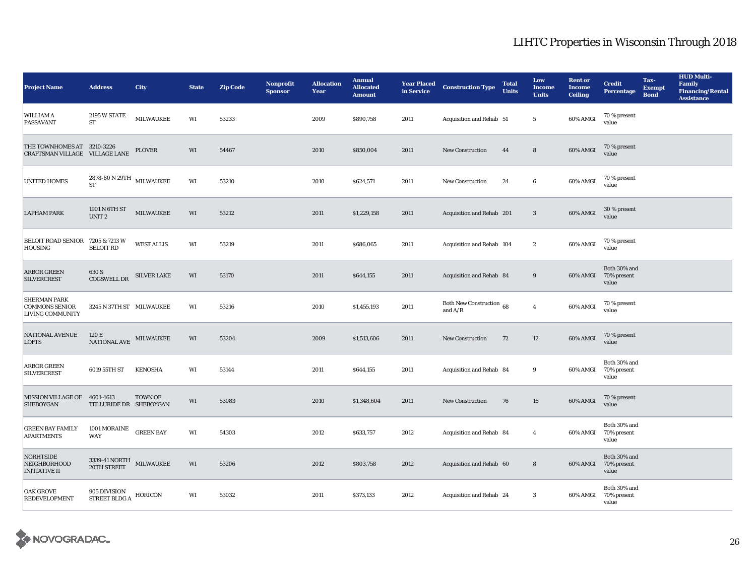# LIHTC Properties in Wisconsin Through 2018

| Project Name | Address | City | State | Zip Code | Nonprofit Sponsor | Allocation Year | Annual Allocated Amount | Year Placed in Service | Construction Type | Total Units | Low Income Units | Rent or Income Ceiling | Credit Percentage | Tax-Exempt Bond | HUD Multi-Family Financing/Rental Assistance |
|---|---|---|---|---|---|---|---|---|---|---|---|---|---|---|---|
| WILLIAM A PASSAVANT | 2195 W STATE ST | MILWAUKEE | WI | 53233 | | 2009 | $890,758 | 2011 | Acquisition and Rehab | 51 | 5 | 60% AMGI | 70 % present value | | |
| THE TOWNHOMES AT CRAFTSMAN VILLAGE | 3210-3226 VILLAGE LANE | PLOVER | WI | 54467 | | 2010 | $850,004 | 2011 | New Construction | 44 | 8 | 60% AMGI | 70 % present value | | |
| UNITED HOMES | 2878-80 N 29TH ST | MILWAUKEE | WI | 53210 | | 2010 | $624,571 | 2011 | New Construction | 24 | 6 | 60% AMGI | 70 % present value | | |
| LAPHAM PARK | 1901 N 6TH ST UNIT 2 | MILWAUKEE | WI | 53212 | | 2011 | $1,229,158 | 2011 | Acquisition and Rehab | 201 | 3 | 60% AMGI | 30 % present value | | |
| BELOIT ROAD SENIOR HOUSING | 7205 & 7213 W BELOIT RD | WEST ALLIS | WI | 53219 | | 2011 | $686,065 | 2011 | Acquisition and Rehab | 104 | 2 | 60% AMGI | 70 % present value | | |
| ARBOR GREEN SILVERCREST | 630 S COGSWELL DR | SILVER LAKE | WI | 53170 | | 2011 | $644,155 | 2011 | Acquisition and Rehab | 84 | 9 | 60% AMGI | Both 30% and 70% present value | | |
| SHERMAN PARK COMMONS SENIOR LIVING COMMUNITY | 3245 N 37TH ST | MILWAUKEE | WI | 53216 | | 2010 | $1,455,193 | 2011 | Both New Construction and A/R | 68 | 4 | 60% AMGI | 70 % present value | | |
| NATIONAL AVENUE LOFTS | 120 E NATIONAL AVE | MILWAUKEE | WI | 53204 | | 2009 | $1,513,606 | 2011 | New Construction | 72 | 12 | 60% AMGI | 70 % present value | | |
| ARBOR GREEN SILVERCREST | 6019 55TH ST | KENOSHA | WI | 53144 | | 2011 | $644,155 | 2011 | Acquisition and Rehab | 84 | 9 | 60% AMGI | Both 30% and 70% present value | | |
| MISSION VILLAGE OF SHEBOYGAN | 4601-4613 TELLURIDE DR | TOWN OF SHEBOYGAN | WI | 53083 | | 2010 | $1,348,604 | 2011 | New Construction | 76 | 16 | 60% AMGI | 70 % present value | | |
| GREEN BAY FAMILY APARTMENTS | 1001 MORAINE WAY | GREEN BAY | WI | 54303 | | 2012 | $633,757 | 2012 | Acquisition and Rehab | 84 | 4 | 60% AMGI | Both 30% and 70% present value | | |
| NORHTSIDE NEIGHBORHOOD INITIATIVE II | 3339-41 NORTH 20TH STREET | MILWAUKEE | WI | 53206 | | 2012 | $803,758 | 2012 | Acquisition and Rehab | 60 | 8 | 60% AMGI | Both 30% and 70% present value | | |
| OAK GROVE REDEVELOPMENT | 905 DIVISION STREET BLDG A | HORICON | WI | 53032 | | 2011 | $373,133 | 2012 | Acquisition and Rehab | 24 | 3 | 60% AMGI | Both 30% and 70% present value | | |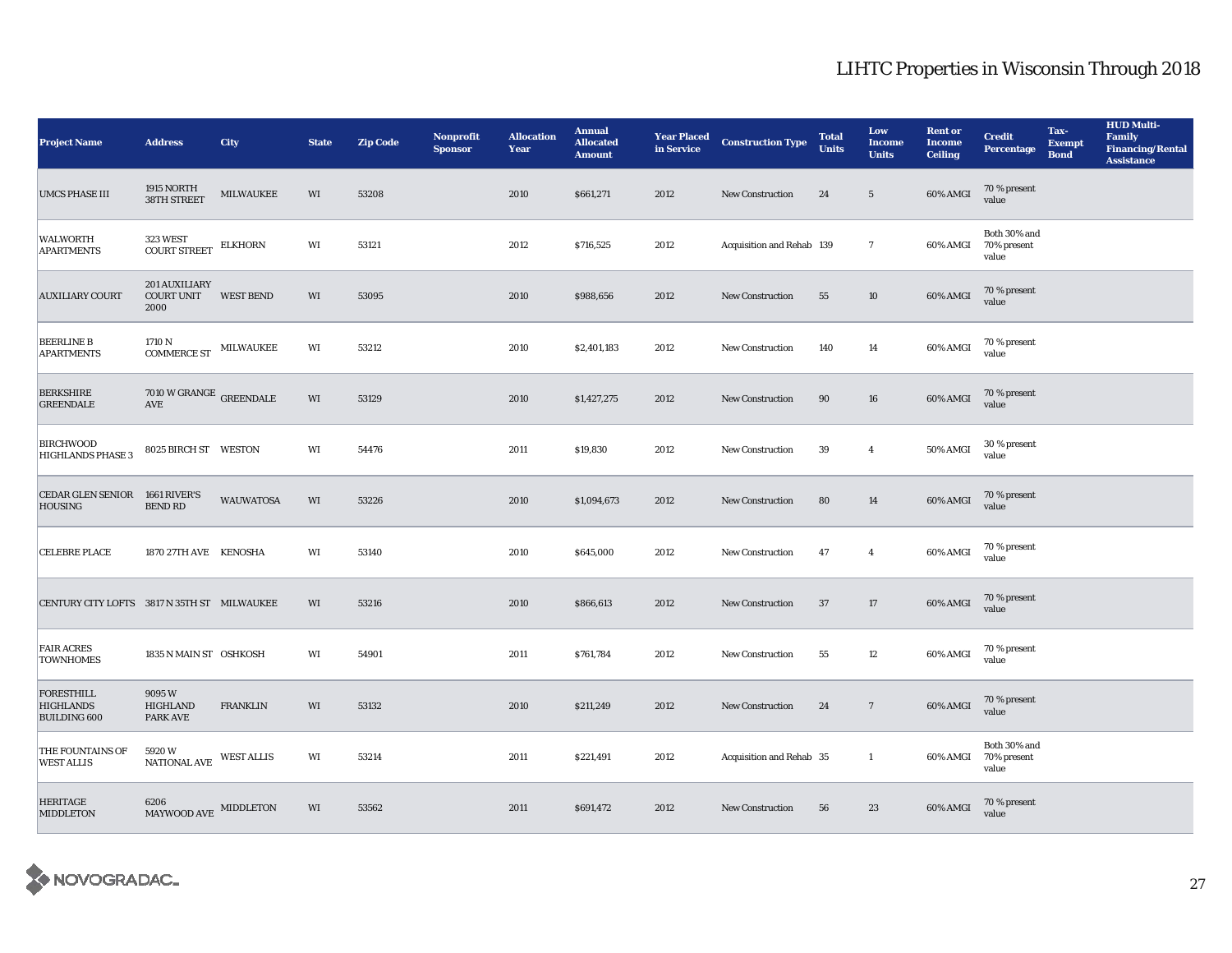# LIHTC Properties in Wisconsin Through 2018

| Project Name | Address | City | State | Zip Code | Nonprofit Sponsor | Allocation Year | Annual Allocated Amount | Year Placed in Service | Construction Type | Total Units | Low Income Units | Rent or Income Ceiling | Credit Percentage | Tax-Exempt Bond | HUD Multi-Family Financing/Rental Assistance |
|---|---|---|---|---|---|---|---|---|---|---|---|---|---|---|---|
| UMCS PHASE III | 1915 NORTH 38TH STREET | MILWAUKEE | WI | 53208 | | 2010 | $661,271 | 2012 | New Construction | 24 | 5 | 60% AMGI | 70 % present value | | |
| WALWORTH APARTMENTS | 323 WEST COURT STREET | ELKHORN | WI | 53121 | | 2012 | $716,525 | 2012 | Acquisition and Rehab | 139 | 7 | 60% AMGI | Both 30% and 70% present value | | |
| AUXILIARY COURT | 201 AUXILIARY COURT UNIT 2000 | WEST BEND | WI | 53095 | | 2010 | $988,656 | 2012 | New Construction | 55 | 10 | 60% AMGI | 70 % present value | | |
| BEERLINE B APARTMENTS | 1710 N COMMERCE ST | MILWAUKEE | WI | 53212 | | 2010 | $2,401,183 | 2012 | New Construction | 140 | 14 | 60% AMGI | 70 % present value | | |
| BERKSHIRE GREENDALE | 7010 W GRANGE AVE | GREENDALE | WI | 53129 | | 2010 | $1,427,275 | 2012 | New Construction | 90 | 16 | 60% AMGI | 70 % present value | | |
| BIRCHWOOD HIGHLANDS PHASE 3 | 8025 BIRCH ST | WESTON | WI | 54476 | | 2011 | $19,830 | 2012 | New Construction | 39 | 4 | 50% AMGI | 30 % present value | | |
| CEDAR GLEN SENIOR HOUSING | 1661 RIVER'S BEND RD | WAUWATOSA | WI | 53226 | | 2010 | $1,094,673 | 2012 | New Construction | 80 | 14 | 60% AMGI | 70 % present value | | |
| CELEBRE PLACE | 1870 27TH AVE | KENOSHA | WI | 53140 | | 2010 | $645,000 | 2012 | New Construction | 47 | 4 | 60% AMGI | 70 % present value | | |
| CENTURY CITY LOFTS | 3817 N 35TH ST | MILWAUKEE | WI | 53216 | | 2010 | $866,613 | 2012 | New Construction | 37 | 17 | 60% AMGI | 70 % present value | | |
| FAIR ACRES TOWNHOMES | 1835 N MAIN ST | OSHKOSH | WI | 54901 | | 2011 | $761,784 | 2012 | New Construction | 55 | 12 | 60% AMGI | 70 % present value | | |
| FORESTHILL HIGHLANDS BUILDING 600 | 9095 W HIGHLAND PARK AVE | FRANKLIN | WI | 53132 | | 2010 | $211,249 | 2012 | New Construction | 24 | 7 | 60% AMGI | 70 % present value | | |
| THE FOUNTAINS OF WEST ALLIS | 5920 W NATIONAL AVE | WEST ALLIS | WI | 53214 | | 2011 | $221,491 | 2012 | Acquisition and Rehab | 35 | 1 | 60% AMGI | Both 30% and 70% present value | | |
| HERITAGE MIDDLETON | 6206 MAYWOOD AVE | MIDDLETON | WI | 53562 | | 2011 | $691,472 | 2012 | New Construction | 56 | 23 | 60% AMGI | 70 % present value | | |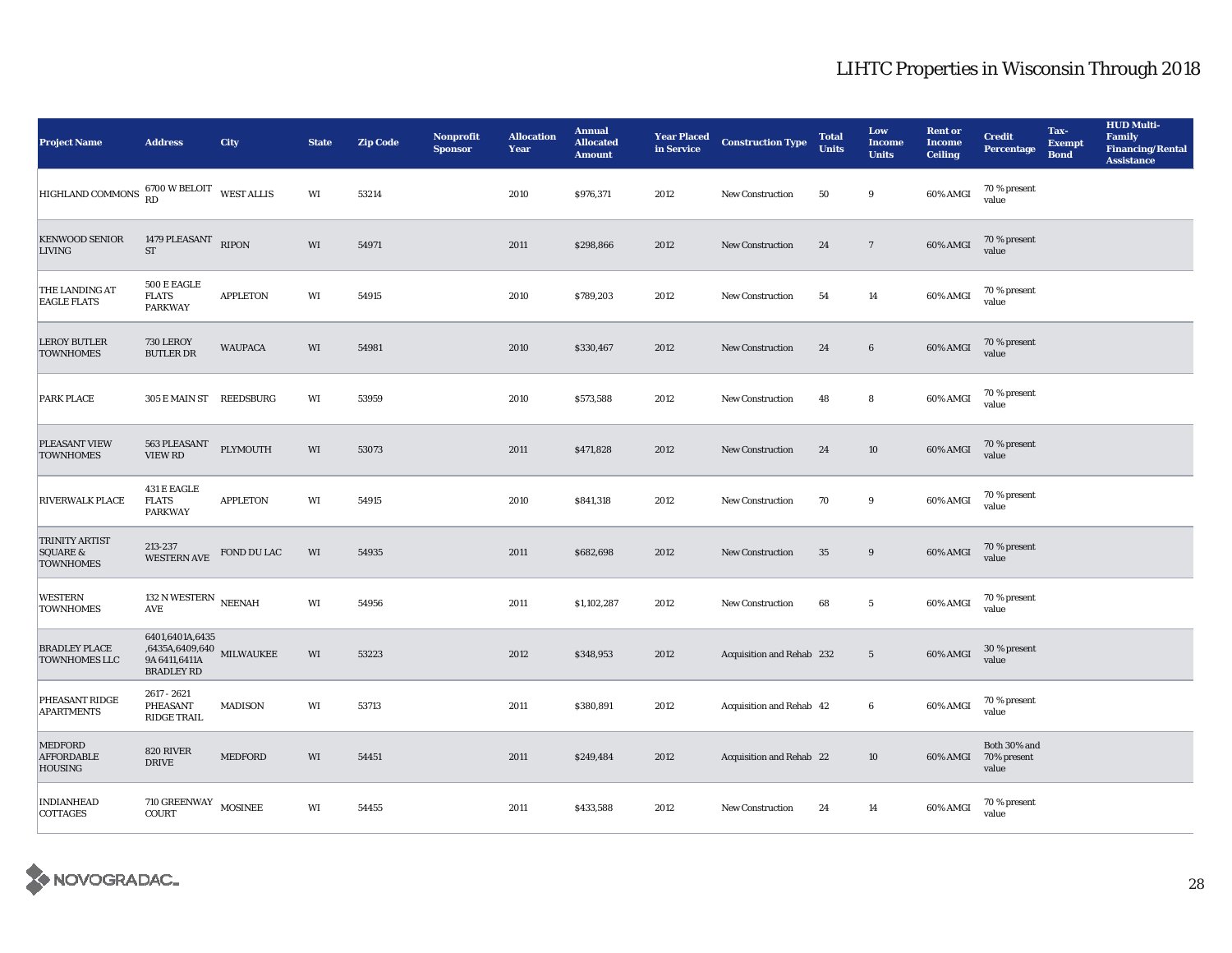# LIHTC Properties in Wisconsin Through 2018

| Project Name | Address | City | State | Zip Code | Nonprofit Sponsor | Allocation Year | Annual Allocated Amount | Year Placed in Service | Construction Type | Total Units | Low Income Units | Rent or Income Ceiling | Credit Percentage | Tax-Exempt Bond | HUD Multi-Family Financing/Rental Assistance |
|---|---|---|---|---|---|---|---|---|---|---|---|---|---|---|---|
| HIGHLAND COMMONS | 6700 W BELOIT RD | WEST ALLIS | WI | 53214 | | 2010 | $976,371 | 2012 | New Construction | 50 | 9 | 60% AMGI | 70 % present value | | |
| KENWOOD SENIOR LIVING | 1479 PLEASANT ST | RIPON | WI | 54971 | | 2011 | $298,866 | 2012 | New Construction | 24 | 7 | 60% AMGI | 70 % present value | | |
| THE LANDING AT EAGLE FLATS | 500 E EAGLE FLATS PARKWAY | APPLETON | WI | 54915 | | 2010 | $789,203 | 2012 | New Construction | 54 | 14 | 60% AMGI | 70 % present value | | |
| LEROY BUTLER TOWNHOMES | 730 LEROY BUTLER DR | WAUPACA | WI | 54981 | | 2010 | $330,467 | 2012 | New Construction | 24 | 6 | 60% AMGI | 70 % present value | | |
| PARK PLACE | 305 E MAIN ST | REEDSBURG | WI | 53959 | | 2010 | $573,588 | 2012 | New Construction | 48 | 8 | 60% AMGI | 70 % present value | | |
| PLEASANT VIEW TOWNHOMES | 563 PLEASANT VIEW RD | PLYMOUTH | WI | 53073 | | 2011 | $471,828 | 2012 | New Construction | 24 | 10 | 60% AMGI | 70 % present value | | |
| RIVERWALK PLACE | 431 E EAGLE FLATS PARKWAY | APPLETON | WI | 54915 | | 2010 | $841,318 | 2012 | New Construction | 70 | 9 | 60% AMGI | 70 % present value | | |
| TRINITY ARTIST SQUARE & TOWNHOMES | 213-237 WESTERN AVE | FOND DU LAC | WI | 54935 | | 2011 | $682,698 | 2012 | New Construction | 35 | 9 | 60% AMGI | 70 % present value | | |
| WESTERN TOWNHOMES | 132 N WESTERN AVE | NEENAH | WI | 54956 | | 2011 | $1,102,287 | 2012 | New Construction | 68 | 5 | 60% AMGI | 70 % present value | | |
| BRADLEY PLACE TOWNHOMES LLC | 6401,6401A,6435,6435A,6409,6409A 6411,6411A BRADLEY RD | MILWAUKEE | WI | 53223 | | 2012 | $348,953 | 2012 | Acquisition and Rehab | 232 | 5 | 60% AMGI | 30 % present value | | |
| PHEASANT RIDGE APARTMENTS | 2617 - 2621 PHEASANT RIDGE TRAIL | MADISON | WI | 53713 | | 2011 | $380,891 | 2012 | Acquisition and Rehab | 42 | 6 | 60% AMGI | 70 % present value | | |
| MEDFORD AFFORDABLE HOUSING | 820 RIVER DRIVE | MEDFORD | WI | 54451 | | 2011 | $249,484 | 2012 | Acquisition and Rehab | 22 | 10 | 60% AMGI | Both 30% and 70% present value | | |
| INDIANHEAD COTTAGES | 710 GREENWAY COURT | MOSINEE | WI | 54455 | | 2011 | $433,588 | 2012 | New Construction | 24 | 14 | 60% AMGI | 70 % present value | | |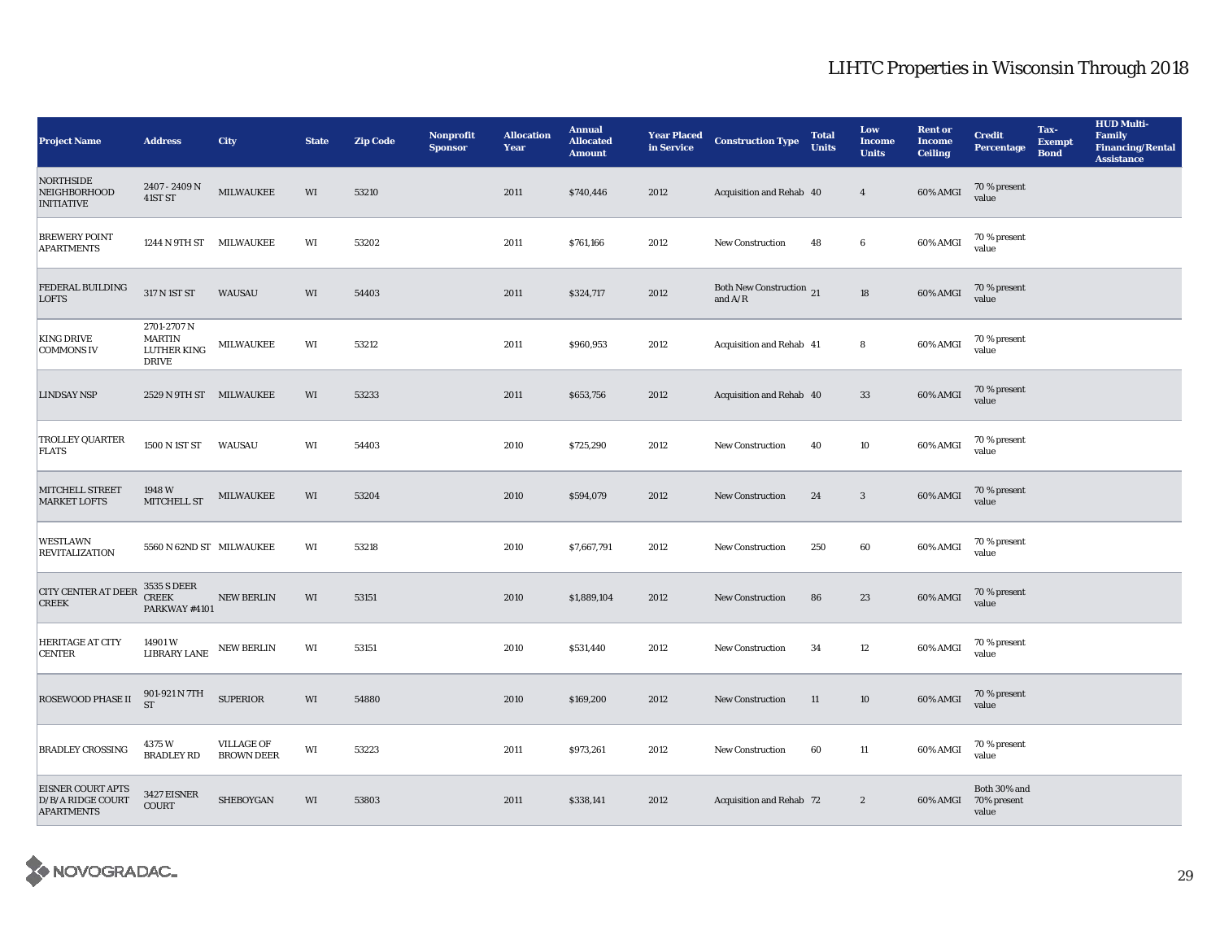# LIHTC Properties in Wisconsin Through 2018

| Project Name | Address | City | State | Zip Code | Nonprofit Sponsor | Allocation Year | Annual Allocated Amount | Year Placed in Service | Construction Type | Total Units | Low Income Units | Rent or Income Ceiling | Credit Percentage | Tax-Exempt Bond | HUD Multi-Family Financing/Rental Assistance |
|---|---|---|---|---|---|---|---|---|---|---|---|---|---|---|---|
| NORTHSIDE NEIGHBORHOOD INITIATIVE | 2407 - 2409 N 41ST ST | MILWAUKEE | WI | 53210 | | 2011 | $740,446 | 2012 | Acquisition and Rehab | 40 | 4 | 60% AMGI | 70 % present value | | |
| BREWERY POINT APARTMENTS | 1244 N 9TH ST | MILWAUKEE | WI | 53202 | | 2011 | $761,166 | 2012 | New Construction | 48 | 6 | 60% AMGI | 70 % present value | | |
| FEDERAL BUILDING LOFTS | 317 N 1ST ST | WAUSAU | WI | 54403 | | 2011 | $324,717 | 2012 | Both New Construction and A/R | 21 | 18 | 60% AMGI | 70 % present value | | |
| KING DRIVE COMMONS IV | 2701-2707 N MARTIN LUTHER KING DRIVE | MILWAUKEE | WI | 53212 | | 2011 | $960,953 | 2012 | Acquisition and Rehab | 41 | 8 | 60% AMGI | 70 % present value | | |
| LINDSAY NSP | 2529 N 9TH ST | MILWAUKEE | WI | 53233 | | 2011 | $653,756 | 2012 | Acquisition and Rehab | 40 | 33 | 60% AMGI | 70 % present value | | |
| TROLLEY QUARTER FLATS | 1500 N 1ST ST | WAUSAU | WI | 54403 | | 2010 | $725,290 | 2012 | New Construction | 40 | 10 | 60% AMGI | 70 % present value | | |
| MITCHELL STREET MARKET LOFTS | 1948 W MITCHELL ST | MILWAUKEE | WI | 53204 | | 2010 | $594,079 | 2012 | New Construction | 24 | 3 | 60% AMGI | 70 % present value | | |
| WESTLAWN REVITALIZATION | 5560 N 62ND ST | MILWAUKEE | WI | 53218 | | 2010 | $7,667,791 | 2012 | New Construction | 250 | 60 | 60% AMGI | 70 % present value | | |
| CITY CENTER AT DEER CREEK | 3535 S DEER CREEK PARKWAY #4101 | NEW BERLIN | WI | 53151 | | 2010 | $1,889,104 | 2012 | New Construction | 86 | 23 | 60% AMGI | 70 % present value | | |
| HERITAGE AT CITY CENTER | 14901 W LIBRARY LANE | NEW BERLIN | WI | 53151 | | 2010 | $531,440 | 2012 | New Construction | 34 | 12 | 60% AMGI | 70 % present value | | |
| ROSEWOOD PHASE II | 901-921 N 7TH ST | SUPERIOR | WI | 54880 | | 2010 | $169,200 | 2012 | New Construction | 11 | 10 | 60% AMGI | 70 % present value | | |
| BRADLEY CROSSING | 4375 W BRADLEY RD | VILLAGE OF BROWN DEER | WI | 53223 | | 2011 | $973,261 | 2012 | New Construction | 60 | 11 | 60% AMGI | 70 % present value | | |
| EISNER COURT APTS D/B/A RIDGE COURT APARTMENTS | 3427 EISNER COURT | SHEBOYGAN | WI | 53803 | | 2011 | $338,141 | 2012 | Acquisition and Rehab | 72 | 2 | 60% AMGI | Both 30% and 70% present value | | |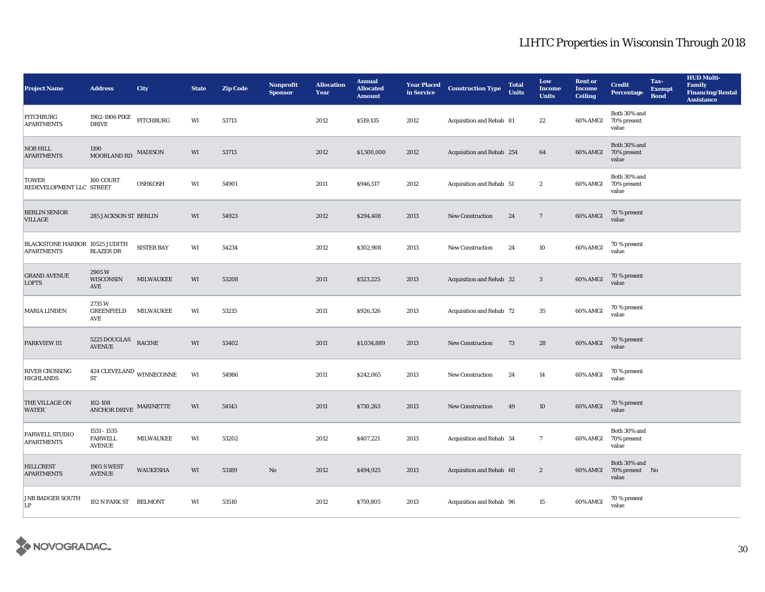# LIHTC Properties in Wisconsin Through 2018

| Project Name | Address | City | State | Zip Code | Nonprofit Sponsor | Allocation Year | Annual Allocated Amount | Year Placed in Service | Construction Type | Total Units | Low Income Units | Rent or Income Ceiling | Credit Percentage | Tax-Exempt Bond | HUD Multi-Family Financing/Rental Assistance |
|---|---|---|---|---|---|---|---|---|---|---|---|---|---|---|---|
| FITCHBURG APARTMENTS | 1902-1906 PIKE DRIVE | FITCHBURG | WI | 53713 | | 2012 | $519,135 | 2012 | Acquisition and Rehab | 81 | 22 | 60% AMGI | Both 30% and 70% present value | | |
| NOB HILL APARTMENTS | 1190 MOORLAND RD | MADISON | WI | 53713 | | 2012 | $1,500,000 | 2012 | Acquisition and Rehab | 254 | 64 | 60% AMGI | Both 30% and 70% present value | | |
| TOWER REDEVELOPMENT LLC | 100 COURT STREET | OSHKOSH | WI | 54901 | | 2011 | $946,517 | 2012 | Acquisition and Rehab | 51 | 2 | 60% AMGI | Both 30% and 70% present value | | |
| BERLIN SENIOR VILLAGE | 285 JACKSON ST | BERLIN | WI | 54923 | | 2012 | $294,408 | 2013 | New Construction | 24 | 7 | 60% AMGI | 70 % present value | | |
| BLACKSTONE HARBOR APARTMENTS | 10525 JUDITH BLAZER DR | SISTER BAY | WI | 54234 | | 2012 | $302,908 | 2013 | New Construction | 24 | 10 | 60% AMGI | 70 % present value | | |
| GRAND AVENUE LOFTS | 2905 W WISCONSIN AVE | MILWAUKEE | WI | 53208 | | 2011 | $523,225 | 2013 | Acquisition and Rehab | 32 | 3 | 60% AMGI | 70 % present value | | |
| MARIA LINDEN | 2735 W GREENFIELD AVE | MILWAUKEE | WI | 53215 | | 2011 | $926,326 | 2013 | Acquisition and Rehab | 72 | 35 | 60% AMGI | 70 % present value | | |
| PARKVIEW III | 5225 DOUGLAS AVENUE | RACINE | WI | 53402 | | 2011 | $1,034,889 | 2013 | New Construction | 73 | 28 | 60% AMGI | 70 % present value | | |
| RIVER CROSSING HIGHLANDS | 424 CLEVELAND ST | WINNECONNE | WI | 54986 | | 2011 | $242,065 | 2013 | New Construction | 24 | 14 | 60% AMGI | 70 % present value | | |
| THE VILLAGE ON WATER` | 102-108 ANCHOR DRIVE | MARINETTE | WI | 54143 | | 2011 | $730,263 | 2013 | New Construction | 49 | 10 | 60% AMGI | 70 % present value | | |
| FARWELL STUDIO APARTMENTS | 1531 - 1535 FARWELL AVENUE | MILWAUKEE | WI | 53202 | | 2012 | $407,221 | 2013 | Acquisition and Rehab | 34 | 7 | 60% AMGI | Both 30% and 70% present value | | |
| HILLCREST APARTMENTS | 1905 S WEST AVENUE | WAUKESHA | WI | 53189 | No | 2012 | $494,925 | 2013 | Acquisition and Rehab | 60 | 2 | 60% AMGI | Both 30% and 70% present value | No | |
| JNB BADGER SOUTH LP | 102 N PARK ST | BELMONT | WI | 53510 | | 2012 | $759,805 | 2013 | Acquisition and Rehab | 96 | 15 | 60% AMGI | 70 % present value | | |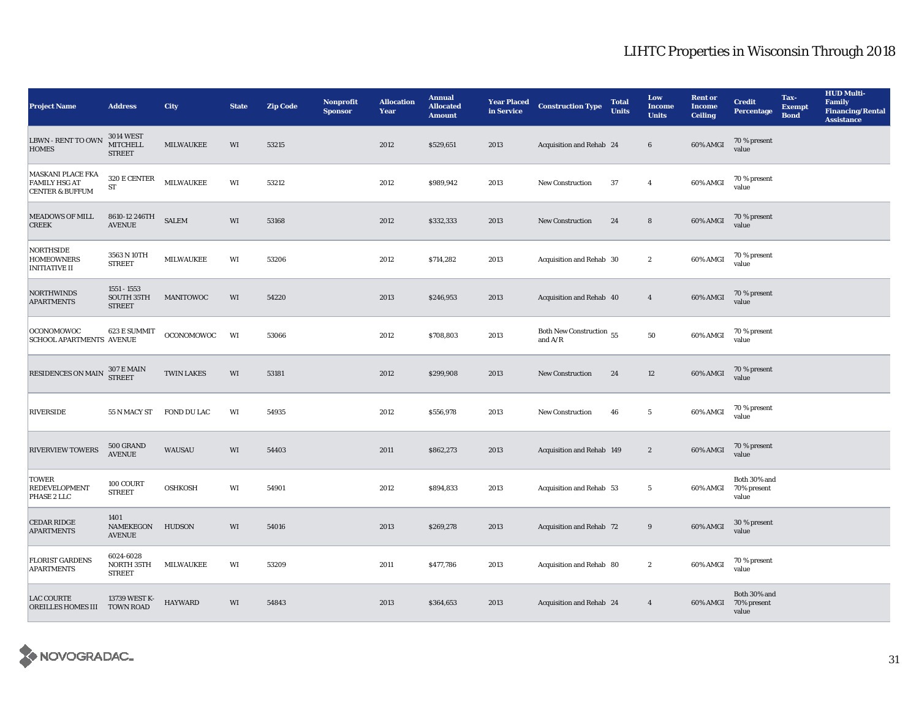## LIHTC Properties in Wisconsin Through 2018

| Project Name | Address | City | State | Zip Code | Nonprofit Sponsor | Allocation Year | Annual Allocated Amount | Year Placed in Service | Construction Type | Total Units | Low Income Units | Rent or Income Ceiling | Credit Percentage | Tax-Exempt Bond | HUD Multi-Family Financing/Rental Assistance |
|---|---|---|---|---|---|---|---|---|---|---|---|---|---|---|---|
| LBWN - RENT TO OWN HOMES | 3014 WEST MITCHELL STREET | MILWAUKEE | WI | 53215 | | 2012 | $529,651 | 2013 | Acquisition and Rehab | 24 | 6 | 60% AMGI | 70 % present value | | |
| MASKANI PLACE FKA FAMILY HSG AT CENTER & BUFFUM | 320 E CENTER ST | MILWAUKEE | WI | 53212 | | 2012 | $989,942 | 2013 | New Construction | 37 | 4 | 60% AMGI | 70 % present value | | |
| MEADOWS OF MILL CREEK | 8610-12 246TH AVENUE | SALEM | WI | 53168 | | 2012 | $332,333 | 2013 | New Construction | 24 | 8 | 60% AMGI | 70 % present value | | |
| NORTHSIDE HOMEOWNERS INITIATIVE II | 3563 N 10TH STREET | MILWAUKEE | WI | 53206 | | 2012 | $714,282 | 2013 | Acquisition and Rehab | 30 | 2 | 60% AMGI | 70 % present value | | |
| NORTHWINDS APARTMENTS | 1551 - 1553 SOUTH 35TH STREET | MANITOWOC | WI | 54220 | | 2013 | $246,953 | 2013 | Acquisition and Rehab | 40 | 4 | 60% AMGI | 70 % present value | | |
| OCONOMOWOC SCHOOL APARTMENTS | 623 E SUMMIT AVENUE | OCONOMOWOC | WI | 53066 | | 2012 | $708,803 | 2013 | Both New Construction and A/R | 55 | 50 | 60% AMGI | 70 % present value | | |
| RESIDENCES ON MAIN | 307 E MAIN STREET | TWIN LAKES | WI | 53181 | | 2012 | $299,908 | 2013 | New Construction | 24 | 12 | 60% AMGI | 70 % present value | | |
| RIVERSIDE | 55 N MACY ST | FOND DU LAC | WI | 54935 | | 2012 | $556,978 | 2013 | New Construction | 46 | 5 | 60% AMGI | 70 % present value | | |
| RIVERVIEW TOWERS | 500 GRAND AVENUE | WAUSAU | WI | 54403 | | 2011 | $862,273 | 2013 | Acquisition and Rehab | 149 | 2 | 60% AMGI | 70 % present value | | |
| TOWER REDEVELOPMENT PHASE 2 LLC | 100 COURT STREET | OSHKOSH | WI | 54901 | | 2012 | $894,833 | 2013 | Acquisition and Rehab | 53 | 5 | 60% AMGI | Both 30% and 70% present value | | |
| CEDAR RIDGE APARTMENTS | 1401 NAMEKEGON AVENUE | HUDSON | WI | 54016 | | 2013 | $269,278 | 2013 | Acquisition and Rehab | 72 | 9 | 60% AMGI | 30 % present value | | |
| FLORIST GARDENS APARTMENTS | 6024-6028 NORTH 35TH STREET | MILWAUKEE | WI | 53209 | | 2011 | $477,786 | 2013 | Acquisition and Rehab | 80 | 2 | 60% AMGI | 70 % present value | | |
| LAC COURTE OREILLES HOMES III | 13739 WEST K-TOWN ROAD | HAYWARD | WI | 54843 | | 2013 | $364,653 | 2013 | Acquisition and Rehab | 24 | 4 | 60% AMGI | Both 30% and 70% present value | | |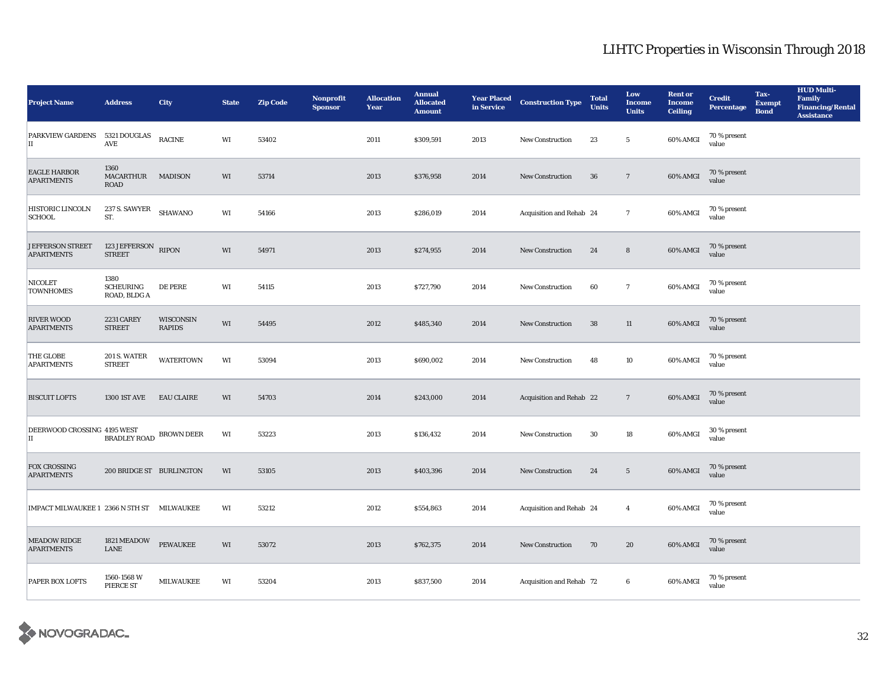# LIHTC Properties in Wisconsin Through 2018

| Project Name | Address | City | State | Zip Code | Nonprofit Sponsor | Allocation Year | Annual Allocated Amount | Year Placed in Service | Construction Type | Total Units | Low Income Units | Rent or Income Ceiling | Credit Percentage | Tax-Exempt Bond | HUD Multi-Family Financing/Rental Assistance |
|---|---|---|---|---|---|---|---|---|---|---|---|---|---|---|---|
| PARKVIEW GARDENS II | 5321 DOUGLAS AVE | RACINE | WI | 53402 | | 2011 | $309,591 | 2013 | New Construction | 23 | 5 | 60% AMGI | 70 % present value | | |
| EAGLE HARBOR APARTMENTS | 1360 MACARTHUR ROAD | MADISON | WI | 53714 | | 2013 | $376,958 | 2014 | New Construction | 36 | 7 | 60% AMGI | 70 % present value | | |
| HISTORIC LINCOLN SCHOOL | 237 S. SAWYER ST. | SHAWANO | WI | 54166 | | 2013 | $286,019 | 2014 | Acquisition and Rehab | 24 | 7 | 60% AMGI | 70 % present value | | |
| JEFFERSON STREET APARTMENTS | 123 JEFFERSON STREET | RIPON | WI | 54971 | | 2013 | $274,955 | 2014 | New Construction | 24 | 8 | 60% AMGI | 70 % present value | | |
| NICOLET TOWNHOMES | 1380 SCHEURING ROAD, BLDG A | DE PERE | WI | 54115 | | 2013 | $727,790 | 2014 | New Construction | 60 | 7 | 60% AMGI | 70 % present value | | |
| RIVER WOOD APARTMENTS | 2231 CAREY STREET | WISCONSIN RAPIDS | WI | 54495 | | 2012 | $485,340 | 2014 | New Construction | 38 | 11 | 60% AMGI | 70 % present value | | |
| THE GLOBE APARTMENTS | 201 S. WATER STREET | WATERTOWN | WI | 53094 | | 2013 | $690,002 | 2014 | New Construction | 48 | 10 | 60% AMGI | 70 % present value | | |
| BISCUIT LOFTS | 1300 1ST AVE | EAU CLAIRE | WI | 54703 | | 2014 | $243,000 | 2014 | Acquisition and Rehab | 22 | 7 | 60% AMGI | 70 % present value | | |
| DEERWOOD CROSSING II | 4195 WEST BRADLEY ROAD | BROWN DEER | WI | 53223 | | 2013 | $136,432 | 2014 | New Construction | 30 | 18 | 60% AMGI | 30 % present value | | |
| FOX CROSSING APARTMENTS | 200 BRIDGE ST | BURLINGTON | WI | 53105 | | 2013 | $403,396 | 2014 | New Construction | 24 | 5 | 60% AMGI | 70 % present value | | |
| IMPACT MILWAUKEE 1 | 2366 N 5TH ST | MILWAUKEE | WI | 53212 | | 2012 | $554,863 | 2014 | Acquisition and Rehab | 24 | 4 | 60% AMGI | 70 % present value | | |
| MEADOW RIDGE APARTMENTS | 1821 MEADOW LANE | PEWAUKEE | WI | 53072 | | 2013 | $762,375 | 2014 | New Construction | 70 | 20 | 60% AMGI | 70 % present value | | |
| PAPER BOX LOFTS | 1560-1568 W PIERCE ST | MILWAUKEE | WI | 53204 | | 2013 | $837,500 | 2014 | Acquisition and Rehab | 72 | 6 | 60% AMGI | 70 % present value | | |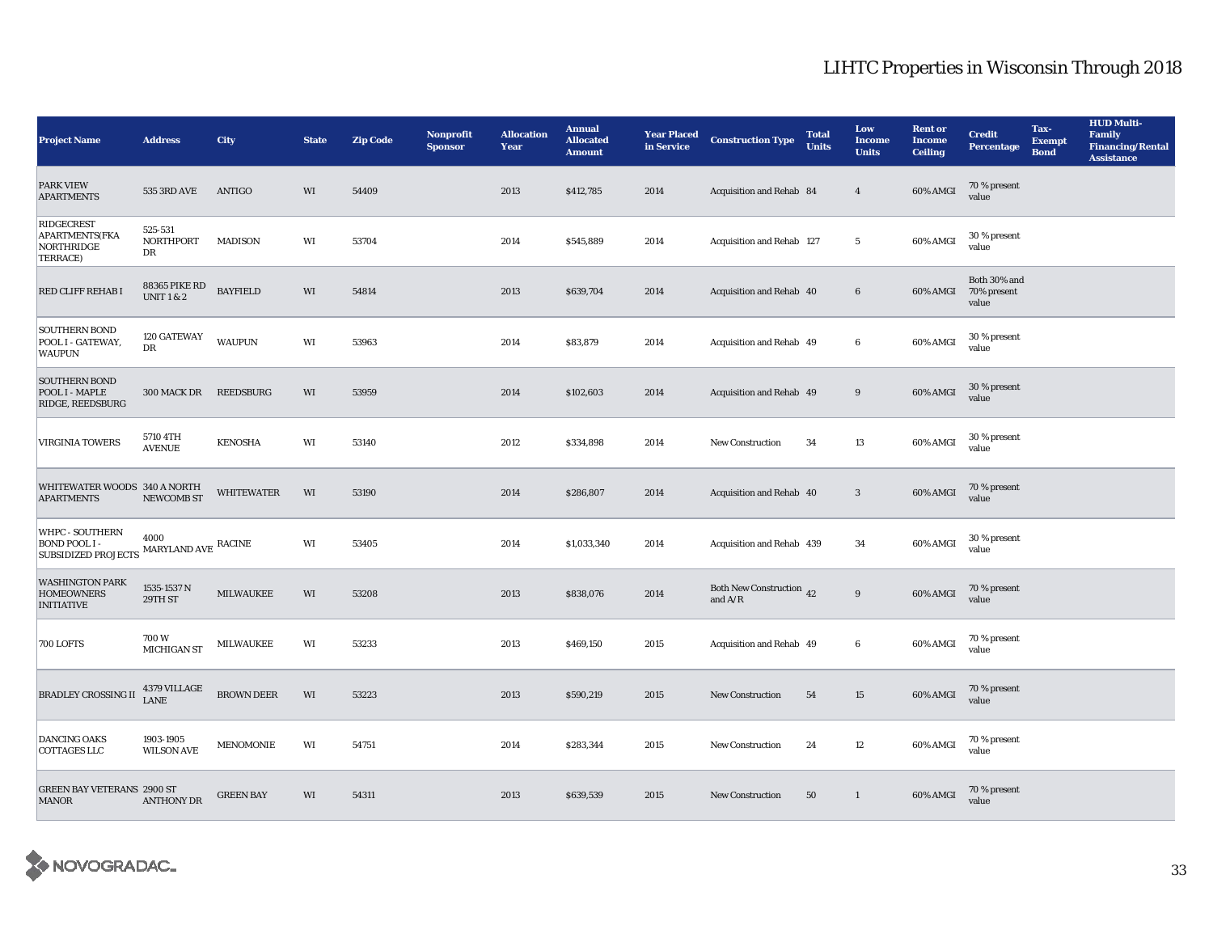# LIHTC Properties in Wisconsin Through 2018

| Project Name | Address | City | State | Zip Code | Nonprofit Sponsor | Allocation Year | Annual Allocated Amount | Year Placed in Service | Construction Type | Total Units | Low Income Units | Rent or Income Ceiling | Credit Percentage | Tax-Exempt Bond | HUD Multi-Family Financing/Rental Assistance |
|---|---|---|---|---|---|---|---|---|---|---|---|---|---|---|---|
| PARK VIEW APARTMENTS | 535 3RD AVE | ANTIGO | WI | 54409 | | 2013 | $412,785 | 2014 | Acquisition and Rehab | 84 | 4 | 60% AMGI | 70 % present value | | |
| RIDGECREST APARTMENTS(FKA NORTHRIDGE TERRACE) | 525-531 NORTHPORT DR | MADISON | WI | 53704 | | 2014 | $545,889 | 2014 | Acquisition and Rehab | 127 | 5 | 60% AMGI | 30 % present value | | |
| RED CLIFF REHAB I | 88365 PIKE RD UNIT 1 & 2 | BAYFIELD | WI | 54814 | | 2013 | $639,704 | 2014 | Acquisition and Rehab | 40 | 6 | 60% AMGI | Both 30% and 70% present value | | |
| SOUTHERN BOND POOL I - GATEWAY, WAUPUN | 120 GATEWAY DR | WAUPUN | WI | 53963 | | 2014 | $83,879 | 2014 | Acquisition and Rehab | 49 | 6 | 60% AMGI | 30 % present value | | |
| SOUTHERN BOND POOL I - MAPLE RIDGE, REEDSBURG | 300 MACK DR | REEDSBURG | WI | 53959 | | 2014 | $102,603 | 2014 | Acquisition and Rehab | 49 | 9 | 60% AMGI | 30 % present value | | |
| VIRGINIA TOWERS | 5710 4TH AVENUE | KENOSHA | WI | 53140 | | 2012 | $334,898 | 2014 | New Construction | 34 | 13 | 60% AMGI | 30 % present value | | |
| WHITEWATER WOODS APARTMENTS | 340 A NORTH NEWCOMB ST | WHITEWATER | WI | 53190 | | 2014 | $286,807 | 2014 | Acquisition and Rehab | 40 | 3 | 60% AMGI | 70 % present value | | |
| WHPC - SOUTHERN BOND POOL I - SUBSIDIZED PROJECTS | 4000 MARYLAND AVE | RACINE | WI | 53405 | | 2014 | $1,033,340 | 2014 | Acquisition and Rehab | 439 | 34 | 60% AMGI | 30 % present value | | |
| WASHINGTON PARK HOMEOWNERS INITIATIVE | 1535-1537 N 29TH ST | MILWAUKEE | WI | 53208 | | 2013 | $838,076 | 2014 | Both New Construction and A/R | 42 | 9 | 60% AMGI | 70 % present value | | |
| 700 LOFTS | 700 W MICHIGAN ST | MILWAUKEE | WI | 53233 | | 2013 | $469,150 | 2015 | Acquisition and Rehab | 49 | 6 | 60% AMGI | 70 % present value | | |
| BRADLEY CROSSING II | 4379 VILLAGE LANE | BROWN DEER | WI | 53223 | | 2013 | $590,219 | 2015 | New Construction | 54 | 15 | 60% AMGI | 70 % present value | | |
| DANCING OAKS COTTAGES LLC | 1903-1905 WILSON AVE | MENOMONIE | WI | 54751 | | 2014 | $283,344 | 2015 | New Construction | 24 | 12 | 60% AMGI | 70 % present value | | |
| GREEN BAY VETERANS MANOR | 2900 ST ANTHONY DR | GREEN BAY | WI | 54311 | | 2013 | $639,539 | 2015 | New Construction | 50 | 1 | 60% AMGI | 70 % present value | | |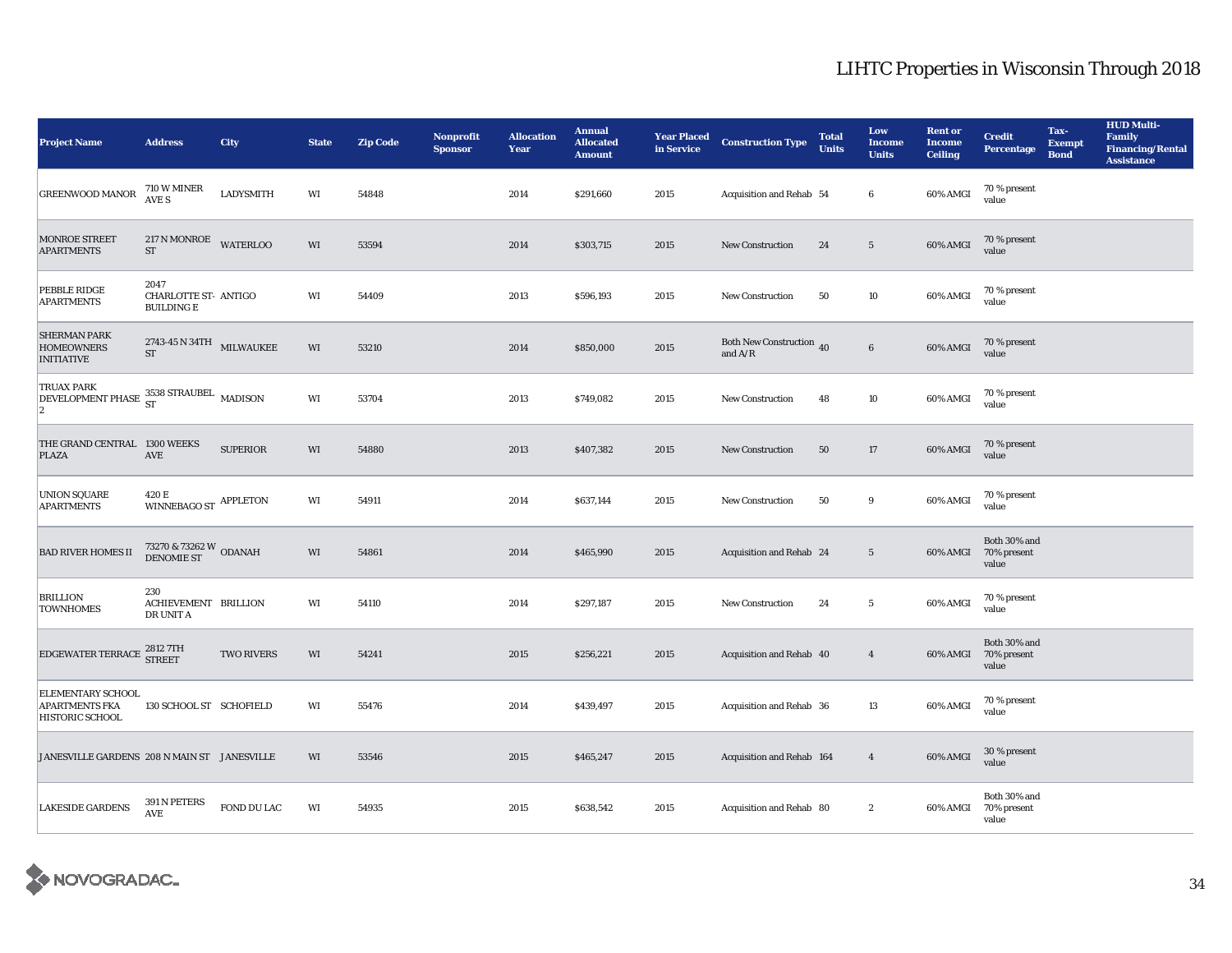# LIHTC Properties in Wisconsin Through 2018

| Project Name | Address | City | State | Zip Code | Nonprofit Sponsor | Allocation Year | Annual Allocated Amount | Year Placed in Service | Construction Type | Total Units | Low Income Units | Rent or Income Ceiling | Credit Percentage | Tax-Exempt Bond | HUD Multi-Family Financing/Rental Assistance |
|---|---|---|---|---|---|---|---|---|---|---|---|---|---|---|---|
| GREENWOOD MANOR | 710 W MINER AVE S | LADYSMITH | WI | 54848 | | 2014 | $291,660 | 2015 | Acquisition and Rehab | 54 | 6 | 60% AMGI | 70 % present value | | |
| MONROE STREET APARTMENTS | 217 N MONROE ST | WATERLOO | WI | 53594 | | 2014 | $303,715 | 2015 | New Construction | 24 | 5 | 60% AMGI | 70 % present value | | |
| PEBBLE RIDGE APARTMENTS | 2047 CHARLOTTE ST- BUILDING E | ANTIGO | WI | 54409 | | 2013 | $596,193 | 2015 | New Construction | 50 | 10 | 60% AMGI | 70 % present value | | |
| SHERMAN PARK HOMEOWNERS INITIATIVE | 2743-45 N 34TH ST | MILWAUKEE | WI | 53210 | | 2014 | $850,000 | 2015 | Both New Construction and A/R | 40 | 6 | 60% AMGI | 70 % present value | | |
| TRUAX PARK DEVELOPMENT PHASE 2 | 3538 STRAUBEL ST | MADISON | WI | 53704 | | 2013 | $749,082 | 2015 | New Construction | 48 | 10 | 60% AMGI | 70 % present value | | |
| THE GRAND CENTRAL PLAZA | 1300 WEEKS AVE | SUPERIOR | WI | 54880 | | 2013 | $407,382 | 2015 | New Construction | 50 | 17 | 60% AMGI | 70 % present value | | |
| UNION SQUARE APARTMENTS | 420 E WINNEBAGO ST | APPLETON | WI | 54911 | | 2014 | $637,144 | 2015 | New Construction | 50 | 9 | 60% AMGI | 70 % present value | | |
| BAD RIVER HOMES II | 73270 & 73262 W DENOMIE ST | ODANAH | WI | 54861 | | 2014 | $465,990 | 2015 | Acquisition and Rehab | 24 | 5 | 60% AMGI | Both 30% and 70% present value | | |
| BRILLION TOWNHOMES | 230 ACHIEVEMENT DR UNIT A | BRILLION | WI | 54110 | | 2014 | $297,187 | 2015 | New Construction | 24 | 5 | 60% AMGI | 70 % present value | | |
| EDGEWATER TERRACE | 2812 7TH STREET | TWO RIVERS | WI | 54241 | | 2015 | $256,221 | 2015 | Acquisition and Rehab | 40 | 4 | 60% AMGI | Both 30% and 70% present value | | |
| ELEMENTARY SCHOOL APARTMENTS FKA HISTORIC SCHOOL | 130 SCHOOL ST | SCHOFIELD | WI | 55476 | | 2014 | $439,497 | 2015 | Acquisition and Rehab | 36 | 13 | 60% AMGI | 70 % present value | | |
| JANESVILLE GARDENS | 208 N MAIN ST | JANESVILLE | WI | 53546 | | 2015 | $465,247 | 2015 | Acquisition and Rehab | 164 | 4 | 60% AMGI | 30 % present value | | |
| LAKESIDE GARDENS | 391 N PETERS AVE | FOND DU LAC | WI | 54935 | | 2015 | $638,542 | 2015 | Acquisition and Rehab | 80 | 2 | 60% AMGI | Both 30% and 70% present value | | |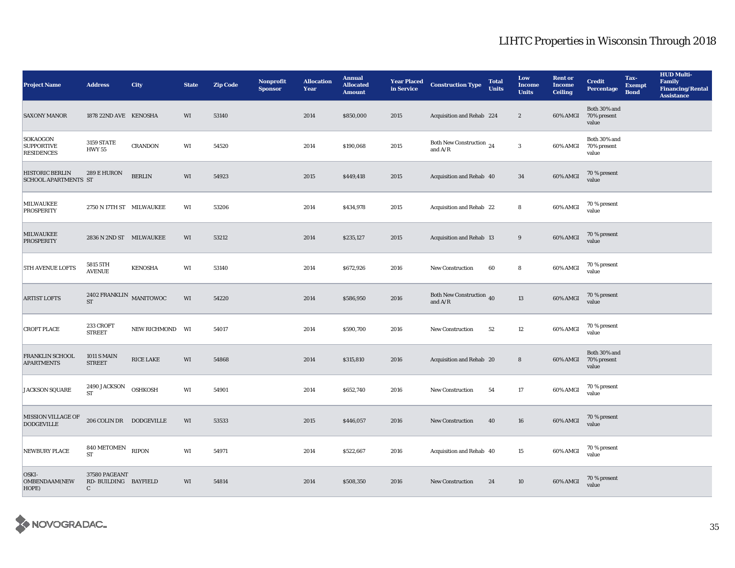# LIHTC Properties in Wisconsin Through 2018

| Project Name | Address | City | State | Zip Code | Nonprofit Sponsor | Allocation Year | Annual Allocated Amount | Year Placed in Service | Construction Type | Total Units | Low Income Units | Rent or Income Ceiling | Credit Percentage | Tax-Exempt Bond | HUD Multi-Family Financing/Rental Assistance |
|---|---|---|---|---|---|---|---|---|---|---|---|---|---|---|---|
| SAXONY MANOR | 1878 22ND AVE | KENOSHA | WI | 53140 | | 2014 | $850,000 | 2015 | Acquisition and Rehab | 224 | 2 | 60% AMGI | Both 30% and 70% present value | | |
| SOKAOGON SUPPORTIVE RESIDENCES | 3159 STATE HWY 55 | CRANDON | WI | 54520 | | 2014 | $190,068 | 2015 | Both New Construction and A/R | 24 | 3 | 60% AMGI | Both 30% and 70% present value | | |
| HISTORIC BERLIN SCHOOL APARTMENTS | 289 E HURON ST | BERLIN | WI | 54923 | | 2015 | $449,418 | 2015 | Acquisition and Rehab | 40 | 34 | 60% AMGI | 70 % present value | | |
| MILWAUKEE PROSPERITY | 2750 N 17TH ST | MILWAUKEE | WI | 53206 | | 2014 | $434,978 | 2015 | Acquisition and Rehab | 22 | 8 | 60% AMGI | 70 % present value | | |
| MILWAUKEE PROSPERITY | 2836 N 2ND ST | MILWAUKEE | WI | 53212 | | 2014 | $235,127 | 2015 | Acquisition and Rehab | 13 | 9 | 60% AMGI | 70 % present value | | |
| 5TH AVENUE LOFTS | 5815 5TH AVENUE | KENOSHA | WI | 53140 | | 2014 | $672,926 | 2016 | New Construction | 60 | 8 | 60% AMGI | 70 % present value | | |
| ARTIST LOFTS | 2402 FRANKLIN ST | MANITOWOC | WI | 54220 | | 2014 | $586,950 | 2016 | Both New Construction and A/R | 40 | 13 | 60% AMGI | 70 % present value | | |
| CROFT PLACE | 233 CROFT STREET | NEW RICHMOND | WI | 54017 | | 2014 | $590,700 | 2016 | New Construction | 52 | 12 | 60% AMGI | 70 % present value | | |
| FRANKLIN SCHOOL APARTMENTS | 1011 S MAIN STREET | RICE LAKE | WI | 54868 | | 2014 | $315,810 | 2016 | Acquisition and Rehab | 20 | 8 | 60% AMGI | Both 30% and 70% present value | | |
| JACKSON SQUARE | 2490 JACKSON ST | OSHKOSH | WI | 54901 | | 2014 | $652,740 | 2016 | New Construction | 54 | 17 | 60% AMGI | 70 % present value | | |
| MISSION VILLAGE OF DODGEVILLE | 206 COLIN DR | DODGEVILLE | WI | 53533 | | 2015 | $446,057 | 2016 | New Construction | 40 | 16 | 60% AMGI | 70 % present value | | |
| NEWBURY PLACE | 840 METOMEN ST | RIPON | WI | 54971 | | 2014 | $522,667 | 2016 | Acquisition and Rehab | 40 | 15 | 60% AMGI | 70 % present value | | |
| OSKI-OMBENDAAM(NEW HOPE) | 37580 PAGEANT RD- BUILDING C | BAYFIELD | WI | 54814 | | 2014 | $508,350 | 2016 | New Construction | 24 | 10 | 60% AMGI | 70 % present value | | |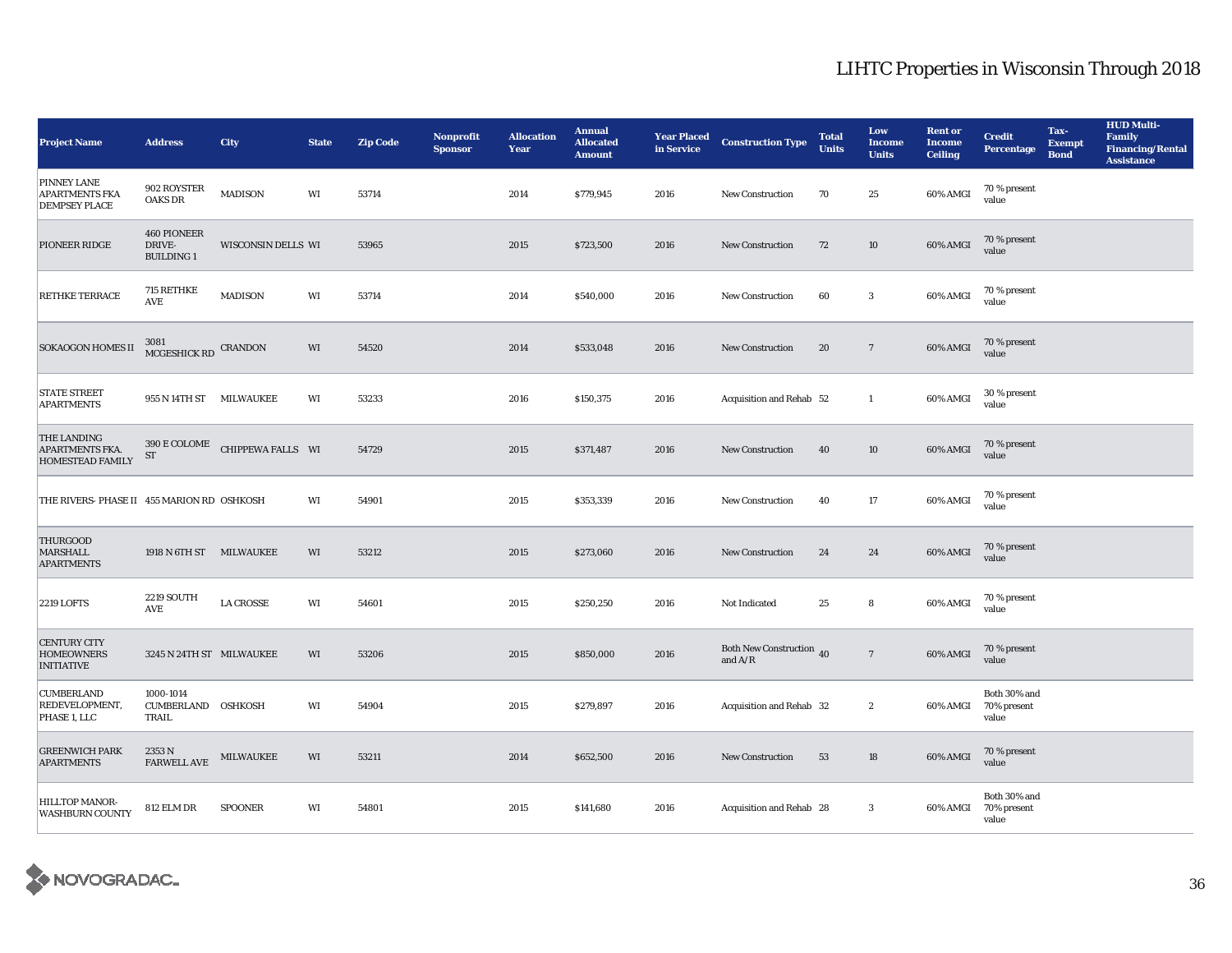# LIHTC Properties in Wisconsin Through 2018

| Project Name | Address | City | State | Zip Code | Nonprofit Sponsor | Allocation Year | Annual Allocated Amount | Year Placed in Service | Construction Type | Total Units | Low Income Units | Rent or Income Ceiling | Credit Percentage | Tax-Exempt Bond | HUD Multi-Family Financing/Rental Assistance |
|---|---|---|---|---|---|---|---|---|---|---|---|---|---|---|---|
| PINNEY LANE APARTMENTS FKA DEMPSEY PLACE | 902 ROYSTER OAKS DR | MADISON | WI | 53714 | | 2014 | $779,945 | 2016 | New Construction | 70 | 25 | 60% AMGI | 70 % present value | | |
| PIONEER RIDGE | 460 PIONEER DRIVE-BUILDING 1 | WISCONSIN DELLS | WI | 53965 | | 2015 | $723,500 | 2016 | New Construction | 72 | 10 | 60% AMGI | 70 % present value | | |
| RETHKE TERRACE | 715 RETHKE AVE | MADISON | WI | 53714 | | 2014 | $540,000 | 2016 | New Construction | 60 | 3 | 60% AMGI | 70 % present value | | |
| SOKAOGON HOMES II | 3081 MCGESHICK RD | CRANDON | WI | 54520 | | 2014 | $533,048 | 2016 | New Construction | 20 | 7 | 60% AMGI | 70 % present value | | |
| STATE STREET APARTMENTS | 955 N 14TH ST | MILWAUKEE | WI | 53233 | | 2016 | $150,375 | 2016 | Acquisition and Rehab | 52 | 1 | 60% AMGI | 30 % present value | | |
| THE LANDING APARTMENTS FKA. HOMESTEAD FAMILY | 390 E COLOME ST | CHIPPEWA FALLS | WI | 54729 | | 2015 | $371,487 | 2016 | New Construction | 40 | 10 | 60% AMGI | 70 % present value | | |
| THE RIVERS- PHASE II | 455 MARION RD | OSHKOSH | WI | 54901 | | 2015 | $353,339 | 2016 | New Construction | 40 | 17 | 60% AMGI | 70 % present value | | |
| THURGOOD MARSHALL APARTMENTS | 1918 N 6TH ST | MILWAUKEE | WI | 53212 | | 2015 | $273,060 | 2016 | New Construction | 24 | 24 | 60% AMGI | 70 % present value | | |
| 2219 LOFTS | 2219 SOUTH AVE | LA CROSSE | WI | 54601 | | 2015 | $250,250 | 2016 | Not Indicated | 25 | 8 | 60% AMGI | 70 % present value | | |
| CENTURY CITY HOMEOWNERS INITIATIVE | 3245 N 24TH ST | MILWAUKEE | WI | 53206 | | 2015 | $850,000 | 2016 | Both New Construction and A/R | 40 | 7 | 60% AMGI | 70 % present value | | |
| CUMBERLAND REDEVELOPMENT, PHASE 1, LLC | 1000-1014 CUMBERLAND TRAIL | OSHKOSH | WI | 54904 | | 2015 | $279,897 | 2016 | Acquisition and Rehab | 32 | 2 | 60% AMGI | Both 30% and 70% present value | | |
| GREENWICH PARK APARTMENTS | 2353 N FARWELL AVE | MILWAUKEE | WI | 53211 | | 2014 | $652,500 | 2016 | New Construction | 53 | 18 | 60% AMGI | 70 % present value | | |
| HILLTOP MANOR-WASHBURN COUNTY | 812 ELM DR | SPOONER | WI | 54801 | | 2015 | $141,680 | 2016 | Acquisition and Rehab | 28 | 3 | 60% AMGI | Both 30% and 70% present value | | |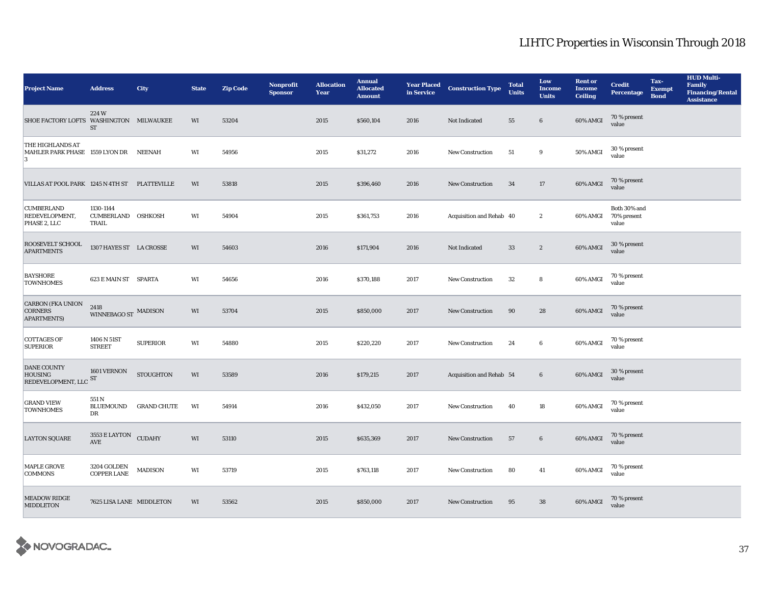# LIHTC Properties in Wisconsin Through 2018

| Project Name | Address | City | State | Zip Code | Nonprofit Sponsor | Allocation Year | Annual Allocated Amount | Year Placed in Service | Construction Type | Total Units | Low Income Units | Rent or Income Ceiling | Credit Percentage | Tax-Exempt Bond | HUD Multi-Family Financing/Rental Assistance |
|---|---|---|---|---|---|---|---|---|---|---|---|---|---|---|---|
| SHOE FACTORY LOFTS | 224 W WASHINGTON ST | MILWAUKEE | WI | 53204 | | 2015 | $560,104 | 2016 | Not Indicated | 55 | 6 | 60% AMGI | 70 % present value | | |
| THE HIGHLANDS AT MAHLER PARK PHASE 3 | 1559 LYON DR | NEENAH | WI | 54956 | | 2015 | $31,272 | 2016 | New Construction | 51 | 9 | 50% AMGI | 30 % present value | | |
| VILLAS AT POOL PARK | 1245 N 4TH ST | PLATTEVILLE | WI | 53818 | | 2015 | $396,460 | 2016 | New Construction | 34 | 17 | 60% AMGI | 70 % present value | | |
| CUMBERLAND REDEVELOPMENT, PHASE 2, LLC | 1130-1144 CUMBERLAND TRAIL | OSHKOSH | WI | 54904 | | 2015 | $361,753 | 2016 | Acquisition and Rehab | 40 | 2 | 60% AMGI | Both 30% and 70% present value | | |
| ROOSEVELT SCHOOL APARTMENTS | 1307 HAYES ST | LA CROSSE | WI | 54603 | | 2016 | $171,904 | 2016 | Not Indicated | 33 | 2 | 60% AMGI | 30 % present value | | |
| BAYSHORE TOWNHOMES | 623 E MAIN ST | SPARTA | WI | 54656 | | 2016 | $370,188 | 2017 | New Construction | 32 | 8 | 60% AMGI | 70 % present value | | |
| CARBON (FKA UNION CORNERS APARTMENTS) | 2418 WINNEBAGO ST | MADISON | WI | 53704 | | 2015 | $850,000 | 2017 | New Construction | 90 | 28 | 60% AMGI | 70 % present value | | |
| COTTAGES OF SUPERIOR | 1406 N 51ST STREET | SUPERIOR | WI | 54880 | | 2015 | $220,220 | 2017 | New Construction | 24 | 6 | 60% AMGI | 70 % present value | | |
| DANE COUNTY HOUSING REDEVELOPMENT, LLC | 1601 VERNON ST | STOUGHTON | WI | 53589 | | 2016 | $179,215 | 2017 | Acquisition and Rehab | 54 | 6 | 60% AMGI | 30 % present value | | |
| GRAND VIEW TOWNHOMES | 551 N BLUEMOUND DR | GRAND CHUTE | WI | 54914 | | 2016 | $432,050 | 2017 | New Construction | 40 | 18 | 60% AMGI | 70 % present value | | |
| LAYTON SQUARE | 3553 E LAYTON AVE | CUDAHY | WI | 53110 | | 2015 | $635,369 | 2017 | New Construction | 57 | 6 | 60% AMGI | 70 % present value | | |
| MAPLE GROVE COMMONS | 3204 GOLDEN COPPER LANE | MADISON | WI | 53719 | | 2015 | $763,118 | 2017 | New Construction | 80 | 41 | 60% AMGI | 70 % present value | | |
| MEADOW RIDGE MIDDLETON | 7625 LISA LANE | MIDDLETON | WI | 53562 | | 2015 | $850,000 | 2017 | New Construction | 95 | 38 | 60% AMGI | 70 % present value | | |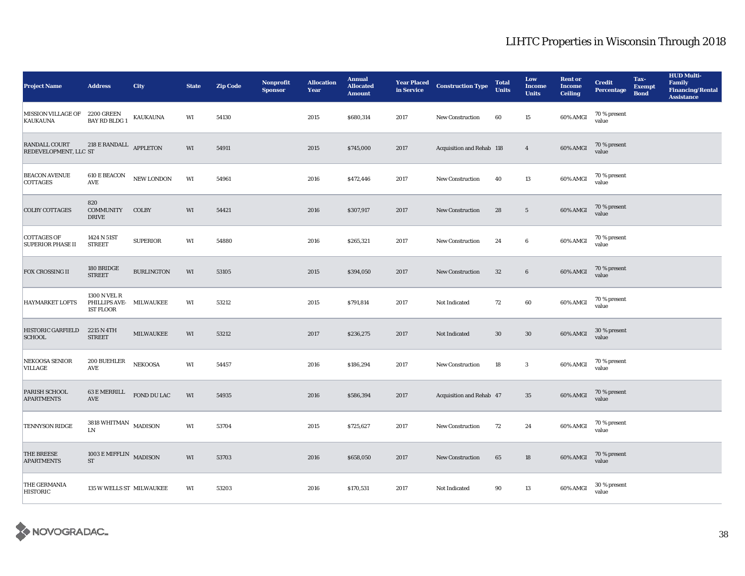# LIHTC Properties in Wisconsin Through 2018

| Project Name | Address | City | State | Zip Code | Nonprofit Sponsor | Allocation Year | Annual Allocated Amount | Year Placed in Service | Construction Type | Total Units | Low Income Units | Rent or Income Ceiling | Credit Percentage | Tax-Exempt Bond | HUD Multi-Family Financing/Rental Assistance |
|---|---|---|---|---|---|---|---|---|---|---|---|---|---|---|---|
| MISSION VILLAGE OF KAUKAUNA | 2200 GREEN BAY RD BLDG 1 | KAUKAUNA | WI | 54130 | | 2015 | $680,314 | 2017 | New Construction | 60 | 15 | 60% AMGI | 70 % present value | | |
| RANDALL COURT REDEVELOPMENT, LLC | 218 E RANDALL ST | APPLETON | WI | 54911 | | 2015 | $745,000 | 2017 | Acquisition and Rehab | 118 | 4 | 60% AMGI | 70 % present value | | |
| BEACON AVENUE COTTAGES | 610 E BEACON AVE | NEW LONDON | WI | 54961 | | 2016 | $472,446 | 2017 | New Construction | 40 | 13 | 60% AMGI | 70 % present value | | |
| COLBY COTTAGES | 820 COMMUNITY DRIVE | COLBY | WI | 54421 | | 2016 | $307,917 | 2017 | New Construction | 28 | 5 | 60% AMGI | 70 % present value | | |
| COTTAGES OF SUPERIOR PHASE II | 1424 N 51ST STREET | SUPERIOR | WI | 54880 | | 2016 | $265,321 | 2017 | New Construction | 24 | 6 | 60% AMGI | 70 % present value | | |
| FOX CROSSING II | 180 BRIDGE STREET | BURLINGTON | WI | 53105 | | 2015 | $394,050 | 2017 | New Construction | 32 | 6 | 60% AMGI | 70 % present value | | |
| HAYMARKET LOFTS | 1300 N VEL R PHILLIPS AVE-1ST FLOOR | MILWAUKEE | WI | 53212 | | 2015 | $791,814 | 2017 | Not Indicated | 72 | 60 | 60% AMGI | 70 % present value | | |
| HISTORIC GARFIELD SCHOOL | 2215 N 4TH STREET | MILWAUKEE | WI | 53212 | | 2017 | $236,275 | 2017 | Not Indicated | 30 | 30 | 60% AMGI | 30 % present value | | |
| NEKOOSA SENIOR VILLAGE | 200 BUEHLER AVE | NEKOOSA | WI | 54457 | | 2016 | $186,294 | 2017 | New Construction | 18 | 3 | 60% AMGI | 70 % present value | | |
| PARISH SCHOOL APARTMENTS | 63 E MERRILL AVE | FOND DU LAC | WI | 54935 | | 2016 | $586,394 | 2017 | Acquisition and Rehab | 47 | 35 | 60% AMGI | 70 % present value | | |
| TENNYSON RIDGE | 3818 WHITMAN LN | MADISON | WI | 53704 | | 2015 | $725,627 | 2017 | New Construction | 72 | 24 | 60% AMGI | 70 % present value | | |
| THE BREESE APARTMENTS | 1003 E MIFFLIN ST | MADISON | WI | 53703 | | 2016 | $658,050 | 2017 | New Construction | 65 | 18 | 60% AMGI | 70 % present value | | |
| THE GERMANIA HISTORIC | 135 W WELLS ST | MILWAUKEE | WI | 53203 | | 2016 | $170,531 | 2017 | Not Indicated | 90 | 13 | 60% AMGI | 30 % present value | | |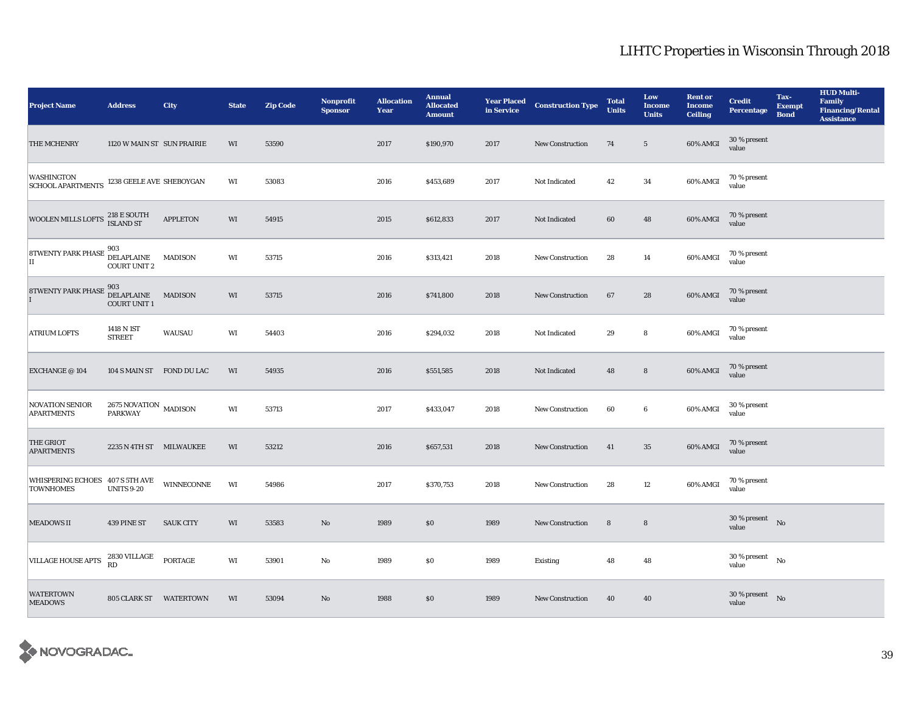# LIHTC Properties in Wisconsin Through 2018

| Project Name | Address | City | State | Zip Code | Nonprofit Sponsor | Allocation Year | Annual Allocated Amount | Year Placed in Service | Construction Type | Total Units | Low Income Units | Rent or Income Ceiling | Credit Percentage | Tax-Exempt Bond | HUD Multi-Family Financing/Rental Assistance |
|---|---|---|---|---|---|---|---|---|---|---|---|---|---|---|---|
| THE MCHENRY | 1120 W MAIN ST | SUN PRAIRIE | WI | 53590 | | 2017 | $190,970 | 2017 | New Construction | 74 | 5 | 60% AMGI | 30 % present value | | |
| WASHINGTON SCHOOL APARTMENTS | 1238 GEELE AVE | SHEBOYGAN | WI | 53083 | | 2016 | $453,689 | 2017 | Not Indicated | 42 | 34 | 60% AMGI | 70 % present value | | |
| WOOLEN MILLS LOFTS | 218 E SOUTH ISLAND ST | APPLETON | WI | 54915 | | 2015 | $612,833 | 2017 | Not Indicated | 60 | 48 | 60% AMGI | 70 % present value | | |
| 8TWENTY PARK PHASE II | 903 DELAPLAINE COURT UNIT 2 | MADISON | WI | 53715 | | 2016 | $313,421 | 2018 | New Construction | 28 | 14 | 60% AMGI | 70 % present value | | |
| 8TWENTY PARK PHASE I | 903 DELAPLAINE COURT UNIT 1 | MADISON | WI | 53715 | | 2016 | $741,800 | 2018 | New Construction | 67 | 28 | 60% AMGI | 70 % present value | | |
| ATRIUM LOFTS | 1418 N 1ST STREET | WAUSAU | WI | 54403 | | 2016 | $294,032 | 2018 | Not Indicated | 29 | 8 | 60% AMGI | 70 % present value | | |
| EXCHANGE @ 104 | 104 S MAIN ST | FOND DU LAC | WI | 54935 | | 2016 | $551,585 | 2018 | Not Indicated | 48 | 8 | 60% AMGI | 70 % present value | | |
| NOVATION SENIOR APARTMENTS | 2675 NOVATION PARKWAY | MADISON | WI | 53713 | | 2017 | $433,047 | 2018 | New Construction | 60 | 6 | 60% AMGI | 30 % present value | | |
| THE GRIOT APARTMENTS | 2235 N 4TH ST | MILWAUKEE | WI | 53212 | | 2016 | $657,531 | 2018 | New Construction | 41 | 35 | 60% AMGI | 70 % present value | | |
| WHISPERING ECHOES TOWNHOMES | 407 S 5TH AVE UNITS 9-20 | WINNECONNE | WI | 54986 | | 2017 | $370,753 | 2018 | New Construction | 28 | 12 | 60% AMGI | 70 % present value | | |
| MEADOWS II | 439 PINE ST | SAUK CITY | WI | 53583 | No | 1989 | $0 | 1989 | New Construction | 8 | 8 | | 30 % present value | No | |
| VILLAGE HOUSE APTS | 2830 VILLAGE RD | PORTAGE | WI | 53901 | No | 1989 | $0 | 1989 | Existing | 48 | 48 | | 30 % present value | No | |
| WATERTOWN MEADOWS | 805 CLARK ST | WATERTOWN | WI | 53094 | No | 1988 | $0 | 1989 | New Construction | 40 | 40 | | 30 % present value | No | |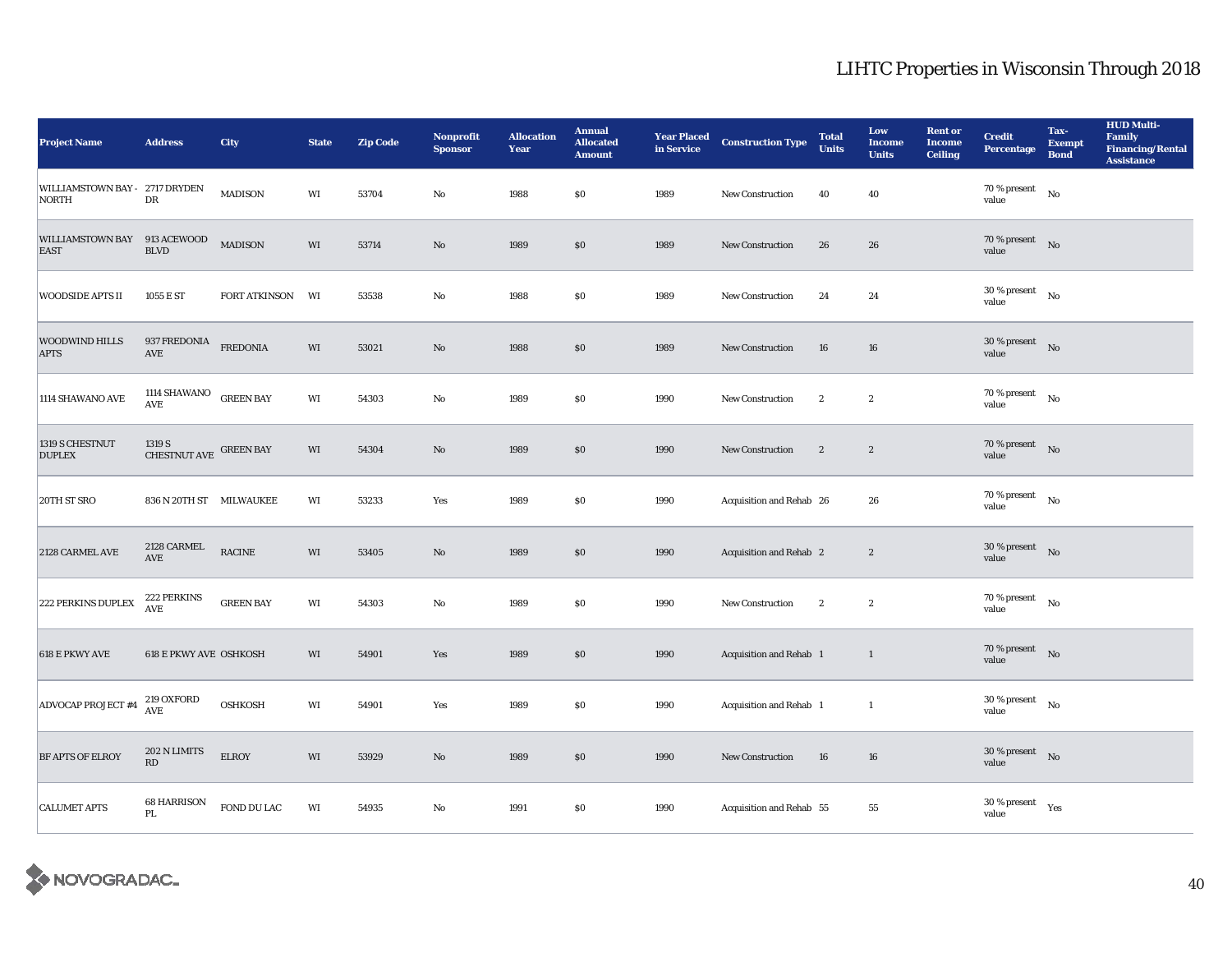# LIHTC Properties in Wisconsin Through 2018

| Project Name | Address | City | State | Zip Code | Nonprofit Sponsor | Allocation Year | Annual Allocated Amount | Year Placed in Service | Construction Type | Total Units | Low Income Units | Rent or Income Ceiling | Credit Percentage | Tax-Exempt Bond | HUD Multi-Family Financing/Rental Assistance |
|---|---|---|---|---|---|---|---|---|---|---|---|---|---|---|---|
| WILLIAMSTOWN BAY - NORTH | 2717 DRYDEN DR | MADISON | WI | 53704 | No | 1988 | $0 | 1989 | New Construction | 40 | 40 | | 70 % present value | No | |
| WILLIAMSTOWN BAY EAST | 913 ACEWOOD BLVD | MADISON | WI | 53714 | No | 1989 | $0 | 1989 | New Construction | 26 | 26 | | 70 % present value | No | |
| WOODSIDE APTS II | 1055 E ST | FORT ATKINSON | WI | 53538 | No | 1988 | $0 | 1989 | New Construction | 24 | 24 | | 30 % present value | No | |
| WOODWIND HILLS APTS | 937 FREDONIA AVE | FREDONIA | WI | 53021 | No | 1988 | $0 | 1989 | New Construction | 16 | 16 | | 30 % present value | No | |
| 1114 SHAWANO AVE | 1114 SHAWANO AVE | GREEN BAY | WI | 54303 | No | 1989 | $0 | 1990 | New Construction | 2 | 2 | | 70 % present value | No | |
| 1319 S CHESTNUT DUPLEX | 1319 S CHESTNUT AVE | GREEN BAY | WI | 54304 | No | 1989 | $0 | 1990 | New Construction | 2 | 2 | | 70 % present value | No | |
| 20TH ST SRO | 836 N 20TH ST | MILWAUKEE | WI | 53233 | Yes | 1989 | $0 | 1990 | Acquisition and Rehab | 26 | 26 | | 70 % present value | No | |
| 2128 CARMEL AVE | 2128 CARMEL AVE | RACINE | WI | 53405 | No | 1989 | $0 | 1990 | Acquisition and Rehab | 2 | 2 | | 30 % present value | No | |
| 222 PERKINS DUPLEX | 222 PERKINS AVE | GREEN BAY | WI | 54303 | No | 1989 | $0 | 1990 | New Construction | 2 | 2 | | 70 % present value | No | |
| 618 E PKWY AVE | 618 E PKWY AVE | OSHKOSH | WI | 54901 | Yes | 1989 | $0 | 1990 | Acquisition and Rehab | 1 | 1 | | 70 % present value | No | |
| ADVOCAP PROJECT #4 | 219 OXFORD AVE | OSHKOSH | WI | 54901 | Yes | 1989 | $0 | 1990 | Acquisition and Rehab | 1 | 1 | | 30 % present value | No | |
| BF APTS OF ELROY | 202 N LIMITS RD | ELROY | WI | 53929 | No | 1989 | $0 | 1990 | New Construction | 16 | 16 | | 30 % present value | No | |
| CALUMET APTS | 68 HARRISON PL | FOND DU LAC | WI | 54935 | No | 1991 | $0 | 1990 | Acquisition and Rehab | 55 | 55 | | 30 % present value | Yes | |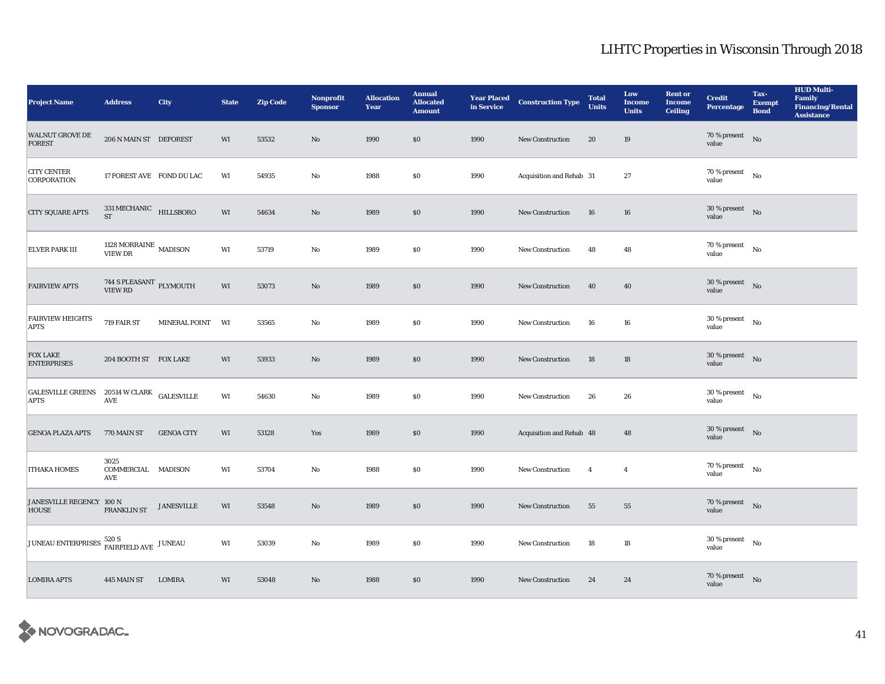# LIHTC Properties in Wisconsin Through 2018

| Project Name | Address | City | State | Zip Code | Nonprofit Sponsor | Allocation Year | Annual Allocated Amount | Year Placed in Service | Construction Type | Total Units | Low Income Units | Rent or Income Ceiling | Credit Percentage | Tax-Exempt Bond | HUD Multi-Family Financing/Rental Assistance |
|---|---|---|---|---|---|---|---|---|---|---|---|---|---|---|---|
| WALNUT GROVE DE FOREST | 206 N MAIN ST | DEFOREST | WI | 53532 | No | 1990 | $0 | 1990 | New Construction | 20 | 19 | | 70 % present value | No | |
| CITY CENTER CORPORATION | 17 FOREST AVE | FOND DU LAC | WI | 54935 | No | 1988 | $0 | 1990 | Acquisition and Rehab | 31 | 27 | | 70 % present value | No | |
| CITY SQUARE APTS | 331 MECHANIC ST | HILLSBORO | WI | 54634 | No | 1989 | $0 | 1990 | New Construction | 16 | 16 | | 30 % present value | No | |
| ELVER PARK III | 1128 MORRAINE VIEW DR | MADISON | WI | 53719 | No | 1989 | $0 | 1990 | New Construction | 48 | 48 | | 70 % present value | No | |
| FAIRVIEW APTS | 744 S PLEASANT VIEW RD | PLYMOUTH | WI | 53073 | No | 1989 | $0 | 1990 | New Construction | 40 | 40 | | 30 % present value | No | |
| FAIRVIEW HEIGHTS APTS | 719 FAIR ST | MINERAL POINT | WI | 53565 | No | 1989 | $0 | 1990 | New Construction | 16 | 16 | | 30 % present value | No | |
| FOX LAKE ENTERPRISES | 204 BOOTH ST | FOX LAKE | WI | 53933 | No | 1989 | $0 | 1990 | New Construction | 18 | 18 | | 30 % present value | No | |
| GALESVILLE GREENS APTS | 20514 W CLARK AVE | GALESVILLE | WI | 54630 | No | 1989 | $0 | 1990 | New Construction | 26 | 26 | | 30 % present value | No | |
| GENOA PLAZA APTS | 770 MAIN ST | GENOA CITY | WI | 53128 | Yes | 1989 | $0 | 1990 | Acquisition and Rehab | 48 | 48 | | 30 % present value | No | |
| ITHAKA HOMES | 3025 COMMERCIAL AVE | MADISON | WI | 53704 | No | 1988 | $0 | 1990 | New Construction | 4 | 4 | | 70 % present value | No | |
| JANESVILLE REGENCY HOUSE | 100 N FRANKLIN ST | JANESVILLE | WI | 53548 | No | 1989 | $0 | 1990 | New Construction | 55 | 55 | | 70 % present value | No | |
| JUNEAU ENTERPRISES | 520 S FAIRFIELD AVE | JUNEAU | WI | 53039 | No | 1989 | $0 | 1990 | New Construction | 18 | 18 | | 30 % present value | No | |
| LOMIRA APTS | 445 MAIN ST | LOMIRA | WI | 53048 | No | 1988 | $0 | 1990 | New Construction | 24 | 24 | | 70 % present value | No | |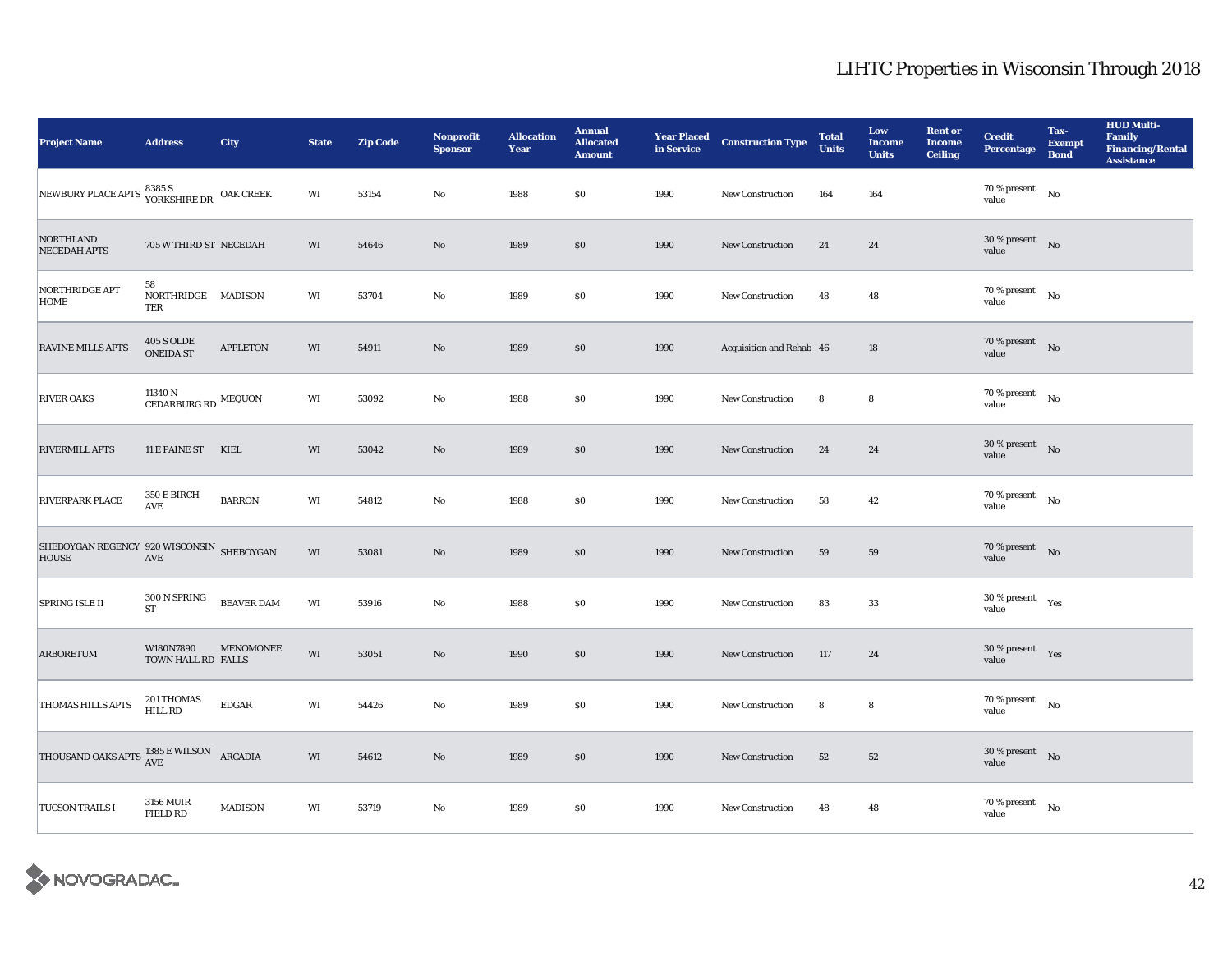## LIHTC Properties in Wisconsin Through 2018

| Project Name | Address | City | State | Zip Code | Nonprofit Sponsor | Allocation Year | Annual Allocated Amount | Year Placed in Service | Construction Type | Total Units | Low Income Units | Rent or Income Ceiling | Credit Percentage | Tax-Exempt Bond | HUD Multi-Family Financing/Rental Assistance |
|---|---|---|---|---|---|---|---|---|---|---|---|---|---|---|---|
| NEWBURY PLACE APTS | 8385 S YORKSHIRE DR | OAK CREEK | WI | 53154 | No | 1988 | $0 | 1990 | New Construction | 164 | 164 | | 70 % present value | No | |
| NORTHLAND NECEDAH APTS | 705 W THIRD ST | NECEDAH | WI | 54646 | No | 1989 | $0 | 1990 | New Construction | 24 | 24 | | 30 % present value | No | |
| NORTHRIDGE APT HOME | 58 NORTHRIDGE TER | MADISON | WI | 53704 | No | 1989 | $0 | 1990 | New Construction | 48 | 48 | | 70 % present value | No | |
| RAVINE MILLS APTS | 405 S OLDE ONEIDA ST | APPLETON | WI | 54911 | No | 1989 | $0 | 1990 | Acquisition and Rehab | 46 | 18 | | 70 % present value | No | |
| RIVER OAKS | 11340 N CEDARBURG RD | MEQUON | WI | 53092 | No | 1988 | $0 | 1990 | New Construction | 8 | 8 | | 70 % present value | No | |
| RIVERMILL APTS | 11 E PAINE ST | KIEL | WI | 53042 | No | 1989 | $0 | 1990 | New Construction | 24 | 24 | | 30 % present value | No | |
| RIVERPARK PLACE | 350 E BIRCH AVE | BARRON | WI | 54812 | No | 1988 | $0 | 1990 | New Construction | 58 | 42 | | 70 % present value | No | |
| SHEBOYGAN REGENCY HOUSE | 920 WISCONSIN AVE | SHEBOYGAN | WI | 53081 | No | 1989 | $0 | 1990 | New Construction | 59 | 59 | | 70 % present value | No | |
| SPRING ISLE II | 300 N SPRING ST | BEAVER DAM | WI | 53916 | No | 1988 | $0 | 1990 | New Construction | 83 | 33 | | 30 % present value | Yes | |
| ARBORETUM | W180N7890 TOWN HALL RD | MENOMONEE FALLS | WI | 53051 | No | 1990 | $0 | 1990 | New Construction | 117 | 24 | | 30 % present value | Yes | |
| THOMAS HILLS APTS | 201 THOMAS HILL RD | EDGAR | WI | 54426 | No | 1989 | $0 | 1990 | New Construction | 8 | 8 | | 70 % present value | No | |
| THOUSAND OAKS APTS | 1385 E WILSON AVE | ARCADIA | WI | 54612 | No | 1989 | $0 | 1990 | New Construction | 52 | 52 | | 30 % present value | No | |
| TUCSON TRAILS I | 3156 MUIR FIELD RD | MADISON | WI | 53719 | No | 1989 | $0 | 1990 | New Construction | 48 | 48 | | 70 % present value | No | |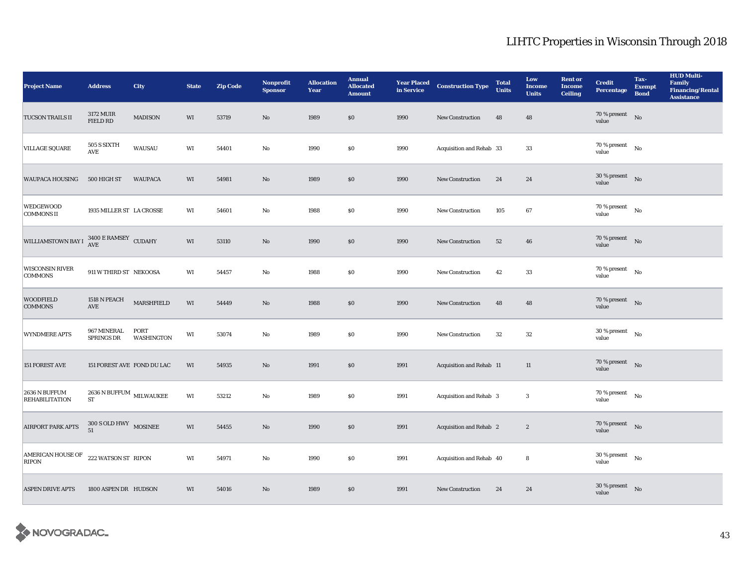# LIHTC Properties in Wisconsin Through 2018

| Project Name | Address | City | State | Zip Code | Nonprofit Sponsor | Allocation Year | Annual Allocated Amount | Year Placed in Service | Construction Type | Total Units | Low Income Units | Rent or Income Ceiling | Credit Percentage | Tax-Exempt Bond | HUD Multi-Family Financing/Rental Assistance |
|---|---|---|---|---|---|---|---|---|---|---|---|---|---|---|---|
| TUCSON TRAILS II | 3172 MUIR FIELD RD | MADISON | WI | 53719 | No | 1989 | $0 | 1990 | New Construction | 48 | 48 | | 70 % present value | No | |
| VILLAGE SQUARE | 505 S SIXTH AVE | WAUSAU | WI | 54401 | No | 1990 | $0 | 1990 | Acquisition and Rehab | 33 | 33 | | 70 % present value | No | |
| WAUPACA HOUSING | 500 HIGH ST | WAUPACA | WI | 54981 | No | 1989 | $0 | 1990 | New Construction | 24 | 24 | | 30 % present value | No | |
| WEDGEWOOD COMMONS II | 1935 MILLER ST | LA CROSSE | WI | 54601 | No | 1988 | $0 | 1990 | New Construction | 105 | 67 | | 70 % present value | No | |
| WILLIAMSTOWN BAY I | 3400 E RAMSEY AVE | CUDAHY | WI | 53110 | No | 1990 | $0 | 1990 | New Construction | 52 | 46 | | 70 % present value | No | |
| WISCONSIN RIVER COMMONS | 911 W THIRD ST | NEKOOSA | WI | 54457 | No | 1988 | $0 | 1990 | New Construction | 42 | 33 | | 70 % present value | No | |
| WOODFIELD COMMONS | 1518 N PEACH AVE | MARSHFIELD | WI | 54449 | No | 1988 | $0 | 1990 | New Construction | 48 | 48 | | 70 % present value | No | |
| WYNDMERE APTS | 967 MINERAL SPRINGS DR | PORT WASHINGTON | WI | 53074 | No | 1989 | $0 | 1990 | New Construction | 32 | 32 | | 30 % present value | No | |
| 151 FOREST AVE | 151 FOREST AVE | FOND DU LAC | WI | 54935 | No | 1991 | $0 | 1991 | Acquisition and Rehab | 11 | 11 | | 70 % present value | No | |
| 2636 N BUFFUM REHABILITATION | 2636 N BUFFUM ST | MILWAUKEE | WI | 53212 | No | 1989 | $0 | 1991 | Acquisition and Rehab | 3 | 3 | | 70 % present value | No | |
| AIRPORT PARK APTS | 300 S OLD HWY 51 | MOSINEE | WI | 54455 | No | 1990 | $0 | 1991 | Acquisition and Rehab | 2 | 2 | | 70 % present value | No | |
| AMERICAN HOUSE OF RIPON | 222 WATSON ST | RIPON | WI | 54971 | No | 1990 | $0 | 1991 | Acquisition and Rehab | 40 | 8 | | 30 % present value | No | |
| ASPEN DRIVE APTS | 1800 ASPEN DR | HUDSON | WI | 54016 | No | 1989 | $0 | 1991 | New Construction | 24 | 24 | | 30 % present value | No | |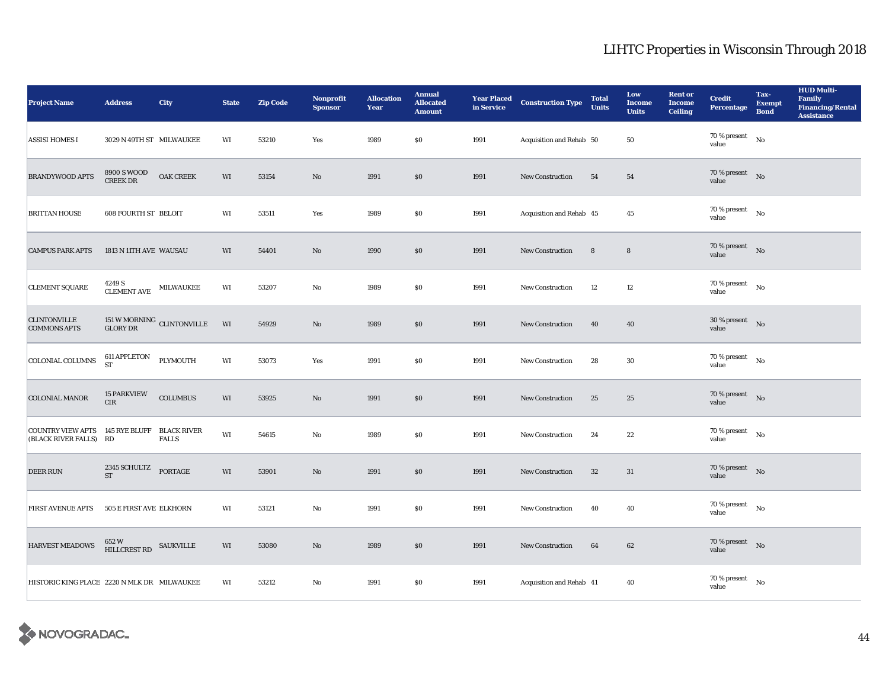# LIHTC Properties in Wisconsin Through 2018

| Project Name | Address | City | State | Zip Code | Nonprofit Sponsor | Allocation Year | Annual Allocated Amount | Year Placed in Service | Construction Type | Total Units | Low Income Units | Rent or Income Ceiling | Credit Percentage | Tax-Exempt Bond | HUD Multi-Family Financing/Rental Assistance |
|---|---|---|---|---|---|---|---|---|---|---|---|---|---|---|---|
| ASSISI HOMES I | 3029 N 49TH ST | MILWAUKEE | WI | 53210 | Yes | 1989 | $0 | 1991 | Acquisition and Rehab | 50 | 50 | | 70 % present value | No | |
| BRANDYWOOD APTS | 8900 S WOOD CREEK DR | OAK CREEK | WI | 53154 | No | 1991 | $0 | 1991 | New Construction | 54 | 54 | | 70 % present value | No | |
| BRITTAN HOUSE | 608 FOURTH ST | BELOIT | WI | 53511 | Yes | 1989 | $0 | 1991 | Acquisition and Rehab | 45 | 45 | | 70 % present value | No | |
| CAMPUS PARK APTS | 1813 N 11TH AVE | WAUSAU | WI | 54401 | No | 1990 | $0 | 1991 | New Construction | 8 | 8 | | 70 % present value | No | |
| CLEMENT SQUARE | 4249 S CLEMENT AVE | MILWAUKEE | WI | 53207 | No | 1989 | $0 | 1991 | New Construction | 12 | 12 | | 70 % present value | No | |
| CLINTONVILLE COMMONS APTS | 151 W MORNING GLORY DR | CLINTONVILLE | WI | 54929 | No | 1989 | $0 | 1991 | New Construction | 40 | 40 | | 30 % present value | No | |
| COLONIAL COLUMNS | 611 APPLETON ST | PLYMOUTH | WI | 53073 | Yes | 1991 | $0 | 1991 | New Construction | 28 | 30 | | 70 % present value | No | |
| COLONIAL MANOR | 15 PARKVIEW CIR | COLUMBUS | WI | 53925 | No | 1991 | $0 | 1991 | New Construction | 25 | 25 | | 70 % present value | No | |
| COUNTRY VIEW APTS (BLACK RIVER FALLS) | 145 RYE BLUFF RD | BLACK RIVER FALLS | WI | 54615 | No | 1989 | $0 | 1991 | New Construction | 24 | 22 | | 70 % present value | No | |
| DEER RUN | 2345 SCHULTZ ST | PORTAGE | WI | 53901 | No | 1991 | $0 | 1991 | New Construction | 32 | 31 | | 70 % present value | No | |
| FIRST AVENUE APTS | 505 E FIRST AVE | ELKHORN | WI | 53121 | No | 1991 | $0 | 1991 | New Construction | 40 | 40 | | 70 % present value | No | |
| HARVEST MEADOWS | 652 W HILLCREST RD | SAUKVILLE | WI | 53080 | No | 1989 | $0 | 1991 | New Construction | 64 | 62 | | 70 % present value | No | |
| HISTORIC KING PLACE | 2220 N MLK DR | MILWAUKEE | WI | 53212 | No | 1991 | $0 | 1991 | Acquisition and Rehab | 41 | 40 | | 70 % present value | No | |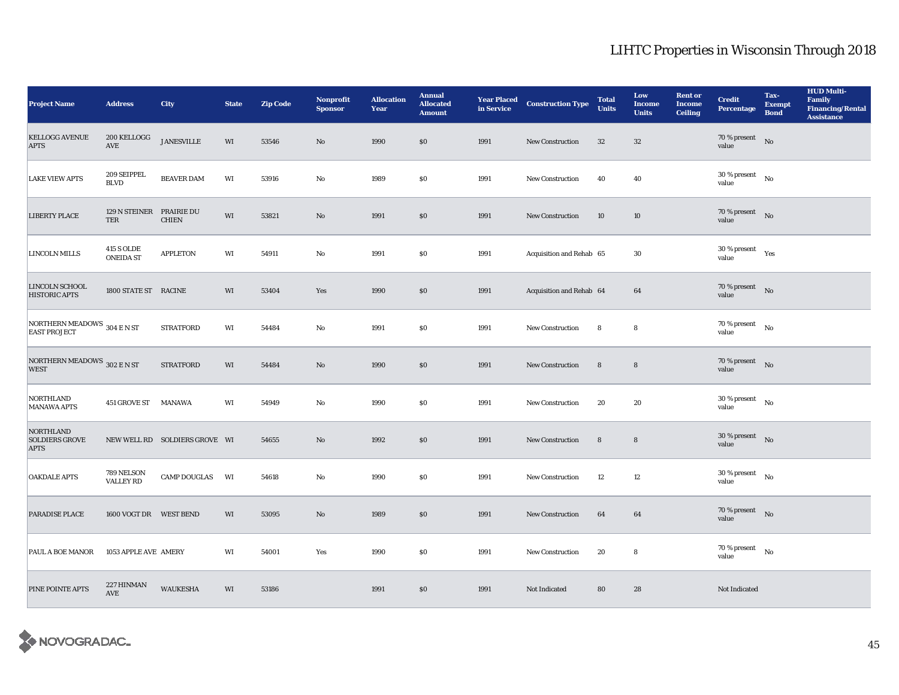# LIHTC Properties in Wisconsin Through 2018

| Project Name | Address | City | State | Zip Code | Nonprofit Sponsor | Allocation Year | Annual Allocated Amount | Year Placed in Service | Construction Type | Total Units | Low Income Units | Rent or Income Ceiling | Credit Percentage | Tax-Exempt Bond | HUD Multi-Family Financing/Rental Assistance |
|---|---|---|---|---|---|---|---|---|---|---|---|---|---|---|---|
| KELLOGG AVENUE APTS | 200 KELLOGG AVE | JANESVILLE | WI | 53546 | No | 1990 | $0 | 1991 | New Construction | 32 | 32 | | 70 % present value | No | |
| LAKE VIEW APTS | 209 SEIPPEL BLVD | BEAVER DAM | WI | 53916 | No | 1989 | $0 | 1991 | New Construction | 40 | 40 | | 30 % present value | No | |
| LIBERTY PLACE | 129 N STEINER TER | PRAIRIE DU CHIEN | WI | 53821 | No | 1991 | $0 | 1991 | New Construction | 10 | 10 | | 70 % present value | No | |
| LINCOLN MILLS | 415 S OLDE ONEIDA ST | APPLETON | WI | 54911 | No | 1991 | $0 | 1991 | Acquisition and Rehab | 65 | 30 | | 30 % present value | Yes | |
| LINCOLN SCHOOL HISTORIC APTS | 1800 STATE ST | RACINE | WI | 53404 | Yes | 1990 | $0 | 1991 | Acquisition and Rehab | 64 | 64 | | 70 % present value | No | |
| NORTHERN MEADOWS EAST PROJECT | 304 E N ST | STRATFORD | WI | 54484 | No | 1991 | $0 | 1991 | New Construction | 8 | 8 | | 70 % present value | No | |
| NORTHERN MEADOWS WEST | 302 E N ST | STRATFORD | WI | 54484 | No | 1990 | $0 | 1991 | New Construction | 8 | 8 | | 70 % present value | No | |
| NORTHLAND MANAWA APTS | 451 GROVE ST | MANAWA | WI | 54949 | No | 1990 | $0 | 1991 | New Construction | 20 | 20 | | 30 % present value | No | |
| NORTHLAND SOLDIERS GROVE APTS | NEW WELL RD | SOLDIERS GROVE | WI | 54655 | No | 1992 | $0 | 1991 | New Construction | 8 | 8 | | 30 % present value | No | |
| OAKDALE APTS | 789 NELSON VALLEY RD | CAMP DOUGLAS | WI | 54618 | No | 1990 | $0 | 1991 | New Construction | 12 | 12 | | 30 % present value | No | |
| PARADISE PLACE | 1600 VOGT DR | WEST BEND | WI | 53095 | No | 1989 | $0 | 1991 | New Construction | 64 | 64 | | 70 % present value | No | |
| PAUL A BOE MANOR | 1053 APPLE AVE | AMERY | WI | 54001 | Yes | 1990 | $0 | 1991 | New Construction | 20 | 8 | | 70 % present value | No | |
| PINE POINTE APTS | 227 HINMAN AVE | WAUKESHA | WI | 53186 | | 1991 | $0 | 1991 | Not Indicated | 80 | 28 | | Not Indicated | | |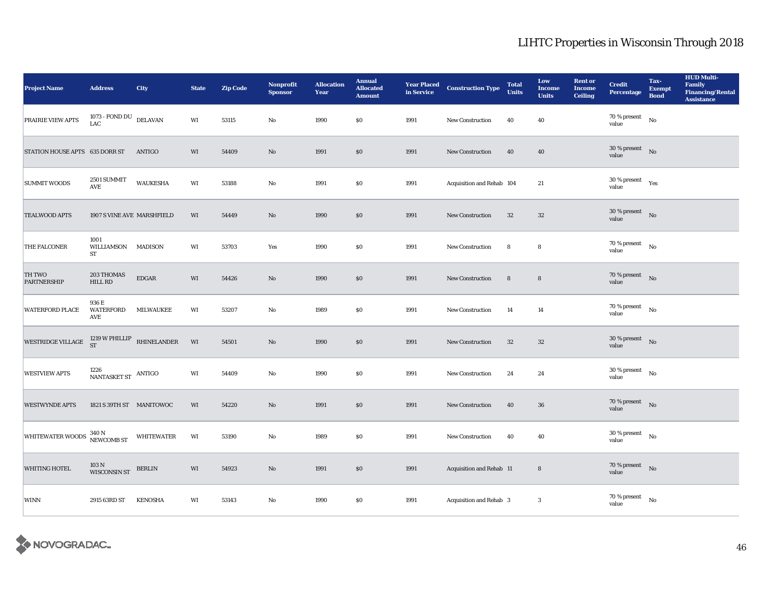# LIHTC Properties in Wisconsin Through 2018

| Project Name | Address | City | State | Zip Code | Nonprofit Sponsor | Allocation Year | Annual Allocated Amount | Year Placed in Service | Construction Type | Total Units | Low Income Units | Rent or Income Ceiling | Credit Percentage | Tax-Exempt Bond | HUD Multi-Family Financing/Rental Assistance |
|---|---|---|---|---|---|---|---|---|---|---|---|---|---|---|---|
| PRAIRIE VIEW APTS | 1073 - FOND DU LAC | DELAVAN | WI | 53115 | No | 1990 | $0 | 1991 | New Construction | 40 | 40 | | 70 % present value | No | |
| STATION HOUSE APTS | 635 DORR ST | ANTIGO | WI | 54409 | No | 1991 | $0 | 1991 | New Construction | 40 | 40 | | 30 % present value | No | |
| SUMMIT WOODS | 2501 SUMMIT AVE | WAUKESHA | WI | 53188 | No | 1991 | $0 | 1991 | Acquisition and Rehab | 104 | 21 | | 30 % present value | Yes | |
| TEALWOOD APTS | 1907 S VINE AVE | MARSHFIELD | WI | 54449 | No | 1990 | $0 | 1991 | New Construction | 32 | 32 | | 30 % present value | No | |
| THE FALCONER | 1001 WILLIAMSON ST | MADISON | WI | 53703 | Yes | 1990 | $0 | 1991 | New Construction | 8 | 8 | | 70 % present value | No | |
| TH TWO PARTNERSHIP | 203 THOMAS HILL RD | EDGAR | WI | 54426 | No | 1990 | $0 | 1991 | New Construction | 8 | 8 | | 70 % present value | No | |
| WATERFORD PLACE | 936 E WATERFORD AVE | MILWAUKEE | WI | 53207 | No | 1989 | $0 | 1991 | New Construction | 14 | 14 | | 70 % present value | No | |
| WESTRIDGE VILLAGE | 1219 W PHILLIP ST | RHINELANDER | WI | 54501 | No | 1990 | $0 | 1991 | New Construction | 32 | 32 | | 30 % present value | No | |
| WESTVIEW APTS | 1226 NANTASKET ST | ANTIGO | WI | 54409 | No | 1990 | $0 | 1991 | New Construction | 24 | 24 | | 30 % present value | No | |
| WESTWYNDE APTS | 1821 S 39TH ST | MANITOWOC | WI | 54220 | No | 1991 | $0 | 1991 | New Construction | 40 | 36 | | 70 % present value | No | |
| WHITEWATER WOODS | 340 N NEWCOMB ST | WHITEWATER | WI | 53190 | No | 1989 | $0 | 1991 | New Construction | 40 | 40 | | 30 % present value | No | |
| WHITING HOTEL | 103 N WISCONSIN ST | BERLIN | WI | 54923 | No | 1991 | $0 | 1991 | Acquisition and Rehab | 11 | 8 | | 70 % present value | No | |
| WINN | 2915 63RD ST | KENOSHA | WI | 53143 | No | 1990 | $0 | 1991 | Acquisition and Rehab | 3 | 3 | | 70 % present value | No | |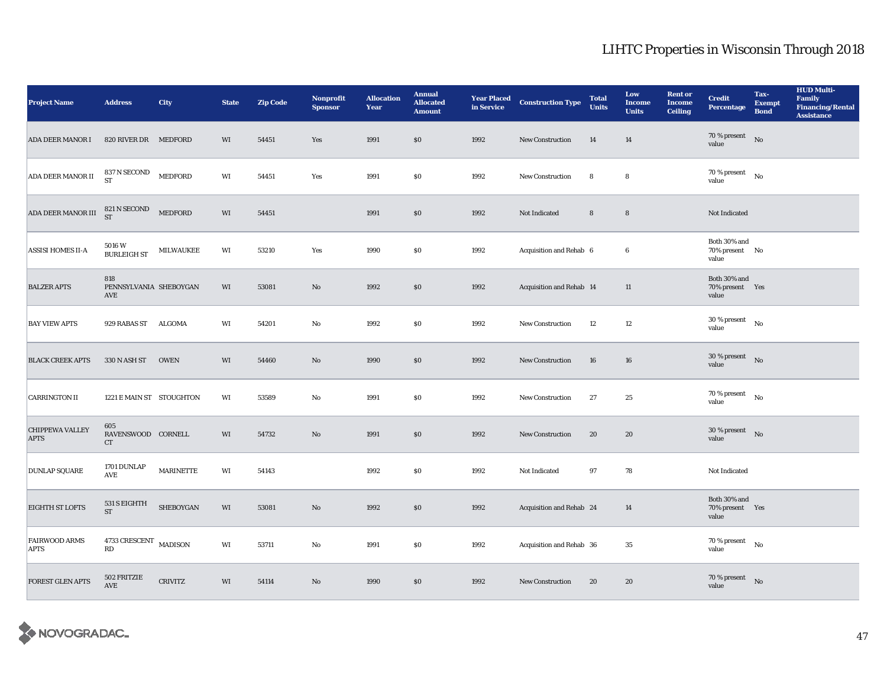# LIHTC Properties in Wisconsin Through 2018

| Project Name | Address | City | State | Zip Code | Nonprofit Sponsor | Allocation Year | Annual Allocated Amount | Year Placed in Service | Construction Type | Total Units | Low Income Units | Rent or Income Ceiling | Credit Percentage | Tax-Exempt Bond | HUD Multi-Family Financing/Rental Assistance |
|---|---|---|---|---|---|---|---|---|---|---|---|---|---|---|---|
| ADA DEER MANOR I | 820 RIVER DR | MEDFORD | WI | 54451 | Yes | 1991 | $0 | 1992 | New Construction | 14 | 14 | | 70 % present value | No | |
| ADA DEER MANOR II | 837 N SECOND ST | MEDFORD | WI | 54451 | Yes | 1991 | $0 | 1992 | New Construction | 8 | 8 | | 70 % present value | No | |
| ADA DEER MANOR III | 821 N SECOND ST | MEDFORD | WI | 54451 | | 1991 | $0 | 1992 | Not Indicated | 8 | 8 | | Not Indicated | | |
| ASSISI HOMES II-A | 5016 W BURLEIGH ST | MILWAUKEE | WI | 53210 | Yes | 1990 | $0 | 1992 | Acquisition and Rehab | 6 | 6 | | Both 30% and 70% present value | No | |
| BALZER APTS | 818 PENNSYLVANIA AVE | SHEBOYGAN | WI | 53081 | No | 1992 | $0 | 1992 | Acquisition and Rehab | 14 | 11 | | Both 30% and 70% present value | Yes | |
| BAY VIEW APTS | 929 RABAS ST | ALGOMA | WI | 54201 | No | 1992 | $0 | 1992 | New Construction | 12 | 12 | | 30 % present value | No | |
| BLACK CREEK APTS | 330 N ASH ST | OWEN | WI | 54460 | No | 1990 | $0 | 1992 | New Construction | 16 | 16 | | 30 % present value | No | |
| CARRINGTON II | 1221 E MAIN ST | STOUGHTON | WI | 53589 | No | 1991 | $0 | 1992 | New Construction | 27 | 25 | | 70 % present value | No | |
| CHIPPEWA VALLEY APTS | 605 RAVENSWOOD CT | CORNELL | WI | 54732 | No | 1991 | $0 | 1992 | New Construction | 20 | 20 | | 30 % present value | No | |
| DUNLAP SQUARE | 1701 DUNLAP AVE | MARINETTE | WI | 54143 | | 1992 | $0 | 1992 | Not Indicated | 97 | 78 | | Not Indicated | | |
| EIGHTH ST LOFTS | 531 S EIGHTH ST | SHEBOYGAN | WI | 53081 | No | 1992 | $0 | 1992 | Acquisition and Rehab | 24 | 14 | | Both 30% and 70% present value | Yes | |
| FAIRWOOD ARMS APTS | 4733 CRESCENT RD | MADISON | WI | 53711 | No | 1991 | $0 | 1992 | Acquisition and Rehab | 36 | 35 | | 70 % present value | No | |
| FOREST GLEN APTS | 502 FRITZIE AVE | CRIVITZ | WI | 54114 | No | 1990 | $0 | 1992 | New Construction | 20 | 20 | | 70 % present value | No | |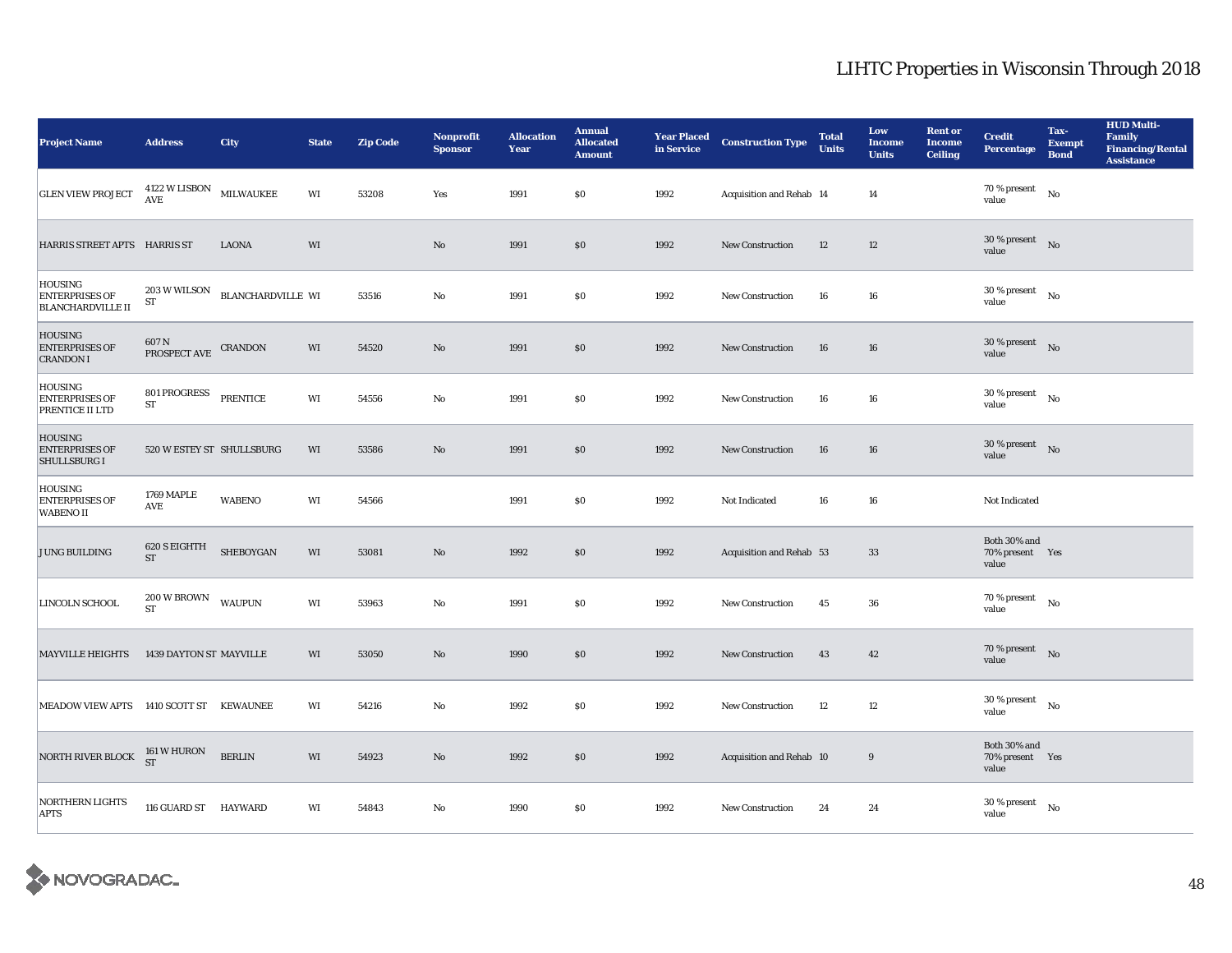# LIHTC Properties in Wisconsin Through 2018

| Project Name | Address | City | State | Zip Code | Nonprofit Sponsor | Allocation Year | Annual Allocated Amount | Year Placed in Service | Construction Type | Total Units | Low Income Units | Rent or Income Ceiling | Credit Percentage | Tax-Exempt Bond | HUD Multi-Family Financing/Rental Assistance |
|---|---|---|---|---|---|---|---|---|---|---|---|---|---|---|---|
| GLEN VIEW PROJECT | 4122 W LISBON AVE | MILWAUKEE | WI | 53208 | Yes | 1991 | $0 | 1992 | Acquisition and Rehab | 14 | 14 | | 70 % present value | No | |
| HARRIS STREET APTS | HARRIS ST | LAONA | WI | | No | 1991 | $0 | 1992 | New Construction | 12 | 12 | | 30 % present value | No | |
| HOUSING ENTERPRISES OF BLANCHARDVILLE II | 203 W WILSON ST | BLANCHARDVILLE | WI | 53516 | No | 1991 | $0 | 1992 | New Construction | 16 | 16 | | 30 % present value | No | |
| HOUSING ENTERPRISES OF CRANDON I | 607 N PROSPECT AVE | CRANDON | WI | 54520 | No | 1991 | $0 | 1992 | New Construction | 16 | 16 | | 30 % present value | No | |
| HOUSING ENTERPRISES OF PRENTICE II LTD | 801 PROGRESS ST | PRENTICE | WI | 54556 | No | 1991 | $0 | 1992 | New Construction | 16 | 16 | | 30 % present value | No | |
| HOUSING ENTERPRISES OF SHULLSBURG I | 520 W ESTEY ST | SHULLSBURG | WI | 53586 | No | 1991 | $0 | 1992 | New Construction | 16 | 16 | | 30 % present value | No | |
| HOUSING ENTERPRISES OF WABENO II | 1769 MAPLE AVE | WABENO | WI | 54566 | | 1991 | $0 | 1992 | Not Indicated | 16 | 16 | | Not Indicated | | |
| JUNG BUILDING | 620 S EIGHTH ST | SHEBOYGAN | WI | 53081 | No | 1992 | $0 | 1992 | Acquisition and Rehab | 53 | 33 | | Both 30% and 70% present value | Yes | |
| LINCOLN SCHOOL | 200 W BROWN ST | WAUPUN | WI | 53963 | No | 1991 | $0 | 1992 | New Construction | 45 | 36 | | 70 % present value | No | |
| MAYVILLE HEIGHTS | 1439 DAYTON ST | MAYVILLE | WI | 53050 | No | 1990 | $0 | 1992 | New Construction | 43 | 42 | | 70 % present value | No | |
| MEADOW VIEW APTS | 1410 SCOTT ST | KEWAUNEE | WI | 54216 | No | 1992 | $0 | 1992 | New Construction | 12 | 12 | | 30 % present value | No | |
| NORTH RIVER BLOCK | 161 W HURON ST | BERLIN | WI | 54923 | No | 1992 | $0 | 1992 | Acquisition and Rehab | 10 | 9 | | Both 30% and 70% present value | Yes | |
| NORTHERN LIGHTS APTS | 116 GUARD ST | HAYWARD | WI | 54843 | No | 1990 | $0 | 1992 | New Construction | 24 | 24 | | 30 % present value | No | |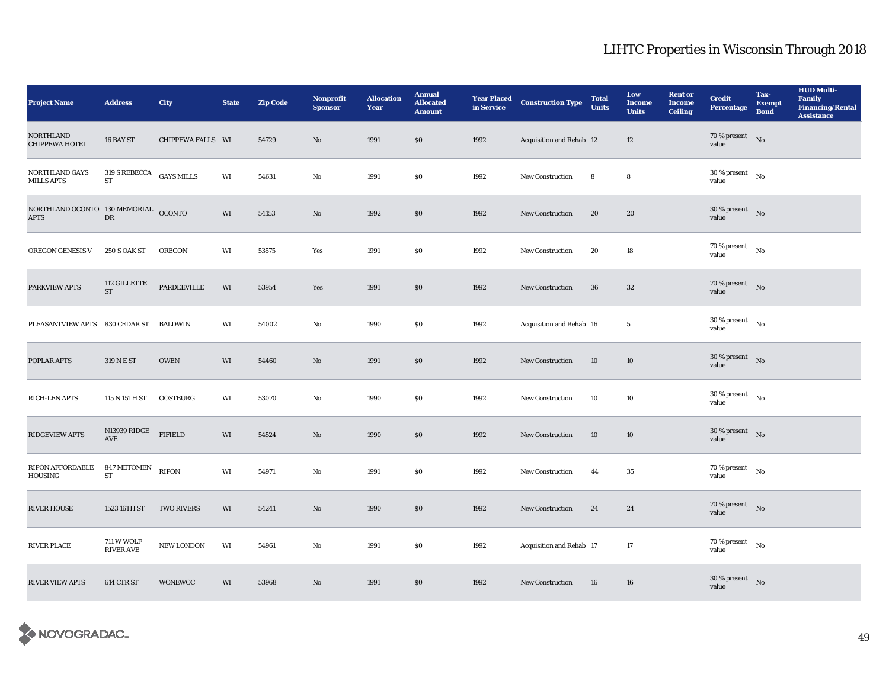# LIHTC Properties in Wisconsin Through 2018

| Project Name | Address | City | State | Zip Code | Nonprofit Sponsor | Allocation Year | Annual Allocated Amount | Year Placed in Service | Construction Type | Total Units | Low Income Units | Rent or Income Ceiling | Credit Percentage | Tax-Exempt Bond | HUD Multi-Family Financing/Rental Assistance |
|---|---|---|---|---|---|---|---|---|---|---|---|---|---|---|---|
| NORTHLAND CHIPPEWA HOTEL | 16 BAY ST | CHIPPEWA FALLS | WI | 54729 | No | 1991 | $0 | 1992 | Acquisition and Rehab | 12 | 12 | | 70 % present value | No | |
| NORTHLAND GAYS MILLS APTS | 319 S REBECCA ST | GAYS MILLS | WI | 54631 | No | 1991 | $0 | 1992 | New Construction | 8 | 8 | | 30 % present value | No | |
| NORTHLAND OCONTO APTS | 130 MEMORIAL DR | OCONTO | WI | 54153 | No | 1992 | $0 | 1992 | New Construction | 20 | 20 | | 30 % present value | No | |
| OREGON GENESIS V | 250 S OAK ST | OREGON | WI | 53575 | Yes | 1991 | $0 | 1992 | New Construction | 20 | 18 | | 70 % present value | No | |
| PARKVIEW APTS | 112 GILLETTE ST | PARDEEVILLE | WI | 53954 | Yes | 1991 | $0 | 1992 | New Construction | 36 | 32 | | 70 % present value | No | |
| PLEASANTVIEW APTS | 830 CEDAR ST | BALDWIN | WI | 54002 | No | 1990 | $0 | 1992 | Acquisition and Rehab | 16 | 5 | | 30 % present value | No | |
| POPLAR APTS | 319 N E ST | OWEN | WI | 54460 | No | 1991 | $0 | 1992 | New Construction | 10 | 10 | | 30 % present value | No | |
| RICH-LEN APTS | 115 N 15TH ST | OOSTBURG | WI | 53070 | No | 1990 | $0 | 1992 | New Construction | 10 | 10 | | 30 % present value | No | |
| RIDGEVIEW APTS | N13939 RIDGE AVE | FIFIELD | WI | 54524 | No | 1990 | $0 | 1992 | New Construction | 10 | 10 | | 30 % present value | No | |
| RIPON AFFORDABLE HOUSING | 847 METOMEN ST | RIPON | WI | 54971 | No | 1991 | $0 | 1992 | New Construction | 44 | 35 | | 70 % present value | No | |
| RIVER HOUSE | 1523 16TH ST | TWO RIVERS | WI | 54241 | No | 1990 | $0 | 1992 | New Construction | 24 | 24 | | 70 % present value | No | |
| RIVER PLACE | 711 W WOLF RIVER AVE | NEW LONDON | WI | 54961 | No | 1991 | $0 | 1992 | Acquisition and Rehab | 17 | 17 | | 70 % present value | No | |
| RIVER VIEW APTS | 614 CTR ST | WONEWOC | WI | 53968 | No | 1991 | $0 | 1992 | New Construction | 16 | 16 | | 30 % present value | No | |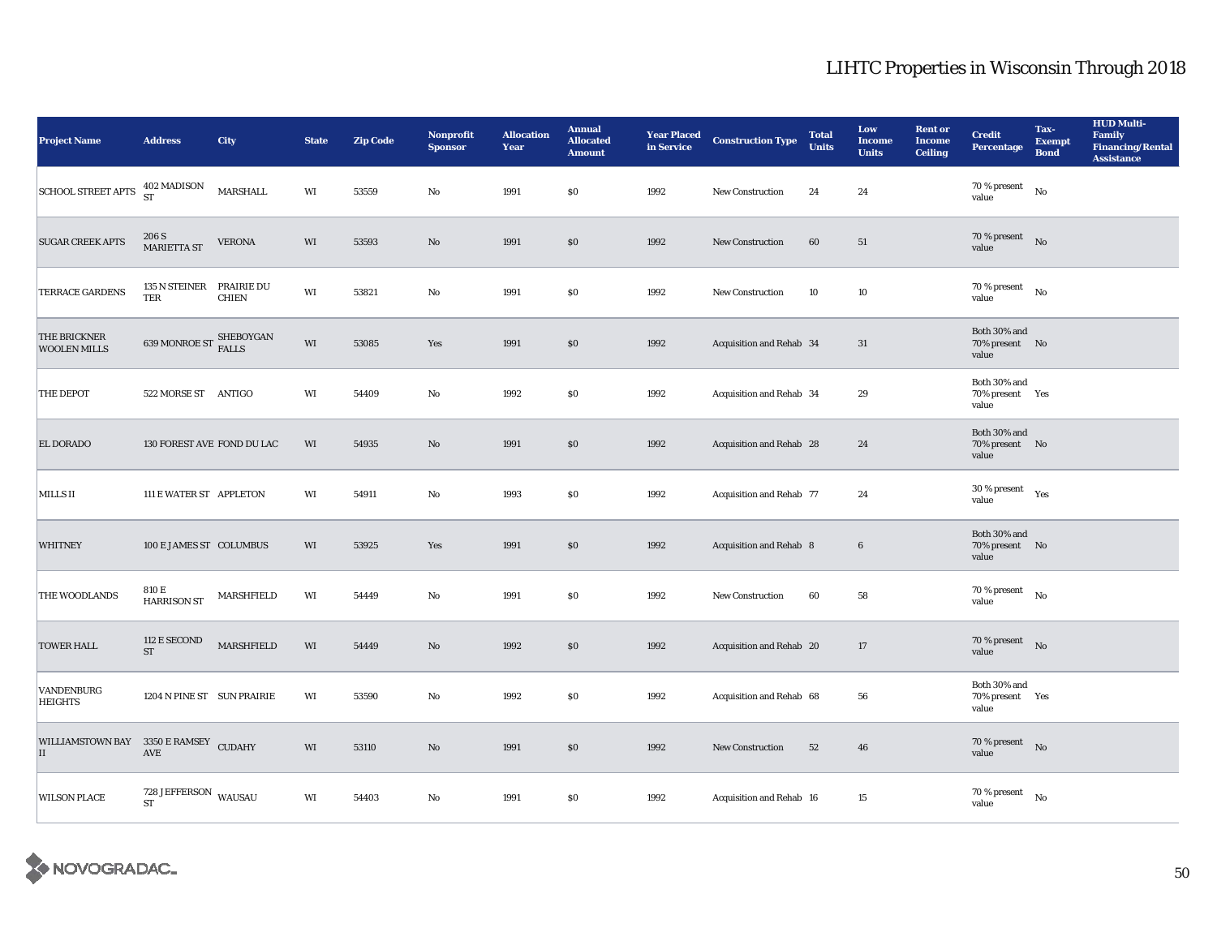# LIHTC Properties in Wisconsin Through 2018

| Project Name | Address | City | State | Zip Code | Nonprofit Sponsor | Allocation Year | Annual Allocated Amount | Year Placed in Service | Construction Type | Total Units | Low Income Units | Rent or Income Ceiling | Credit Percentage | Tax-Exempt Bond | HUD Multi-Family Financing/Rental Assistance |
|---|---|---|---|---|---|---|---|---|---|---|---|---|---|---|---|
| SCHOOL STREET APTS | 402 MADISON ST | MARSHALL | WI | 53559 | No | 1991 | $0 | 1992 | New Construction | 24 | 24 | | 70 % present value | No | |
| SUGAR CREEK APTS | 206 S MARIETTA ST | VERONA | WI | 53593 | No | 1991 | $0 | 1992 | New Construction | 60 | 51 | | 70 % present value | No | |
| TERRACE GARDENS | 135 N STEINER TER | PRAIRIE DU CHIEN | WI | 53821 | No | 1991 | $0 | 1992 | New Construction | 10 | 10 | | 70 % present value | No | |
| THE BRICKNER WOOLEN MILLS | 639 MONROE ST | SHEBOYGAN FALLS | WI | 53085 | Yes | 1991 | $0 | 1992 | Acquisition and Rehab | 34 | 31 | | Both 30% and 70% present value | No | |
| THE DEPOT | 522 MORSE ST | ANTIGO | WI | 54409 | No | 1992 | $0 | 1992 | Acquisition and Rehab | 34 | 29 | | Both 30% and 70% present value | Yes | |
| EL DORADO | 130 FOREST AVE | FOND DU LAC | WI | 54935 | No | 1991 | $0 | 1992 | Acquisition and Rehab | 28 | 24 | | Both 30% and 70% present value | No | |
| MILLS II | 111 E WATER ST | APPLETON | WI | 54911 | No | 1993 | $0 | 1992 | Acquisition and Rehab | 77 | 24 | | 30 % present value | Yes | |
| WHITNEY | 100 E JAMES ST | COLUMBUS | WI | 53925 | Yes | 1991 | $0 | 1992 | Acquisition and Rehab | 8 | 6 | | Both 30% and 70% present value | No | |
| THE WOODLANDS | 810 E HARRISON ST | MARSHFIELD | WI | 54449 | No | 1991 | $0 | 1992 | New Construction | 60 | 58 | | 70 % present value | No | |
| TOWER HALL | 112 E SECOND ST | MARSHFIELD | WI | 54449 | No | 1992 | $0 | 1992 | Acquisition and Rehab | 20 | 17 | | 70 % present value | No | |
| VANDENBURG HEIGHTS | 1204 N PINE ST | SUN PRAIRIE | WI | 53590 | No | 1992 | $0 | 1992 | Acquisition and Rehab | 68 | 56 | | Both 30% and 70% present value | Yes | |
| WILLIAMSTOWN BAY II | 3350 E RAMSEY AVE | CUDAHY | WI | 53110 | No | 1991 | $0 | 1992 | New Construction | 52 | 46 | | 70 % present value | No | |
| WILSON PLACE | 728 JEFFERSON ST | WAUSAU | WI | 54403 | No | 1991 | $0 | 1992 | Acquisition and Rehab | 16 | 15 | | 70 % present value | No | |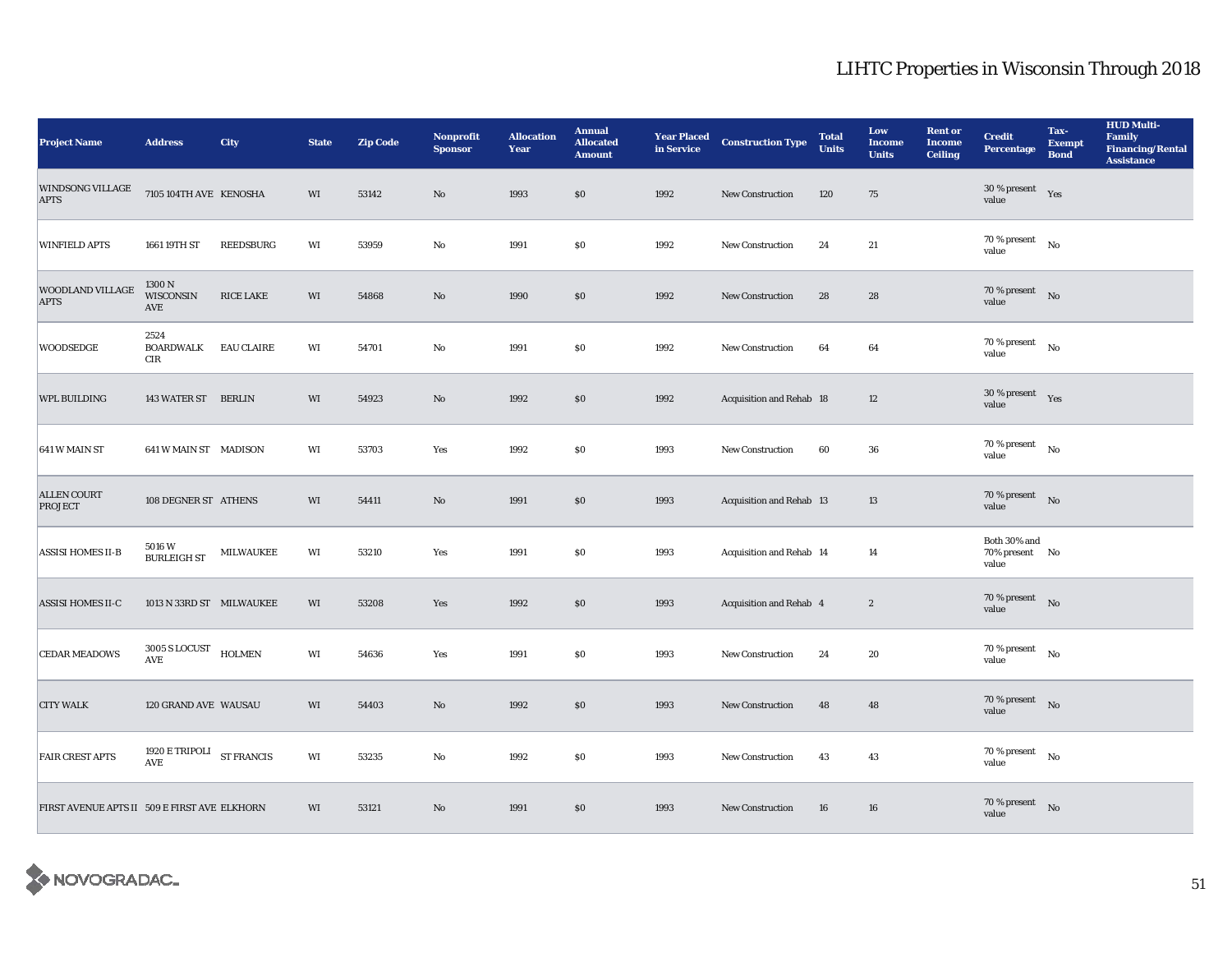# LIHTC Properties in Wisconsin Through 2018

| Project Name | Address | City | State | Zip Code | Nonprofit Sponsor | Allocation Year | Annual Allocated Amount | Year Placed in Service | Construction Type | Total Units | Low Income Units | Rent or Income Ceiling | Credit Percentage | Tax-Exempt Bond | HUD Multi-Family Financing/Rental Assistance |
|---|---|---|---|---|---|---|---|---|---|---|---|---|---|---|---|
| WINDSONG VILLAGE APTS | 7105 104TH AVE | KENOSHA | WI | 53142 | No | 1993 | $0 | 1992 | New Construction | 120 | 75 | | 30 % present value | Yes | |
| WINFIELD APTS | 1661 19TH ST | REEDSBURG | WI | 53959 | No | 1991 | $0 | 1992 | New Construction | 24 | 21 | | 70 % present value | No | |
| WOODLAND VILLAGE APTS | 1300 N WISCONSIN AVE | RICE LAKE | WI | 54868 | No | 1990 | $0 | 1992 | New Construction | 28 | 28 | | 70 % present value | No | |
| WOODSEDGE | 2524 BOARDWALK CIR | EAU CLAIRE | WI | 54701 | No | 1991 | $0 | 1992 | New Construction | 64 | 64 | | 70 % present value | No | |
| WPL BUILDING | 143 WATER ST | BERLIN | WI | 54923 | No | 1992 | $0 | 1992 | Acquisition and Rehab | 18 | 12 | | 30 % present value | Yes | |
| 641 W MAIN ST | 641 W MAIN ST | MADISON | WI | 53703 | Yes | 1992 | $0 | 1993 | New Construction | 60 | 36 | | 70 % present value | No | |
| ALLEN COURT PROJECT | 108 DEGNER ST | ATHENS | WI | 54411 | No | 1991 | $0 | 1993 | Acquisition and Rehab | 13 | 13 | | 70 % present value | No | |
| ASSISI HOMES II-B | 5016 W BURLEIGH ST | MILWAUKEE | WI | 53210 | Yes | 1991 | $0 | 1993 | Acquisition and Rehab | 14 | 14 | | Both 30% and 70% present value | No | |
| ASSISI HOMES II-C | 1013 N 33RD ST | MILWAUKEE | WI | 53208 | Yes | 1992 | $0 | 1993 | Acquisition and Rehab | 4 | 2 | | 70 % present value | No | |
| CEDAR MEADOWS | 3005 S LOCUST AVE | HOLMEN | WI | 54636 | Yes | 1991 | $0 | 1993 | New Construction | 24 | 20 | | 70 % present value | No | |
| CITY WALK | 120 GRAND AVE | WAUSAU | WI | 54403 | No | 1992 | $0 | 1993 | New Construction | 48 | 48 | | 70 % present value | No | |
| FAIR CREST APTS | 1920 E TRIPOLI AVE | ST FRANCIS | WI | 53235 | No | 1992 | $0 | 1993 | New Construction | 43 | 43 | | 70 % present value | No | |
| FIRST AVENUE APTS II | 509 E FIRST AVE | ELKHORN | WI | 53121 | No | 1991 | $0 | 1993 | New Construction | 16 | 16 | | 70 % present value | No | |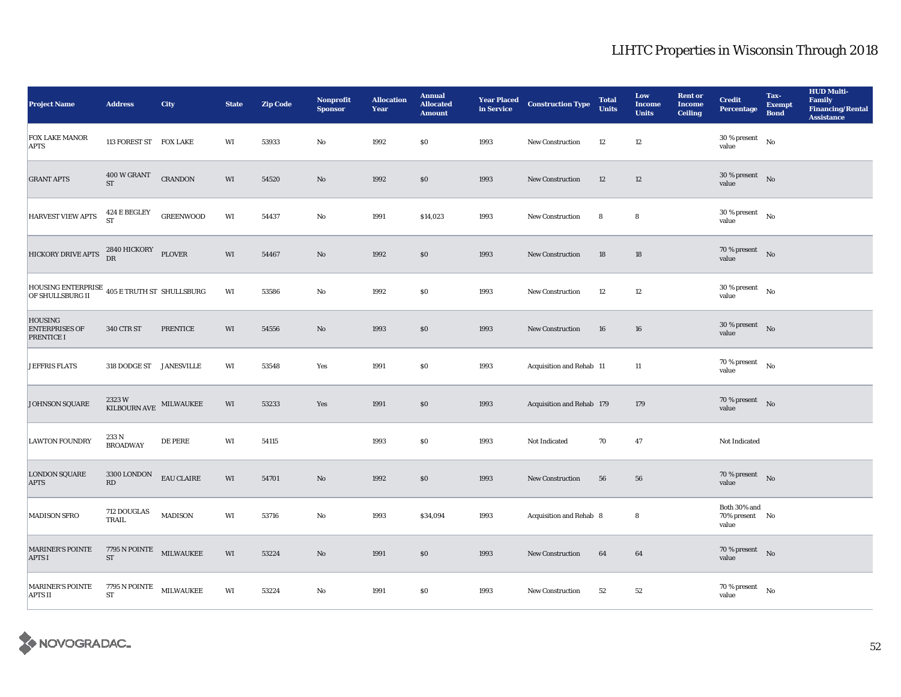# LIHTC Properties in Wisconsin Through 2018

| Project Name | Address | City | State | Zip Code | Nonprofit Sponsor | Allocation Year | Annual Allocated Amount | Year Placed in Service | Construction Type | Total Units | Low Income Units | Rent or Income Ceiling | Credit Percentage | Tax-Exempt Bond | HUD Multi-Family Financing/Rental Assistance |
|---|---|---|---|---|---|---|---|---|---|---|---|---|---|---|---|
| FOX LAKE MANOR APTS | 113 FOREST ST | FOX LAKE | WI | 53933 | No | 1992 | $0 | 1993 | New Construction | 12 | 12 | | 30 % present value | No | |
| GRANT APTS | 400 W GRANT ST | CRANDON | WI | 54520 | No | 1992 | $0 | 1993 | New Construction | 12 | 12 | | 30 % present value | No | |
| HARVEST VIEW APTS | 424 E BEGLEY ST | GREENWOOD | WI | 54437 | No | 1991 | $14,023 | 1993 | New Construction | 8 | 8 | | 30 % present value | No | |
| HICKORY DRIVE APTS | 2840 HICKORY DR | PLOVER | WI | 54467 | No | 1992 | $0 | 1993 | New Construction | 18 | 18 | | 70 % present value | No | |
| HOUSING ENTERPRISE OF SHULLSBURG II | 405 E TRUTH ST | SHULLSBURG | WI | 53586 | No | 1992 | $0 | 1993 | New Construction | 12 | 12 | | 30 % present value | No | |
| HOUSING ENTERPRISES OF PRENTICE I | 340 CTR ST | PRENTICE | WI | 54556 | No | 1993 | $0 | 1993 | New Construction | 16 | 16 | | 30 % present value | No | |
| JEFFRIS FLATS | 318 DODGE ST | JANESVILLE | WI | 53548 | Yes | 1991 | $0 | 1993 | Acquisition and Rehab | 11 | 11 | | 70 % present value | No | |
| JOHNSON SQUARE | 2323 W KILBOURN AVE | MILWAUKEE | WI | 53233 | Yes | 1991 | $0 | 1993 | Acquisition and Rehab | 179 | 179 | | 70 % present value | No | |
| LAWTON FOUNDRY | 233 N BROADWAY | DE PERE | WI | 54115 | | 1993 | $0 | 1993 | Not Indicated | 70 | 47 | | Not Indicated | | |
| LONDON SQUARE APTS | 3300 LONDON RD | EAU CLAIRE | WI | 54701 | No | 1992 | $0 | 1993 | New Construction | 56 | 56 | | 70 % present value | No | |
| MADISON SFRO | 712 DOUGLAS TRAIL | MADISON | WI | 53716 | No | 1993 | $34,094 | 1993 | Acquisition and Rehab | 8 | 8 | | Both 30% and 70% present value | No | |
| MARINER'S POINTE APTS I | 7795 N POINTE ST | MILWAUKEE | WI | 53224 | No | 1991 | $0 | 1993 | New Construction | 64 | 64 | | 70 % present value | No | |
| MARINER'S POINTE APTS II | 7795 N POINTE ST | MILWAUKEE | WI | 53224 | No | 1991 | $0 | 1993 | New Construction | 52 | 52 | | 70 % present value | No | |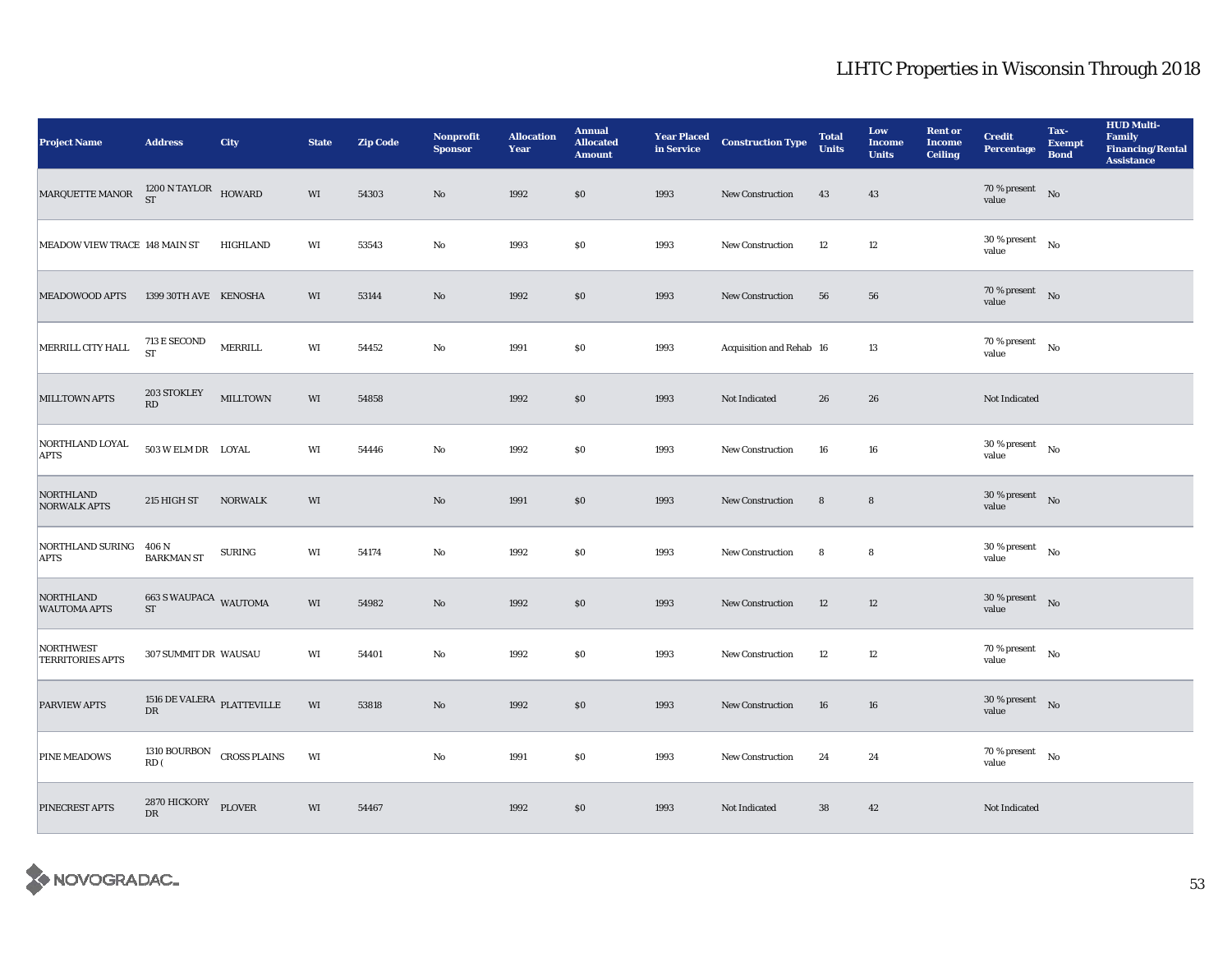# LIHTC Properties in Wisconsin Through 2018

| Project Name | Address | City | State | Zip Code | Nonprofit Sponsor | Allocation Year | Annual Allocated Amount | Year Placed in Service | Construction Type | Total Units | Low Income Units | Rent or Income Ceiling | Credit Percentage | Tax-Exempt Bond | HUD Multi-Family Financing/Rental Assistance |
|---|---|---|---|---|---|---|---|---|---|---|---|---|---|---|---|
| MARQUETTE MANOR | 1200 N TAYLOR ST | HOWARD | WI | 54303 | No | 1992 | $0 | 1993 | New Construction | 43 | 43 | | 70 % present value | No | |
| MEADOW VIEW TRACE | 148 MAIN ST | HIGHLAND | WI | 53543 | No | 1993 | $0 | 1993 | New Construction | 12 | 12 | | 30 % present value | No | |
| MEADOWOOD APTS | 1399 30TH AVE | KENOSHA | WI | 53144 | No | 1992 | $0 | 1993 | New Construction | 56 | 56 | | 70 % present value | No | |
| MERRILL CITY HALL | 713 E SECOND ST | MERRILL | WI | 54452 | No | 1991 | $0 | 1993 | Acquisition and Rehab | 16 | 13 | | 70 % present value | No | |
| MILLTOWN APTS | 203 STOKLEY RD | MILLTOWN | WI | 54858 | | 1992 | $0 | 1993 | Not Indicated | 26 | 26 | | Not Indicated | | |
| NORTHLAND LOYAL APTS | 503 W ELM DR | LOYAL | WI | 54446 | No | 1992 | $0 | 1993 | New Construction | 16 | 16 | | 30 % present value | No | |
| NORTHLAND NORWALK APTS | 215 HIGH ST | NORWALK | WI | | No | 1991 | $0 | 1993 | New Construction | 8 | 8 | | 30 % present value | No | |
| NORTHLAND SURING APTS | 406 N BARKMAN ST | SURING | WI | 54174 | No | 1992 | $0 | 1993 | New Construction | 8 | 8 | | 30 % present value | No | |
| NORTHLAND WAUTOMA APTS | 663 S WAUPACA ST | WAUTOMA | WI | 54982 | No | 1992 | $0 | 1993 | New Construction | 12 | 12 | | 30 % present value | No | |
| NORTHWEST TERRITORIES APTS | 307 SUMMIT DR | WAUSAU | WI | 54401 | No | 1992 | $0 | 1993 | New Construction | 12 | 12 | | 70 % present value | No | |
| PARVIEW APTS | 1516 DE VALERA DR | PLATTEVILLE | WI | 53818 | No | 1992 | $0 | 1993 | New Construction | 16 | 16 | | 30 % present value | No | |
| PINE MEADOWS | 1310 BOURBON RD ( | CROSS PLAINS | WI | | No | 1991 | $0 | 1993 | New Construction | 24 | 24 | | 70 % present value | No | |
| PINECREST APTS | 2870 HICKORY DR | PLOVER | WI | 54467 | | 1992 | $0 | 1993 | Not Indicated | 38 | 42 | | Not Indicated | | |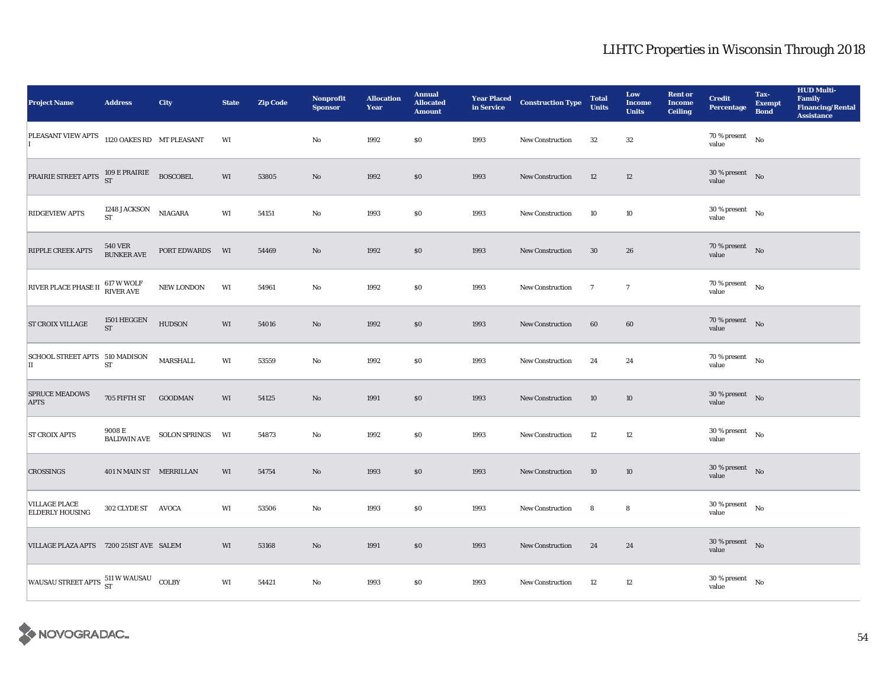## LIHTC Properties in Wisconsin Through 2018

| Project Name | Address | City | State | Zip Code | Nonprofit Sponsor | Allocation Year | Annual Allocated Amount | Year Placed in Service | Construction Type | Total Units | Low Income Units | Rent or Income Ceiling | Credit Percentage | Tax-Exempt Bond | HUD Multi-Family Financing/Rental Assistance |
|---|---|---|---|---|---|---|---|---|---|---|---|---|---|---|---|
| PLEASANT VIEW APTS I | 1120 OAKES RD | MT PLEASANT | WI | | No | 1992 | $0 | 1993 | New Construction | 32 | 32 | | 70 % present value | No | |
| PRAIRIE STREET APTS | 109 E PRAIRIE ST | BOSCOBEL | WI | 53805 | No | 1992 | $0 | 1993 | New Construction | 12 | 12 | | 30 % present value | No | |
| RIDGEVIEW APTS | 1248 JACKSON ST | NIAGARA | WI | 54151 | No | 1993 | $0 | 1993 | New Construction | 10 | 10 | | 30 % present value | No | |
| RIPPLE CREEK APTS | 540 VER BUNKER AVE | PORT EDWARDS | WI | 54469 | No | 1992 | $0 | 1993 | New Construction | 30 | 26 | | 70 % present value | No | |
| RIVER PLACE PHASE II | 617 W WOLF RIVER AVE | NEW LONDON | WI | 54961 | No | 1992 | $0 | 1993 | New Construction | 7 | 7 | | 70 % present value | No | |
| ST CROIX VILLAGE | 1501 HEGGEN ST | HUDSON | WI | 54016 | No | 1992 | $0 | 1993 | New Construction | 60 | 60 | | 70 % present value | No | |
| SCHOOL STREET APTS II | 510 MADISON ST | MARSHALL | WI | 53559 | No | 1992 | $0 | 1993 | New Construction | 24 | 24 | | 70 % present value | No | |
| SPRUCE MEADOWS APTS | 705 FIFTH ST | GOODMAN | WI | 54125 | No | 1991 | $0 | 1993 | New Construction | 10 | 10 | | 30 % present value | No | |
| ST CROIX APTS | 9008 E BALDWIN AVE | SOLON SPRINGS | WI | 54873 | No | 1992 | $0 | 1993 | New Construction | 12 | 12 | | 30 % present value | No | |
| CROSSINGS | 401 N MAIN ST | MERRILLAN | WI | 54754 | No | 1993 | $0 | 1993 | New Construction | 10 | 10 | | 30 % present value | No | |
| VILLAGE PLACE ELDERLY HOUSING | 302 CLYDE ST | AVOCA | WI | 53506 | No | 1993 | $0 | 1993 | New Construction | 8 | 8 | | 30 % present value | No | |
| VILLAGE PLAZA APTS | 7200 251ST AVE | SALEM | WI | 53168 | No | 1991 | $0 | 1993 | New Construction | 24 | 24 | | 30 % present value | No | |
| WAUSAU STREET APTS | 511 W WAUSAU ST | COLBY | WI | 54421 | No | 1993 | $0 | 1993 | New Construction | 12 | 12 | | 30 % present value | No | |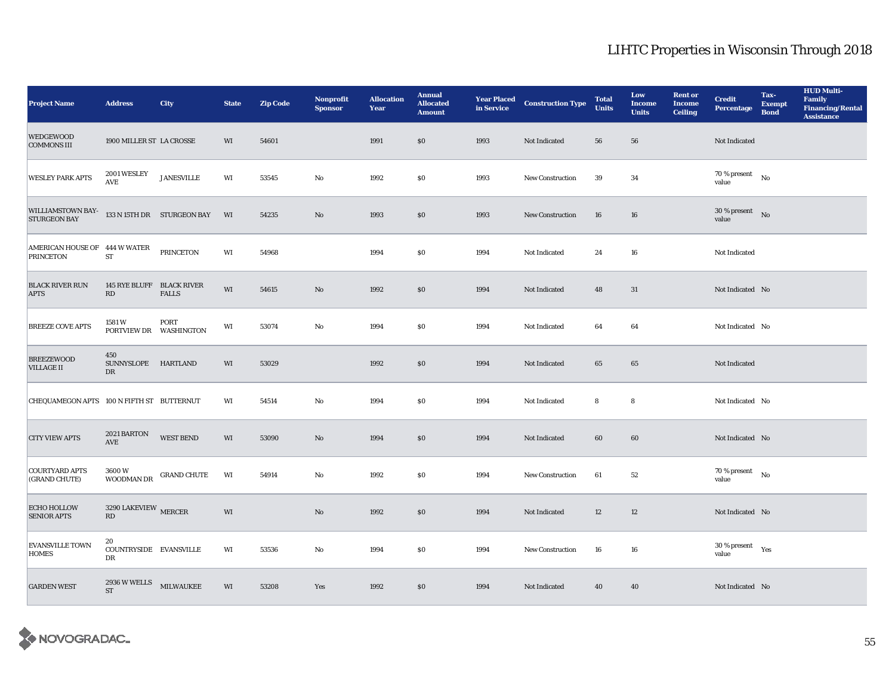# LIHTC Properties in Wisconsin Through 2018

| Project Name | Address | City | State | Zip Code | Nonprofit Sponsor | Allocation Year | Annual Allocated Amount | Year Placed in Service | Construction Type | Total Units | Low Income Units | Rent or Income Ceiling | Credit Percentage | Tax-Exempt Bond | HUD Multi-Family Financing/Rental Assistance |
|---|---|---|---|---|---|---|---|---|---|---|---|---|---|---|---|
| WEDGEWOOD COMMONS III | 1900 MILLER ST | LA CROSSE | WI | 54601 | | 1991 | $0 | 1993 | Not Indicated | 56 | 56 | | Not Indicated | | |
| WESLEY PARK APTS | 2001 WESLEY AVE | JANESVILLE | WI | 53545 | No | 1992 | $0 | 1993 | New Construction | 39 | 34 | | 70 % present value | No | |
| WILLIAMSTOWN BAY-STURGEON BAY | 133 N 15TH DR | STURGEON BAY | WI | 54235 | No | 1993 | $0 | 1993 | New Construction | 16 | 16 | | 30 % present value | No | |
| AMERICAN HOUSE OF PRINCETON | 444 W WATER ST | PRINCETON | WI | 54968 | | 1994 | $0 | 1994 | Not Indicated | 24 | 16 | | Not Indicated | | |
| BLACK RIVER RUN APTS | 145 RYE BLUFF RD | BLACK RIVER FALLS | WI | 54615 | No | 1992 | $0 | 1994 | Not Indicated | 48 | 31 | | Not Indicated | No | |
| BREEZE COVE APTS | 1581 W PORTVIEW DR | PORT WASHINGTON | WI | 53074 | No | 1994 | $0 | 1994 | Not Indicated | 64 | 64 | | Not Indicated | No | |
| BREEZEWOOD VILLAGE II | 450 SUNNYSLOPE DR | HARTLAND | WI | 53029 | | 1992 | $0 | 1994 | Not Indicated | 65 | 65 | | Not Indicated | | |
| CHEQUAMEGON APTS | 100 N FIFTH ST | BUTTERNUT | WI | 54514 | No | 1994 | $0 | 1994 | Not Indicated | 8 | 8 | | Not Indicated | No | |
| CITY VIEW APTS | 2021 BARTON AVE | WEST BEND | WI | 53090 | No | 1994 | $0 | 1994 | Not Indicated | 60 | 60 | | Not Indicated | No | |
| COURTYARD APTS (GRAND CHUTE) | 3600 W WOODMAN DR | GRAND CHUTE | WI | 54914 | No | 1992 | $0 | 1994 | New Construction | 61 | 52 | | 70 % present value | No | |
| ECHO HOLLOW SENIOR APTS | 3290 LAKEVIEW RD | MERCER | WI | | No | 1992 | $0 | 1994 | Not Indicated | 12 | 12 | | Not Indicated | No | |
| EVANSVILLE TOWN HOMES | 20 COUNTRYSIDE DR | EVANSVILLE | WI | 53536 | No | 1994 | $0 | 1994 | New Construction | 16 | 16 | | 30 % present value | Yes | |
| GARDEN WEST | 2936 W WELLS ST | MILWAUKEE | WI | 53208 | Yes | 1992 | $0 | 1994 | Not Indicated | 40 | 40 | | Not Indicated | No | |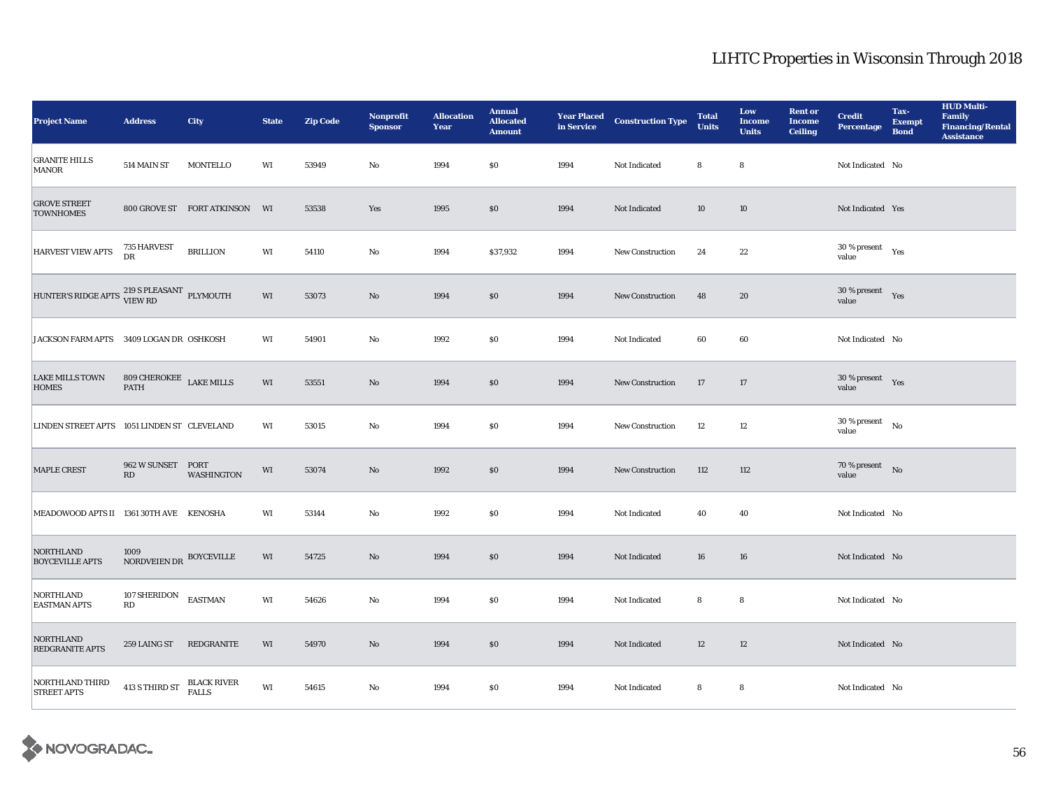# LIHTC Properties in Wisconsin Through 2018

| Project Name | Address | City | State | Zip Code | Nonprofit Sponsor | Allocation Year | Annual Allocated Amount | Year Placed in Service | Construction Type | Total Units | Low Income Units | Rent or Income Ceiling | Credit Percentage | Tax-Exempt Bond | HUD Multi-Family Financing/Rental Assistance |
|---|---|---|---|---|---|---|---|---|---|---|---|---|---|---|---|
| GRANITE HILLS MANOR | 514 MAIN ST | MONTELLO | WI | 53949 | No | 1994 | $0 | 1994 | Not Indicated | 8 | 8 | | Not Indicated | No | |
| GROVE STREET TOWNHOMES | 800 GROVE ST | FORT ATKINSON | WI | 53538 | Yes | 1995 | $0 | 1994 | Not Indicated | 10 | 10 | | Not Indicated | Yes | |
| HARVEST VIEW APTS | 735 HARVEST DR | BRILLION | WI | 54110 | No | 1994 | $37,932 | 1994 | New Construction | 24 | 22 | | 30 % present value | Yes | |
| HUNTER'S RIDGE APTS | 219 S PLEASANT VIEW RD | PLYMOUTH | WI | 53073 | No | 1994 | $0 | 1994 | New Construction | 48 | 20 | | 30 % present value | Yes | |
| JACKSON FARM APTS | 3409 LOGAN DR | OSHKOSH | WI | 54901 | No | 1992 | $0 | 1994 | Not Indicated | 60 | 60 | | Not Indicated | No | |
| LAKE MILLS TOWN HOMES | 809 CHEROKEE PATH | LAKE MILLS | WI | 53551 | No | 1994 | $0 | 1994 | New Construction | 17 | 17 | | 30 % present value | Yes | |
| LINDEN STREET APTS | 1051 LINDEN ST | CLEVELAND | WI | 53015 | No | 1994 | $0 | 1994 | New Construction | 12 | 12 | | 30 % present value | No | |
| MAPLE CREST | 962 W SUNSET RD | PORT WASHINGTON | WI | 53074 | No | 1992 | $0 | 1994 | New Construction | 112 | 112 | | 70 % present value | No | |
| MEADOWOOD APTS II | 1361 30TH AVE | KENOSHA | WI | 53144 | No | 1992 | $0 | 1994 | Not Indicated | 40 | 40 | | Not Indicated | No | |
| NORTHLAND BOYCEVILLE APTS | 1009 NORDVEIEN DR | BOYCEVILLE | WI | 54725 | No | 1994 | $0 | 1994 | Not Indicated | 16 | 16 | | Not Indicated | No | |
| NORTHLAND EASTMAN APTS | 107 SHERIDON RD | EASTMAN | WI | 54626 | No | 1994 | $0 | 1994 | Not Indicated | 8 | 8 | | Not Indicated | No | |
| NORTHLAND REDGRANITE APTS | 259 LAING ST | REDGRANITE | WI | 54970 | No | 1994 | $0 | 1994 | Not Indicated | 12 | 12 | | Not Indicated | No | |
| NORTHLAND THIRD STREET APTS | 413 S THIRD ST | BLACK RIVER FALLS | WI | 54615 | No | 1994 | $0 | 1994 | Not Indicated | 8 | 8 | | Not Indicated | No | |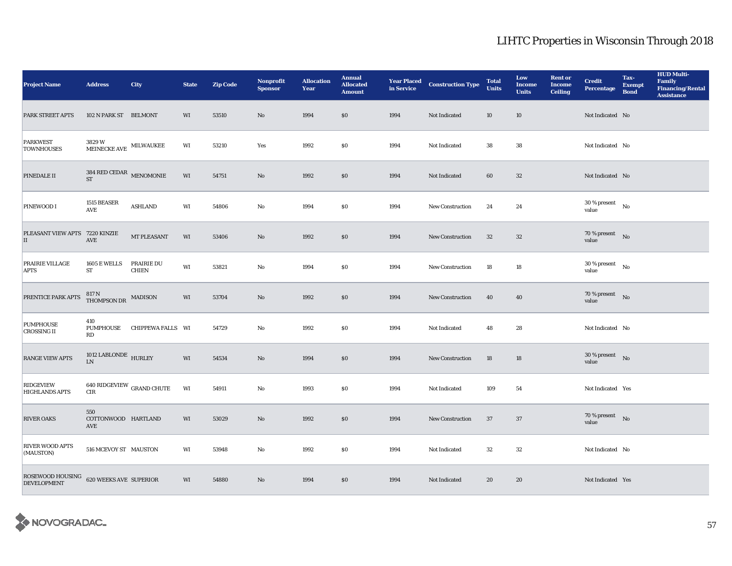# LIHTC Properties in Wisconsin Through 2018

| Project Name | Address | City | State | Zip Code | Nonprofit Sponsor | Allocation Year | Annual Allocated Amount | Year Placed in Service | Construction Type | Total Units | Low Income Units | Rent or Income Ceiling | Credit Percentage | Tax-Exempt Bond | HUD Multi-Family Financing/Rental Assistance |
|---|---|---|---|---|---|---|---|---|---|---|---|---|---|---|---|
| PARK STREET APTS | 102 N PARK ST | BELMONT | WI | 53510 | No | 1994 | $0 | 1994 | Not Indicated | 10 | 10 | | Not Indicated | No | |
| PARKWEST TOWNHOUSES | 3829 W MEINECKE AVE | MILWAUKEE | WI | 53210 | Yes | 1992 | $0 | 1994 | Not Indicated | 38 | 38 | | Not Indicated | No | |
| PINEDALE II | 384 RED CEDAR ST | MENOMONIE | WI | 54751 | No | 1992 | $0 | 1994 | Not Indicated | 60 | 32 | | Not Indicated | No | |
| PINEWOOD I | 1515 BEASER AVE | ASHLAND | WI | 54806 | No | 1994 | $0 | 1994 | New Construction | 24 | 24 | | 30 % present value | No | |
| PLEASANT VIEW APTS II | 7220 KINZIE AVE | MT PLEASANT | WI | 53406 | No | 1992 | $0 | 1994 | New Construction | 32 | 32 | | 70 % present value | No | |
| PRAIRIE VILLAGE APTS | 1605 E WELLS ST | PRAIRIE DU CHIEN | WI | 53821 | No | 1994 | $0 | 1994 | New Construction | 18 | 18 | | 30 % present value | No | |
| PRENTICE PARK APTS | 817 N THOMPSON DR | MADISON | WI | 53704 | No | 1992 | $0 | 1994 | New Construction | 40 | 40 | | 70 % present value | No | |
| PUMPHOUSE CROSSING II | 410 PUMPHOUSE RD | CHIPPEWA FALLS | WI | 54729 | No | 1992 | $0 | 1994 | Not Indicated | 48 | 28 | | Not Indicated | No | |
| RANGE VIEW APTS | 1012 LABLONDE LN | HURLEY | WI | 54534 | No | 1994 | $0 | 1994 | New Construction | 18 | 18 | | 30 % present value | No | |
| RIDGEVIEW HIGHLANDS APTS | 640 RIDGEVIEW CIR | GRAND CHUTE | WI | 54911 | No | 1993 | $0 | 1994 | Not Indicated | 109 | 54 | | Not Indicated | Yes | |
| RIVER OAKS | 550 COTTONWOOD AVE | HARTLAND | WI | 53029 | No | 1992 | $0 | 1994 | New Construction | 37 | 37 | | 70 % present value | No | |
| RIVER WOOD APTS (MAUSTON) | 516 MCEVOY ST | MAUSTON | WI | 53948 | No | 1992 | $0 | 1994 | Not Indicated | 32 | 32 | | Not Indicated | No | |
| ROSEWOOD HOUSING DEVELOPMENT | 620 WEEKS AVE | SUPERIOR | WI | 54880 | No | 1994 | $0 | 1994 | Not Indicated | 20 | 20 | | Not Indicated | Yes | |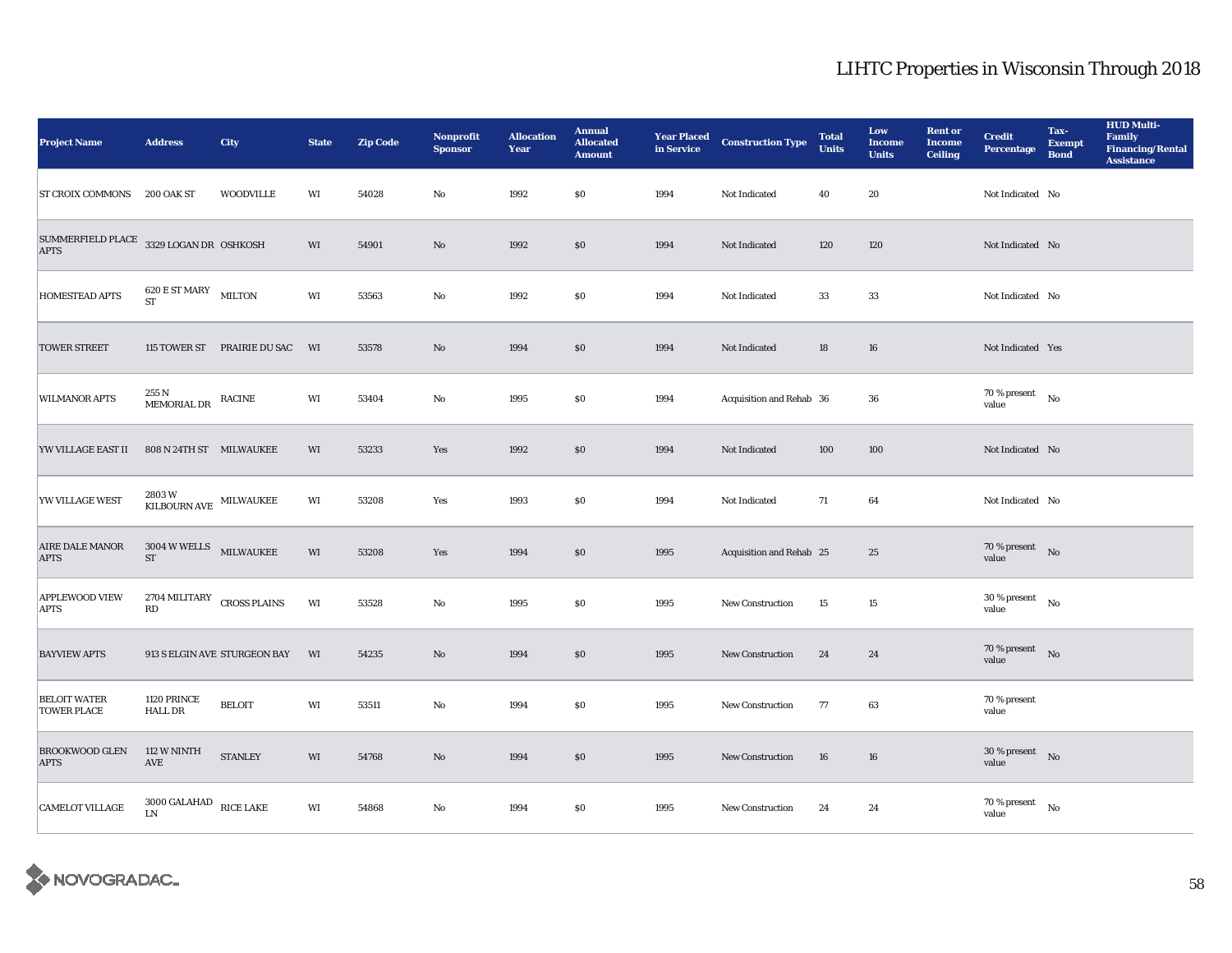# LIHTC Properties in Wisconsin Through 2018

| Project Name | Address | City | State | Zip Code | Nonprofit Sponsor | Allocation Year | Annual Allocated Amount | Year Placed in Service | Construction Type | Total Units | Low Income Units | Rent or Income Ceiling | Credit Percentage | Tax-Exempt Bond | HUD Multi-Family Financing/Rental Assistance |
|---|---|---|---|---|---|---|---|---|---|---|---|---|---|---|---|
| ST CROIX COMMONS | 200 OAK ST | WOODVILLE | WI | 54028 | No | 1992 | $0 | 1994 | Not Indicated | 40 | 20 | | Not Indicated | No | |
| SUMMERFIELD PLACE APTS | 3329 LOGAN DR | OSHKOSH | WI | 54901 | No | 1992 | $0 | 1994 | Not Indicated | 120 | 120 | | Not Indicated | No | |
| HOMESTEAD APTS | 620 E ST MARY ST | MILTON | WI | 53563 | No | 1992 | $0 | 1994 | Not Indicated | 33 | 33 | | Not Indicated | No | |
| TOWER STREET | 115 TOWER ST | PRAIRIE DU SAC | WI | 53578 | No | 1994 | $0 | 1994 | Not Indicated | 18 | 16 | | Not Indicated | Yes | |
| WILMANOR APTS | 255 N MEMORIAL DR | RACINE | WI | 53404 | No | 1995 | $0 | 1994 | Acquisition and Rehab | 36 | 36 | | 70 % present value | No | |
| YW VILLAGE EAST II | 808 N 24TH ST | MILWAUKEE | WI | 53233 | Yes | 1992 | $0 | 1994 | Not Indicated | 100 | 100 | | Not Indicated | No | |
| YW VILLAGE WEST | 2803 W KILBOURN AVE | MILWAUKEE | WI | 53208 | Yes | 1993 | $0 | 1994 | Not Indicated | 71 | 64 | | Not Indicated | No | |
| AIRE DALE MANOR APTS | 3004 W WELLS ST | MILWAUKEE | WI | 53208 | Yes | 1994 | $0 | 1995 | Acquisition and Rehab | 25 | 25 | | 70 % present value | No | |
| APPLEWOOD VIEW APTS | 2704 MILITARY RD | CROSS PLAINS | WI | 53528 | No | 1995 | $0 | 1995 | New Construction | 15 | 15 | | 30 % present value | No | |
| BAYVIEW APTS | 913 S ELGIN AVE | STURGEON BAY | WI | 54235 | No | 1994 | $0 | 1995 | New Construction | 24 | 24 | | 70 % present value | No | |
| BELOIT WATER TOWER PLACE | 1120 PRINCE HALL DR | BELOIT | WI | 53511 | No | 1994 | $0 | 1995 | New Construction | 77 | 63 | | 70 % present value | | |
| BROOKWOOD GLEN APTS | 112 W NINTH AVE | STANLEY | WI | 54768 | No | 1994 | $0 | 1995 | New Construction | 16 | 16 | | 30 % present value | No | |
| CAMELOT VILLAGE | 3000 GALAHAD LN | RICE LAKE | WI | 54868 | No | 1994 | $0 | 1995 | New Construction | 24 | 24 | | 70 % present value | No | |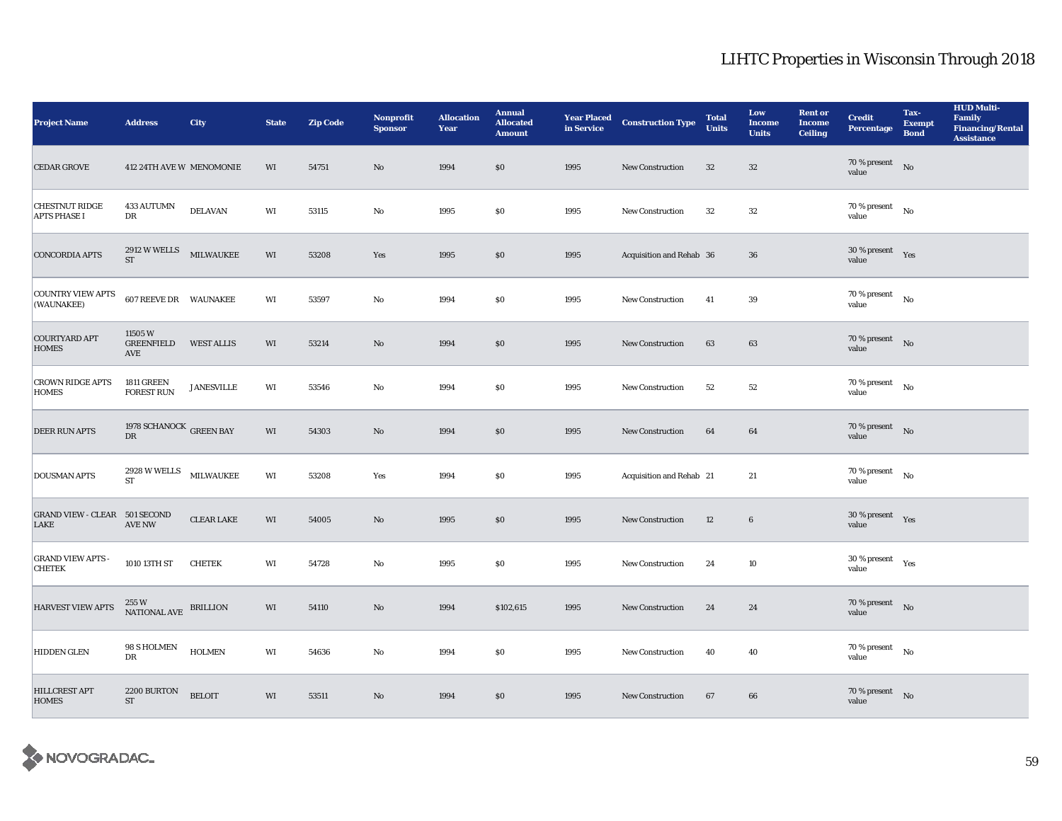# LIHTC Properties in Wisconsin Through 2018

| Project Name | Address | City | State | Zip Code | Nonprofit Sponsor | Allocation Year | Annual Allocated Amount | Year Placed in Service | Construction Type | Total Units | Low Income Units | Rent or Income Ceiling | Credit Percentage | Tax-Exempt Bond | HUD Multi-Family Financing/Rental Assistance |
|---|---|---|---|---|---|---|---|---|---|---|---|---|---|---|---|
| CEDAR GROVE | 412 24TH AVE W | MENOMONIE | WI | 54751 | No | 1994 | $0 | 1995 | New Construction | 32 | 32 | | 70 % present value | No | |
| CHESTNUT RIDGE APTS PHASE I | 433 AUTUMN DR | DELAVAN | WI | 53115 | No | 1995 | $0 | 1995 | New Construction | 32 | 32 | | 70 % present value | No | |
| CONCORDIA APTS | 2912 W WELLS ST | MILWAUKEE | WI | 53208 | Yes | 1995 | $0 | 1995 | Acquisition and Rehab | 36 | 36 | | 30 % present value | Yes | |
| COUNTRY VIEW APTS (WAUNAKEE) | 607 REEVE DR | WAUNAKEE | WI | 53597 | No | 1994 | $0 | 1995 | New Construction | 41 | 39 | | 70 % present value | No | |
| COURTYARD APT HOMES | 11505 W GREENFIELD AVE | WEST ALLIS | WI | 53214 | No | 1994 | $0 | 1995 | New Construction | 63 | 63 | | 70 % present value | No | |
| CROWN RIDGE APTS HOMES | 1811 GREEN FOREST RUN | JANESVILLE | WI | 53546 | No | 1994 | $0 | 1995 | New Construction | 52 | 52 | | 70 % present value | No | |
| DEER RUN APTS | 1978 SCHANOCK DR | GREEN BAY | WI | 54303 | No | 1994 | $0 | 1995 | New Construction | 64 | 64 | | 70 % present value | No | |
| DOUSMAN APTS | 2928 W WELLS ST | MILWAUKEE | WI | 53208 | Yes | 1994 | $0 | 1995 | Acquisition and Rehab | 21 | 21 | | 70 % present value | No | |
| GRAND VIEW - CLEAR LAKE | 501 SECOND AVE NW | CLEAR LAKE | WI | 54005 | No | 1995 | $0 | 1995 | New Construction | 12 | 6 | | 30 % present value | Yes | |
| GRAND VIEW APTS - CHETEK | 1010 13TH ST | CHETEK | WI | 54728 | No | 1995 | $0 | 1995 | New Construction | 24 | 10 | | 30 % present value | Yes | |
| HARVEST VIEW APTS | 255 W NATIONAL AVE | BRILLION | WI | 54110 | No | 1994 | $102,615 | 1995 | New Construction | 24 | 24 | | 70 % present value | No | |
| HIDDEN GLEN | 98 S HOLMEN DR | HOLMEN | WI | 54636 | No | 1994 | $0 | 1995 | New Construction | 40 | 40 | | 70 % present value | No | |
| HILLCREST APT HOMES | 2200 BURTON ST | BELOIT | WI | 53511 | No | 1994 | $0 | 1995 | New Construction | 67 | 66 | | 70 % present value | No | |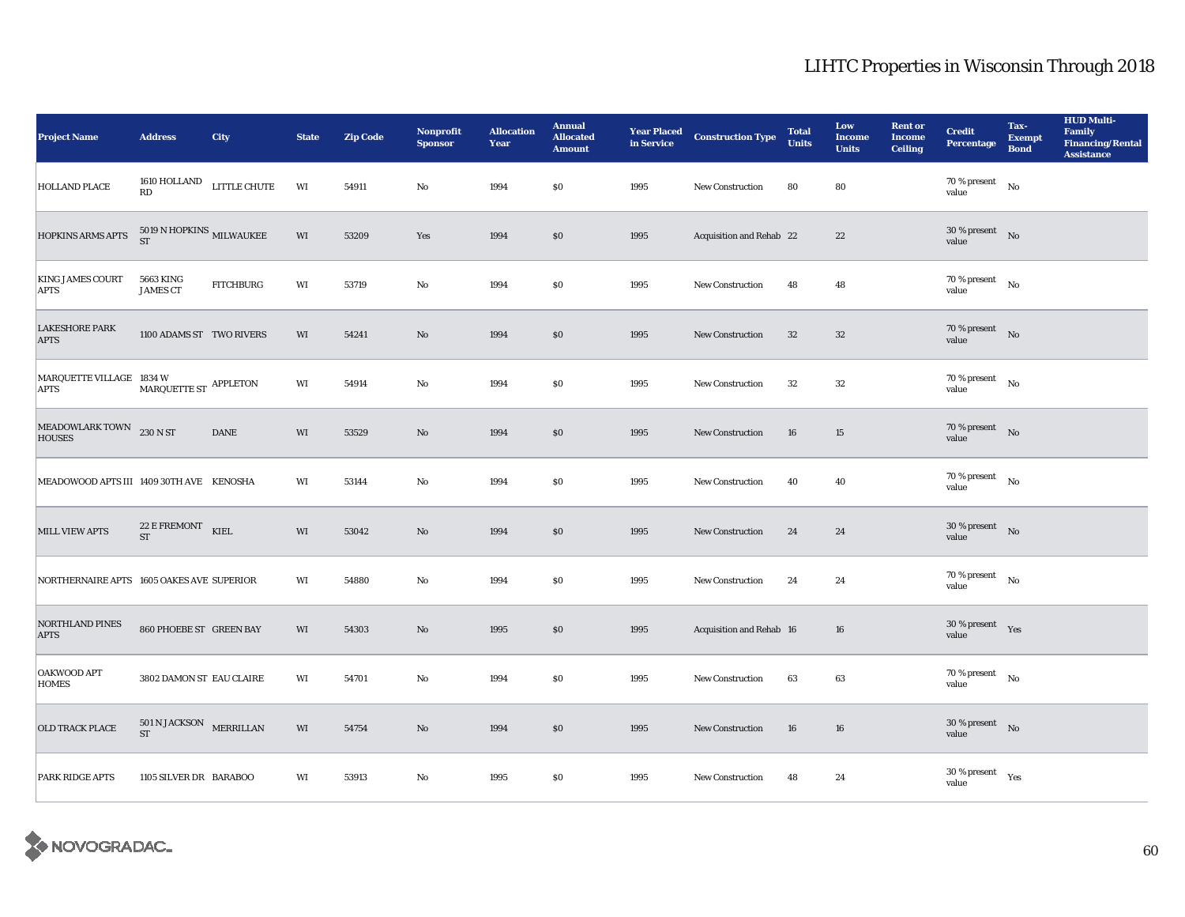# LIHTC Properties in Wisconsin Through 2018

| Project Name | Address | City | State | Zip Code | Nonprofit Sponsor | Allocation Year | Annual Allocated Amount | Year Placed in Service | Construction Type | Total Units | Low Income Units | Rent or Income Ceiling | Credit Percentage | Tax-Exempt Bond | HUD Multi-Family Financing/Rental Assistance |
|---|---|---|---|---|---|---|---|---|---|---|---|---|---|---|---|
| HOLLAND PLACE | 1610 HOLLAND RD | LITTLE CHUTE | WI | 54911 | No | 1994 | $0 | 1995 | New Construction | 80 | 80 | | 70 % present value | No | |
| HOPKINS ARMS APTS | 5019 N HOPKINS ST | MILWAUKEE | WI | 53209 | Yes | 1994 | $0 | 1995 | Acquisition and Rehab | 22 | 22 | | 30 % present value | No | |
| KING JAMES COURT APTS | 5663 KING JAMES CT | FITCHBURG | WI | 53719 | No | 1994 | $0 | 1995 | New Construction | 48 | 48 | | 70 % present value | No | |
| LAKESHORE PARK APTS | 1100 ADAMS ST | TWO RIVERS | WI | 54241 | No | 1994 | $0 | 1995 | New Construction | 32 | 32 | | 70 % present value | No | |
| MARQUETTE VILLAGE APTS | 1834 W MARQUETTE ST | APPLETON | WI | 54914 | No | 1994 | $0 | 1995 | New Construction | 32 | 32 | | 70 % present value | No | |
| MEADOWLARK TOWN HOUSES | 230 N ST | DANE | WI | 53529 | No | 1994 | $0 | 1995 | New Construction | 16 | 15 | | 70 % present value | No | |
| MEADOWOOD APTS III | 1409 30TH AVE | KENOSHA | WI | 53144 | No | 1994 | $0 | 1995 | New Construction | 40 | 40 | | 70 % present value | No | |
| MILL VIEW APTS | 22 E FREMONT ST | KIEL | WI | 53042 | No | 1994 | $0 | 1995 | New Construction | 24 | 24 | | 30 % present value | No | |
| NORTHERNAIRE APTS | 1605 OAKES AVE | SUPERIOR | WI | 54880 | No | 1994 | $0 | 1995 | New Construction | 24 | 24 | | 70 % present value | No | |
| NORTHLAND PINES APTS | 860 PHOEBE ST | GREEN BAY | WI | 54303 | No | 1995 | $0 | 1995 | Acquisition and Rehab | 16 | 16 | | 30 % present value | Yes | |
| OAKWOOD APT HOMES | 3802 DAMON ST | EAU CLAIRE | WI | 54701 | No | 1994 | $0 | 1995 | New Construction | 63 | 63 | | 70 % present value | No | |
| OLD TRACK PLACE | 501 N JACKSON ST | MERRILLAN | WI | 54754 | No | 1994 | $0 | 1995 | New Construction | 16 | 16 | | 30 % present value | No | |
| PARK RIDGE APTS | 1105 SILVER DR | BARABOO | WI | 53913 | No | 1995 | $0 | 1995 | New Construction | 48 | 24 | | 30 % present value | Yes | |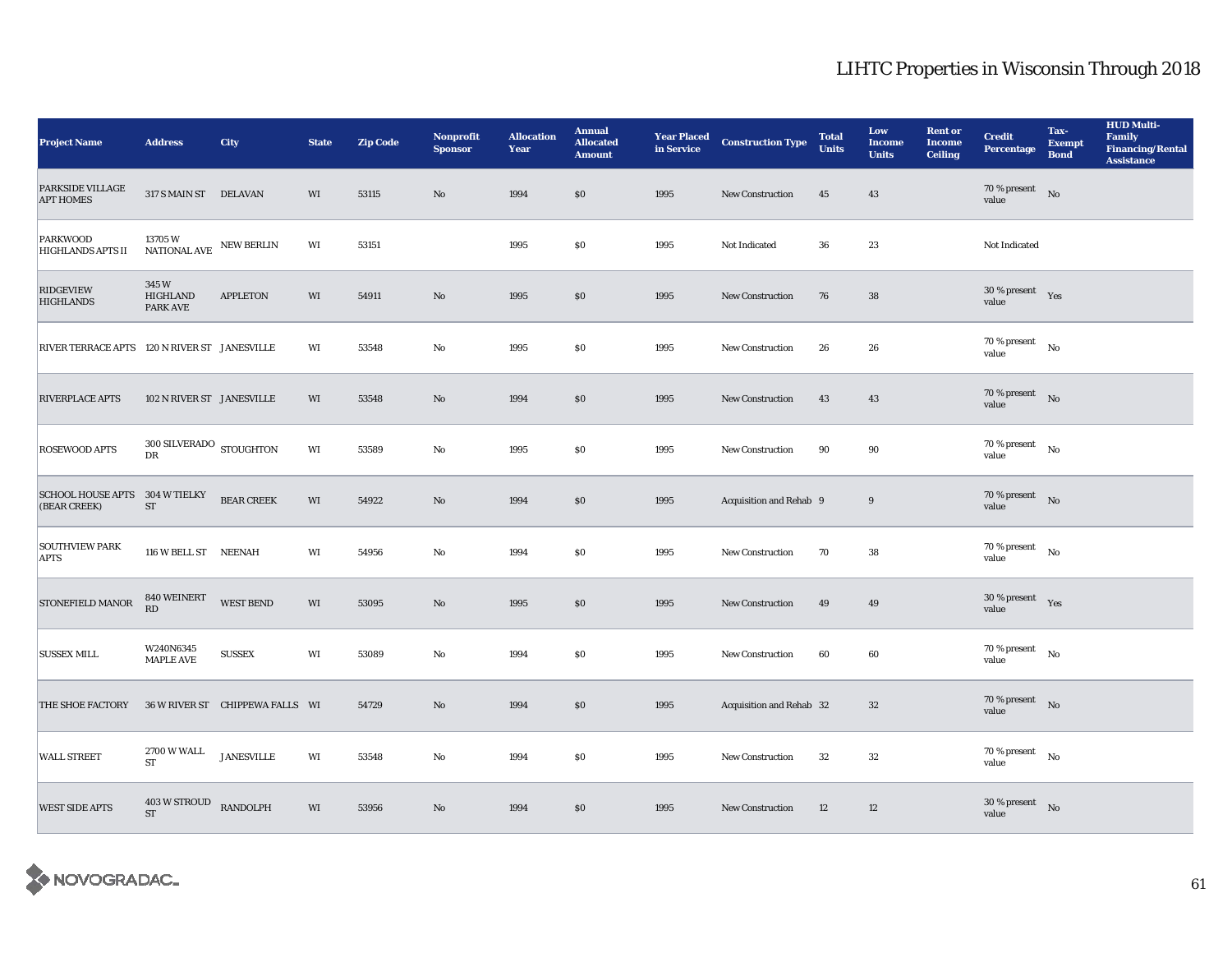# LIHTC Properties in Wisconsin Through 2018

| Project Name | Address | City | State | Zip Code | Nonprofit Sponsor | Allocation Year | Annual Allocated Amount | Year Placed in Service | Construction Type | Total Units | Low Income Units | Rent or Income Ceiling | Credit Percentage | Tax-Exempt Bond | HUD Multi-Family Financing/Rental Assistance |
|---|---|---|---|---|---|---|---|---|---|---|---|---|---|---|---|
| PARKSIDE VILLAGE APT HOMES | 317 S MAIN ST | DELAVAN | WI | 53115 | No | 1994 | $0 | 1995 | New Construction | 45 | 43 | | 70 % present value | No | |
| PARKWOOD HIGHLANDS APTS II | 13705 W NATIONAL AVE | NEW BERLIN | WI | 53151 | | 1995 | $0 | 1995 | Not Indicated | 36 | 23 | | Not Indicated | | |
| RIDGEVIEW HIGHLANDS | 345 W HIGHLAND PARK AVE | APPLETON | WI | 54911 | No | 1995 | $0 | 1995 | New Construction | 76 | 38 | | 30 % present value | Yes | |
| RIVER TERRACE APTS | 120 N RIVER ST | JANESVILLE | WI | 53548 | No | 1995 | $0 | 1995 | New Construction | 26 | 26 | | 70 % present value | No | |
| RIVERPLACE APTS | 102 N RIVER ST | JANESVILLE | WI | 53548 | No | 1994 | $0 | 1995 | New Construction | 43 | 43 | | 70 % present value | No | |
| ROSEWOOD APTS | 300 SILVERADO DR | STOUGHTON | WI | 53589 | No | 1995 | $0 | 1995 | New Construction | 90 | 90 | | 70 % present value | No | |
| SCHOOL HOUSE APTS (BEAR CREEK) | 304 W TIELKY ST | BEAR CREEK | WI | 54922 | No | 1994 | $0 | 1995 | Acquisition and Rehab | 9 | 9 | | 70 % present value | No | |
| SOUTHVIEW PARK APTS | 116 W BELL ST | NEENAH | WI | 54956 | No | 1994 | $0 | 1995 | New Construction | 70 | 38 | | 70 % present value | No | |
| STONEFIELD MANOR | 840 WEINERT RD | WEST BEND | WI | 53095 | No | 1995 | $0 | 1995 | New Construction | 49 | 49 | | 30 % present value | Yes | |
| SUSSEX MILL | W240N6345 MAPLE AVE | SUSSEX | WI | 53089 | No | 1994 | $0 | 1995 | New Construction | 60 | 60 | | 70 % present value | No | |
| THE SHOE FACTORY | 36 W RIVER ST | CHIPPEWA FALLS | WI | 54729 | No | 1994 | $0 | 1995 | Acquisition and Rehab | 32 | 32 | | 70 % present value | No | |
| WALL STREET | 2700 W WALL ST | JANESVILLE | WI | 53548 | No | 1994 | $0 | 1995 | New Construction | 32 | 32 | | 70 % present value | No | |
| WEST SIDE APTS | 403 W STROUD ST | RANDOLPH | WI | 53956 | No | 1994 | $0 | 1995 | New Construction | 12 | 12 | | 30 % present value | No | |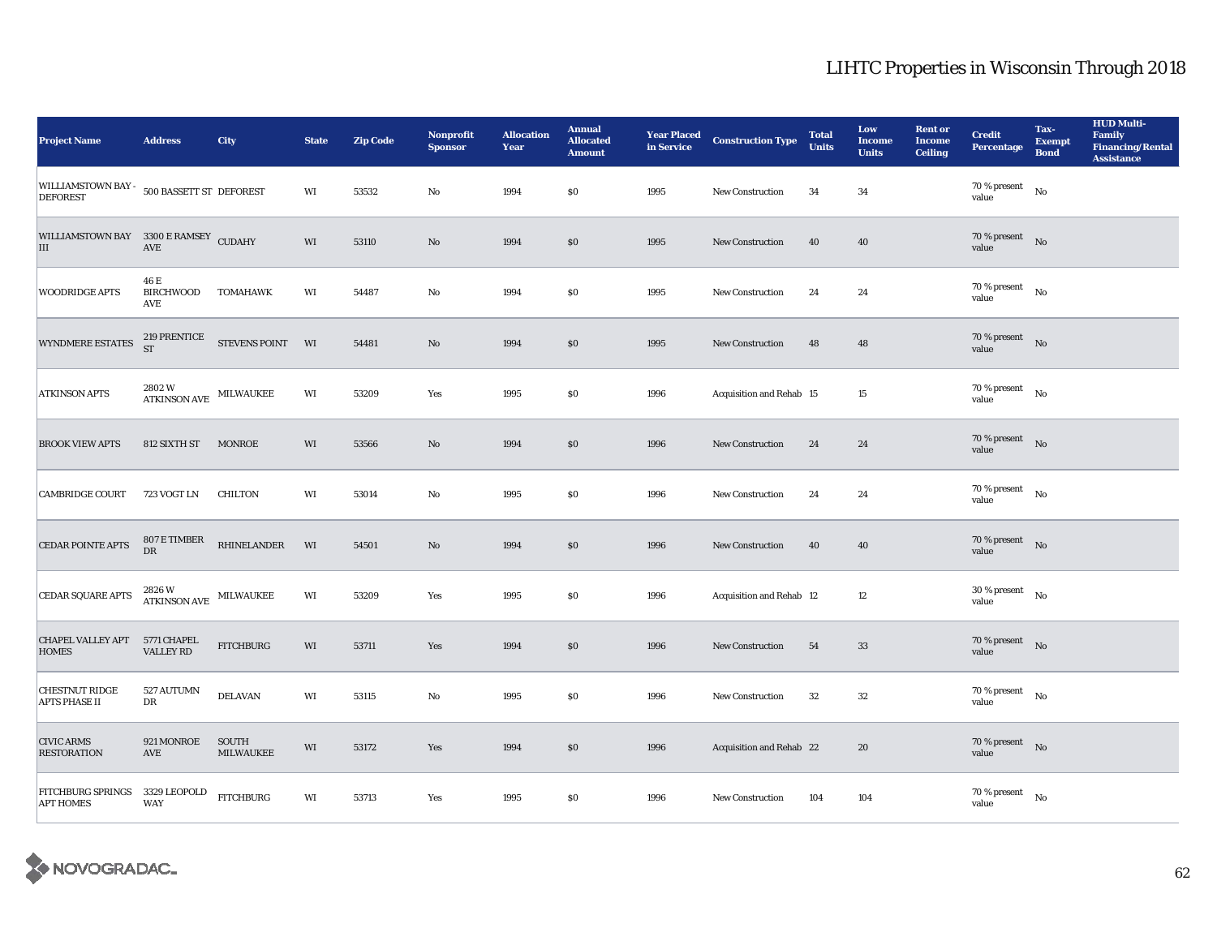# LIHTC Properties in Wisconsin Through 2018

| Project Name | Address | City | State | Zip Code | Nonprofit Sponsor | Allocation Year | Annual Allocated Amount | Year Placed in Service | Construction Type | Total Units | Low Income Units | Rent or Income Ceiling | Credit Percentage | Tax-Exempt Bond | HUD Multi-Family Financing/Rental Assistance |
|---|---|---|---|---|---|---|---|---|---|---|---|---|---|---|---|
| WILLIAMSTOWN BAY - DEFOREST | 500 BASSETT ST | DEFOREST | WI | 53532 | No | 1994 | $0 | 1995 | New Construction | 34 | 34 | | 70 % present value | No | |
| WILLIAMSTOWN BAY III | 3300 E RAMSEY AVE | CUDAHY | WI | 53110 | No | 1994 | $0 | 1995 | New Construction | 40 | 40 | | 70 % present value | No | |
| WOODRIDGE APTS | 46 E BIRCHWOOD AVE | TOMAHAWK | WI | 54487 | No | 1994 | $0 | 1995 | New Construction | 24 | 24 | | 70 % present value | No | |
| WYNDMERE ESTATES | 219 PRENTICE ST | STEVENS POINT | WI | 54481 | No | 1994 | $0 | 1995 | New Construction | 48 | 48 | | 70 % present value | No | |
| ATKINSON APTS | 2802 W ATKINSON AVE | MILWAUKEE | WI | 53209 | Yes | 1995 | $0 | 1996 | Acquisition and Rehab | 15 | 15 | | 70 % present value | No | |
| BROOK VIEW APTS | 812 SIXTH ST | MONROE | WI | 53566 | No | 1994 | $0 | 1996 | New Construction | 24 | 24 | | 70 % present value | No | |
| CAMBRIDGE COURT | 723 VOGT LN | CHILTON | WI | 53014 | No | 1995 | $0 | 1996 | New Construction | 24 | 24 | | 70 % present value | No | |
| CEDAR POINTE APTS | 807 E TIMBER DR | RHINELANDER | WI | 54501 | No | 1994 | $0 | 1996 | New Construction | 40 | 40 | | 70 % present value | No | |
| CEDAR SQUARE APTS | 2826 W ATKINSON AVE | MILWAUKEE | WI | 53209 | Yes | 1995 | $0 | 1996 | Acquisition and Rehab | 12 | 12 | | 30 % present value | No | |
| CHAPEL VALLEY APT HOMES | 5771 CHAPEL VALLEY RD | FITCHBURG | WI | 53711 | Yes | 1994 | $0 | 1996 | New Construction | 54 | 33 | | 70 % present value | No | |
| CHESTNUT RIDGE APTS PHASE II | 527 AUTUMN DR | DELAVAN | WI | 53115 | No | 1995 | $0 | 1996 | New Construction | 32 | 32 | | 70 % present value | No | |
| CIVIC ARMS RESTORATION | 921 MONROE AVE | SOUTH MILWAUKEE | WI | 53172 | Yes | 1994 | $0 | 1996 | Acquisition and Rehab | 22 | 20 | | 70 % present value | No | |
| FITCHBURG SPRINGS APT HOMES | 3329 LEOPOLD WAY | FITCHBURG | WI | 53713 | Yes | 1995 | $0 | 1996 | New Construction | 104 | 104 | | 70 % present value | No | |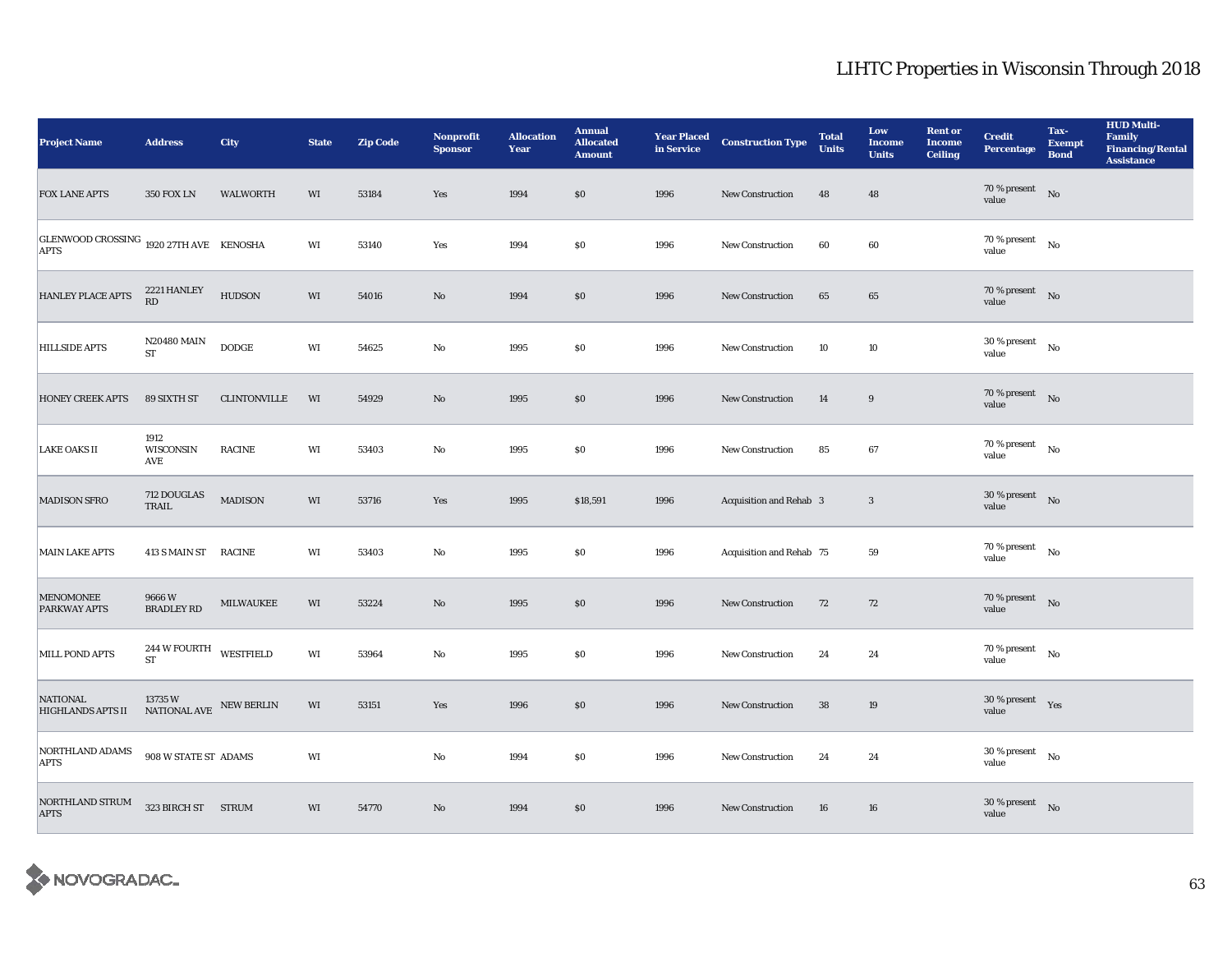# LIHTC Properties in Wisconsin Through 2018

| Project Name | Address | City | State | Zip Code | Nonprofit Sponsor | Allocation Year | Annual Allocated Amount | Year Placed in Service | Construction Type | Total Units | Low Income Units | Rent or Income Ceiling | Credit Percentage | Tax-Exempt Bond | HUD Multi-Family Financing/Rental Assistance |
|---|---|---|---|---|---|---|---|---|---|---|---|---|---|---|---|
| FOX LANE APTS | 350 FOX LN | WALWORTH | WI | 53184 | Yes | 1994 | $0 | 1996 | New Construction | 48 | 48 | | 70 % present value | No | |
| GLENWOOD CROSSING APTS | 1920 27TH AVE | KENOSHA | WI | 53140 | Yes | 1994 | $0 | 1996 | New Construction | 60 | 60 | | 70 % present value | No | |
| HANLEY PLACE APTS | 2221 HANLEY RD | HUDSON | WI | 54016 | No | 1994 | $0 | 1996 | New Construction | 65 | 65 | | 70 % present value | No | |
| HILLSIDE APTS | N20480 MAIN ST | DODGE | WI | 54625 | No | 1995 | $0 | 1996 | New Construction | 10 | 10 | | 30 % present value | No | |
| HONEY CREEK APTS | 89 SIXTH ST | CLINTONVILLE | WI | 54929 | No | 1995 | $0 | 1996 | New Construction | 14 | 9 | | 70 % present value | No | |
| LAKE OAKS II | 1912 WISCONSIN AVE | RACINE | WI | 53403 | No | 1995 | $0 | 1996 | New Construction | 85 | 67 | | 70 % present value | No | |
| MADISON SFRO | 712 DOUGLAS TRAIL | MADISON | WI | 53716 | Yes | 1995 | $18,591 | 1996 | Acquisition and Rehab | 3 | 3 | | 30 % present value | No | |
| MAIN LAKE APTS | 413 S MAIN ST | RACINE | WI | 53403 | No | 1995 | $0 | 1996 | Acquisition and Rehab | 75 | 59 | | 70 % present value | No | |
| MENOMONEE PARKWAY APTS | 9666 W BRADLEY RD | MILWAUKEE | WI | 53224 | No | 1995 | $0 | 1996 | New Construction | 72 | 72 | | 70 % present value | No | |
| MILL POND APTS | 244 W FOURTH ST | WESTFIELD | WI | 53964 | No | 1995 | $0 | 1996 | New Construction | 24 | 24 | | 70 % present value | No | |
| NATIONAL HIGHLANDS APTS II | 13735 W NATIONAL AVE | NEW BERLIN | WI | 53151 | Yes | 1996 | $0 | 1996 | New Construction | 38 | 19 | | 30 % present value | Yes | |
| NORTHLAND ADAMS APTS | 908 W STATE ST | ADAMS | WI | | No | 1994 | $0 | 1996 | New Construction | 24 | 24 | | 30 % present value | No | |
| NORTHLAND STRUM APTS | 323 BIRCH ST | STRUM | WI | 54770 | No | 1994 | $0 | 1996 | New Construction | 16 | 16 | | 30 % present value | No | |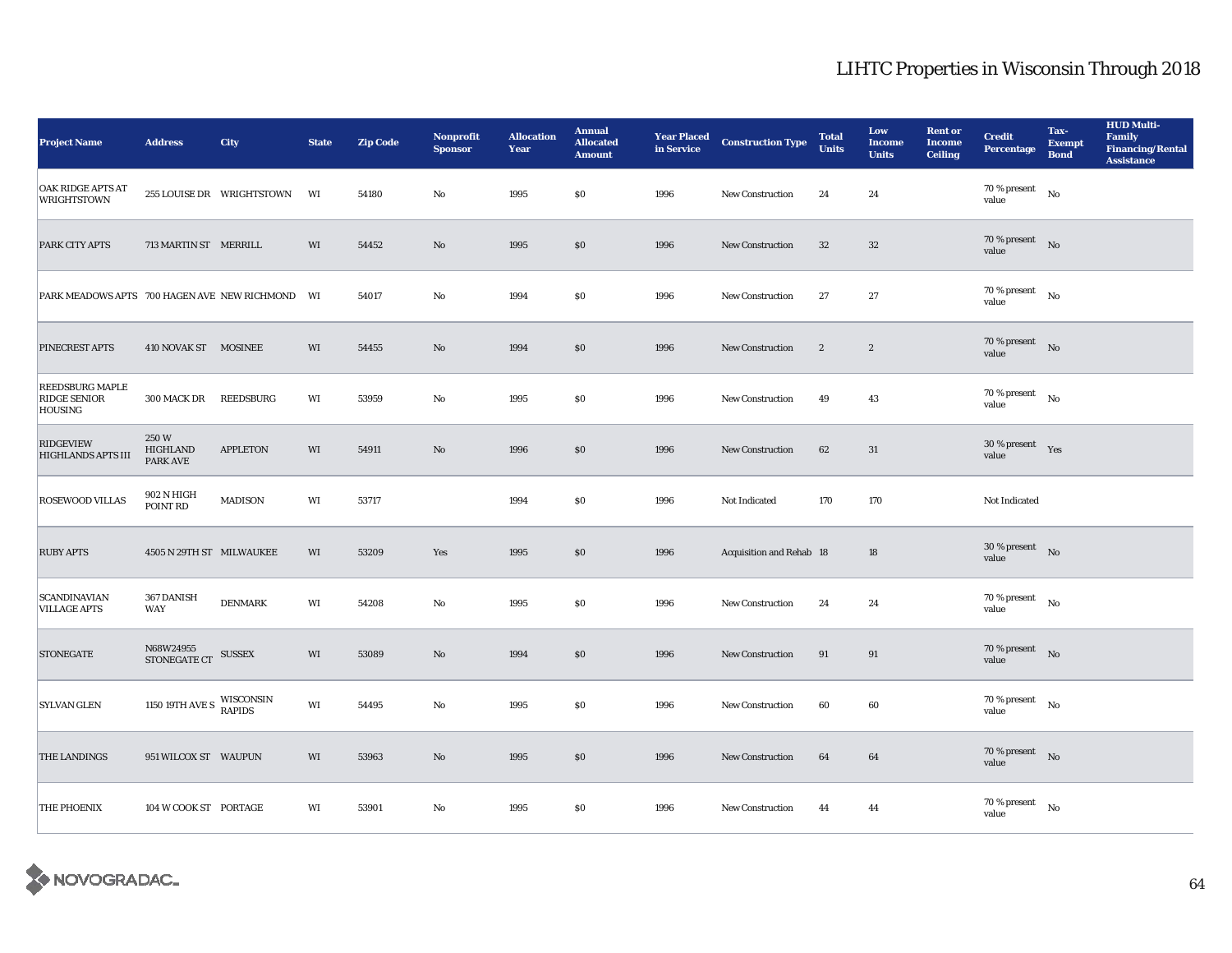# LIHTC Properties in Wisconsin Through 2018

| Project Name | Address | City | State | Zip Code | Nonprofit Sponsor | Allocation Year | Annual Allocated Amount | Year Placed in Service | Construction Type | Total Units | Low Income Units | Rent or Income Ceiling | Credit Percentage | Tax-Exempt Bond | HUD Multi-Family Financing/Rental Assistance |
|---|---|---|---|---|---|---|---|---|---|---|---|---|---|---|---|
| OAK RIDGE APTS AT WRIGHTSTOWN | 255 LOUISE DR | WRIGHTSTOWN | WI | 54180 | No | 1995 | $0 | 1996 | New Construction | 24 | 24 | | 70 % present value | No | |
| PARK CITY APTS | 713 MARTIN ST | MERRILL | WI | 54452 | No | 1995 | $0 | 1996 | New Construction | 32 | 32 | | 70 % present value | No | |
| PARK MEADOWS APTS | 700 HAGEN AVE | NEW RICHMOND | WI | 54017 | No | 1994 | $0 | 1996 | New Construction | 27 | 27 | | 70 % present value | No | |
| PINECREST APTS | 410 NOVAK ST | MOSINEE | WI | 54455 | No | 1994 | $0 | 1996 | New Construction | 2 | 2 | | 70 % present value | No | |
| REEDSBURG MAPLE RIDGE SENIOR HOUSING | 300 MACK DR | REEDSBURG | WI | 53959 | No | 1995 | $0 | 1996 | New Construction | 49 | 43 | | 70 % present value | No | |
| RIDGEVIEW HIGHLANDS APTS III | 250 W HIGHLAND PARK AVE | APPLETON | WI | 54911 | No | 1996 | $0 | 1996 | New Construction | 62 | 31 | | 30 % present value | Yes | |
| ROSEWOOD VILLAS | 902 N HIGH POINT RD | MADISON | WI | 53717 | | 1994 | $0 | 1996 | Not Indicated | 170 | 170 | | Not Indicated | | |
| RUBY APTS | 4505 N 29TH ST | MILWAUKEE | WI | 53209 | Yes | 1995 | $0 | 1996 | Acquisition and Rehab | 18 | 18 | | 30 % present value | No | |
| SCANDINAVIAN VILLAGE APTS | 367 DANISH WAY | DENMARK | WI | 54208 | No | 1995 | $0 | 1996 | New Construction | 24 | 24 | | 70 % present value | No | |
| STONEGATE | N68W24955 STONEGATE CT | SUSSEX | WI | 53089 | No | 1994 | $0 | 1996 | New Construction | 91 | 91 | | 70 % present value | No | |
| SYLVAN GLEN | 1150 19TH AVE S | WISCONSIN RAPIDS | WI | 54495 | No | 1995 | $0 | 1996 | New Construction | 60 | 60 | | 70 % present value | No | |
| THE LANDINGS | 951 WILCOX ST | WAUPUN | WI | 53963 | No | 1995 | $0 | 1996 | New Construction | 64 | 64 | | 70 % present value | No | |
| THE PHOENIX | 104 W COOK ST | PORTAGE | WI | 53901 | No | 1995 | $0 | 1996 | New Construction | 44 | 44 | | 70 % present value | No | |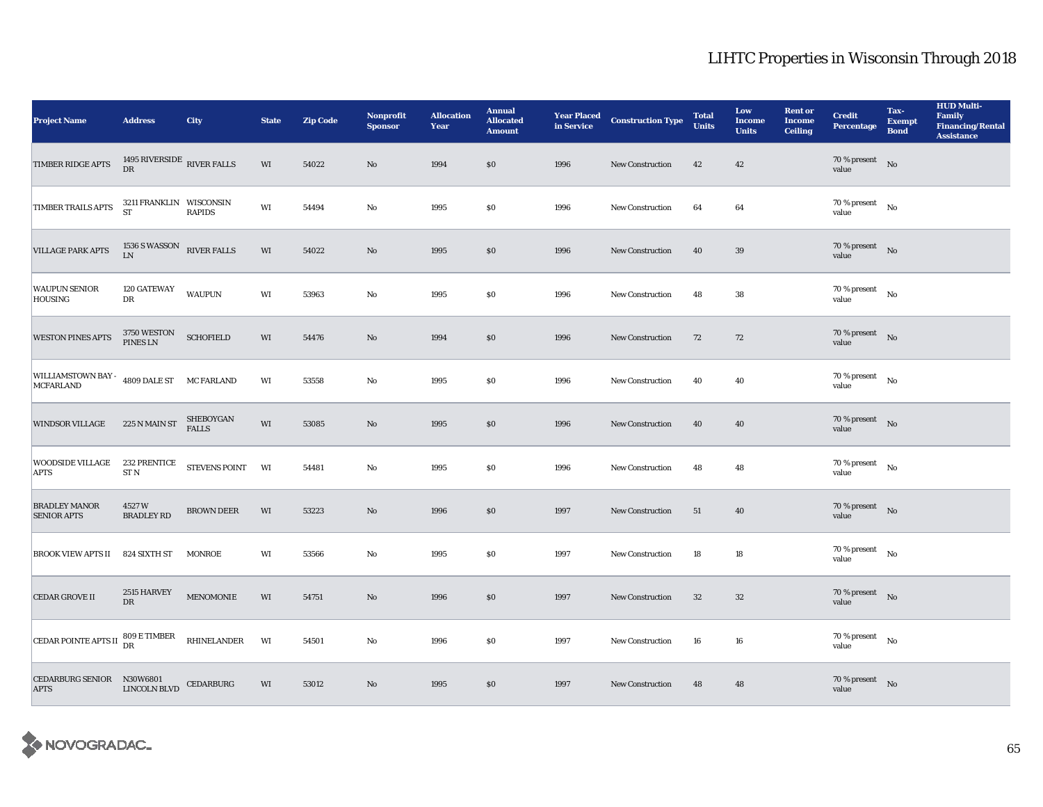# LIHTC Properties in Wisconsin Through 2018

| Project Name | Address | City | State | Zip Code | Nonprofit Sponsor | Allocation Year | Annual Allocated Amount | Year Placed in Service | Construction Type | Total Units | Low Income Units | Rent or Income Ceiling | Credit Percentage | Tax-Exempt Bond | HUD Multi-Family Financing/Rental Assistance |
|---|---|---|---|---|---|---|---|---|---|---|---|---|---|---|---|
| TIMBER RIDGE APTS | 1495 RIVERSIDE DR | RIVER FALLS | WI | 54022 | No | 1994 | $0 | 1996 | New Construction | 42 | 42 | | 70 % present value | No | |
| TIMBER TRAILS APTS | 3211 FRANKLIN ST | WISCONSIN RAPIDS | WI | 54494 | No | 1995 | $0 | 1996 | New Construction | 64 | 64 | | 70 % present value | No | |
| VILLAGE PARK APTS | 1536 S WASSON LN | RIVER FALLS | WI | 54022 | No | 1995 | $0 | 1996 | New Construction | 40 | 39 | | 70 % present value | No | |
| WAUPUN SENIOR HOUSING | 120 GATEWAY DR | WAUPUN | WI | 53963 | No | 1995 | $0 | 1996 | New Construction | 48 | 38 | | 70 % present value | No | |
| WESTON PINES APTS | 3750 WESTON PINES LN | SCHOFIELD | WI | 54476 | No | 1994 | $0 | 1996 | New Construction | 72 | 72 | | 70 % present value | No | |
| WILLIAMSTOWN BAY - MCFARLAND | 4809 DALE ST | MC FARLAND | WI | 53558 | No | 1995 | $0 | 1996 | New Construction | 40 | 40 | | 70 % present value | No | |
| WINDSOR VILLAGE | 225 N MAIN ST | SHEBOYGAN FALLS | WI | 53085 | No | 1995 | $0 | 1996 | New Construction | 40 | 40 | | 70 % present value | No | |
| WOODSIDE VILLAGE APTS | 232 PRENTICE ST N | STEVENS POINT | WI | 54481 | No | 1995 | $0 | 1996 | New Construction | 48 | 48 | | 70 % present value | No | |
| BRADLEY MANOR SENIOR APTS | 4527 W BRADLEY RD | BROWN DEER | WI | 53223 | No | 1996 | $0 | 1997 | New Construction | 51 | 40 | | 70 % present value | No | |
| BROOK VIEW APTS II | 824 SIXTH ST | MONROE | WI | 53566 | No | 1995 | $0 | 1997 | New Construction | 18 | 18 | | 70 % present value | No | |
| CEDAR GROVE II | 2515 HARVEY DR | MENOMONIE | WI | 54751 | No | 1996 | $0 | 1997 | New Construction | 32 | 32 | | 70 % present value | No | |
| CEDAR POINTE APTS II | 809 E TIMBER DR | RHINELANDER | WI | 54501 | No | 1996 | $0 | 1997 | New Construction | 16 | 16 | | 70 % present value | No | |
| CEDARBURG SENIOR APTS | N30W6801 LINCOLN BLVD | CEDARBURG | WI | 53012 | No | 1995 | $0 | 1997 | New Construction | 48 | 48 | | 70 % present value | No | |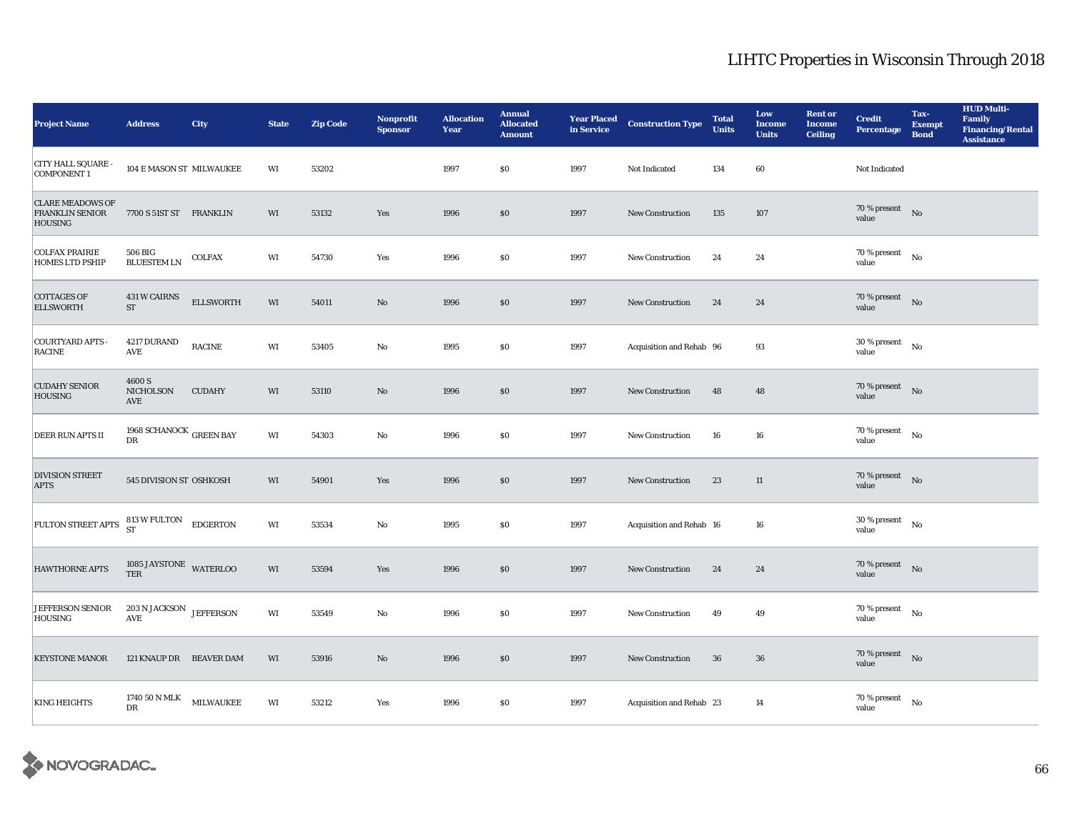# LIHTC Properties in Wisconsin Through 2018

| Project Name | Address | City | State | Zip Code | Nonprofit Sponsor | Allocation Year | Annual Allocated Amount | Year Placed in Service | Construction Type | Total Units | Low Income Units | Rent or Income Ceiling | Credit Percentage | Tax-Exempt Bond | HUD Multi-Family Financing/Rental Assistance |
|---|---|---|---|---|---|---|---|---|---|---|---|---|---|---|---|
| CITY HALL SQUARE - COMPONENT 1 | 104 E MASON ST | MILWAUKEE | WI | 53202 | | 1997 | $0 | 1997 | Not Indicated | 134 | 60 | | Not Indicated | | |
| CLARE MEADOWS OF FRANKLIN SENIOR HOUSING | 7700 S 51ST ST | FRANKLIN | WI | 53132 | Yes | 1996 | $0 | 1997 | New Construction | 135 | 107 | | 70 % present value | No | |
| COLFAX PRAIRIE HOMES LTD PSHIP | 506 BIG BLUESTEM LN | COLFAX | WI | 54730 | Yes | 1996 | $0 | 1997 | New Construction | 24 | 24 | | 70 % present value | No | |
| COTTAGES OF ELLSWORTH | 431 W CAIRNS ST | ELLSWORTH | WI | 54011 | No | 1996 | $0 | 1997 | New Construction | 24 | 24 | | 70 % present value | No | |
| COURTYARD APTS - RACINE | 4217 DURAND AVE | RACINE | WI | 53405 | No | 1995 | $0 | 1997 | Acquisition and Rehab | 96 | 93 | | 30 % present value | No | |
| CUDAHY SENIOR HOUSING | 4600 S NICHOLSON AVE | CUDAHY | WI | 53110 | No | 1996 | $0 | 1997 | New Construction | 48 | 48 | | 70 % present value | No | |
| DEER RUN APTS II | 1968 SCHANOCK DR | GREEN BAY | WI | 54303 | No | 1996 | $0 | 1997 | New Construction | 16 | 16 | | 70 % present value | No | |
| DIVISION STREET APTS | 545 DIVISION ST | OSHKOSH | WI | 54901 | Yes | 1996 | $0 | 1997 | New Construction | 23 | 11 | | 70 % present value | No | |
| FULTON STREET APTS | 813 W FULTON ST | EDGERTON | WI | 53534 | No | 1995 | $0 | 1997 | Acquisition and Rehab | 16 | 16 | | 30 % present value | No | |
| HAWTHORNE APTS | 1085 JAYSTONE TER | WATERLOO | WI | 53594 | Yes | 1996 | $0 | 1997 | New Construction | 24 | 24 | | 70 % present value | No | |
| JEFFERSON SENIOR HOUSING | 203 N JACKSON AVE | JEFFERSON | WI | 53549 | No | 1996 | $0 | 1997 | New Construction | 49 | 49 | | 70 % present value | No | |
| KEYSTONE MANOR | 121 KNAUP DR | BEAVER DAM | WI | 53916 | No | 1996 | $0 | 1997 | New Construction | 36 | 36 | | 70 % present value | No | |
| KING HEIGHTS | 1740 50 N MLK DR | MILWAUKEE | WI | 53212 | Yes | 1996 | $0 | 1997 | Acquisition and Rehab | 23 | 14 | | 70 % present value | No | |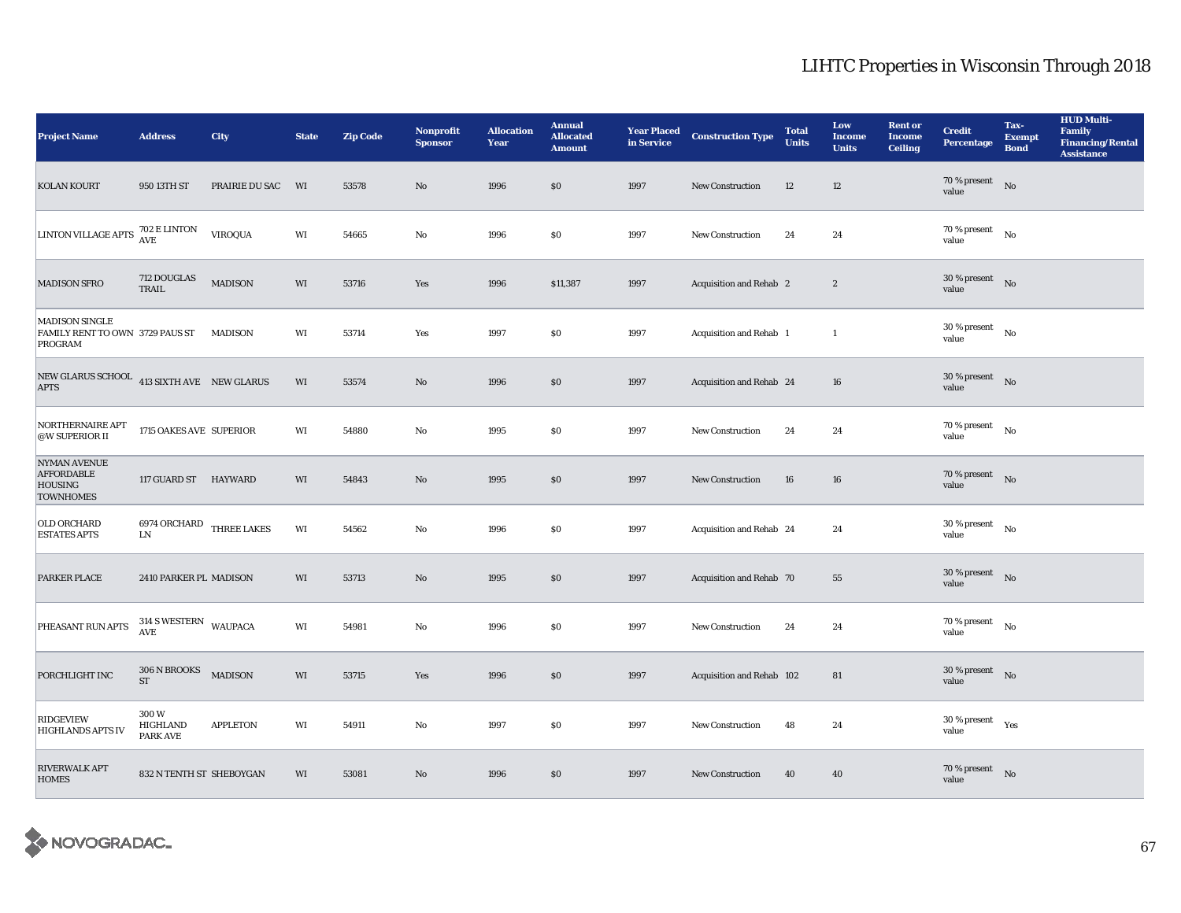# LIHTC Properties in Wisconsin Through 2018

| Project Name | Address | City | State | Zip Code | Nonprofit Sponsor | Allocation Year | Annual Allocated Amount | Year Placed in Service | Construction Type | Total Units | Low Income Units | Rent or Income Ceiling | Credit Percentage | Tax-Exempt Bond | HUD Multi-Family Financing/Rental Assistance |
|---|---|---|---|---|---|---|---|---|---|---|---|---|---|---|---|
| KOLAN KOURT | 950 13TH ST | PRAIRIE DU SAC | WI | 53578 | No | 1996 | $0 | 1997 | New Construction | 12 | 12 | | 70 % present value | No | |
| LINTON VILLAGE APTS | 702 E LINTON AVE | VIROQUA | WI | 54665 | No | 1996 | $0 | 1997 | New Construction | 24 | 24 | | 70 % present value | No | |
| MADISON SFRO | 712 DOUGLAS TRAIL | MADISON | WI | 53716 | Yes | 1996 | $11,387 | 1997 | Acquisition and Rehab | 2 | 2 | | 30 % present value | No | |
| MADISON SINGLE FAMILY RENT TO OWN PROGRAM | 3729 PAUS ST | MADISON | WI | 53714 | Yes | 1997 | $0 | 1997 | Acquisition and Rehab | 1 | 1 | | 30 % present value | No | |
| NEW GLARUS SCHOOL APTS | 413 SIXTH AVE | NEW GLARUS | WI | 53574 | No | 1996 | $0 | 1997 | Acquisition and Rehab | 24 | 16 | | 30 % present value | No | |
| NORTHERNAIRE APT @W SUPERIOR II | 1715 OAKES AVE | SUPERIOR | WI | 54880 | No | 1995 | $0 | 1997 | New Construction | 24 | 24 | | 70 % present value | No | |
| NYMAN AVENUE AFFORDABLE HOUSING TOWNHOMES | 117 GUARD ST | HAYWARD | WI | 54843 | No | 1995 | $0 | 1997 | New Construction | 16 | 16 | | 70 % present value | No | |
| OLD ORCHARD ESTATES APTS | 6974 ORCHARD LN | THREE LAKES | WI | 54562 | No | 1996 | $0 | 1997 | Acquisition and Rehab | 24 | 24 | | 30 % present value | No | |
| PARKER PLACE | 2410 PARKER PL | MADISON | WI | 53713 | No | 1995 | $0 | 1997 | Acquisition and Rehab | 70 | 55 | | 30 % present value | No | |
| PHEASANT RUN APTS | 314 S WESTERN AVE | WAUPACA | WI | 54981 | No | 1996 | $0 | 1997 | New Construction | 24 | 24 | | 70 % present value | No | |
| PORCHLIGHT INC | 306 N BROOKS ST | MADISON | WI | 53715 | Yes | 1996 | $0 | 1997 | Acquisition and Rehab | 102 | 81 | | 30 % present value | No | |
| RIDGEVIEW HIGHLANDS APTS IV | 300 W HIGHLAND PARK AVE | APPLETON | WI | 54911 | No | 1997 | $0 | 1997 | New Construction | 48 | 24 | | 30 % present value | Yes | |
| RIVERWALK APT HOMES | 832 N TENTH ST | SHEBOYGAN | WI | 53081 | No | 1996 | $0 | 1997 | New Construction | 40 | 40 | | 70 % present value | No | |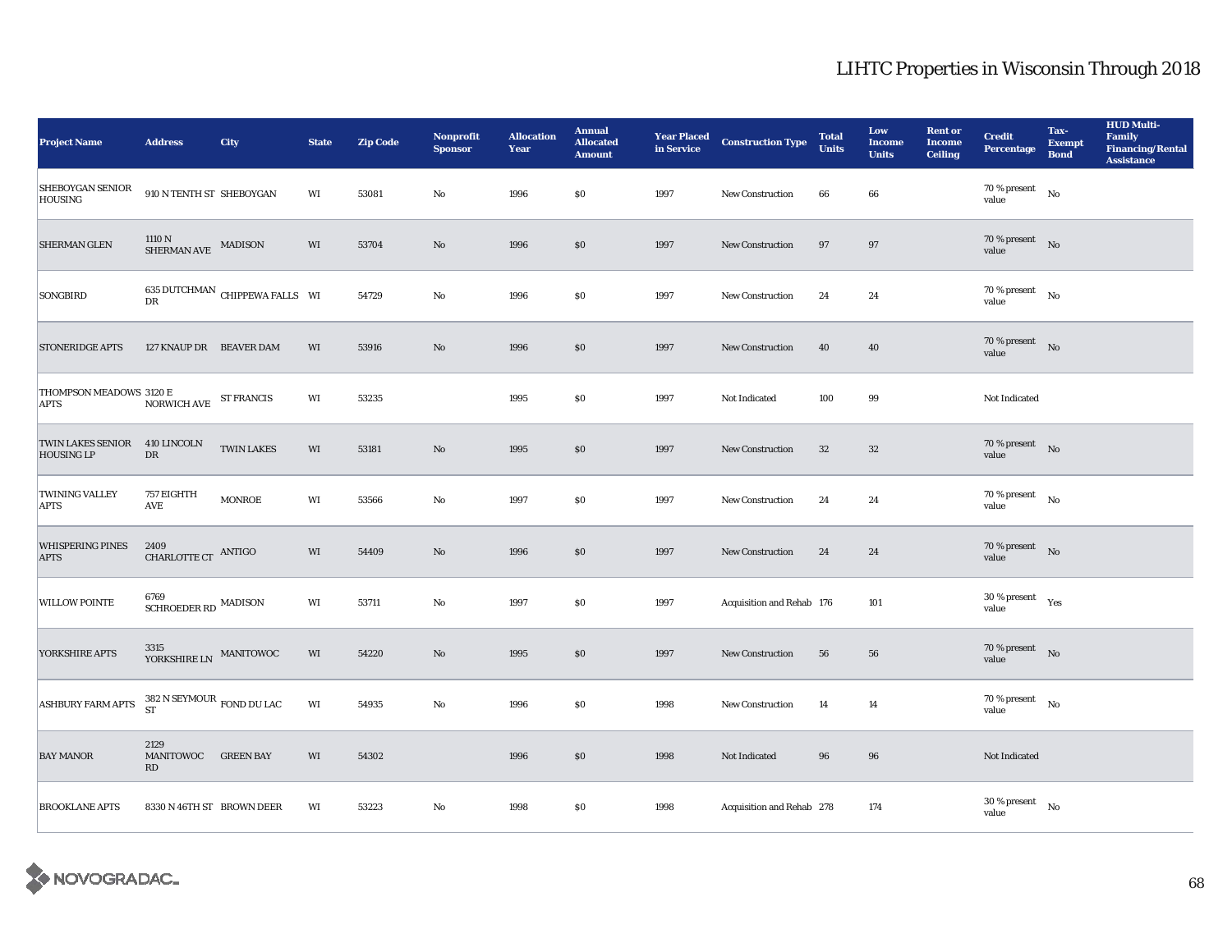# LIHTC Properties in Wisconsin Through 2018

| Project Name | Address | City | State | Zip Code | Nonprofit Sponsor | Allocation Year | Annual Allocated Amount | Year Placed in Service | Construction Type | Total Units | Low Income Units | Rent or Income Ceiling | Credit Percentage | Tax-Exempt Bond | HUD Multi-Family Financing/Rental Assistance |
|---|---|---|---|---|---|---|---|---|---|---|---|---|---|---|---|
| SHEBOYGAN SENIOR HOUSING | 910 N TENTH ST | SHEBOYGAN | WI | 53081 | No | 1996 | $0 | 1997 | New Construction | 66 | 66 | | 70 % present value | No | |
| SHERMAN GLEN | 1110 N SHERMAN AVE | MADISON | WI | 53704 | No | 1996 | $0 | 1997 | New Construction | 97 | 97 | | 70 % present value | No | |
| SONGBIRD | 635 DUTCHMAN DR | CHIPPEWA FALLS | WI | 54729 | No | 1996 | $0 | 1997 | New Construction | 24 | 24 | | 70 % present value | No | |
| STONERIDGE APTS | 127 KNAUP DR | BEAVER DAM | WI | 53916 | No | 1996 | $0 | 1997 | New Construction | 40 | 40 | | 70 % present value | No | |
| THOMPSON MEADOWS APTS | 3120 E NORWICH AVE | ST FRANCIS | WI | 53235 | | 1995 | $0 | 1997 | Not Indicated | 100 | 99 | | Not Indicated | | |
| TWIN LAKES SENIOR HOUSING LP | 410 LINCOLN DR | TWIN LAKES | WI | 53181 | No | 1995 | $0 | 1997 | New Construction | 32 | 32 | | 70 % present value | No | |
| TWINING VALLEY APTS | 757 EIGHTH AVE | MONROE | WI | 53566 | No | 1997 | $0 | 1997 | New Construction | 24 | 24 | | 70 % present value | No | |
| WHISPERING PINES APTS | 2409 CHARLOTTE CT | ANTIGO | WI | 54409 | No | 1996 | $0 | 1997 | New Construction | 24 | 24 | | 70 % present value | No | |
| WILLOW POINTE | 6769 SCHROEDER RD | MADISON | WI | 53711 | No | 1997 | $0 | 1997 | Acquisition and Rehab | 176 | 101 | | 30 % present value | Yes | |
| YORKSHIRE APTS | 3315 YORKSHIRE LN | MANITOWOC | WI | 54220 | No | 1995 | $0 | 1997 | New Construction | 56 | 56 | | 70 % present value | No | |
| ASHBURY FARM APTS | 382 N SEYMOUR ST | FOND DU LAC | WI | 54935 | No | 1996 | $0 | 1998 | New Construction | 14 | 14 | | 70 % present value | No | |
| BAY MANOR | 2129 MANITOWOC RD | GREEN BAY | WI | 54302 | | 1996 | $0 | 1998 | Not Indicated | 96 | 96 | | Not Indicated | | |
| BROOKLANE APTS | 8330 N 46TH ST | BROWN DEER | WI | 53223 | No | 1998 | $0 | 1998 | Acquisition and Rehab | 278 | 174 | | 30 % present value | No | |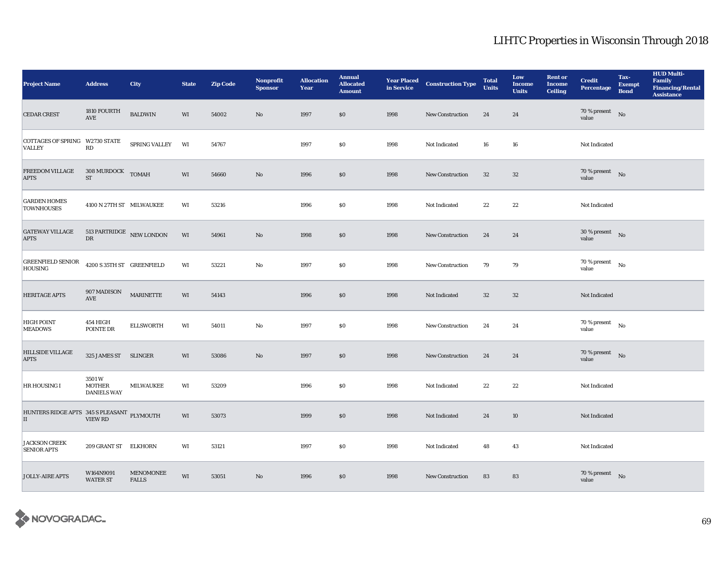# LIHTC Properties in Wisconsin Through 2018

| Project Name | Address | City | State | Zip Code | Nonprofit Sponsor | Allocation Year | Annual Allocated Amount | Year Placed in Service | Construction Type | Total Units | Low Income Units | Rent or Income Ceiling | Credit Percentage | Tax-Exempt Bond | HUD Multi-Family Financing/Rental Assistance |
|---|---|---|---|---|---|---|---|---|---|---|---|---|---|---|---|
| CEDAR CREST | 1810 FOURTH AVE | BALDWIN | WI | 54002 | No | 1997 | $0 | 1998 | New Construction | 24 | 24 | | 70 % present value | No | |
| COTTAGES OF SPRING VALLEY | W2730 STATE RD | SPRING VALLEY | WI | 54767 | | 1997 | $0 | 1998 | Not Indicated | 16 | 16 | | Not Indicated | | |
| FREEDOM VILLAGE APTS | 308 MURDOCK ST | TOMAH | WI | 54660 | No | 1996 | $0 | 1998 | New Construction | 32 | 32 | | 70 % present value | No | |
| GARDEN HOMES TOWNHOUSES | 4100 N 27TH ST | MILWAUKEE | WI | 53216 | | 1996 | $0 | 1998 | Not Indicated | 22 | 22 | | Not Indicated | | |
| GATEWAY VILLAGE APTS | 513 PARTRIDGE DR | NEW LONDON | WI | 54961 | No | 1998 | $0 | 1998 | New Construction | 24 | 24 | | 30 % present value | No | |
| GREENFIELD SENIOR HOUSING | 4200 S 35TH ST | GREENFIELD | WI | 53221 | No | 1997 | $0 | 1998 | New Construction | 79 | 79 | | 70 % present value | No | |
| HERITAGE APTS | 907 MADISON AVE | MARINETTE | WI | 54143 | | 1996 | $0 | 1998 | Not Indicated | 32 | 32 | | Not Indicated | | |
| HIGH POINT MEADOWS | 454 HIGH POINTE DR | ELLSWORTH | WI | 54011 | No | 1997 | $0 | 1998 | New Construction | 24 | 24 | | 70 % present value | No | |
| HILLSIDE VILLAGE APTS | 325 JAMES ST | SLINGER | WI | 53086 | No | 1997 | $0 | 1998 | New Construction | 24 | 24 | | 70 % present value | No | |
| HR HOUSING I | 3501 W MOTHER DANIELS WAY | MILWAUKEE | WI | 53209 | | 1996 | $0 | 1998 | Not Indicated | 22 | 22 | | Not Indicated | | |
| HUNTERS RIDGE APTS II | 345 S PLEASANT VIEW RD | PLYMOUTH | WI | 53073 | | 1999 | $0 | 1998 | Not Indicated | 24 | 10 | | Not Indicated | | |
| JACKSON CREEK SENIOR APTS | 209 GRANT ST | ELKHORN | WI | 53121 | | 1997 | $0 | 1998 | Not Indicated | 48 | 43 | | Not Indicated | | |
| JOLLY-AIRE APTS | W164N9091 WATER ST | MENOMONEE FALLS | WI | 53051 | No | 1996 | $0 | 1998 | New Construction | 83 | 83 | | 70 % present value | No | |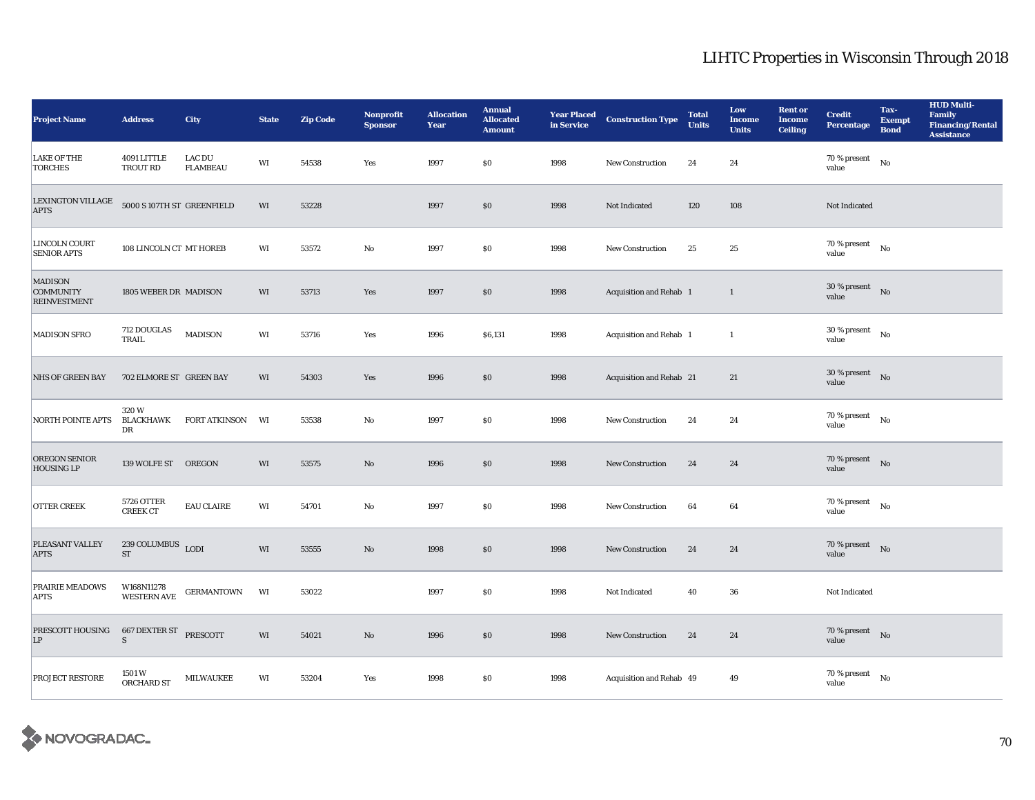## LIHTC Properties in Wisconsin Through 2018

| Project Name | Address | City | State | Zip Code | Nonprofit Sponsor | Allocation Year | Annual Allocated Amount | Year Placed in Service | Construction Type | Total Units | Low Income Units | Rent or Income Ceiling | Credit Percentage | Tax-Exempt Bond | HUD Multi-Family Financing/Rental Assistance |
|---|---|---|---|---|---|---|---|---|---|---|---|---|---|---|---|
| LAKE OF THE TORCHES | 4091 LITTLE TROUT RD | LAC DU FLAMBEAU | WI | 54538 | Yes | 1997 | $0 | 1998 | New Construction | 24 | 24 | | 70 % present value | No | |
| LEXINGTON VILLAGE APTS | 5000 S 107TH ST | GREENFIELD | WI | 53228 | | 1997 | $0 | 1998 | Not Indicated | 120 | 108 | | Not Indicated | | |
| LINCOLN COURT SENIOR APTS | 108 LINCOLN CT | MT HOREB | WI | 53572 | No | 1997 | $0 | 1998 | New Construction | 25 | 25 | | 70 % present value | No | |
| MADISON COMMUNITY REINVESTMENT | 1805 WEBER DR | MADISON | WI | 53713 | Yes | 1997 | $0 | 1998 | Acquisition and Rehab | 1 | 1 | | 30 % present value | No | |
| MADISON SFRO | 712 DOUGLAS TRAIL | MADISON | WI | 53716 | Yes | 1996 | $6,131 | 1998 | Acquisition and Rehab | 1 | 1 | | 30 % present value | No | |
| NHS OF GREEN BAY | 702 ELMORE ST | GREEN BAY | WI | 54303 | Yes | 1996 | $0 | 1998 | Acquisition and Rehab | 21 | 21 | | 30 % present value | No | |
| NORTH POINTE APTS | 320 W BLACKHAWK DR | FORT ATKINSON | WI | 53538 | No | 1997 | $0 | 1998 | New Construction | 24 | 24 | | 70 % present value | No | |
| OREGON SENIOR HOUSING LP | 139 WOLFE ST | OREGON | WI | 53575 | No | 1996 | $0 | 1998 | New Construction | 24 | 24 | | 70 % present value | No | |
| OTTER CREEK | 5726 OTTER CREEK CT | EAU CLAIRE | WI | 54701 | No | 1997 | $0 | 1998 | New Construction | 64 | 64 | | 70 % present value | No | |
| PLEASANT VALLEY APTS | 239 COLUMBUS ST | LODI | WI | 53555 | No | 1998 | $0 | 1998 | New Construction | 24 | 24 | | 70 % present value | No | |
| PRAIRIE MEADOWS APTS | W168N11278 WESTERN AVE | GERMANTOWN | WI | 53022 | | 1997 | $0 | 1998 | Not Indicated | 40 | 36 | | Not Indicated | | |
| PRESCOTT HOUSING LP | 667 DEXTER ST S | PRESCOTT | WI | 54021 | No | 1996 | $0 | 1998 | New Construction | 24 | 24 | | 70 % present value | No | |
| PROJECT RESTORE | 1501 W ORCHARD ST | MILWAUKEE | WI | 53204 | Yes | 1998 | $0 | 1998 | Acquisition and Rehab | 49 | 49 | | 70 % present value | No | |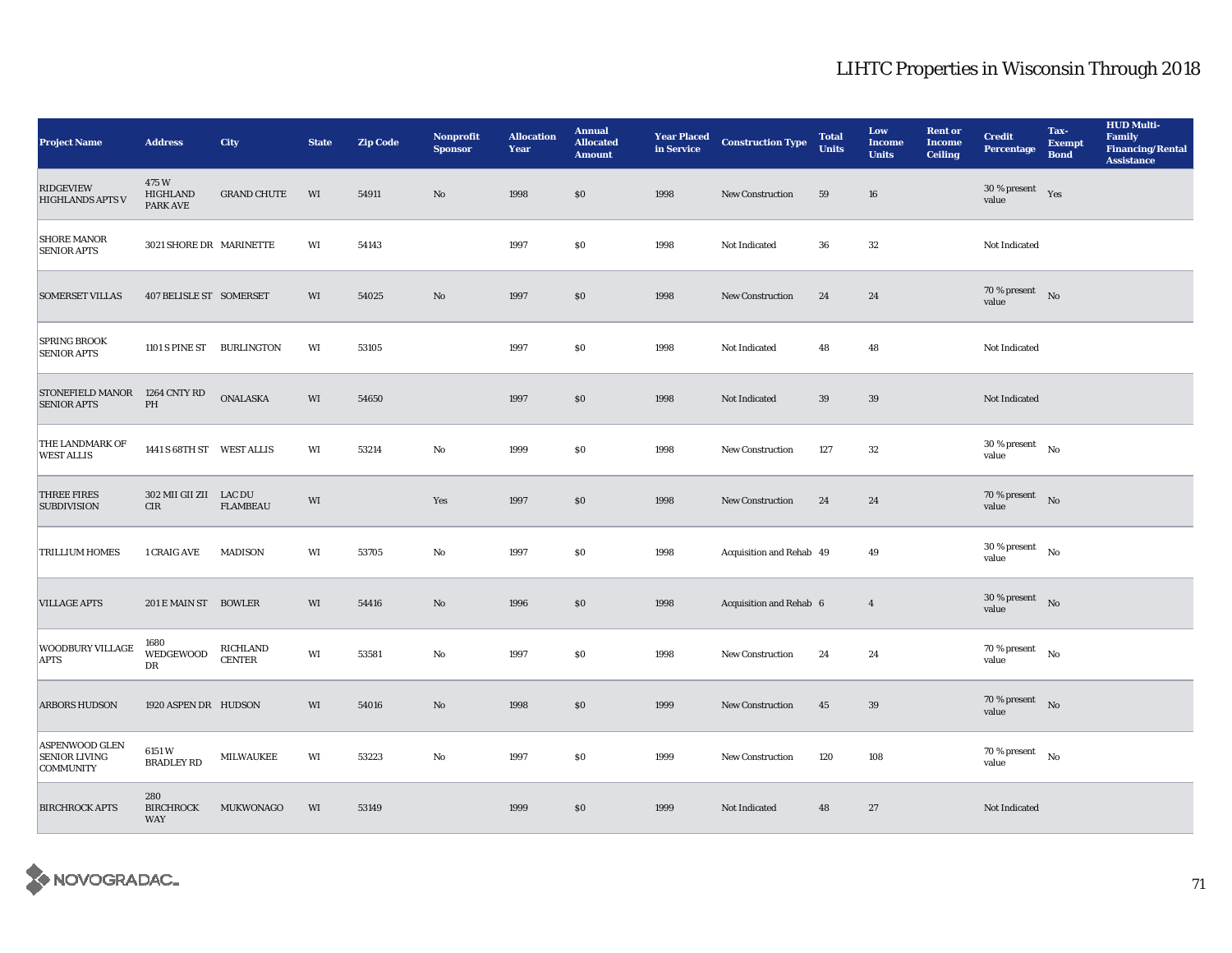## LIHTC Properties in Wisconsin Through 2018

| Project Name | Address | City | State | Zip Code | Nonprofit Sponsor | Allocation Year | Annual Allocated Amount | Year Placed in Service | Construction Type | Total Units | Low Income Units | Rent or Income Ceiling | Credit Percentage | Tax-Exempt Bond | HUD Multi-Family Financing/Rental Assistance |
|---|---|---|---|---|---|---|---|---|---|---|---|---|---|---|---|
| RIDGEVIEW HIGHLANDS APTS V | 475 W HIGHLAND PARK AVE | GRAND CHUTE | WI | 54911 | No | 1998 | $0 | 1998 | New Construction | 59 | 16 | | 30 % present value | Yes | |
| SHORE MANOR SENIOR APTS | 3021 SHORE DR | MARINETTE | WI | 54143 | | 1997 | $0 | 1998 | Not Indicated | 36 | 32 | | Not Indicated | | |
| SOMERSET VILLAS | 407 BELISLE ST | SOMERSET | WI | 54025 | No | 1997 | $0 | 1998 | New Construction | 24 | 24 | | 70 % present value | No | |
| SPRING BROOK SENIOR APTS | 1101 S PINE ST | BURLINGTON | WI | 53105 | | 1997 | $0 | 1998 | Not Indicated | 48 | 48 | | Not Indicated | | |
| STONEFIELD MANOR SENIOR APTS | 1264 CNTY RD PH | ONALASKA | WI | 54650 | | 1997 | $0 | 1998 | Not Indicated | 39 | 39 | | Not Indicated | | |
| THE LANDMARK OF WEST ALLIS | 1441 S 68TH ST | WEST ALLIS | WI | 53214 | No | 1999 | $0 | 1998 | New Construction | 127 | 32 | | 30 % present value | No | |
| THREE FIRES SUBDIVISION | 302 MII GII ZII CIR | LAC DU FLAMBEAU | WI | | Yes | 1997 | $0 | 1998 | New Construction | 24 | 24 | | 70 % present value | No | |
| TRILLIUM HOMES | 1 CRAIG AVE | MADISON | WI | 53705 | No | 1997 | $0 | 1998 | Acquisition and Rehab | 49 | 49 | | 30 % present value | No | |
| VILLAGE APTS | 201 E MAIN ST | BOWLER | WI | 54416 | No | 1996 | $0 | 1998 | Acquisition and Rehab | 6 | 4 | | 30 % present value | No | |
| WOODBURY VILLAGE APTS | 1680 WEDGEWOOD DR | RICHLAND CENTER | WI | 53581 | No | 1997 | $0 | 1998 | New Construction | 24 | 24 | | 70 % present value | No | |
| ARBORS HUDSON | 1920 ASPEN DR | HUDSON | WI | 54016 | No | 1998 | $0 | 1999 | New Construction | 45 | 39 | | 70 % present value | No | |
| ASPENWOOD GLEN SENIOR LIVING COMMUNITY | 6151 W BRADLEY RD | MILWAUKEE | WI | 53223 | No | 1997 | $0 | 1999 | New Construction | 120 | 108 | | 70 % present value | No | |
| BIRCHROCK APTS | 280 BIRCHROCK WAY | MUKWONAGO | WI | 53149 | | 1999 | $0 | 1999 | Not Indicated | 48 | 27 | | Not Indicated | | |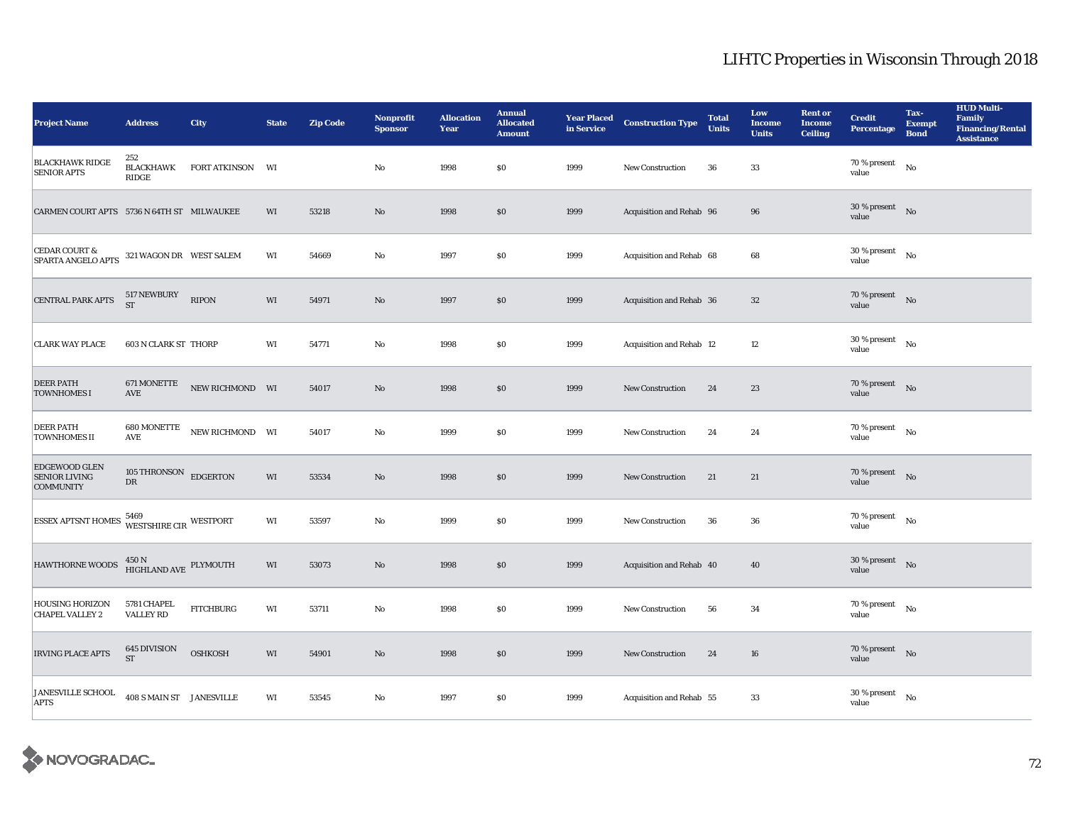# LIHTC Properties in Wisconsin Through 2018

| Project Name | Address | City | State | Zip Code | Nonprofit Sponsor | Allocation Year | Annual Allocated Amount | Year Placed in Service | Construction Type | Total Units | Low Income Units | Rent or Income Ceiling | Credit Percentage | Tax-Exempt Bond | HUD Multi-Family Financing/Rental Assistance |
|---|---|---|---|---|---|---|---|---|---|---|---|---|---|---|---|
| BLACKHAWK RIDGE SENIOR APTS | 252 BLACKHAWK RIDGE | FORT ATKINSON | WI | | No | 1998 | $0 | 1999 | New Construction | 36 | 33 | | 70 % present value | No | |
| CARMEN COURT APTS | 5736 N 64TH ST | MILWAUKEE | WI | 53218 | No | 1998 | $0 | 1999 | Acquisition and Rehab | 96 | 96 | | 30 % present value | No | |
| CEDAR COURT & SPARTA ANGELO APTS | 321 WAGON DR | WEST SALEM | WI | 54669 | No | 1997 | $0 | 1999 | Acquisition and Rehab | 68 | 68 | | 30 % present value | No | |
| CENTRAL PARK APTS | 517 NEWBURY ST | RIPON | WI | 54971 | No | 1997 | $0 | 1999 | Acquisition and Rehab | 36 | 32 | | 70 % present value | No | |
| CLARK WAY PLACE | 603 N CLARK ST | THORP | WI | 54771 | No | 1998 | $0 | 1999 | Acquisition and Rehab | 12 | 12 | | 30 % present value | No | |
| DEER PATH TOWNHOMES I | 671 MONETTE AVE | NEW RICHMOND | WI | 54017 | No | 1998 | $0 | 1999 | New Construction | 24 | 23 | | 70 % present value | No | |
| DEER PATH TOWNHOMES II | 680 MONETTE AVE | NEW RICHMOND | WI | 54017 | No | 1999 | $0 | 1999 | New Construction | 24 | 24 | | 70 % present value | No | |
| EDGEWOOD GLEN SENIOR LIVING COMMUNITY | 105 THRONSON DR | EDGERTON | WI | 53534 | No | 1998 | $0 | 1999 | New Construction | 21 | 21 | | 70 % present value | No | |
| ESSEX APTSNT HOMES | 5469 WESTSHIRE CIR | WESTPORT | WI | 53597 | No | 1999 | $0 | 1999 | New Construction | 36 | 36 | | 70 % present value | No | |
| HAWTHORNE WOODS | 450 N HIGHLAND AVE | PLYMOUTH | WI | 53073 | No | 1998 | $0 | 1999 | Acquisition and Rehab | 40 | 40 | | 30 % present value | No | |
| HOUSING HORIZON CHAPEL VALLEY 2 | 5781 CHAPEL VALLEY RD | FITCHBURG | WI | 53711 | No | 1998 | $0 | 1999 | New Construction | 56 | 34 | | 70 % present value | No | |
| IRVING PLACE APTS | 645 DIVISION ST | OSHKOSH | WI | 54901 | No | 1998 | $0 | 1999 | New Construction | 24 | 16 | | 70 % present value | No | |
| JANESVILLE SCHOOL APTS | 408 S MAIN ST | JANESVILLE | WI | 53545 | No | 1997 | $0 | 1999 | Acquisition and Rehab | 55 | 33 | | 30 % present value | No | |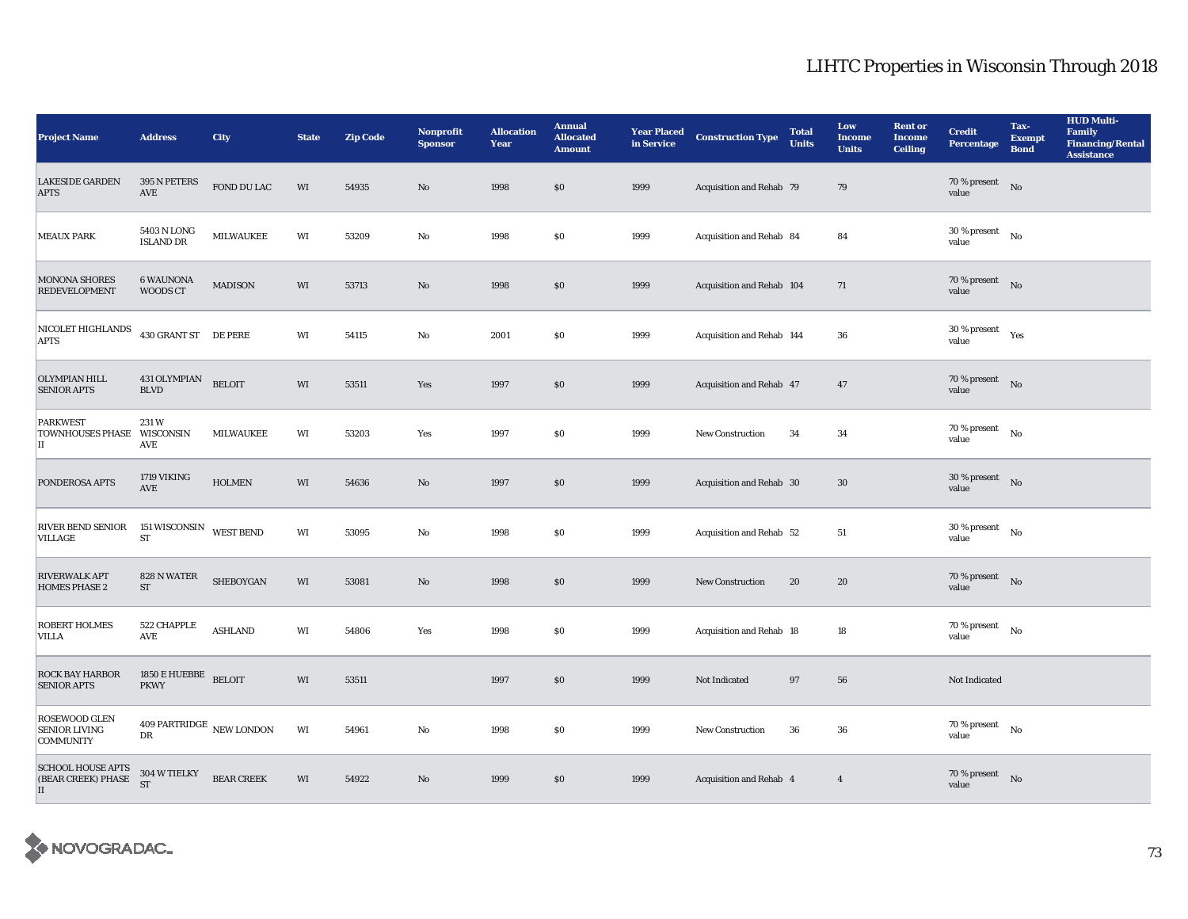# LIHTC Properties in Wisconsin Through 2018

| Project Name | Address | City | State | Zip Code | Nonprofit Sponsor | Allocation Year | Annual Allocated Amount | Year Placed in Service | Construction Type | Total Units | Low Income Units | Rent or Income Ceiling | Credit Percentage | Tax-Exempt Bond | HUD Multi-Family Financing/Rental Assistance |
|---|---|---|---|---|---|---|---|---|---|---|---|---|---|---|---|
| LAKESIDE GARDEN APTS | 395 N PETERS AVE | FOND DU LAC | WI | 54935 | No | 1998 | $0 | 1999 | Acquisition and Rehab | 79 | 79 | | 70 % present value | No | |
| MEAUX PARK | 5403 N LONG ISLAND DR | MILWAUKEE | WI | 53209 | No | 1998 | $0 | 1999 | Acquisition and Rehab | 84 | 84 | | 30 % present value | No | |
| MONONA SHORES REDEVELOPMENT | 6 WAUNONA WOODS CT | MADISON | WI | 53713 | No | 1998 | $0 | 1999 | Acquisition and Rehab | 104 | 71 | | 70 % present value | No | |
| NICOLET HIGHLANDS APTS | 430 GRANT ST | DE PERE | WI | 54115 | No | 2001 | $0 | 1999 | Acquisition and Rehab | 144 | 36 | | 30 % present value | Yes | |
| OLYMPIAN HILL SENIOR APTS | 431 OLYMPIAN BLVD | BELOIT | WI | 53511 | Yes | 1997 | $0 | 1999 | Acquisition and Rehab | 47 | 47 | | 70 % present value | No | |
| PARKWEST TOWNHOUSES PHASE II | 231 W WISCONSIN AVE | MILWAUKEE | WI | 53203 | Yes | 1997 | $0 | 1999 | New Construction | 34 | 34 | | 70 % present value | No | |
| PONDEROSA APTS | 1719 VIKING AVE | HOLMEN | WI | 54636 | No | 1997 | $0 | 1999 | Acquisition and Rehab | 30 | 30 | | 30 % present value | No | |
| RIVER BEND SENIOR VILLAGE | 151 WISCONSIN ST | WEST BEND | WI | 53095 | No | 1998 | $0 | 1999 | Acquisition and Rehab | 52 | 51 | | 30 % present value | No | |
| RIVERWALK APT HOMES PHASE 2 | 828 N WATER ST | SHEBOYGAN | WI | 53081 | No | 1998 | $0 | 1999 | New Construction | 20 | 20 | | 70 % present value | No | |
| ROBERT HOLMES VILLA | 522 CHAPPLE AVE | ASHLAND | WI | 54806 | Yes | 1998 | $0 | 1999 | Acquisition and Rehab | 18 | 18 | | 70 % present value | No | |
| ROCK BAY HARBOR SENIOR APTS | 1850 E HUEBBE PKWY | BELOIT | WI | 53511 | | 1997 | $0 | 1999 | Not Indicated | 97 | 56 | | Not Indicated | | |
| ROSEWOOD GLEN SENIOR LIVING COMMUNITY | 409 PARTRIDGE DR | NEW LONDON | WI | 54961 | No | 1998 | $0 | 1999 | New Construction | 36 | 36 | | 70 % present value | No | |
| SCHOOL HOUSE APTS (BEAR CREEK) PHASE II | 304 W TIELKY ST | BEAR CREEK | WI | 54922 | No | 1999 | $0 | 1999 | Acquisition and Rehab | 4 | 4 | | 70 % present value | No | |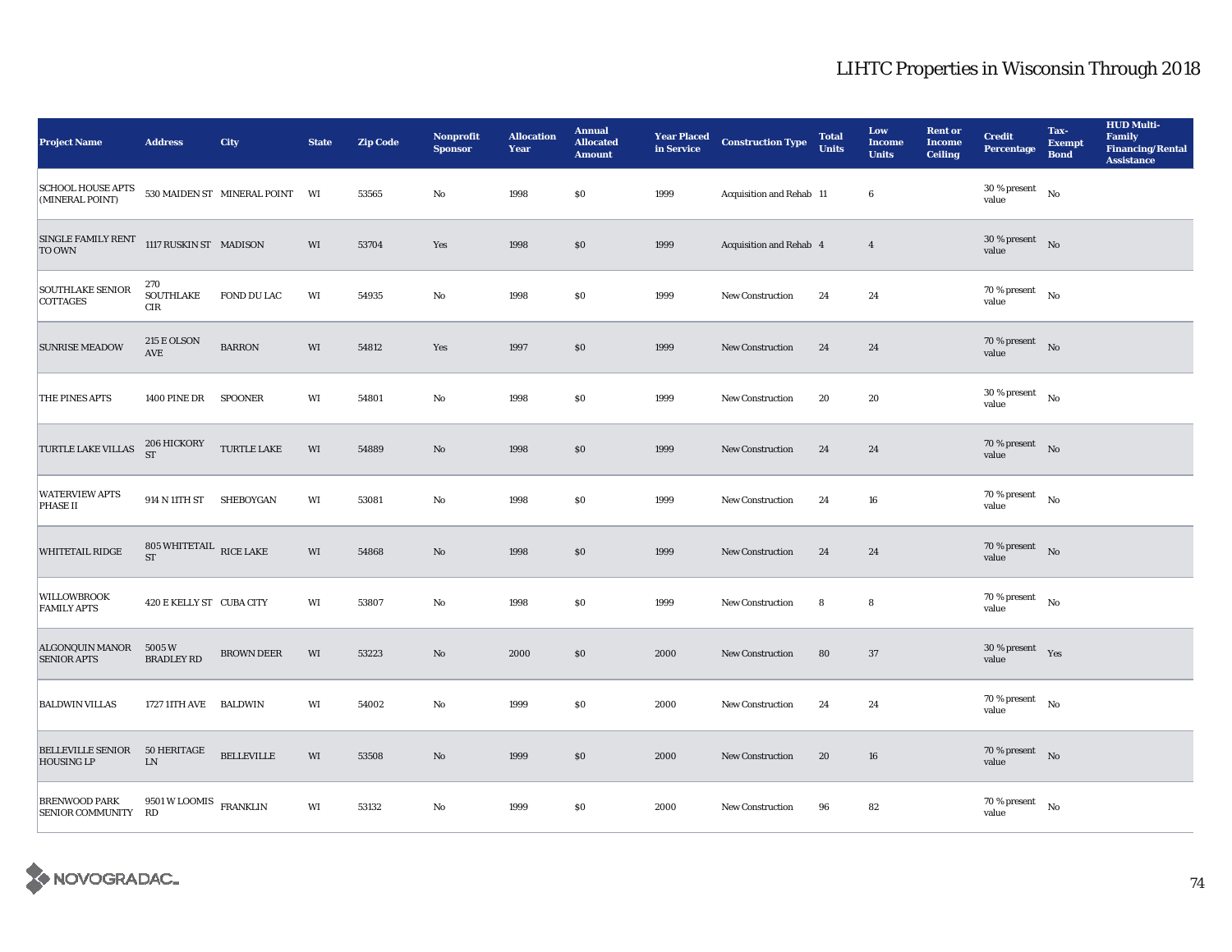# LIHTC Properties in Wisconsin Through 2018

| Project Name | Address | City | State | Zip Code | Nonprofit Sponsor | Allocation Year | Annual Allocated Amount | Year Placed in Service | Construction Type | Total Units | Low Income Units | Rent or Income Ceiling | Credit Percentage | Tax-Exempt Bond | HUD Multi-Family Financing/Rental Assistance |
|---|---|---|---|---|---|---|---|---|---|---|---|---|---|---|---|
| SCHOOL HOUSE APTS (MINERAL POINT) | 530 MAIDEN ST | MINERAL POINT | WI | 53565 | No | 1998 | $0 | 1999 | Acquisition and Rehab | 11 | 6 | | 30 % present value | No | |
| SINGLE FAMILY RENT TO OWN | 1117 RUSKIN ST | MADISON | WI | 53704 | Yes | 1998 | $0 | 1999 | Acquisition and Rehab | 4 | 4 | | 30 % present value | No | |
| SOUTHLAKE SENIOR COTTAGES | 270 SOUTHLAKE CIR | FOND DU LAC | WI | 54935 | No | 1998 | $0 | 1999 | New Construction | 24 | 24 | | 70 % present value | No | |
| SUNRISE MEADOW | 215 E OLSON AVE | BARRON | WI | 54812 | Yes | 1997 | $0 | 1999 | New Construction | 24 | 24 | | 70 % present value | No | |
| THE PINES APTS | 1400 PINE DR | SPOONER | WI | 54801 | No | 1998 | $0 | 1999 | New Construction | 20 | 20 | | 30 % present value | No | |
| TURTLE LAKE VILLAS | 206 HICKORY ST | TURTLE LAKE | WI | 54889 | No | 1998 | $0 | 1999 | New Construction | 24 | 24 | | 70 % present value | No | |
| WATERVIEW APTS PHASE II | 914 N 11TH ST | SHEBOYGAN | WI | 53081 | No | 1998 | $0 | 1999 | New Construction | 24 | 16 | | 70 % present value | No | |
| WHITETAIL RIDGE | 805 WHITETAIL ST | RICE LAKE | WI | 54868 | No | 1998 | $0 | 1999 | New Construction | 24 | 24 | | 70 % present value | No | |
| WILLOWBROOK FAMILY APTS | 420 E KELLY ST | CUBA CITY | WI | 53807 | No | 1998 | $0 | 1999 | New Construction | 8 | 8 | | 70 % present value | No | |
| ALGONQUIN MANOR SENIOR APTS | 5005 W BRADLEY RD | BROWN DEER | WI | 53223 | No | 2000 | $0 | 2000 | New Construction | 80 | 37 | | 30 % present value | Yes | |
| BALDWIN VILLAS | 1727 11TH AVE | BALDWIN | WI | 54002 | No | 1999 | $0 | 2000 | New Construction | 24 | 24 | | 70 % present value | No | |
| BELLEVILLE SENIOR HOUSING LP | 50 HERITAGE LN | BELLEVILLE | WI | 53508 | No | 1999 | $0 | 2000 | New Construction | 20 | 16 | | 70 % present value | No | |
| BRENWOOD PARK SENIOR COMMUNITY | 9501 W LOOMIS RD | FRANKLIN | WI | 53132 | No | 1999 | $0 | 2000 | New Construction | 96 | 82 | | 70 % present value | No | |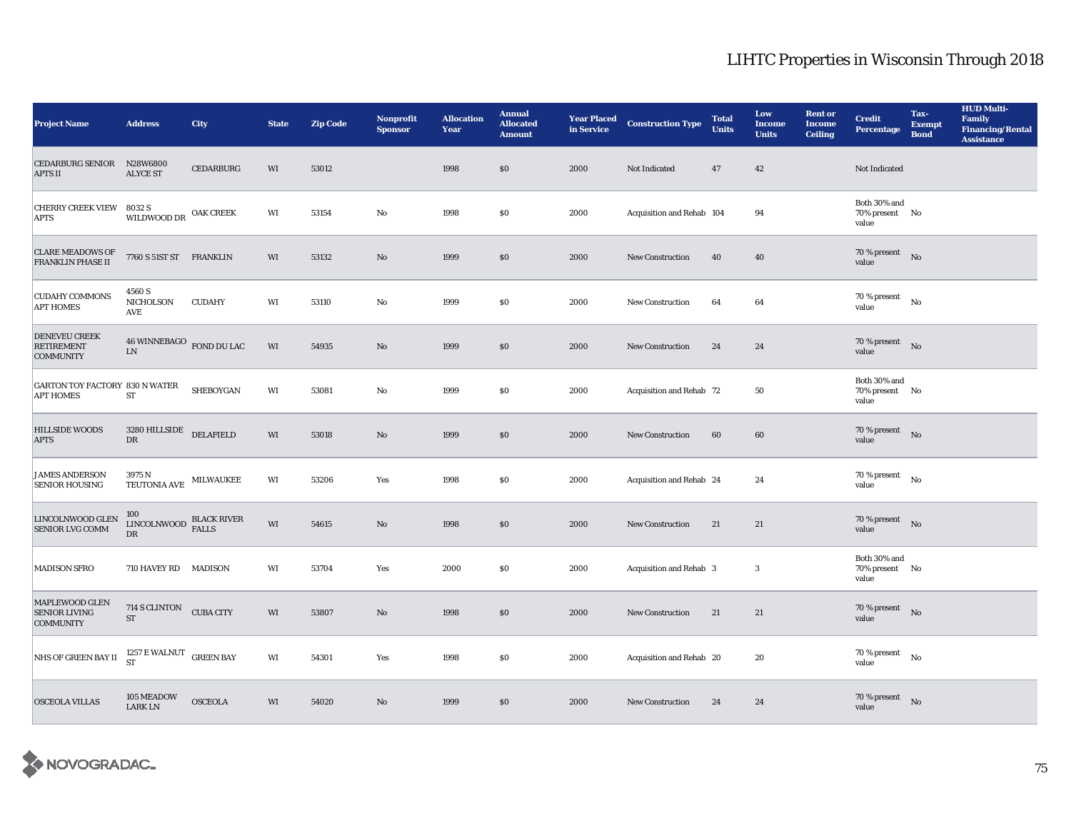# LIHTC Properties in Wisconsin Through 2018

| Project Name | Address | City | State | Zip Code | Nonprofit Sponsor | Allocation Year | Annual Allocated Amount | Year Placed in Service | Construction Type | Total Units | Low Income Units | Rent or Income Ceiling | Credit Percentage | Tax-Exempt Bond | HUD Multi-Family Financing/Rental Assistance |
|---|---|---|---|---|---|---|---|---|---|---|---|---|---|---|---|
| CEDARBURG SENIOR APTS II | N28W6800 ALYCE ST | CEDARBURG | WI | 53012 | | 1998 | $0 | 2000 | Not Indicated | 47 | 42 | | Not Indicated | | |
| CHERRY CREEK VIEW APTS | 8032 S WILDWOOD DR | OAK CREEK | WI | 53154 | No | 1998 | $0 | 2000 | Acquisition and Rehab | 104 | 94 | | Both 30% and 70% present value | No | |
| CLARE MEADOWS OF FRANKLIN PHASE II | 7760 S 51ST ST | FRANKLIN | WI | 53132 | No | 1999 | $0 | 2000 | New Construction | 40 | 40 | | 70 % present value | No | |
| CUDAHY COMMONS APT HOMES | 4560 S NICHOLSON AVE | CUDAHY | WI | 53110 | No | 1999 | $0 | 2000 | New Construction | 64 | 64 | | 70 % present value | No | |
| DENEVEU CREEK RETIREMENT COMMUNITY | 46 WINNEBAGO LN | FOND DU LAC | WI | 54935 | No | 1999 | $0 | 2000 | New Construction | 24 | 24 | | 70 % present value | No | |
| GARTON TOY FACTORY APT HOMES | 830 N WATER ST | SHEBOYGAN | WI | 53081 | No | 1999 | $0 | 2000 | Acquisition and Rehab | 72 | 50 | | Both 30% and 70% present value | No | |
| HILLSIDE WOODS APTS | 3280 HILLSIDE DR | DELAFIELD | WI | 53018 | No | 1999 | $0 | 2000 | New Construction | 60 | 60 | | 70 % present value | No | |
| JAMES ANDERSON SENIOR HOUSING | 3975 N TEUTONIA AVE | MILWAUKEE | WI | 53206 | Yes | 1998 | $0 | 2000 | Acquisition and Rehab | 24 | 24 | | 70 % present value | No | |
| LINCOLNWOOD GLEN SENIOR LVG COMM | 100 LINCOLNWOOD DR | BLACK RIVER FALLS | WI | 54615 | No | 1998 | $0 | 2000 | New Construction | 21 | 21 | | 70 % present value | No | |
| MADISON SFRO | 710 HAVEY RD | MADISON | WI | 53704 | Yes | 2000 | $0 | 2000 | Acquisition and Rehab | 3 | 3 | | Both 30% and 70% present value | No | |
| MAPLEWOOD GLEN SENIOR LIVING COMMUNITY | 714 S CLINTON ST | CUBA CITY | WI | 53807 | No | 1998 | $0 | 2000 | New Construction | 21 | 21 | | 70 % present value | No | |
| NHS OF GREEN BAY II | 1257 E WALNUT ST | GREEN BAY | WI | 54301 | Yes | 1998 | $0 | 2000 | Acquisition and Rehab | 20 | 20 | | 70 % present value | No | |
| OSCEOLA VILLAS | 105 MEADOW LARK LN | OSCEOLA | WI | 54020 | No | 1999 | $0 | 2000 | New Construction | 24 | 24 | | 70 % present value | No | |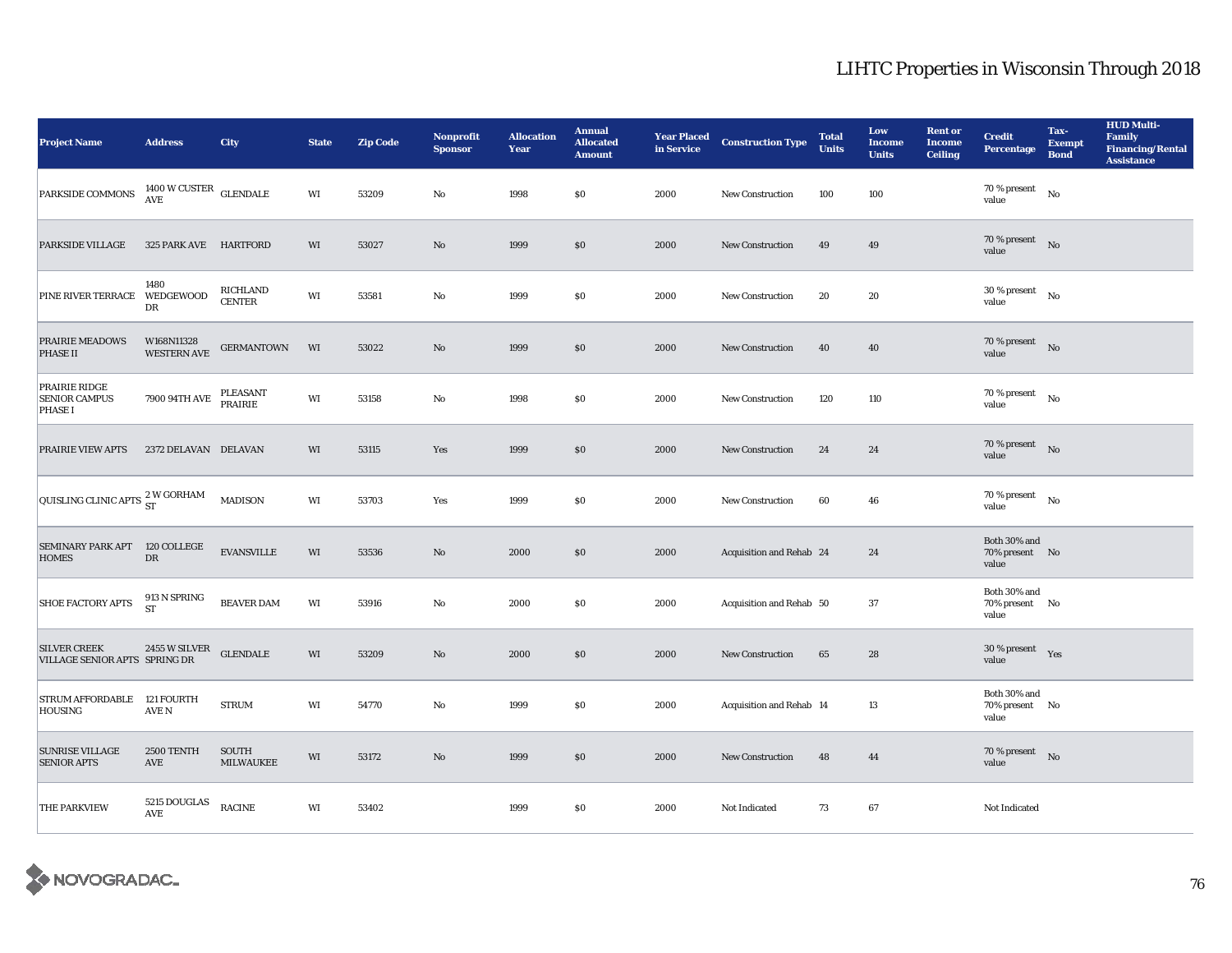# LIHTC Properties in Wisconsin Through 2018

| Project Name | Address | City | State | Zip Code | Nonprofit Sponsor | Allocation Year | Annual Allocated Amount | Year Placed in Service | Construction Type | Total Units | Low Income Units | Rent or Income Ceiling | Credit Percentage | Tax-Exempt Bond | HUD Multi-Family Financing/Rental Assistance |
|---|---|---|---|---|---|---|---|---|---|---|---|---|---|---|---|
| PARKSIDE COMMONS | 1400 W CUSTER AVE | GLENDALE | WI | 53209 | No | 1998 | $0 | 2000 | New Construction | 100 | 100 | | 70 % present value | No | |
| PARKSIDE VILLAGE | 325 PARK AVE | HARTFORD | WI | 53027 | No | 1999 | $0 | 2000 | New Construction | 49 | 49 | | 70 % present value | No | |
| PINE RIVER TERRACE | 1480 WEDGEWOOD DR | RICHLAND CENTER | WI | 53581 | No | 1999 | $0 | 2000 | New Construction | 20 | 20 | | 30 % present value | No | |
| PRAIRIE MEADOWS PHASE II | W168N11328 WESTERN AVE | GERMANTOWN | WI | 53022 | No | 1999 | $0 | 2000 | New Construction | 40 | 40 | | 70 % present value | No | |
| PRAIRIE RIDGE SENIOR CAMPUS PHASE I | 7900 94TH AVE | PLEASANT PRAIRIE | WI | 53158 | No | 1998 | $0 | 2000 | New Construction | 120 | 110 | | 70 % present value | No | |
| PRAIRIE VIEW APTS | 2372 DELAVAN | DELAVAN | WI | 53115 | Yes | 1999 | $0 | 2000 | New Construction | 24 | 24 | | 70 % present value | No | |
| QUISLING CLINIC APTS | 2 W GORHAM ST | MADISON | WI | 53703 | Yes | 1999 | $0 | 2000 | New Construction | 60 | 46 | | 70 % present value | No | |
| SEMINARY PARK APT HOMES | 120 COLLEGE DR | EVANSVILLE | WI | 53536 | No | 2000 | $0 | 2000 | Acquisition and Rehab | 24 | 24 | | Both 30% and 70% present value | No | |
| SHOE FACTORY APTS | 913 N SPRING ST | BEAVER DAM | WI | 53916 | No | 2000 | $0 | 2000 | Acquisition and Rehab | 50 | 37 | | Both 30% and 70% present value | No | |
| SILVER CREEK VILLAGE SENIOR APTS | 2455 W SILVER SPRING DR | GLENDALE | WI | 53209 | No | 2000 | $0 | 2000 | New Construction | 65 | 28 | | 30 % present value | Yes | |
| STRUM AFFORDABLE HOUSING | 121 FOURTH AVE N | STRUM | WI | 54770 | No | 1999 | $0 | 2000 | Acquisition and Rehab | 14 | 13 | | Both 30% and 70% present value | No | |
| SUNRISE VILLAGE SENIOR APTS | 2500 TENTH AVE | SOUTH MILWAUKEE | WI | 53172 | No | 1999 | $0 | 2000 | New Construction | 48 | 44 | | 70 % present value | No | |
| THE PARKVIEW | 5215 DOUGLAS AVE | RACINE | WI | 53402 | | 1999 | $0 | 2000 | Not Indicated | 73 | 67 | | Not Indicated | | |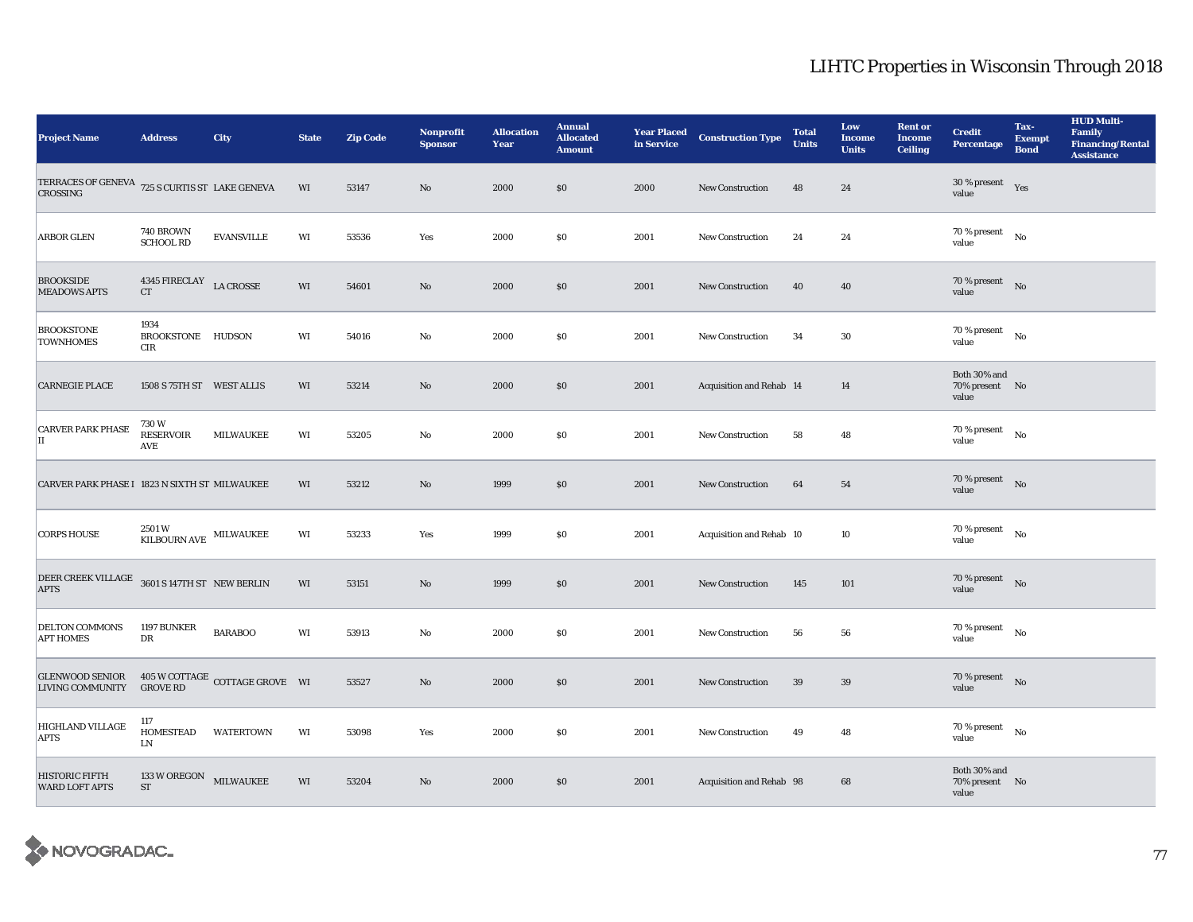# LIHTC Properties in Wisconsin Through 2018

| Project Name | Address | City | State | Zip Code | Nonprofit Sponsor | Allocation Year | Annual Allocated Amount | Year Placed in Service | Construction Type | Total Units | Low Income Units | Rent or Income Ceiling | Credit Percentage | Tax-Exempt Bond | HUD Multi-Family Financing/Rental Assistance |
|---|---|---|---|---|---|---|---|---|---|---|---|---|---|---|---|
| TERRACES OF GENEVA CROSSING | 725 S CURTIS ST | LAKE GENEVA | WI | 53147 | No | 2000 | $0 | 2000 | New Construction | 48 | 24 | | 30 % present value | Yes | |
| ARBOR GLEN | 740 BROWN SCHOOL RD | EVANSVILLE | WI | 53536 | Yes | 2000 | $0 | 2001 | New Construction | 24 | 24 | | 70 % present value | No | |
| BROOKSIDE MEADOWS APTS | 4345 FIRECLAY CT | LA CROSSE | WI | 54601 | No | 2000 | $0 | 2001 | New Construction | 40 | 40 | | 70 % present value | No | |
| BROOKSTONE TOWNHOMES | 1934 BROOKSTONE CIR | HUDSON | WI | 54016 | No | 2000 | $0 | 2001 | New Construction | 34 | 30 | | 70 % present value | No | |
| CARNEGIE PLACE | 1508 S 75TH ST | WEST ALLIS | WI | 53214 | No | 2000 | $0 | 2001 | Acquisition and Rehab | 14 | 14 | | Both 30% and 70% present value | No | |
| CARVER PARK PHASE II | 730 W RESERVOIR AVE | MILWAUKEE | WI | 53205 | No | 2000 | $0 | 2001 | New Construction | 58 | 48 | | 70 % present value | No | |
| CARVER PARK PHASE I | 1823 N SIXTH ST | MILWAUKEE | WI | 53212 | No | 1999 | $0 | 2001 | New Construction | 64 | 54 | | 70 % present value | No | |
| CORPS HOUSE | 2501 W KILBOURN AVE | MILWAUKEE | WI | 53233 | Yes | 1999 | $0 | 2001 | Acquisition and Rehab | 10 | 10 | | 70 % present value | No | |
| DEER CREEK VILLAGE APTS | 3601 S 147TH ST | NEW BERLIN | WI | 53151 | No | 1999 | $0 | 2001 | New Construction | 145 | 101 | | 70 % present value | No | |
| DELTON COMMONS APT HOMES | 1197 BUNKER DR | BARABOO | WI | 53913 | No | 2000 | $0 | 2001 | New Construction | 56 | 56 | | 70 % present value | No | |
| GLENWOOD SENIOR LIVING COMMUNITY | 405 W COTTAGE GROVE RD | COTTAGE GROVE | WI | 53527 | No | 2000 | $0 | 2001 | New Construction | 39 | 39 | | 70 % present value | No | |
| HIGHLAND VILLAGE APTS | 117 HOMESTEAD LN | WATERTOWN | WI | 53098 | Yes | 2000 | $0 | 2001 | New Construction | 49 | 48 | | 70 % present value | No | |
| HISTORIC FIFTH WARD LOFT APTS | 133 W OREGON ST | MILWAUKEE | WI | 53204 | No | 2000 | $0 | 2001 | Acquisition and Rehab | 98 | 68 | | Both 30% and 70% present value | No | |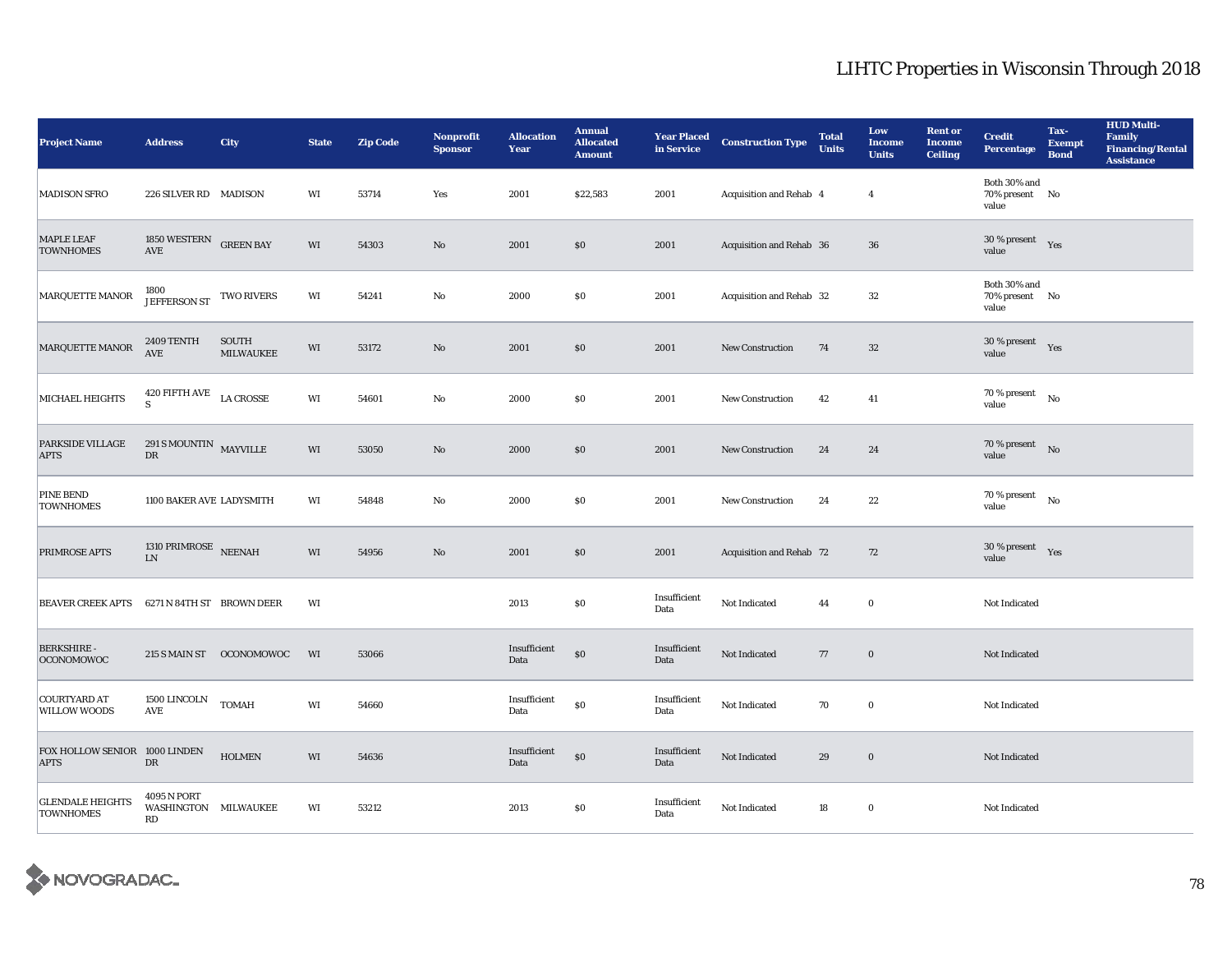# LIHTC Properties in Wisconsin Through 2018

| Project Name | Address | City | State | Zip Code | Nonprofit Sponsor | Allocation Year | Annual Allocated Amount | Year Placed in Service | Construction Type | Total Units | Low Income Units | Rent or Income Ceiling | Credit Percentage | Tax-Exempt Bond | HUD Multi-Family Financing/Rental Assistance |
|---|---|---|---|---|---|---|---|---|---|---|---|---|---|---|---|
| MADISON SFRO | 226 SILVER RD | MADISON | WI | 53714 | Yes | 2001 | $22,583 | 2001 | Acquisition and Rehab | 4 | 4 | | Both 30% and 70% present value | No | |
| MAPLE LEAF TOWNHOMES | 1850 WESTERN AVE | GREEN BAY | WI | 54303 | No | 2001 | $0 | 2001 | Acquisition and Rehab | 36 | 36 | | 30 % present value | Yes | |
| MARQUETTE MANOR | 1800 JEFFERSON ST | TWO RIVERS | WI | 54241 | No | 2000 | $0 | 2001 | Acquisition and Rehab | 32 | 32 | | Both 30% and 70% present value | No | |
| MARQUETTE MANOR | 2409 TENTH AVE | SOUTH MILWAUKEE | WI | 53172 | No | 2001 | $0 | 2001 | New Construction | 74 | 32 | | 30 % present value | Yes | |
| MICHAEL HEIGHTS | 420 FIFTH AVE S | LA CROSSE | WI | 54601 | No | 2000 | $0 | 2001 | New Construction | 42 | 41 | | 70 % present value | No | |
| PARKSIDE VILLAGE APTS | 291 S MOUNTIN DR | MAYVILLE | WI | 53050 | No | 2000 | $0 | 2001 | New Construction | 24 | 24 | | 70 % present value | No | |
| PINE BEND TOWNHOMES | 1100 BAKER AVE | LADYSMITH | WI | 54848 | No | 2000 | $0 | 2001 | New Construction | 24 | 22 | | 70 % present value | No | |
| PRIMROSE APTS | 1310 PRIMROSE LN | NEENAH | WI | 54956 | No | 2001 | $0 | 2001 | Acquisition and Rehab | 72 | 72 | | 30 % present value | Yes | |
| BEAVER CREEK APTS | 6271 N 84TH ST | BROWN DEER | WI | | | 2013 | $0 | Insufficient Data | Not Indicated | 44 | 0 | | Not Indicated | | |
| BERKSHIRE - OCONOMOWOC | 215 S MAIN ST | OCONOMOWOC | WI | 53066 | | Insufficient Data | $0 | Insufficient Data | Not Indicated | 77 | 0 | | Not Indicated | | |
| COURTYARD AT WILLOW WOODS | 1500 LINCOLN AVE | TOMAH | WI | 54660 | | Insufficient Data | $0 | Insufficient Data | Not Indicated | 70 | 0 | | Not Indicated | | |
| FOX HOLLOW SENIOR APTS | 1000 LINDEN DR | HOLMEN | WI | 54636 | | Insufficient Data | $0 | Insufficient Data | Not Indicated | 29 | 0 | | Not Indicated | | |
| GLENDALE HEIGHTS TOWNHOMES | 4095 N PORT WASHINGTON RD | MILWAUKEE | WI | 53212 | | 2013 | $0 | Insufficient Data | Not Indicated | 18 | 0 | | Not Indicated | | |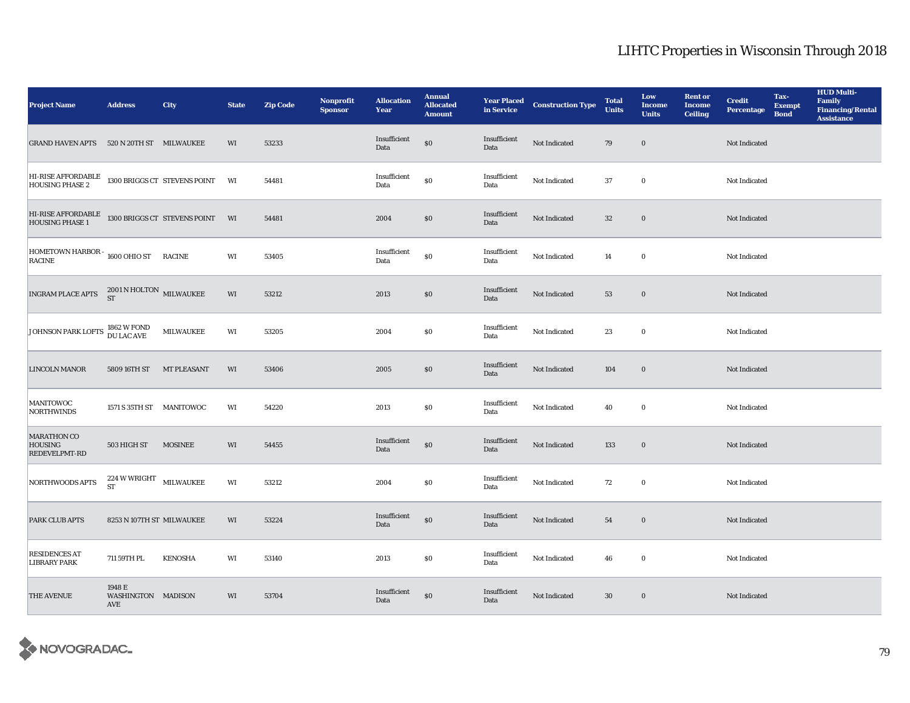# LIHTC Properties in Wisconsin Through 2018

| Project Name | Address | City | State | Zip Code | Nonprofit Sponsor | Allocation Year | Annual Allocated Amount | Year Placed in Service | Construction Type | Total Units | Low Income Units | Rent or Income Ceiling | Credit Percentage | Tax-Exempt Bond | HUD Multi-Family Financing/Rental Assistance |
|---|---|---|---|---|---|---|---|---|---|---|---|---|---|---|---|
| GRAND HAVEN APTS | 520 N 20TH ST | MILWAUKEE | WI | 53233 | | Insufficient Data | $0 | Insufficient Data | Not Indicated | 79 | 0 | | Not Indicated | | |
| HI-RISE AFFORDABLE HOUSING PHASE 2 | 1300 BRIGGS CT | STEVENS POINT | WI | 54481 | | Insufficient Data | $0 | Insufficient Data | Not Indicated | 37 | 0 | | Not Indicated | | |
| HI-RISE AFFORDABLE HOUSING PHASE 1 | 1300 BRIGGS CT | STEVENS POINT | WI | 54481 | | 2004 | $0 | Insufficient Data | Not Indicated | 32 | 0 | | Not Indicated | | |
| HOMETOWN HARBOR - RACINE | 1600 OHIO ST | RACINE | WI | 53405 | | Insufficient Data | $0 | Insufficient Data | Not Indicated | 14 | 0 | | Not Indicated | | |
| INGRAM PLACE APTS | 2001 N HOLTON ST | MILWAUKEE | WI | 53212 | | 2013 | $0 | Insufficient Data | Not Indicated | 53 | 0 | | Not Indicated | | |
| JOHNSON PARK LOFTS | 1862 W FOND DU LAC AVE | MILWAUKEE | WI | 53205 | | 2004 | $0 | Insufficient Data | Not Indicated | 23 | 0 | | Not Indicated | | |
| LINCOLN MANOR | 5809 16TH ST | MT PLEASANT | WI | 53406 | | 2005 | $0 | Insufficient Data | Not Indicated | 104 | 0 | | Not Indicated | | |
| MANITOWOC NORTHWINDS | 1571 S 35TH ST | MANITOWOC | WI | 54220 | | 2013 | $0 | Insufficient Data | Not Indicated | 40 | 0 | | Not Indicated | | |
| MARATHON CO HOUSING REDEVELPMT-RD | 503 HIGH ST | MOSINEE | WI | 54455 | | Insufficient Data | $0 | Insufficient Data | Not Indicated | 133 | 0 | | Not Indicated | | |
| NORTHWOODS APTS | 224 W WRIGHT ST | MILWAUKEE | WI | 53212 | | 2004 | $0 | Insufficient Data | Not Indicated | 72 | 0 | | Not Indicated | | |
| PARK CLUB APTS | 8253 N 107TH ST | MILWAUKEE | WI | 53224 | | Insufficient Data | $0 | Insufficient Data | Not Indicated | 54 | 0 | | Not Indicated | | |
| RESIDENCES AT LIBRARY PARK | 711 59TH PL | KENOSHA | WI | 53140 | | 2013 | $0 | Insufficient Data | Not Indicated | 46 | 0 | | Not Indicated | | |
| THE AVENUE | 1948 E WASHINGTON AVE | MADISON | WI | 53704 | | Insufficient Data | $0 | Insufficient Data | Not Indicated | 30 | 0 | | Not Indicated | | |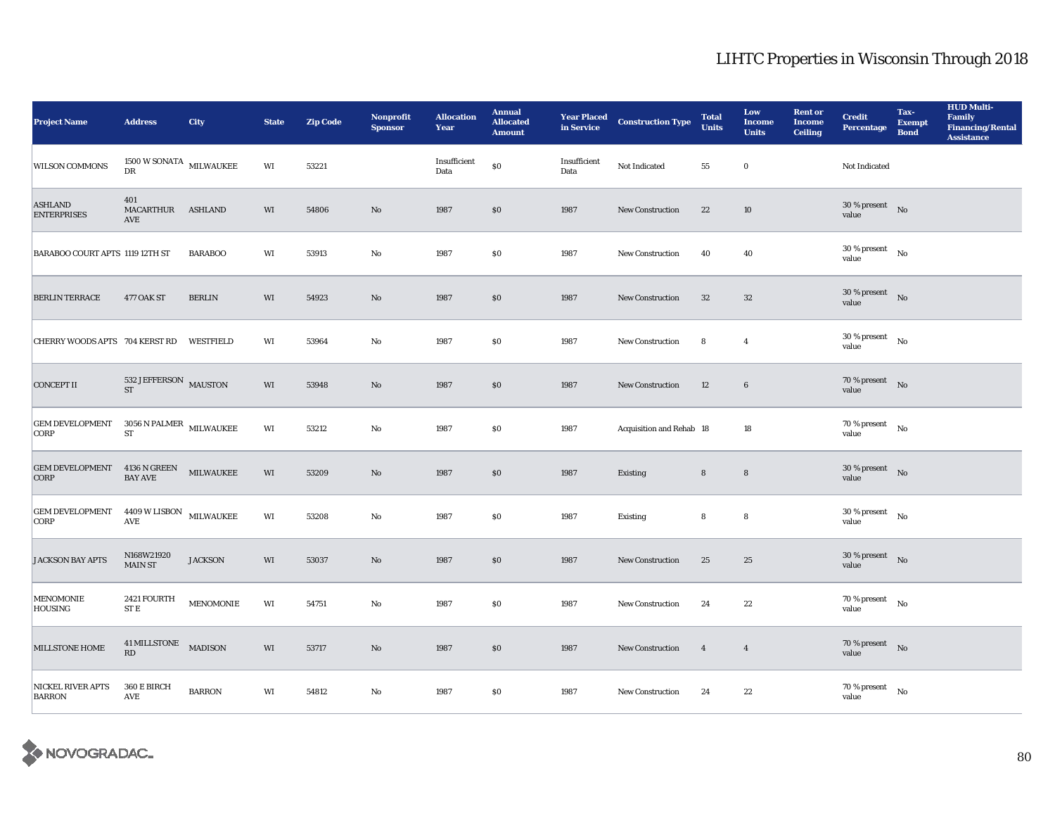# LIHTC Properties in Wisconsin Through 2018

| Project Name | Address | City | State | Zip Code | Nonprofit Sponsor | Allocation Year | Annual Allocated Amount | Year Placed in Service | Construction Type | Total Units | Low Income Units | Rent or Income Ceiling | Credit Percentage | Tax-Exempt Bond | HUD Multi-Family Financing/Rental Assistance |
|---|---|---|---|---|---|---|---|---|---|---|---|---|---|---|---|
| WILSON COMMONS | 1500 W SONATA DR | MILWAUKEE | WI | 53221 | | Insufficient Data | $0 | Insufficient Data | Not Indicated | 55 | 0 | | Not Indicated | | |
| ASHLAND ENTERPRISES | 401 MACARTHUR AVE | ASHLAND | WI | 54806 | No | 1987 | $0 | 1987 | New Construction | 22 | 10 | | 30 % present value | No | |
| BARABOO COURT APTS | 1119 12TH ST | BARABOO | WI | 53913 | No | 1987 | $0 | 1987 | New Construction | 40 | 40 | | 30 % present value | No | |
| BERLIN TERRACE | 477 OAK ST | BERLIN | WI | 54923 | No | 1987 | $0 | 1987 | New Construction | 32 | 32 | | 30 % present value | No | |
| CHERRY WOODS APTS | 704 KERST RD | WESTFIELD | WI | 53964 | No | 1987 | $0 | 1987 | New Construction | 8 | 4 | | 30 % present value | No | |
| CONCEPT II | 532 JEFFERSON ST | MAUSTON | WI | 53948 | No | 1987 | $0 | 1987 | New Construction | 12 | 6 | | 70 % present value | No | |
| GEM DEVELOPMENT CORP | 3056 N PALMER ST | MILWAUKEE | WI | 53212 | No | 1987 | $0 | 1987 | Acquisition and Rehab | 18 | 18 | | 70 % present value | No | |
| GEM DEVELOPMENT CORP | 4136 N GREEN BAY AVE | MILWAUKEE | WI | 53209 | No | 1987 | $0 | 1987 | Existing | 8 | 8 | | 30 % present value | No | |
| GEM DEVELOPMENT CORP | 4409 W LISBON AVE | MILWAUKEE | WI | 53208 | No | 1987 | $0 | 1987 | Existing | 8 | 8 | | 30 % present value | No | |
| JACKSON BAY APTS | N168W21920 MAIN ST | JACKSON | WI | 53037 | No | 1987 | $0 | 1987 | New Construction | 25 | 25 | | 30 % present value | No | |
| MENOMONIE HOUSING | 2421 FOURTH ST E | MENOMONIE | WI | 54751 | No | 1987 | $0 | 1987 | New Construction | 24 | 22 | | 70 % present value | No | |
| MILLSTONE HOME | 41 MILLSTONE RD | MADISON | WI | 53717 | No | 1987 | $0 | 1987 | New Construction | 4 | 4 | | 70 % present value | No | |
| NICKEL RIVER APTS BARRON | 360 E BIRCH AVE | BARRON | WI | 54812 | No | 1987 | $0 | 1987 | New Construction | 24 | 22 | | 70 % present value | No | |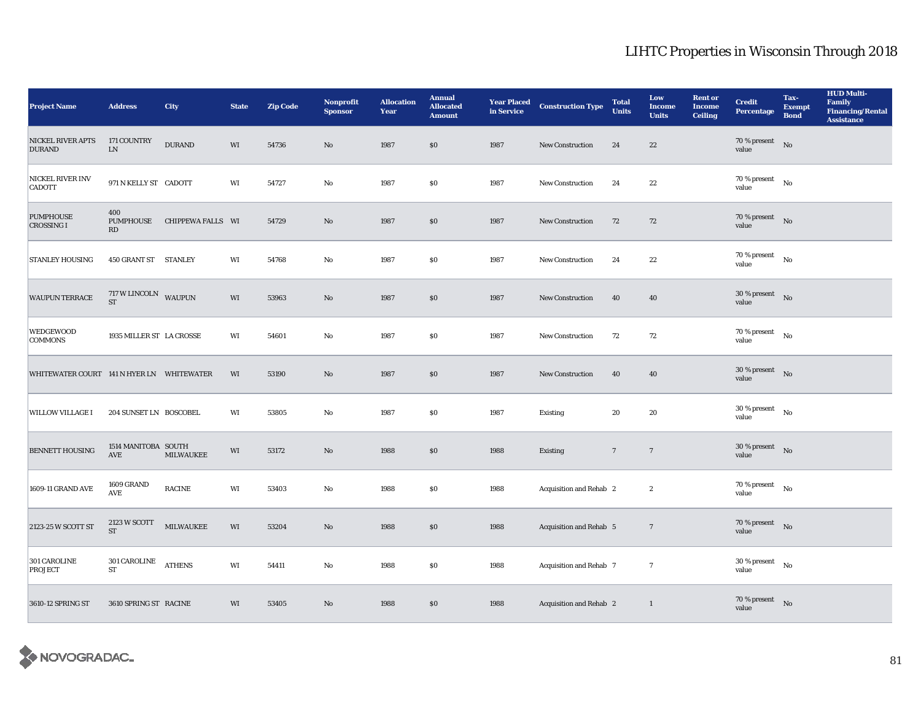# LIHTC Properties in Wisconsin Through 2018

| Project Name | Address | City | State | Zip Code | Nonprofit Sponsor | Allocation Year | Annual Allocated Amount | Year Placed in Service | Construction Type | Total Units | Low Income Units | Rent or Income Ceiling | Credit Percentage | Tax-Exempt Bond | HUD Multi-Family Financing/Rental Assistance |
|---|---|---|---|---|---|---|---|---|---|---|---|---|---|---|---|
| NICKEL RIVER APTS DURAND | 171 COUNTRY LN | DURAND | WI | 54736 | No | 1987 | $0 | 1987 | New Construction | 24 | 22 | | 70 % present value | No | |
| NICKEL RIVER INV CADOTT | 971 N KELLY ST | CADOTT | WI | 54727 | No | 1987 | $0 | 1987 | New Construction | 24 | 22 | | 70 % present value | No | |
| PUMPHOUSE CROSSING I | 400 PUMPHOUSE RD | CHIPPEWA FALLS | WI | 54729 | No | 1987 | $0 | 1987 | New Construction | 72 | 72 | | 70 % present value | No | |
| STANLEY HOUSING | 450 GRANT ST | STANLEY | WI | 54768 | No | 1987 | $0 | 1987 | New Construction | 24 | 22 | | 70 % present value | No | |
| WAUPUN TERRACE | 717 W LINCOLN ST | WAUPUN | WI | 53963 | No | 1987 | $0 | 1987 | New Construction | 40 | 40 | | 30 % present value | No | |
| WEDGEWOOD COMMONS | 1935 MILLER ST | LA CROSSE | WI | 54601 | No | 1987 | $0 | 1987 | New Construction | 72 | 72 | | 70 % present value | No | |
| WHITEWATER COURT | 141 N HYER LN | WHITEWATER | WI | 53190 | No | 1987 | $0 | 1987 | New Construction | 40 | 40 | | 30 % present value | No | |
| WILLOW VILLAGE I | 204 SUNSET LN | BOSCOBEL | WI | 53805 | No | 1987 | $0 | 1987 | Existing | 20 | 20 | | 30 % present value | No | |
| BENNETT HOUSING | 1514 MANITOBA AVE | SOUTH MILWAUKEE | WI | 53172 | No | 1988 | $0 | 1988 | Existing | 7 | 7 | | 30 % present value | No | |
| 1609-11 GRAND AVE | 1609 GRAND AVE | RACINE | WI | 53403 | No | 1988 | $0 | 1988 | Acquisition and Rehab | 2 | 2 | | 70 % present value | No | |
| 2123-25 W SCOTT ST | 2123 W SCOTT ST | MILWAUKEE | WI | 53204 | No | 1988 | $0 | 1988 | Acquisition and Rehab | 5 | 7 | | 70 % present value | No | |
| 301 CAROLINE PROJECT | 301 CAROLINE ST | ATHENS | WI | 54411 | No | 1988 | $0 | 1988 | Acquisition and Rehab | 7 | 7 | | 30 % present value | No | |
| 3610-12 SPRING ST | 3610 SPRING ST | RACINE | WI | 53405 | No | 1988 | $0 | 1988 | Acquisition and Rehab | 2 | 1 | | 70 % present value | No | |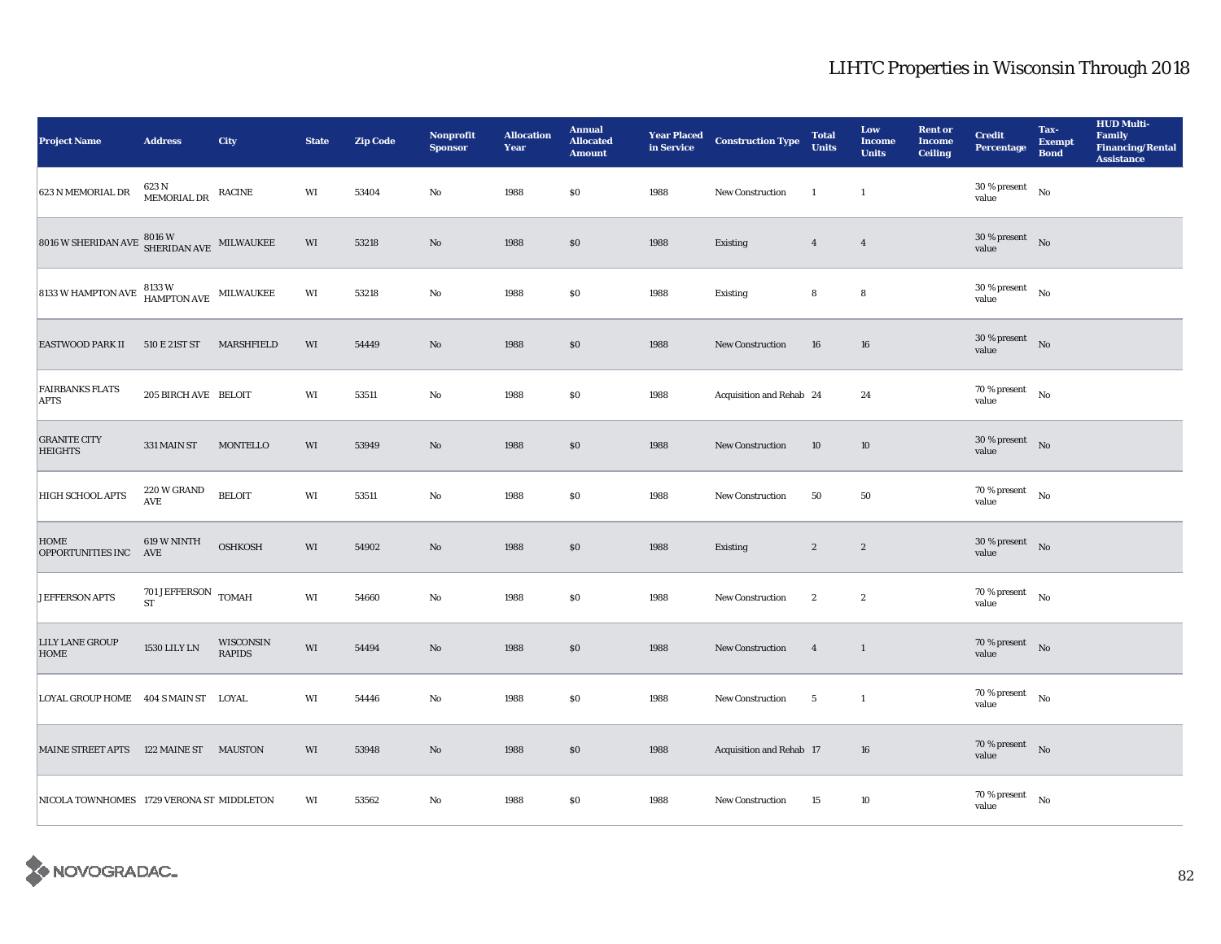# LIHTC Properties in Wisconsin Through 2018

| Project Name | Address | City | State | Zip Code | Nonprofit Sponsor | Allocation Year | Annual Allocated Amount | Year Placed in Service | Construction Type | Total Units | Low Income Units | Rent or Income Ceiling | Credit Percentage | Tax-Exempt Bond | HUD Multi-Family Financing/Rental Assistance |
|---|---|---|---|---|---|---|---|---|---|---|---|---|---|---|---|
| 623 N MEMORIAL DR | 623 N MEMORIAL DR | RACINE | WI | 53404 | No | 1988 | $0 | 1988 | New Construction | 1 | 1 | | 30 % present value | No | |
| 8016 W SHERIDAN AVE | 8016 W SHERIDAN AVE | MILWAUKEE | WI | 53218 | No | 1988 | $0 | 1988 | Existing | 4 | 4 | | 30 % present value | No | |
| 8133 W HAMPTON AVE | 8133 W HAMPTON AVE | MILWAUKEE | WI | 53218 | No | 1988 | $0 | 1988 | Existing | 8 | 8 | | 30 % present value | No | |
| EASTWOOD PARK II | 510 E 21ST ST | MARSHFIELD | WI | 54449 | No | 1988 | $0 | 1988 | New Construction | 16 | 16 | | 30 % present value | No | |
| FAIRBANKS FLATS APTS | 205 BIRCH AVE | BELOIT | WI | 53511 | No | 1988 | $0 | 1988 | Acquisition and Rehab | 24 | 24 | | 70 % present value | No | |
| GRANITE CITY HEIGHTS | 331 MAIN ST | MONTELLO | WI | 53949 | No | 1988 | $0 | 1988 | New Construction | 10 | 10 | | 30 % present value | No | |
| HIGH SCHOOL APTS | 220 W GRAND AVE | BELOIT | WI | 53511 | No | 1988 | $0 | 1988 | New Construction | 50 | 50 | | 70 % present value | No | |
| HOME OPPORTUNITIES INC | 619 W NINTH AVE | OSHKOSH | WI | 54902 | No | 1988 | $0 | 1988 | Existing | 2 | 2 | | 30 % present value | No | |
| JEFFERSON APTS | 701 JEFFERSON ST | TOMAH | WI | 54660 | No | 1988 | $0 | 1988 | New Construction | 2 | 2 | | 70 % present value | No | |
| LILY LANE GROUP HOME | 1530 LILY LN | WISCONSIN RAPIDS | WI | 54494 | No | 1988 | $0 | 1988 | New Construction | 4 | 1 | | 70 % present value | No | |
| LOYAL GROUP HOME | 404 S MAIN ST | LOYAL | WI | 54446 | No | 1988 | $0 | 1988 | New Construction | 5 | 1 | | 70 % present value | No | |
| MAINE STREET APTS | 122 MAINE ST | MAUSTON | WI | 53948 | No | 1988 | $0 | 1988 | Acquisition and Rehab | 17 | 16 | | 70 % present value | No | |
| NICOLA TOWNHOMES | 1729 VERONA ST | MIDDLETON | WI | 53562 | No | 1988 | $0 | 1988 | New Construction | 15 | 10 | | 70 % present value | No | |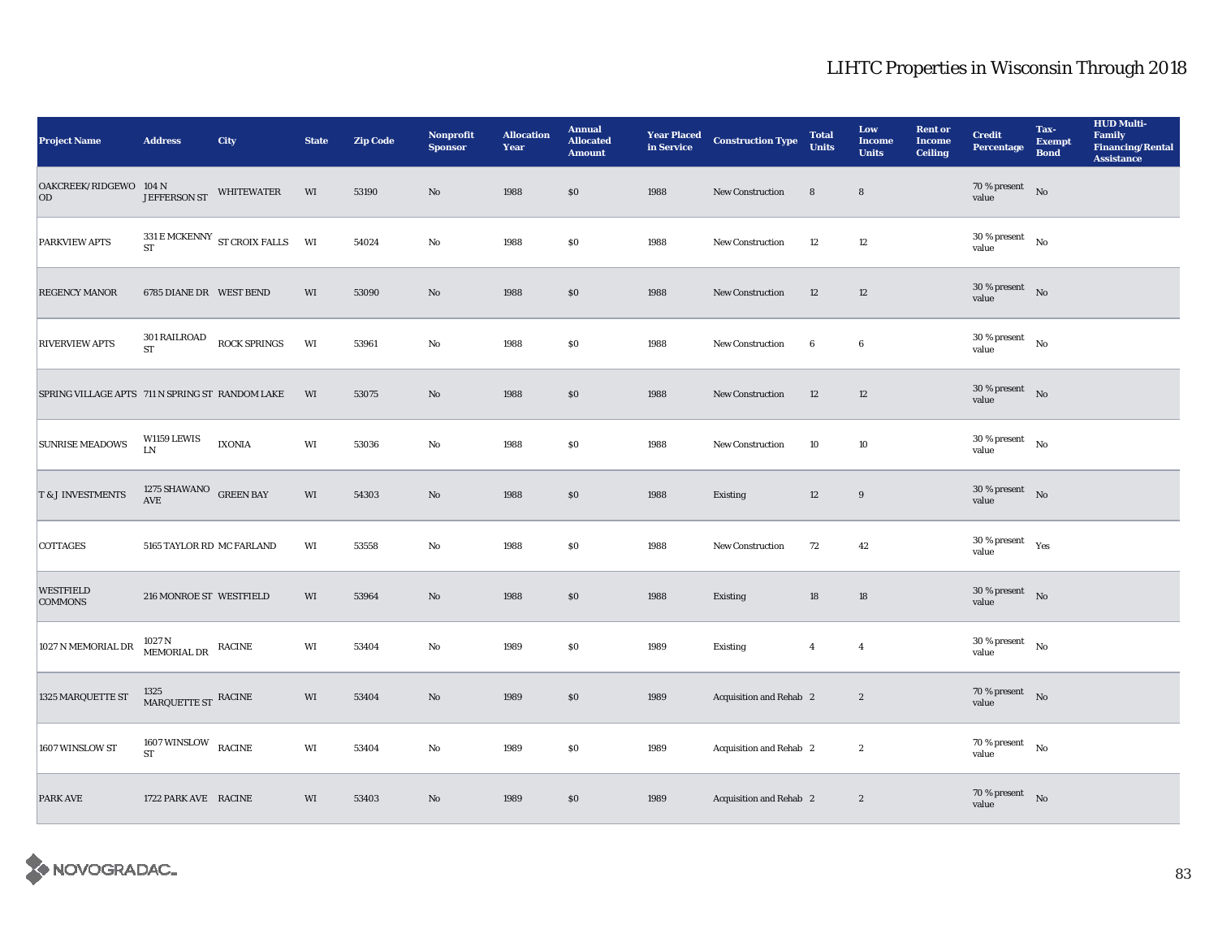# LIHTC Properties in Wisconsin Through 2018

| Project Name | Address | City | State | Zip Code | Nonprofit Sponsor | Allocation Year | Annual Allocated Amount | Year Placed in Service | Construction Type | Total Units | Low Income Units | Rent or Income Ceiling | Credit Percentage | Tax-Exempt Bond | HUD Multi-Family Financing/Rental Assistance |
|---|---|---|---|---|---|---|---|---|---|---|---|---|---|---|---|
| OAKCREEK/RIDGEWOOD | 104 N JEFFERSON ST | WHITEWATER | WI | 53190 | No | 1988 | $0 | 1988 | New Construction | 8 | 8 | | 70 % present value | No | |
| PARKVIEW APTS | 331 E MCKENNY ST | ST CROIX FALLS | WI | 54024 | No | 1988 | $0 | 1988 | New Construction | 12 | 12 | | 30 % present value | No | |
| REGENCY MANOR | 6785 DIANE DR | WEST BEND | WI | 53090 | No | 1988 | $0 | 1988 | New Construction | 12 | 12 | | 30 % present value | No | |
| RIVERVIEW APTS | 301 RAILROAD ST | ROCK SPRINGS | WI | 53961 | No | 1988 | $0 | 1988 | New Construction | 6 | 6 | | 30 % present value | No | |
| SPRING VILLAGE APTS | 711 N SPRING ST | RANDOM LAKE | WI | 53075 | No | 1988 | $0 | 1988 | New Construction | 12 | 12 | | 30 % present value | No | |
| SUNRISE MEADOWS | W1159 LEWIS LN | IXONIA | WI | 53036 | No | 1988 | $0 | 1988 | New Construction | 10 | 10 | | 30 % present value | No | |
| T & J INVESTMENTS | 1275 SHAWANO AVE | GREEN BAY | WI | 54303 | No | 1988 | $0 | 1988 | Existing | 12 | 9 | | 30 % present value | No | |
| COTTAGES | 5165 TAYLOR RD | MC FARLAND | WI | 53558 | No | 1988 | $0 | 1988 | New Construction | 72 | 42 | | 30 % present value | Yes | |
| WESTFIELD COMMONS | 216 MONROE ST | WESTFIELD | WI | 53964 | No | 1988 | $0 | 1988 | Existing | 18 | 18 | | 30 % present value | No | |
| 1027 N MEMORIAL DR | 1027 N MEMORIAL DR | RACINE | WI | 53404 | No | 1989 | $0 | 1989 | Existing | 4 | 4 | | 30 % present value | No | |
| 1325 MARQUETTE ST | 1325 MARQUETTE ST | RACINE | WI | 53404 | No | 1989 | $0 | 1989 | Acquisition and Rehab | 2 | 2 | | 70 % present value | No | |
| 1607 WINSLOW ST | 1607 WINSLOW ST | RACINE | WI | 53404 | No | 1989 | $0 | 1989 | Acquisition and Rehab | 2 | 2 | | 70 % present value | No | |
| PARK AVE | 1722 PARK AVE | RACINE | WI | 53403 | No | 1989 | $0 | 1989 | Acquisition and Rehab | 2 | 2 | | 70 % present value | No | |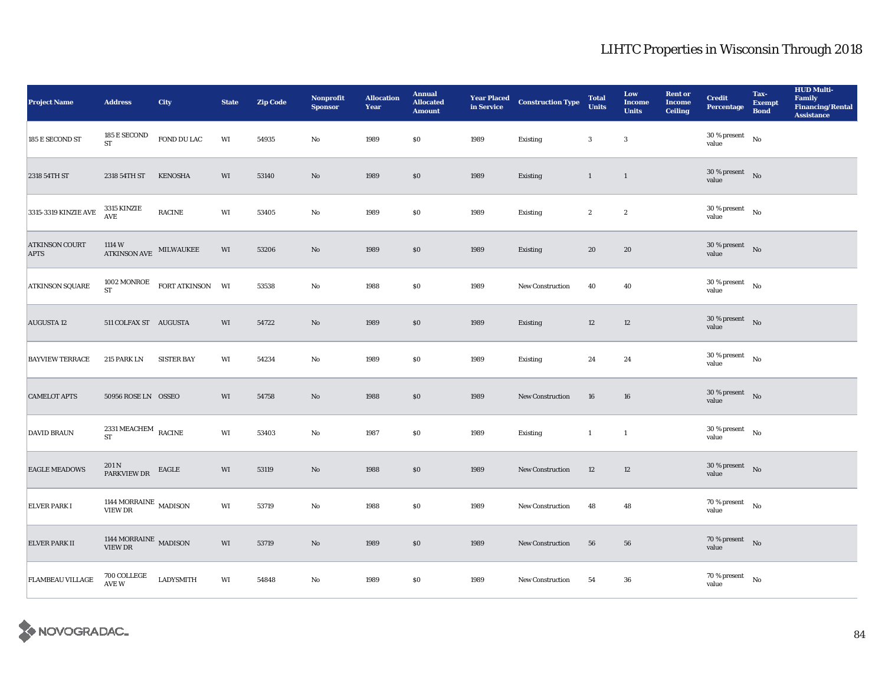# LIHTC Properties in Wisconsin Through 2018

| Project Name | Address | City | State | Zip Code | Nonprofit Sponsor | Allocation Year | Annual Allocated Amount | Year Placed in Service | Construction Type | Total Units | Low Income Units | Rent or Income Ceiling | Credit Percentage | Tax-Exempt Bond | HUD Multi-Family Financing/Rental Assistance |
|---|---|---|---|---|---|---|---|---|---|---|---|---|---|---|---|
| 185 E SECOND ST | 185 E SECOND ST | FOND DU LAC | WI | 54935 | No | 1989 | $0 | 1989 | Existing | 3 | 3 | | 30 % present value | No | |
| 2318 54TH ST | 2318 54TH ST | KENOSHA | WI | 53140 | No | 1989 | $0 | 1989 | Existing | 1 | 1 | | 30 % present value | No | |
| 3315-3319 KINZIE AVE | 3315 KINZIE AVE | RACINE | WI | 53405 | No | 1989 | $0 | 1989 | Existing | 2 | 2 | | 30 % present value | No | |
| ATKINSON COURT APTS | 1114 W ATKINSON AVE | MILWAUKEE | WI | 53206 | No | 1989 | $0 | 1989 | Existing | 20 | 20 | | 30 % present value | No | |
| ATKINSON SQUARE | 1002 MONROE ST | FORT ATKINSON | WI | 53538 | No | 1988 | $0 | 1989 | New Construction | 40 | 40 | | 30 % present value | No | |
| AUGUSTA 12 | 511 COLFAX ST | AUGUSTA | WI | 54722 | No | 1989 | $0 | 1989 | Existing | 12 | 12 | | 30 % present value | No | |
| BAYVIEW TERRACE | 215 PARK LN | SISTER BAY | WI | 54234 | No | 1989 | $0 | 1989 | Existing | 24 | 24 | | 30 % present value | No | |
| CAMELOT APTS | 50956 ROSE LN | OSSEO | WI | 54758 | No | 1988 | $0 | 1989 | New Construction | 16 | 16 | | 30 % present value | No | |
| DAVID BRAUN | 2331 MEACHEM ST | RACINE | WI | 53403 | No | 1987 | $0 | 1989 | Existing | 1 | 1 | | 30 % present value | No | |
| EAGLE MEADOWS | 201 N PARKVIEW DR | EAGLE | WI | 53119 | No | 1988 | $0 | 1989 | New Construction | 12 | 12 | | 30 % present value | No | |
| ELVER PARK I | 1144 MORRAINE VIEW DR | MADISON | WI | 53719 | No | 1988 | $0 | 1989 | New Construction | 48 | 48 | | 70 % present value | No | |
| ELVER PARK II | 1144 MORRAINE VIEW DR | MADISON | WI | 53719 | No | 1989 | $0 | 1989 | New Construction | 56 | 56 | | 70 % present value | No | |
| FLAMBEAU VILLAGE | 700 COLLEGE AVE W | LADYSMITH | WI | 54848 | No | 1989 | $0 | 1989 | New Construction | 54 | 36 | | 70 % present value | No | |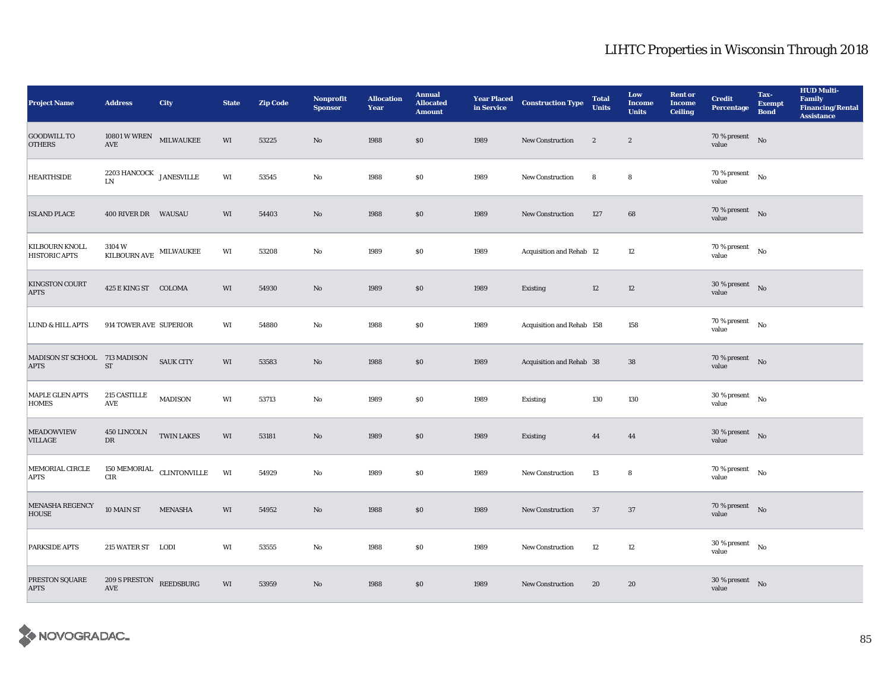# LIHTC Properties in Wisconsin Through 2018

| Project Name | Address | City | State | Zip Code | Nonprofit Sponsor | Allocation Year | Annual Allocated Amount | Year Placed in Service | Construction Type | Total Units | Low Income Units | Rent or Income Ceiling | Credit Percentage | Tax-Exempt Bond | HUD Multi-Family Financing/Rental Assistance |
|---|---|---|---|---|---|---|---|---|---|---|---|---|---|---|---|
| GOODWILL TO OTHERS | 10801 W WREN AVE | MILWAUKEE | WI | 53225 | No | 1988 | $0 | 1989 | New Construction | 2 | 2 | | 70 % present value | No | |
| HEARTHSIDE | 2203 HANCOCK LN | JANESVILLE | WI | 53545 | No | 1988 | $0 | 1989 | New Construction | 8 | 8 | | 70 % present value | No | |
| ISLAND PLACE | 400 RIVER DR | WAUSAU | WI | 54403 | No | 1988 | $0 | 1989 | New Construction | 127 | 68 | | 70 % present value | No | |
| KILBOURN KNOLL HISTORIC APTS | 3104 W KILBOURN AVE | MILWAUKEE | WI | 53208 | No | 1989 | $0 | 1989 | Acquisition and Rehab | 12 | 12 | | 70 % present value | No | |
| KINGSTON COURT APTS | 425 E KING ST | COLOMA | WI | 54930 | No | 1989 | $0 | 1989 | Existing | 12 | 12 | | 30 % present value | No | |
| LUND & HILL APTS | 914 TOWER AVE | SUPERIOR | WI | 54880 | No | 1988 | $0 | 1989 | Acquisition and Rehab | 158 | 158 | | 70 % present value | No | |
| MADISON ST SCHOOL APTS | 713 MADISON ST | SAUK CITY | WI | 53583 | No | 1988 | $0 | 1989 | Acquisition and Rehab | 38 | 38 | | 70 % present value | No | |
| MAPLE GLEN APTS HOMES | 215 CASTILLE AVE | MADISON | WI | 53713 | No | 1989 | $0 | 1989 | Existing | 130 | 130 | | 30 % present value | No | |
| MEADOWVIEW VILLAGE | 450 LINCOLN DR | TWIN LAKES | WI | 53181 | No | 1989 | $0 | 1989 | Existing | 44 | 44 | | 30 % present value | No | |
| MEMORIAL CIRCLE APTS | 150 MEMORIAL CIR | CLINTONVILLE | WI | 54929 | No | 1989 | $0 | 1989 | New Construction | 13 | 8 | | 70 % present value | No | |
| MENASHA REGENCY HOUSE | 10 MAIN ST | MENASHA | WI | 54952 | No | 1988 | $0 | 1989 | New Construction | 37 | 37 | | 70 % present value | No | |
| PARKSIDE APTS | 215 WATER ST | LODI | WI | 53555 | No | 1988 | $0 | 1989 | New Construction | 12 | 12 | | 30 % present value | No | |
| PRESTON SQUARE APTS | 209 S PRESTON AVE | REEDSBURG | WI | 53959 | No | 1988 | $0 | 1989 | New Construction | 20 | 20 | | 30 % present value | No | |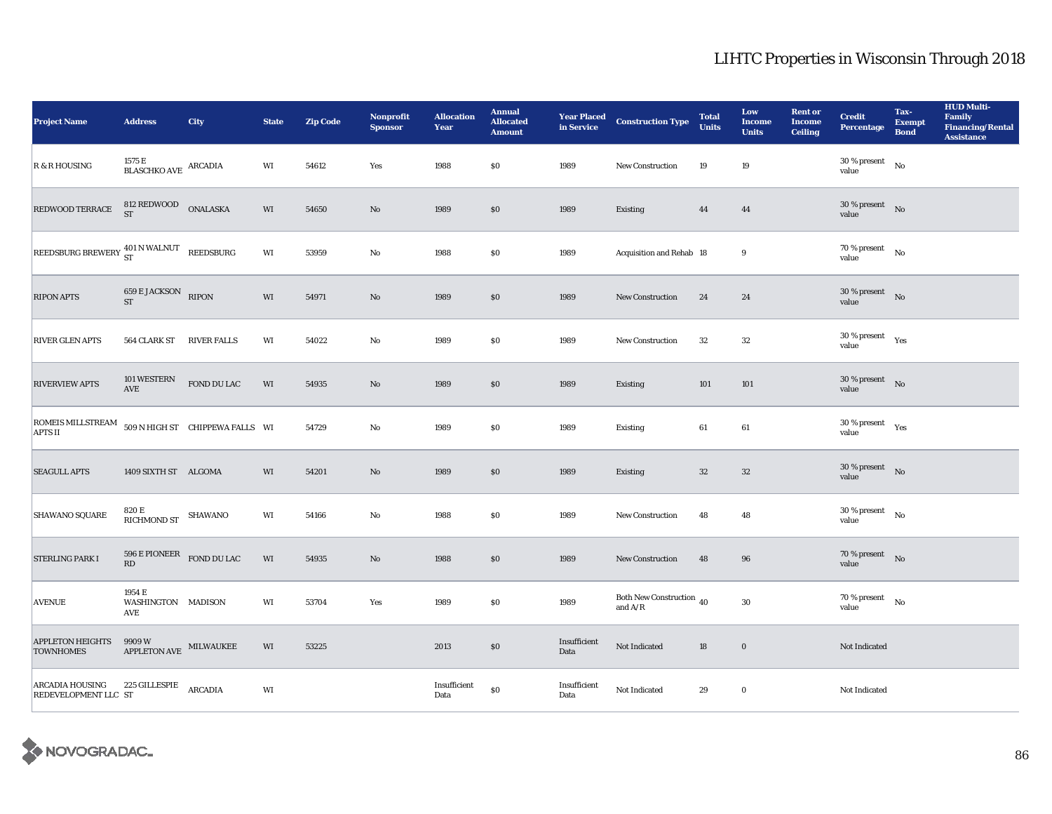# LIHTC Properties in Wisconsin Through 2018

| Project Name | Address | City | State | Zip Code | Nonprofit Sponsor | Allocation Year | Annual Allocated Amount | Year Placed in Service | Construction Type | Total Units | Low Income Units | Rent or Income Ceiling | Credit Percentage | Tax-Exempt Bond | HUD Multi-Family Financing/Rental Assistance |
|---|---|---|---|---|---|---|---|---|---|---|---|---|---|---|---|
| R & R HOUSING | 1575 E BLASCHKO AVE | ARCADIA | WI | 54612 | Yes | 1988 | $0 | 1989 | New Construction | 19 | 19 | | 30 % present value | No | |
| REDWOOD TERRACE | 812 REDWOOD ST | ONALASKA | WI | 54650 | No | 1989 | $0 | 1989 | Existing | 44 | 44 | | 30 % present value | No | |
| REEDSBURG BREWERY | 401 N WALNUT ST | REEDSBURG | WI | 53959 | No | 1988 | $0 | 1989 | Acquisition and Rehab | 18 | 9 | | 70 % present value | No | |
| RIPON APTS | 659 E JACKSON ST | RIPON | WI | 54971 | No | 1989 | $0 | 1989 | New Construction | 24 | 24 | | 30 % present value | No | |
| RIVER GLEN APTS | 564 CLARK ST | RIVER FALLS | WI | 54022 | No | 1989 | $0 | 1989 | New Construction | 32 | 32 | | 30 % present value | Yes | |
| RIVERVIEW APTS | 101 WESTERN AVE | FOND DU LAC | WI | 54935 | No | 1989 | $0 | 1989 | Existing | 101 | 101 | | 30 % present value | No | |
| ROMEIS MILLSTREAM APTS II | 509 N HIGH ST | CHIPPEWA FALLS | WI | 54729 | No | 1989 | $0 | 1989 | Existing | 61 | 61 | | 30 % present value | Yes | |
| SEAGULL APTS | 1409 SIXTH ST | ALGOMA | WI | 54201 | No | 1989 | $0 | 1989 | Existing | 32 | 32 | | 30 % present value | No | |
| SHAWANO SQUARE | 820 E RICHMOND ST | SHAWANO | WI | 54166 | No | 1988 | $0 | 1989 | New Construction | 48 | 48 | | 30 % present value | No | |
| STERLING PARK I | 596 E PIONEER RD | FOND DU LAC | WI | 54935 | No | 1988 | $0 | 1989 | New Construction | 48 | 96 | | 70 % present value | No | |
| AVENUE | 1954 E WASHINGTON AVE | MADISON | WI | 53704 | Yes | 1989 | $0 | 1989 | Both New Construction and A/R | 40 | 30 | | 70 % present value | No | |
| APPLETON HEIGHTS TOWNHOMES | 9909 W APPLETON AVE | MILWAUKEE | WI | 53225 | | 2013 | $0 | Insufficient Data | Not Indicated | 18 | 0 | | Not Indicated | | |
| ARCADIA HOUSING REDEVELOPMENT LLC | 225 GILLESPIE ST | ARCADIA | WI | | | Insufficient Data | $0 | Insufficient Data | Not Indicated | 29 | 0 | | Not Indicated | | |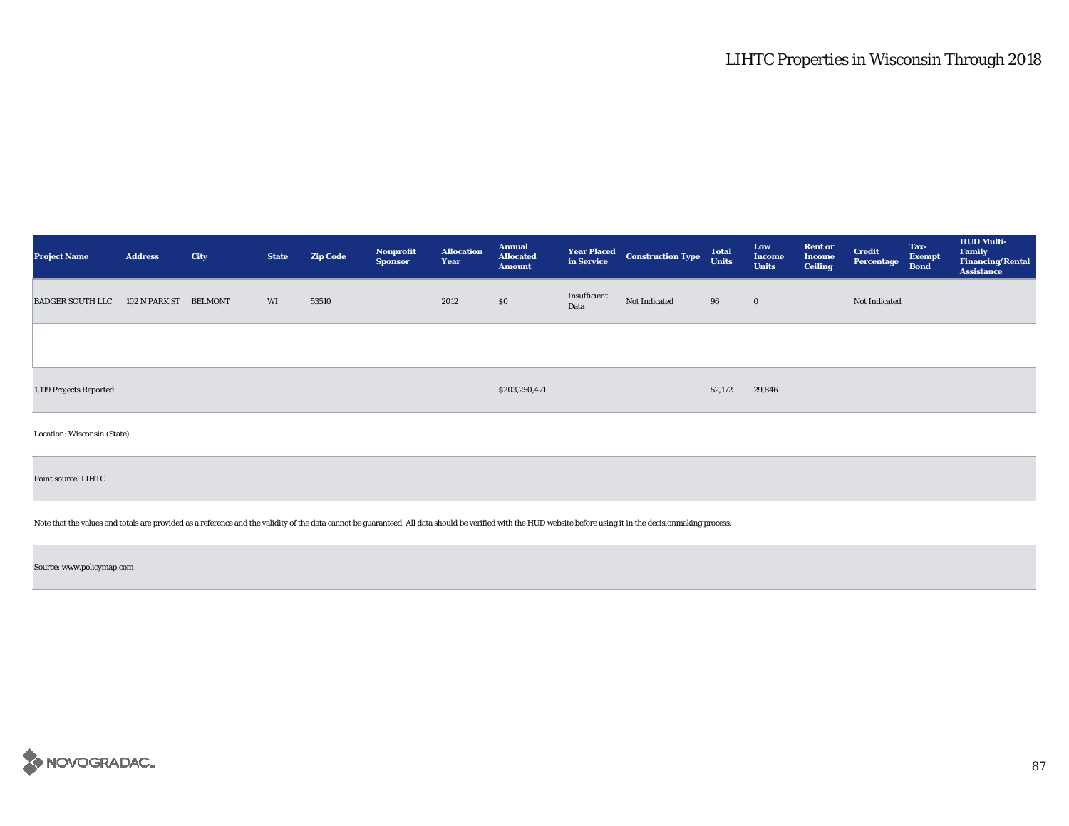| Project Name | Address | City | State | Zip Code | Nonprofit Sponsor | Allocation Year | Annual Allocated Amount | Year Placed in Service | Construction Type | Total Units | Low Income Units | Rent or Income Ceiling | Credit Percentage | Tax-Exempt Bond | HUD Multi-Family Financing/Rental Assistance |
|---|---|---|---|---|---|---|---|---|---|---|---|---|---|---|---|
| BADGER SOUTH LLC | 102 N PARK ST | BELMONT | WI | 53510 | | 2012 | $0 | Insufficient Data | Not Indicated | 96 | 0 | | Not Indicated | | |
| | | | | | | | | | | | | | | | |
| 1,119 Projects Reported | | | | | | | $203,250,471 | | | 52,172 | 29,846 | | | | |

Location: Wisconsin (State)

Point source: LIHTC

Note that the values and totals are provided as a reference and the validity of the data cannot be guaranteed. All data should be verified with the HUD website before using it in the decisionmaking process.

Source: www.policymap.com